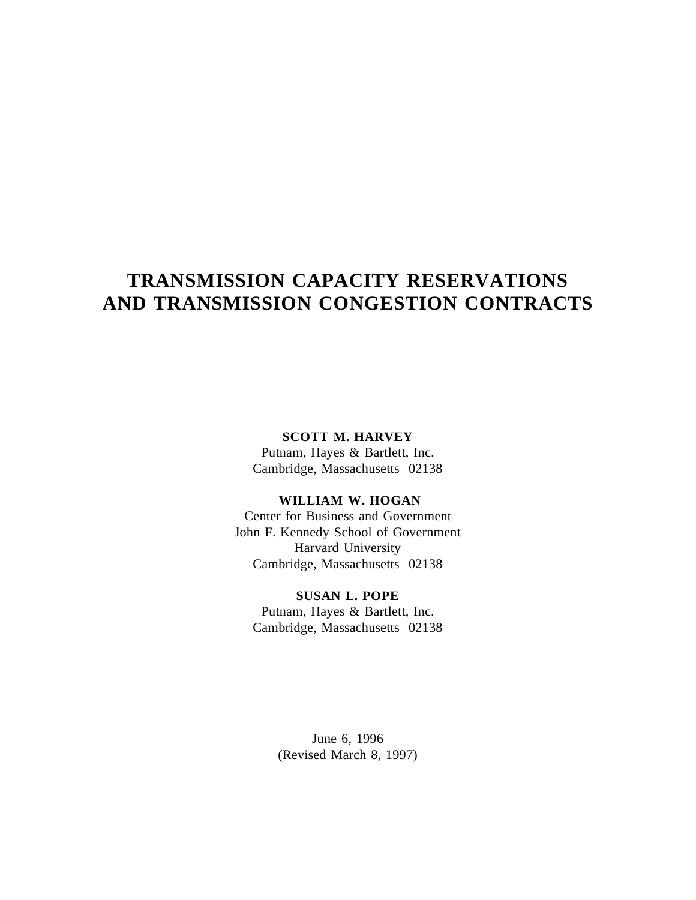# TRANSMISSION CAPACITY RESERVATIONS AND TRANSMISSION CONGESTION CONTRACTS

**SCOTT M. HARVEY**
Putnam, Hayes & Bartlett, Inc.
Cambridge, Massachusetts 02138

**WILLIAM W. HOGAN**
Center for Business and Government
John F. Kennedy School of Government
Harvard University
Cambridge, Massachusetts 02138

**SUSAN L. POPE**
Putnam, Hayes & Bartlett, Inc.
Cambridge, Massachusetts 02138

June 6, 1996
(Revised March 8, 1997)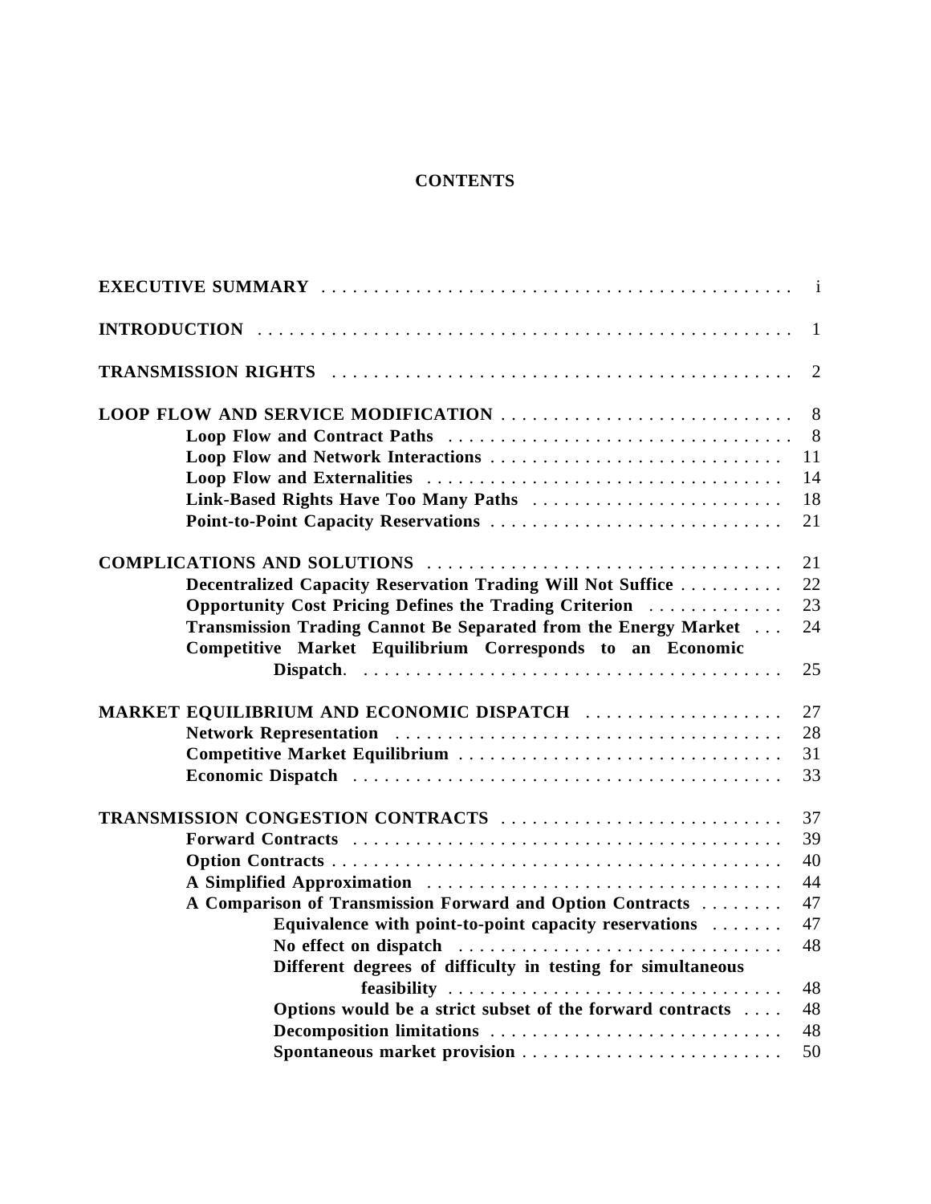# CONTENTS

| | |
|---|---|
| **EXECUTIVE SUMMARY** | i |
| **INTRODUCTION** | 1 |
| **TRANSMISSION RIGHTS** | 2 |
| **LOOP FLOW AND SERVICE MODIFICATION** | 8 |
| &nbsp;&nbsp;&nbsp;&nbsp;**Loop Flow and Contract Paths** | 8 |
| &nbsp;&nbsp;&nbsp;&nbsp;**Loop Flow and Network Interactions** | 11 |
| &nbsp;&nbsp;&nbsp;&nbsp;**Loop Flow and Externalities** | 14 |
| &nbsp;&nbsp;&nbsp;&nbsp;**Link-Based Rights Have Too Many Paths** | 18 |
| &nbsp;&nbsp;&nbsp;&nbsp;**Point-to-Point Capacity Reservations** | 21 |
| **COMPLICATIONS AND SOLUTIONS** | 21 |
| &nbsp;&nbsp;&nbsp;&nbsp;**Decentralized Capacity Reservation Trading Will Not Suffice** | 22 |
| &nbsp;&nbsp;&nbsp;&nbsp;**Opportunity Cost Pricing Defines the Trading Criterion** | 23 |
| &nbsp;&nbsp;&nbsp;&nbsp;**Transmission Trading Cannot Be Separated from the Energy Market** | 24 |
| &nbsp;&nbsp;&nbsp;&nbsp;**Competitive Market Equilibrium Corresponds to an Economic Dispatch.** | 25 |
| **MARKET EQUILIBRIUM AND ECONOMIC DISPATCH** | 27 |
| &nbsp;&nbsp;&nbsp;&nbsp;**Network Representation** | 28 |
| &nbsp;&nbsp;&nbsp;&nbsp;**Competitive Market Equilibrium** | 31 |
| &nbsp;&nbsp;&nbsp;&nbsp;**Economic Dispatch** | 33 |
| **TRANSMISSION CONGESTION CONTRACTS** | 37 |
| &nbsp;&nbsp;&nbsp;&nbsp;**Forward Contracts** | 39 |
| &nbsp;&nbsp;&nbsp;&nbsp;**Option Contracts** | 40 |
| &nbsp;&nbsp;&nbsp;&nbsp;**A Simplified Approximation** | 44 |
| &nbsp;&nbsp;&nbsp;&nbsp;**A Comparison of Transmission Forward and Option Contracts** | 47 |
| &nbsp;&nbsp;&nbsp;&nbsp;&nbsp;&nbsp;&nbsp;&nbsp;**Equivalence with point-to-point capacity reservations** | 47 |
| &nbsp;&nbsp;&nbsp;&nbsp;&nbsp;&nbsp;&nbsp;&nbsp;**No effect on dispatch** | 48 |
| &nbsp;&nbsp;&nbsp;&nbsp;&nbsp;&nbsp;&nbsp;&nbsp;**Different degrees of difficulty in testing for simultaneous feasibility** | 48 |
| &nbsp;&nbsp;&nbsp;&nbsp;&nbsp;&nbsp;&nbsp;&nbsp;**Options would be a strict subset of the forward contracts** | 48 |
| &nbsp;&nbsp;&nbsp;&nbsp;&nbsp;&nbsp;&nbsp;&nbsp;**Decomposition limitations** | 48 |
| &nbsp;&nbsp;&nbsp;&nbsp;&nbsp;&nbsp;&nbsp;&nbsp;**Spontaneous market provision** | 50 |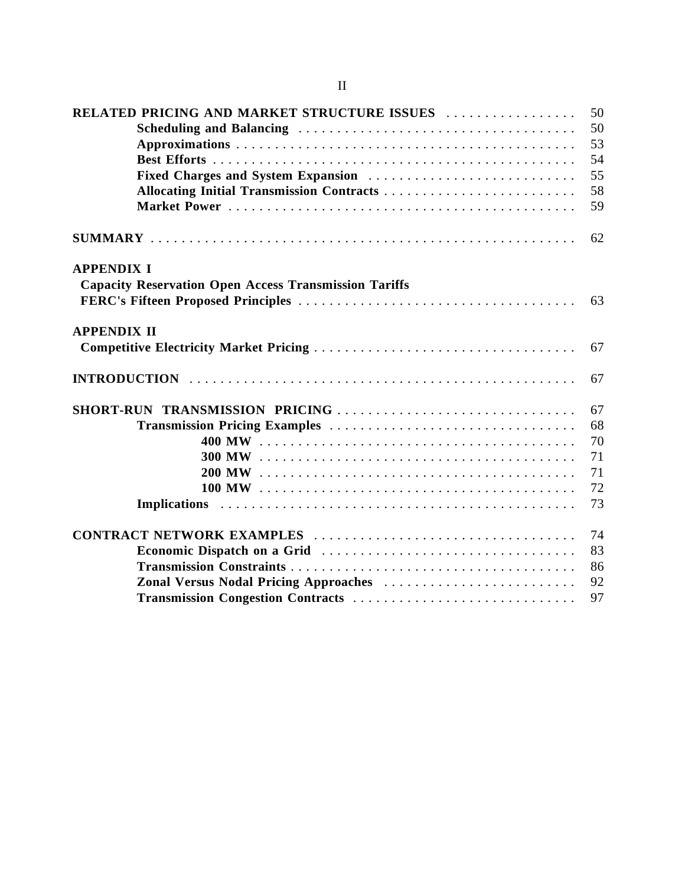| | |
|---|---|
| **RELATED PRICING AND MARKET STRUCTURE ISSUES** | 50 |
| **Scheduling and Balancing** | 50 |
| **Approximations** | 53 |
| **Best Efforts** | 54 |
| **Fixed Charges and System Expansion** | 55 |
| **Allocating Initial Transmission Contracts** | 58 |
| **Market Power** | 59 |
| **SUMMARY** | 62 |
| **APPENDIX I** | |
| **Capacity Reservation Open Access Transmission Tariffs** | |
| **FERC's Fifteen Proposed Principles** | 63 |
| **APPENDIX II** | |
| **Competitive Electricity Market Pricing** | 67 |
| **INTRODUCTION** | 67 |
| **SHORT-RUN TRANSMISSION PRICING** | 67 |
| **Transmission Pricing Examples** | 68 |
| **400 MW** | 70 |
| **300 MW** | 71 |
| **200 MW** | 71 |
| **100 MW** | 72 |
| **Implications** | 73 |
| **CONTRACT NETWORK EXAMPLES** | 74 |
| **Economic Dispatch on a Grid** | 83 |
| **Transmission Constraints** | 86 |
| **Zonal Versus Nodal Pricing Approaches** | 92 |
| **Transmission Congestion Contracts** | 97 |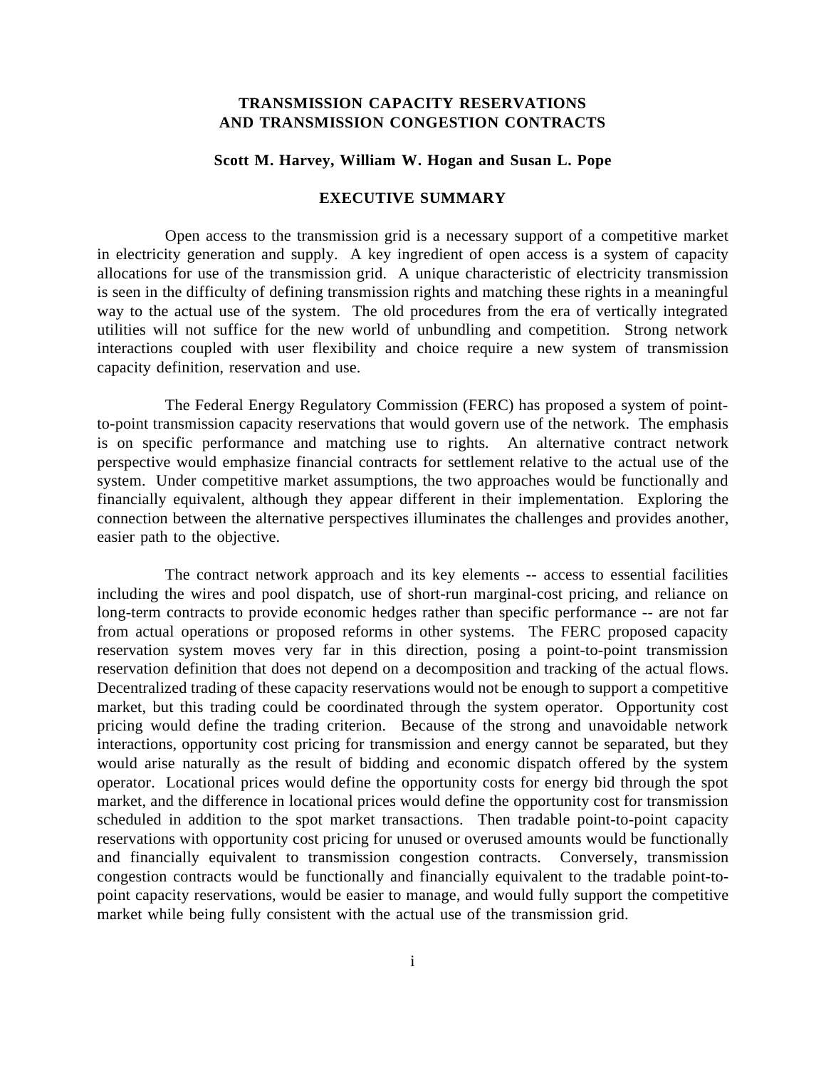# TRANSMISSION CAPACITY RESERVATIONS AND TRANSMISSION CONGESTION CONTRACTS

**Scott M. Harvey, William W. Hogan and Susan L. Pope**

## EXECUTIVE SUMMARY

Open access to the transmission grid is a necessary support of a competitive market in electricity generation and supply. A key ingredient of open access is a system of capacity allocations for use of the transmission grid. A unique characteristic of electricity transmission is seen in the difficulty of defining transmission rights and matching these rights in a meaningful way to the actual use of the system. The old procedures from the era of vertically integrated utilities will not suffice for the new world of unbundling and competition. Strong network interactions coupled with user flexibility and choice require a new system of transmission capacity definition, reservation and use.

The Federal Energy Regulatory Commission (FERC) has proposed a system of point-to-point transmission capacity reservations that would govern use of the network. The emphasis is on specific performance and matching use to rights. An alternative contract network perspective would emphasize financial contracts for settlement relative to the actual use of the system. Under competitive market assumptions, the two approaches would be functionally and financially equivalent, although they appear different in their implementation. Exploring the connection between the alternative perspectives illuminates the challenges and provides another, easier path to the objective.

The contract network approach and its key elements -- access to essential facilities including the wires and pool dispatch, use of short-run marginal-cost pricing, and reliance on long-term contracts to provide economic hedges rather than specific performance -- are not far from actual operations or proposed reforms in other systems. The FERC proposed capacity reservation system moves very far in this direction, posing a point-to-point transmission reservation definition that does not depend on a decomposition and tracking of the actual flows. Decentralized trading of these capacity reservations would not be enough to support a competitive market, but this trading could be coordinated through the system operator. Opportunity cost pricing would define the trading criterion. Because of the strong and unavoidable network interactions, opportunity cost pricing for transmission and energy cannot be separated, but they would arise naturally as the result of bidding and economic dispatch offered by the system operator. Locational prices would define the opportunity costs for energy bid through the spot market, and the difference in locational prices would define the opportunity cost for transmission scheduled in addition to the spot market transactions. Then tradable point-to-point capacity reservations with opportunity cost pricing for unused or overused amounts would be functionally and financially equivalent to transmission congestion contracts. Conversely, transmission congestion contracts would be functionally and financially equivalent to the tradable point-to-point capacity reservations, would be easier to manage, and would fully support the competitive market while being fully consistent with the actual use of the transmission grid.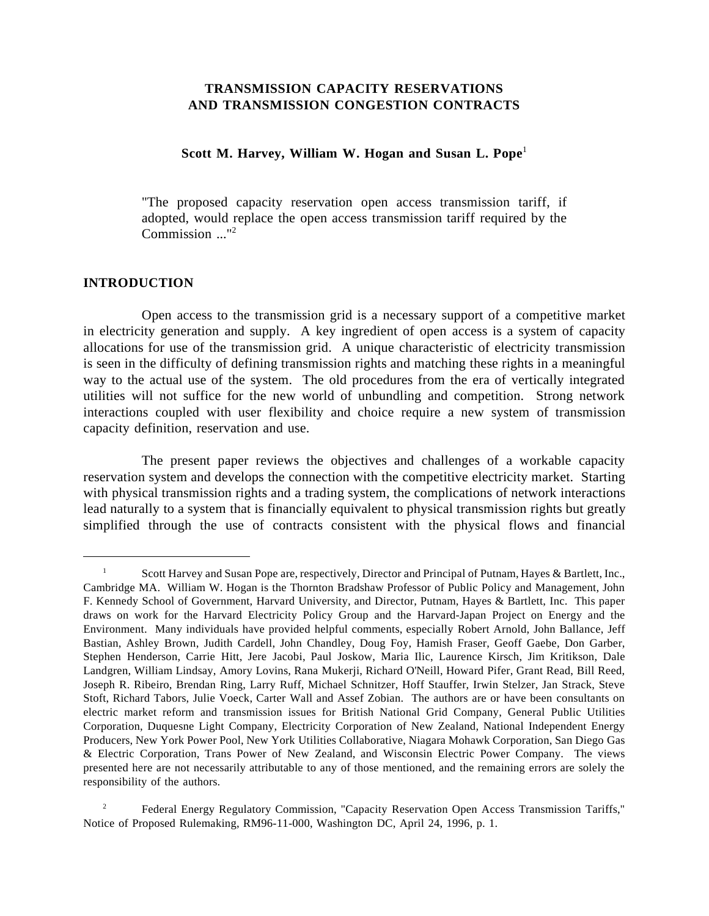# TRANSMISSION CAPACITY RESERVATIONS AND TRANSMISSION CONGESTION CONTRACTS

**Scott M. Harvey, William W. Hogan and Susan L. Pope**[1]

> "The proposed capacity reservation open access transmission tariff, if adopted, would replace the open access transmission tariff required by the Commission ..."[2]

## INTRODUCTION

Open access to the transmission grid is a necessary support of a competitive market in electricity generation and supply. A key ingredient of open access is a system of capacity allocations for use of the transmission grid. A unique characteristic of electricity transmission is seen in the difficulty of defining transmission rights and matching these rights in a meaningful way to the actual use of the system. The old procedures from the era of vertically integrated utilities will not suffice for the new world of unbundling and competition. Strong network interactions coupled with user flexibility and choice require a new system of transmission capacity definition, reservation and use.

The present paper reviews the objectives and challenges of a workable capacity reservation system and develops the connection with the competitive electricity market. Starting with physical transmission rights and a trading system, the complications of network interactions lead naturally to a system that is financially equivalent to physical transmission rights but greatly simplified through the use of contracts consistent with the physical flows and financial

---

[1] Scott Harvey and Susan Pope are, respectively, Director and Principal of Putnam, Hayes & Bartlett, Inc., Cambridge MA. William W. Hogan is the Thornton Bradshaw Professor of Public Policy and Management, John F. Kennedy School of Government, Harvard University, and Director, Putnam, Hayes & Bartlett, Inc. This paper draws on work for the Harvard Electricity Policy Group and the Harvard-Japan Project on Energy and the Environment. Many individuals have provided helpful comments, especially Robert Arnold, John Ballance, Jeff Bastian, Ashley Brown, Judith Cardell, John Chandley, Doug Foy, Hamish Fraser, Geoff Gaebe, Don Garber, Stephen Henderson, Carrie Hitt, Jere Jacobi, Paul Joskow, Maria Ilic, Laurence Kirsch, Jim Kritikson, Dale Landgren, William Lindsay, Amory Lovins, Rana Mukerji, Richard O'Neill, Howard Pifer, Grant Read, Bill Reed, Joseph R. Ribeiro, Brendan Ring, Larry Ruff, Michael Schnitzer, Hoff Stauffer, Irwin Stelzer, Jan Strack, Steve Stoft, Richard Tabors, Julie Voeck, Carter Wall and Assef Zobian. The authors are or have been consultants on electric market reform and transmission issues for British National Grid Company, General Public Utilities Corporation, Duquesne Light Company, Electricity Corporation of New Zealand, National Independent Energy Producers, New York Power Pool, New York Utilities Collaborative, Niagara Mohawk Corporation, San Diego Gas & Electric Corporation, Trans Power of New Zealand, and Wisconsin Electric Power Company. The views presented here are not necessarily attributable to any of those mentioned, and the remaining errors are solely the responsibility of the authors.

[2] Federal Energy Regulatory Commission, "Capacity Reservation Open Access Transmission Tariffs," Notice of Proposed Rulemaking, RM96-11-000, Washington DC, April 24, 1996, p. 1.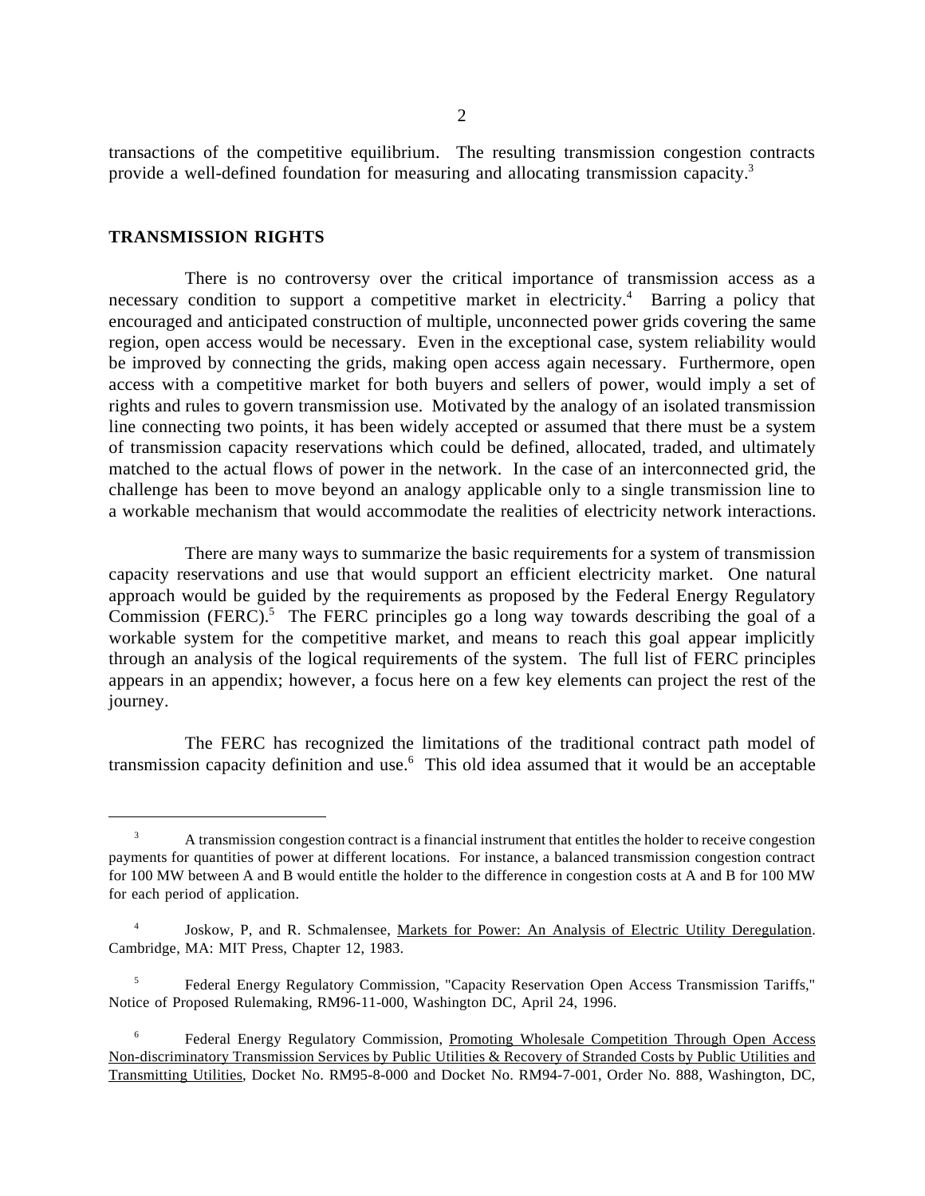transactions of the competitive equilibrium. The resulting transmission congestion contracts provide a well-defined foundation for measuring and allocating transmission capacity.[3]

## TRANSMISSION RIGHTS

There is no controversy over the critical importance of transmission access as a necessary condition to support a competitive market in electricity.[4] Barring a policy that encouraged and anticipated construction of multiple, unconnected power grids covering the same region, open access would be necessary. Even in the exceptional case, system reliability would be improved by connecting the grids, making open access again necessary. Furthermore, open access with a competitive market for both buyers and sellers of power, would imply a set of rights and rules to govern transmission use. Motivated by the analogy of an isolated transmission line connecting two points, it has been widely accepted or assumed that there must be a system of transmission capacity reservations which could be defined, allocated, traded, and ultimately matched to the actual flows of power in the network. In the case of an interconnected grid, the challenge has been to move beyond an analogy applicable only to a single transmission line to a workable mechanism that would accommodate the realities of electricity network interactions.

There are many ways to summarize the basic requirements for a system of transmission capacity reservations and use that would support an efficient electricity market. One natural approach would be guided by the requirements as proposed by the Federal Energy Regulatory Commission (FERC).[5] The FERC principles go a long way towards describing the goal of a workable system for the competitive market, and means to reach this goal appear implicitly through an analysis of the logical requirements of the system. The full list of FERC principles appears in an appendix; however, a focus here on a few key elements can project the rest of the journey.

The FERC has recognized the limitations of the traditional contract path model of transmission capacity definition and use.[6] This old idea assumed that it would be an acceptable

---

[3] A transmission congestion contract is a financial instrument that entitles the holder to receive congestion payments for quantities of power at different locations. For instance, a balanced transmission congestion contract for 100 MW between A and B would entitle the holder to the difference in congestion costs at A and B for 100 MW for each period of application.

[4] Joskow, P, and R. Schmalensee, Markets for Power: An Analysis of Electric Utility Deregulation. Cambridge, MA: MIT Press, Chapter 12, 1983.

[5] Federal Energy Regulatory Commission, "Capacity Reservation Open Access Transmission Tariffs," Notice of Proposed Rulemaking, RM96-11-000, Washington DC, April 24, 1996.

[6] Federal Energy Regulatory Commission, Promoting Wholesale Competition Through Open Access Non-discriminatory Transmission Services by Public Utilities & Recovery of Stranded Costs by Public Utilities and Transmitting Utilities, Docket No. RM95-8-000 and Docket No. RM94-7-001, Order No. 888, Washington, DC,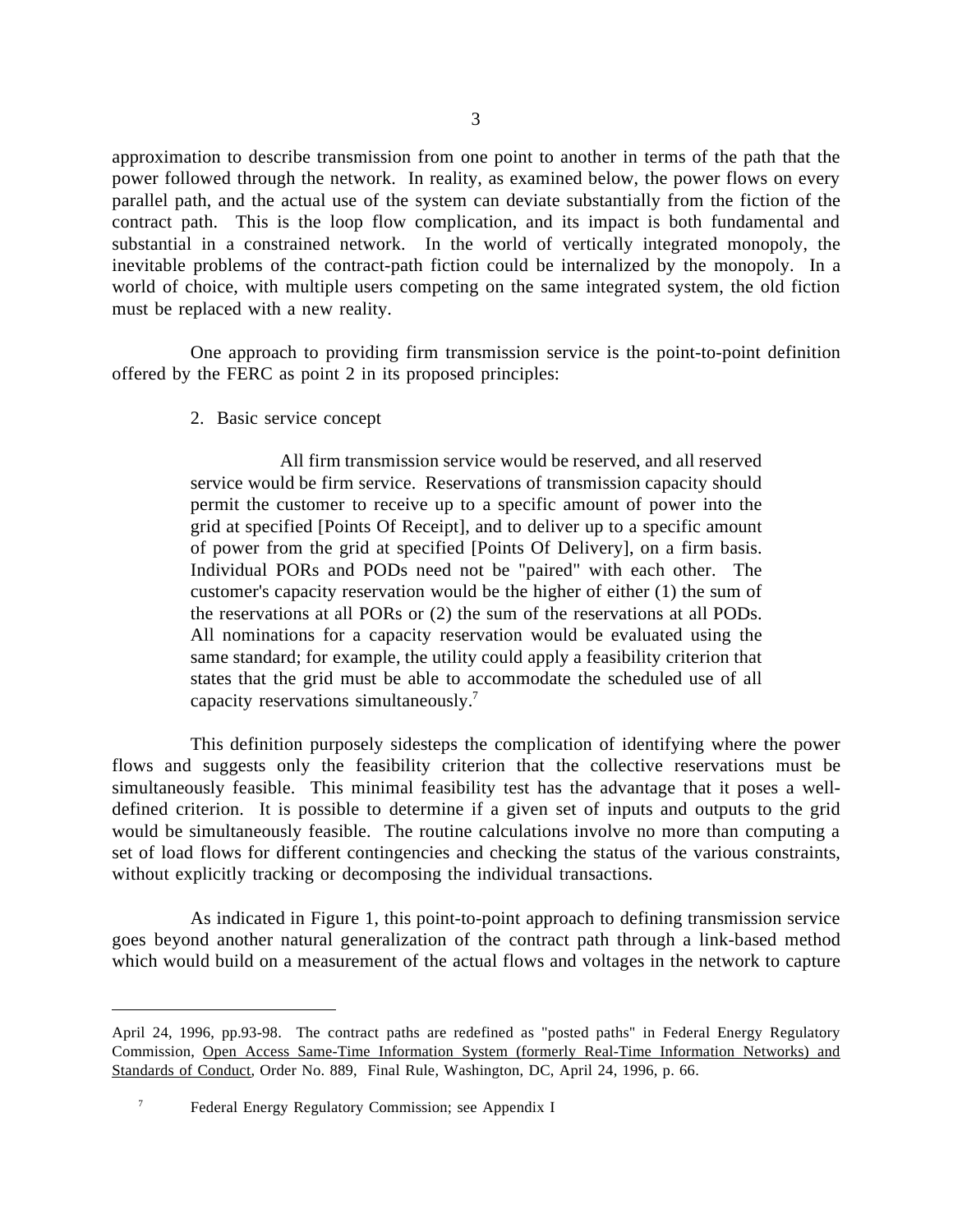approximation to describe transmission from one point to another in terms of the path that the power followed through the network. In reality, as examined below, the power flows on every parallel path, and the actual use of the system can deviate substantially from the fiction of the contract path. This is the loop flow complication, and its impact is both fundamental and substantial in a constrained network. In the world of vertically integrated monopoly, the inevitable problems of the contract-path fiction could be internalized by the monopoly. In a world of choice, with multiple users competing on the same integrated system, the old fiction must be replaced with a new reality.

One approach to providing firm transmission service is the point-to-point definition offered by the FERC as point 2 in its proposed principles:

> 2. Basic service concept
>
> All firm transmission service would be reserved, and all reserved service would be firm service. Reservations of transmission capacity should permit the customer to receive up to a specific amount of power into the grid at specified [Points Of Receipt], and to deliver up to a specific amount of power from the grid at specified [Points Of Delivery], on a firm basis. Individual PORs and PODs need not be "paired" with each other. The customer's capacity reservation would be the higher of either (1) the sum of the reservations at all PORs or (2) the sum of the reservations at all PODs. All nominations for a capacity reservation would be evaluated using the same standard; for example, the utility could apply a feasibility criterion that states that the grid must be able to accommodate the scheduled use of all capacity reservations simultaneously.[7]

This definition purposely sidesteps the complication of identifying where the power flows and suggests only the feasibility criterion that the collective reservations must be simultaneously feasible. This minimal feasibility test has the advantage that it poses a well-defined criterion. It is possible to determine if a given set of inputs and outputs to the grid would be simultaneously feasible. The routine calculations involve no more than computing a set of load flows for different contingencies and checking the status of the various constraints, without explicitly tracking or decomposing the individual transactions.

As indicated in Figure 1, this point-to-point approach to defining transmission service goes beyond another natural generalization of the contract path through a link-based method which would build on a measurement of the actual flows and voltages in the network to capture

---

April 24, 1996, pp.93-98. The contract paths are redefined as "posted paths" in Federal Energy Regulatory Commission, Open Access Same-Time Information System (formerly Real-Time Information Networks) and Standards of Conduct, Order No. 889, Final Rule, Washington, DC, April 24, 1996, p. 66.

[7] Federal Energy Regulatory Commission; see Appendix I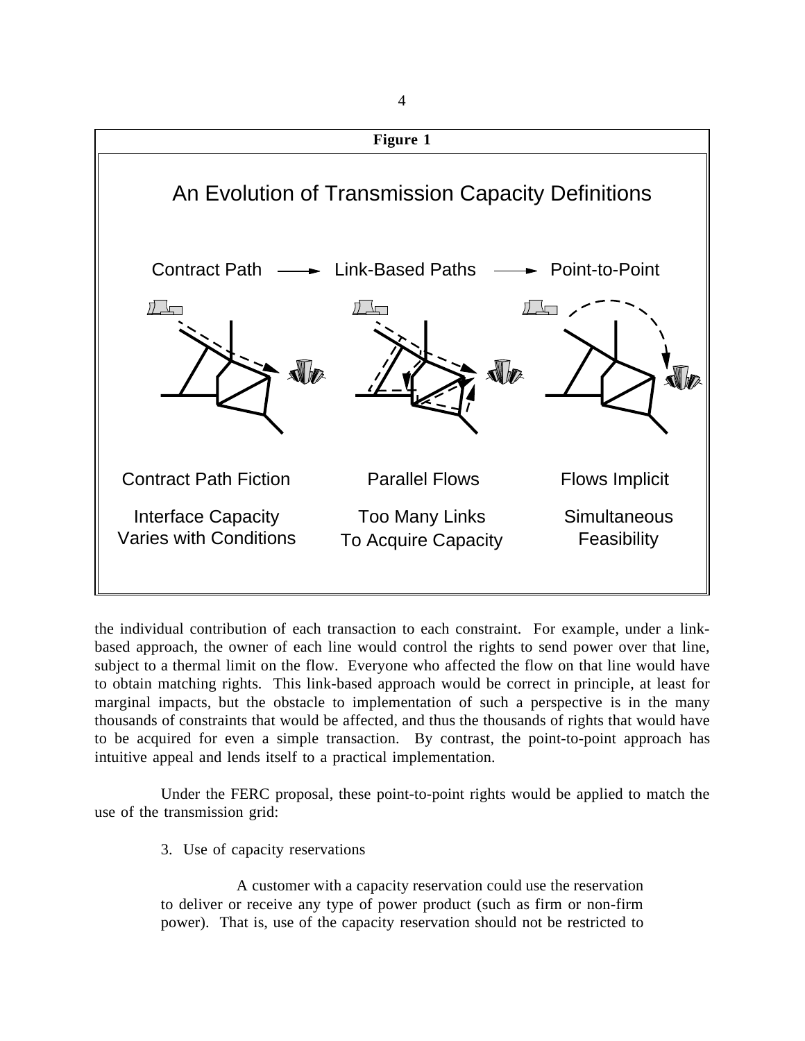**Figure 1**

An Evolution of Transmission Capacity Definitions

Contract Path ⟶ Link-Based Paths ⟶ Point-to-Point

| Contract Path | Link-Based Paths | Point-to-Point |
| --- | --- | --- |
| Contract Path Fiction | Parallel Flows | Flows Implicit |
| Interface Capacity Varies with Conditions | Too Many Links To Acquire Capacity | Simultaneous Feasibility |

the individual contribution of each transaction to each constraint. For example, under a link-based approach, the owner of each line would control the rights to send power over that line, subject to a thermal limit on the flow. Everyone who affected the flow on that line would have to obtain matching rights. This link-based approach would be correct in principle, at least for marginal impacts, but the obstacle to implementation of such a perspective is in the many thousands of constraints that would be affected, and thus the thousands of rights that would have to be acquired for even a simple transaction. By contrast, the point-to-point approach has intuitive appeal and lends itself to a practical implementation.

Under the FERC proposal, these point-to-point rights would be applied to match the use of the transmission grid:

> 3. Use of capacity reservations
>
> A customer with a capacity reservation could use the reservation to deliver or receive any type of power product (such as firm or non-firm power). That is, use of the capacity reservation should not be restricted to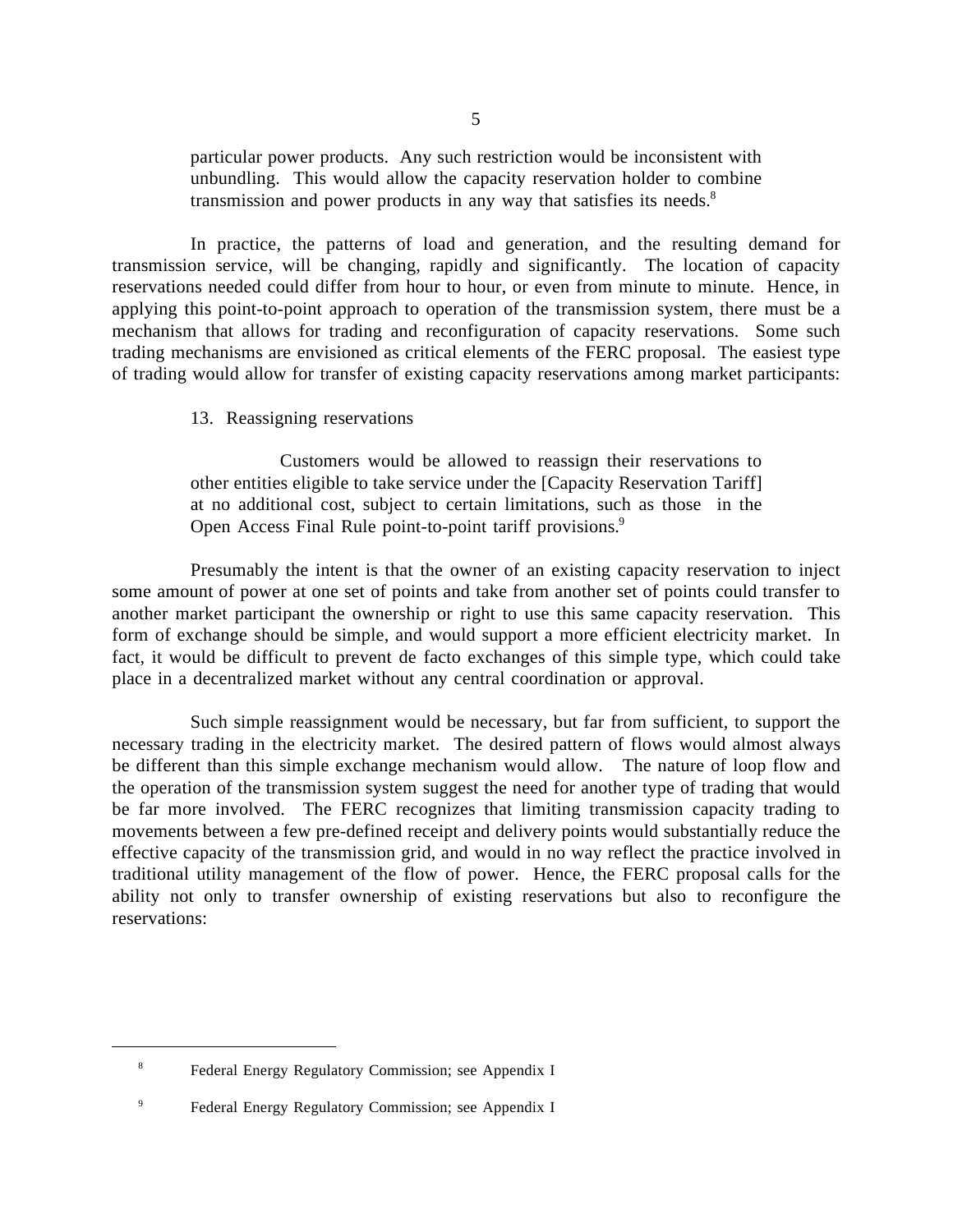particular power products. Any such restriction would be inconsistent with unbundling. This would allow the capacity reservation holder to combine transmission and power products in any way that satisfies its needs.[8]

In practice, the patterns of load and generation, and the resulting demand for transmission service, will be changing, rapidly and significantly. The location of capacity reservations needed could differ from hour to hour, or even from minute to minute. Hence, in applying this point-to-point approach to operation of the transmission system, there must be a mechanism that allows for trading and reconfiguration of capacity reservations. Some such trading mechanisms are envisioned as critical elements of the FERC proposal. The easiest type of trading would allow for transfer of existing capacity reservations among market participants:

> 13. Reassigning reservations
>
> Customers would be allowed to reassign their reservations to other entities eligible to take service under the [Capacity Reservation Tariff] at no additional cost, subject to certain limitations, such as those in the Open Access Final Rule point-to-point tariff provisions.[9]

Presumably the intent is that the owner of an existing capacity reservation to inject some amount of power at one set of points and take from another set of points could transfer to another market participant the ownership or right to use this same capacity reservation. This form of exchange should be simple, and would support a more efficient electricity market. In fact, it would be difficult to prevent de facto exchanges of this simple type, which could take place in a decentralized market without any central coordination or approval.

Such simple reassignment would be necessary, but far from sufficient, to support the necessary trading in the electricity market. The desired pattern of flows would almost always be different than this simple exchange mechanism would allow. The nature of loop flow and the operation of the transmission system suggest the need for another type of trading that would be far more involved. The FERC recognizes that limiting transmission capacity trading to movements between a few pre-defined receipt and delivery points would substantially reduce the effective capacity of the transmission grid, and would in no way reflect the practice involved in traditional utility management of the flow of power. Hence, the FERC proposal calls for the ability not only to transfer ownership of existing reservations but also to reconfigure the reservations:

---

[8] Federal Energy Regulatory Commission; see Appendix I

[9] Federal Energy Regulatory Commission; see Appendix I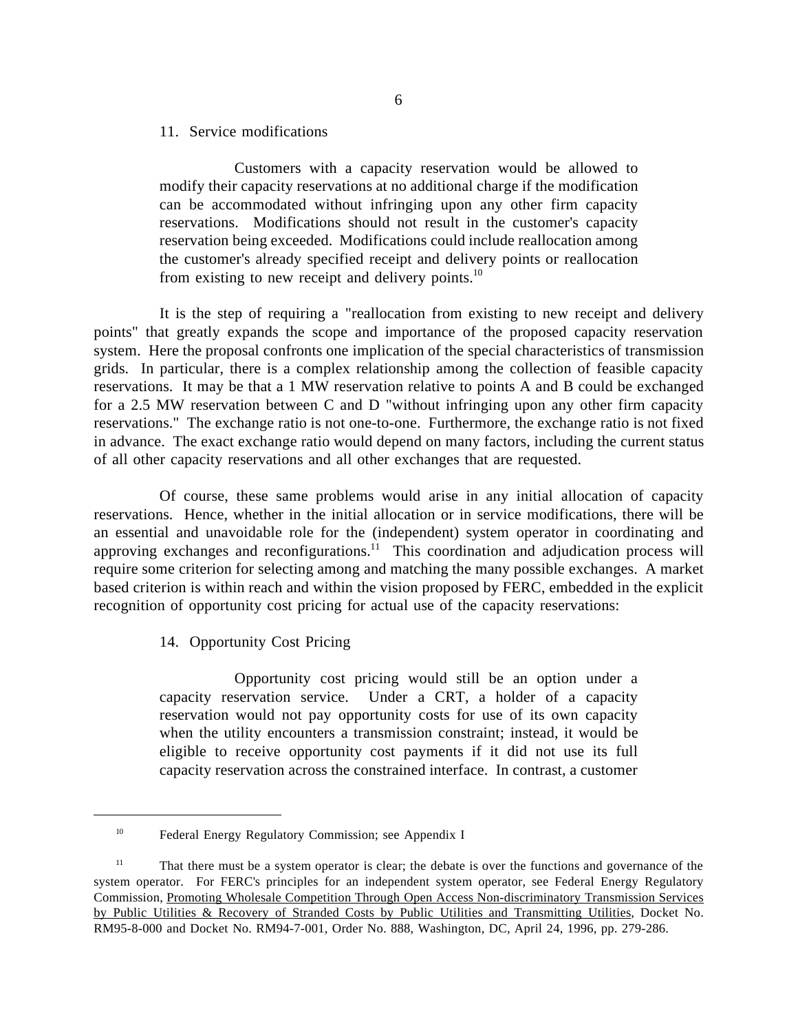11. Service modifications

> Customers with a capacity reservation would be allowed to modify their capacity reservations at no additional charge if the modification can be accommodated without infringing upon any other firm capacity reservations. Modifications should not result in the customer's capacity reservation being exceeded. Modifications could include reallocation among the customer's already specified receipt and delivery points or reallocation from existing to new receipt and delivery points.[10]

It is the step of requiring a "reallocation from existing to new receipt and delivery points" that greatly expands the scope and importance of the proposed capacity reservation system. Here the proposal confronts one implication of the special characteristics of transmission grids. In particular, there is a complex relationship among the collection of feasible capacity reservations. It may be that a 1 MW reservation relative to points A and B could be exchanged for a 2.5 MW reservation between C and D "without infringing upon any other firm capacity reservations." The exchange ratio is not one-to-one. Furthermore, the exchange ratio is not fixed in advance. The exact exchange ratio would depend on many factors, including the current status of all other capacity reservations and all other exchanges that are requested.

Of course, these same problems would arise in any initial allocation of capacity reservations. Hence, whether in the initial allocation or in service modifications, there will be an essential and unavoidable role for the (independent) system operator in coordinating and approving exchanges and reconfigurations.[11] This coordination and adjudication process will require some criterion for selecting among and matching the many possible exchanges. A market based criterion is within reach and within the vision proposed by FERC, embedded in the explicit recognition of opportunity cost pricing for actual use of the capacity reservations:

14. Opportunity Cost Pricing

> Opportunity cost pricing would still be an option under a capacity reservation service. Under a CRT, a holder of a capacity reservation would not pay opportunity costs for use of its own capacity when the utility encounters a transmission constraint; instead, it would be eligible to receive opportunity cost payments if it did not use its full capacity reservation across the constrained interface. In contrast, a customer

---

[10] Federal Energy Regulatory Commission; see Appendix I

[11] That there must be a system operator is clear; the debate is over the functions and governance of the system operator. For FERC's principles for an independent system operator, see Federal Energy Regulatory Commission, Promoting Wholesale Competition Through Open Access Non-discriminatory Transmission Services by Public Utilities & Recovery of Stranded Costs by Public Utilities and Transmitting Utilities, Docket No. RM95-8-000 and Docket No. RM94-7-001, Order No. 888, Washington, DC, April 24, 1996, pp. 279-286.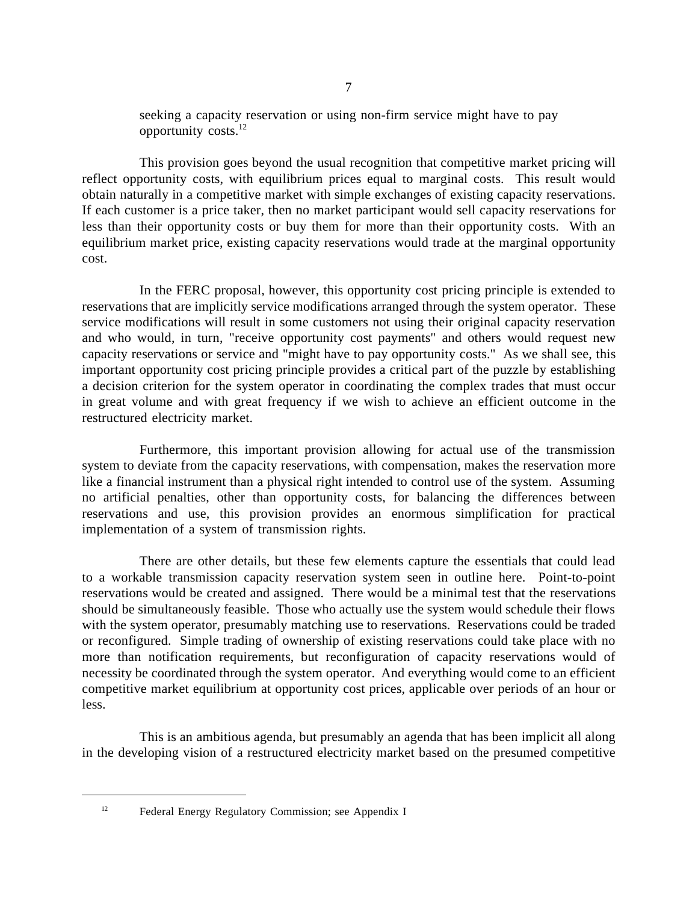seeking a capacity reservation or using non-firm service might have to pay opportunity costs.[12]

This provision goes beyond the usual recognition that competitive market pricing will reflect opportunity costs, with equilibrium prices equal to marginal costs. This result would obtain naturally in a competitive market with simple exchanges of existing capacity reservations. If each customer is a price taker, then no market participant would sell capacity reservations for less than their opportunity costs or buy them for more than their opportunity costs. With an equilibrium market price, existing capacity reservations would trade at the marginal opportunity cost.

In the FERC proposal, however, this opportunity cost pricing principle is extended to reservations that are implicitly service modifications arranged through the system operator. These service modifications will result in some customers not using their original capacity reservation and who would, in turn, "receive opportunity cost payments" and others would request new capacity reservations or service and "might have to pay opportunity costs." As we shall see, this important opportunity cost pricing principle provides a critical part of the puzzle by establishing a decision criterion for the system operator in coordinating the complex trades that must occur in great volume and with great frequency if we wish to achieve an efficient outcome in the restructured electricity market.

Furthermore, this important provision allowing for actual use of the transmission system to deviate from the capacity reservations, with compensation, makes the reservation more like a financial instrument than a physical right intended to control use of the system. Assuming no artificial penalties, other than opportunity costs, for balancing the differences between reservations and use, this provision provides an enormous simplification for practical implementation of a system of transmission rights.

There are other details, but these few elements capture the essentials that could lead to a workable transmission capacity reservation system seen in outline here. Point-to-point reservations would be created and assigned. There would be a minimal test that the reservations should be simultaneously feasible. Those who actually use the system would schedule their flows with the system operator, presumably matching use to reservations. Reservations could be traded or reconfigured. Simple trading of ownership of existing reservations could take place with no more than notification requirements, but reconfiguration of capacity reservations would of necessity be coordinated through the system operator. And everything would come to an efficient competitive market equilibrium at opportunity cost prices, applicable over periods of an hour or less.

This is an ambitious agenda, but presumably an agenda that has been implicit all along in the developing vision of a restructured electricity market based on the presumed competitive

---

[12] Federal Energy Regulatory Commission; see Appendix I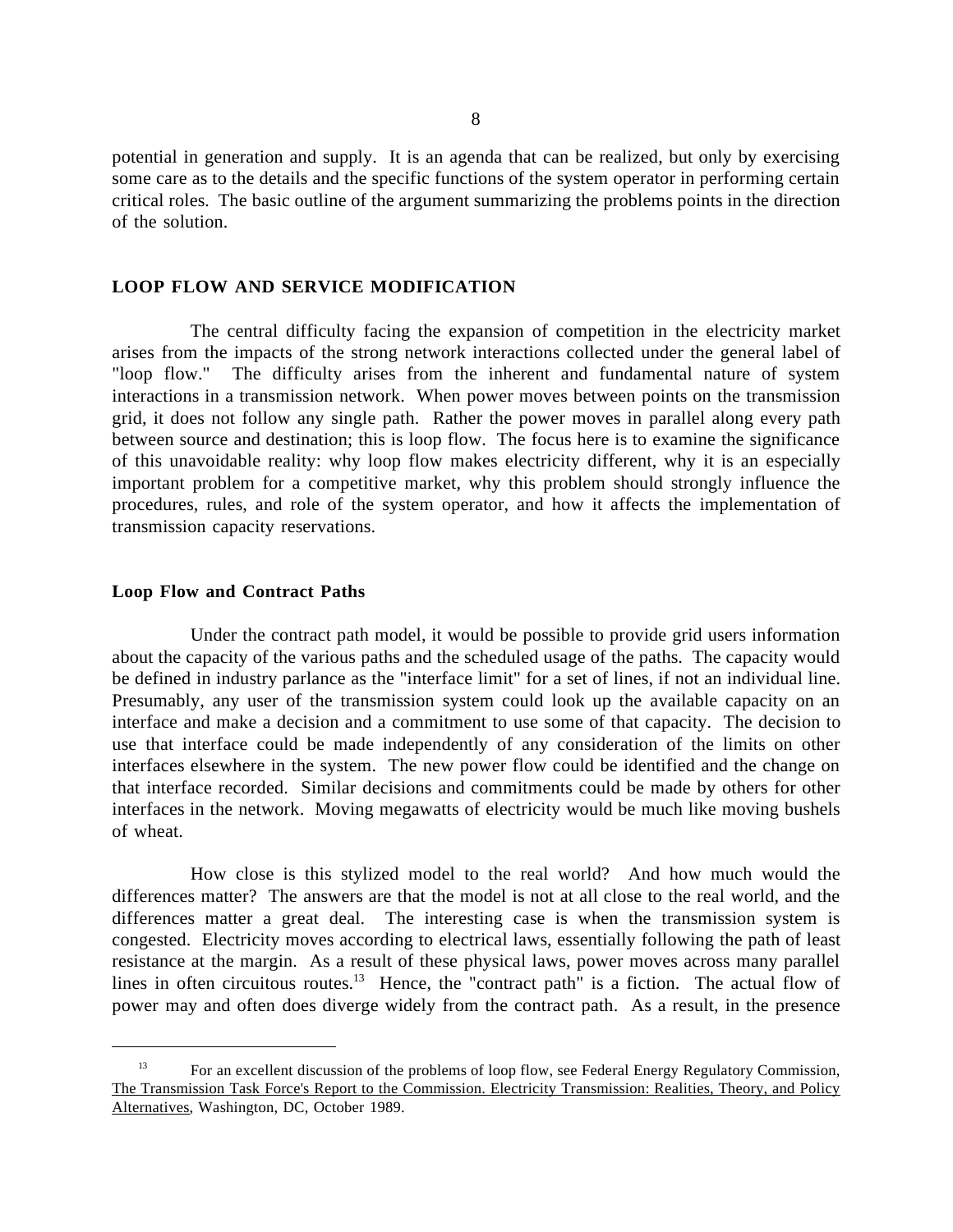potential in generation and supply. It is an agenda that can be realized, but only by exercising some care as to the details and the specific functions of the system operator in performing certain critical roles. The basic outline of the argument summarizing the problems points in the direction of the solution.

## LOOP FLOW AND SERVICE MODIFICATION

The central difficulty facing the expansion of competition in the electricity market arises from the impacts of the strong network interactions collected under the general label of "loop flow." The difficulty arises from the inherent and fundamental nature of system interactions in a transmission network. When power moves between points on the transmission grid, it does not follow any single path. Rather the power moves in parallel along every path between source and destination; this is loop flow. The focus here is to examine the significance of this unavoidable reality: why loop flow makes electricity different, why it is an especially important problem for a competitive market, why this problem should strongly influence the procedures, rules, and role of the system operator, and how it affects the implementation of transmission capacity reservations.

### Loop Flow and Contract Paths

Under the contract path model, it would be possible to provide grid users information about the capacity of the various paths and the scheduled usage of the paths. The capacity would be defined in industry parlance as the "interface limit" for a set of lines, if not an individual line. Presumably, any user of the transmission system could look up the available capacity on an interface and make a decision and a commitment to use some of that capacity. The decision to use that interface could be made independently of any consideration of the limits on other interfaces elsewhere in the system. The new power flow could be identified and the change on that interface recorded. Similar decisions and commitments could be made by others for other interfaces in the network. Moving megawatts of electricity would be much like moving bushels of wheat.

How close is this stylized model to the real world? And how much would the differences matter? The answers are that the model is not at all close to the real world, and the differences matter a great deal. The interesting case is when the transmission system is congested. Electricity moves according to electrical laws, essentially following the path of least resistance at the margin. As a result of these physical laws, power moves across many parallel lines in often circuitous routes.[13] Hence, the "contract path" is a fiction. The actual flow of power may and often does diverge widely from the contract path. As a result, in the presence

[13] For an excellent discussion of the problems of loop flow, see Federal Energy Regulatory Commission, The Transmission Task Force's Report to the Commission. Electricity Transmission: Realities, Theory, and Policy Alternatives, Washington, DC, October 1989.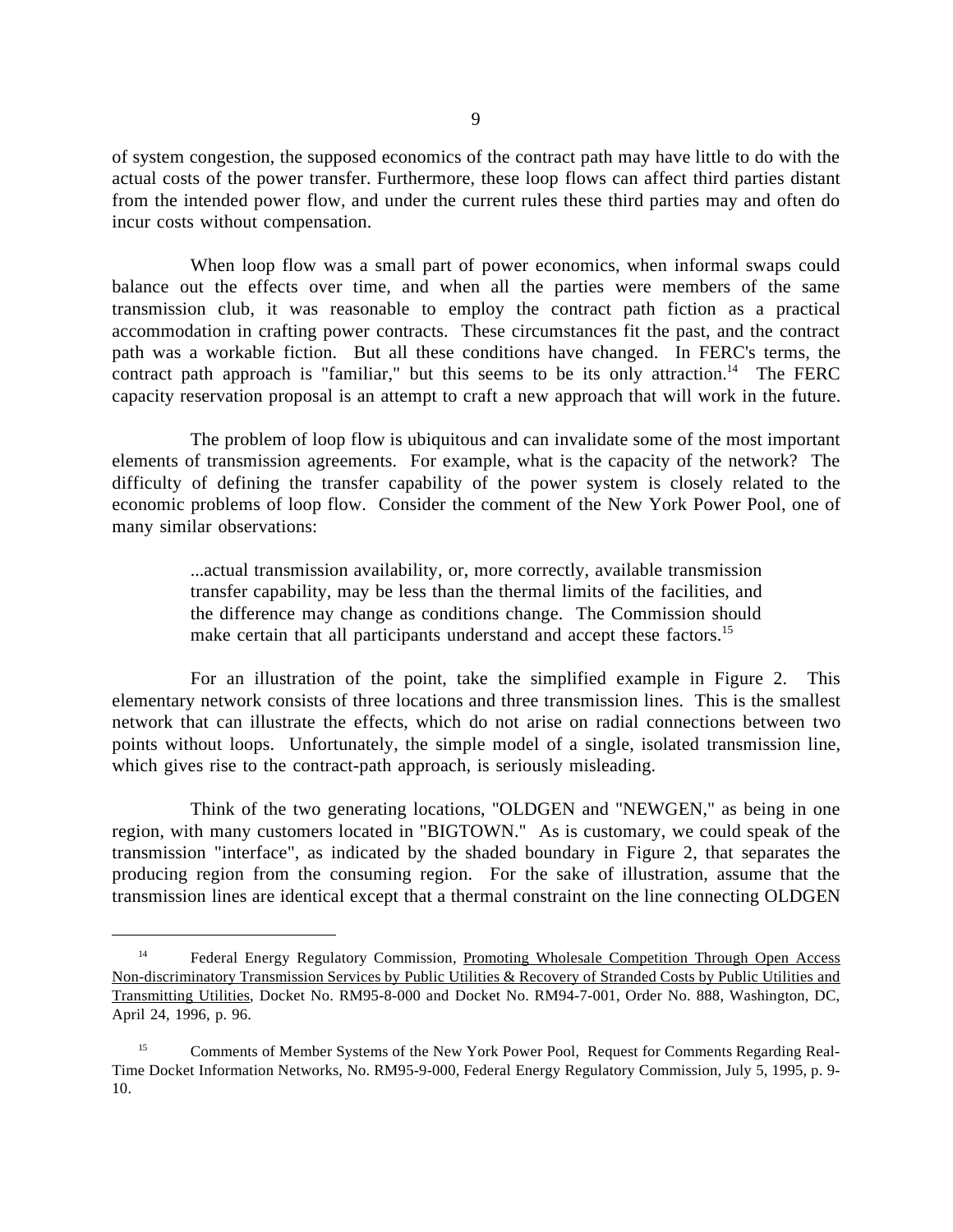of system congestion, the supposed economics of the contract path may have little to do with the actual costs of the power transfer. Furthermore, these loop flows can affect third parties distant from the intended power flow, and under the current rules these third parties may and often do incur costs without compensation.

When loop flow was a small part of power economics, when informal swaps could balance out the effects over time, and when all the parties were members of the same transmission club, it was reasonable to employ the contract path fiction as a practical accommodation in crafting power contracts. These circumstances fit the past, and the contract path was a workable fiction. But all these conditions have changed. In FERC's terms, the contract path approach is "familiar," but this seems to be its only attraction.[14] The FERC capacity reservation proposal is an attempt to craft a new approach that will work in the future.

The problem of loop flow is ubiquitous and can invalidate some of the most important elements of transmission agreements. For example, what is the capacity of the network? The difficulty of defining the transfer capability of the power system is closely related to the economic problems of loop flow. Consider the comment of the New York Power Pool, one of many similar observations:

> ...actual transmission availability, or, more correctly, available transmission transfer capability, may be less than the thermal limits of the facilities, and the difference may change as conditions change. The Commission should make certain that all participants understand and accept these factors.[15]

For an illustration of the point, take the simplified example in Figure 2. This elementary network consists of three locations and three transmission lines. This is the smallest network that can illustrate the effects, which do not arise on radial connections between two points without loops. Unfortunately, the simple model of a single, isolated transmission line, which gives rise to the contract-path approach, is seriously misleading.

Think of the two generating locations, "OLDGEN and "NEWGEN," as being in one region, with many customers located in "BIGTOWN." As is customary, we could speak of the transmission "interface", as indicated by the shaded boundary in Figure 2, that separates the producing region from the consuming region. For the sake of illustration, assume that the transmission lines are identical except that a thermal constraint on the line connecting OLDGEN

---

[14] Federal Energy Regulatory Commission, Promoting Wholesale Competition Through Open Access Non-discriminatory Transmission Services by Public Utilities & Recovery of Stranded Costs by Public Utilities and Transmitting Utilities, Docket No. RM95-8-000 and Docket No. RM94-7-001, Order No. 888, Washington, DC, April 24, 1996, p. 96.

[15] Comments of Member Systems of the New York Power Pool, Request for Comments Regarding Real-Time Docket Information Networks, No. RM95-9-000, Federal Energy Regulatory Commission, July 5, 1995, p. 9-10.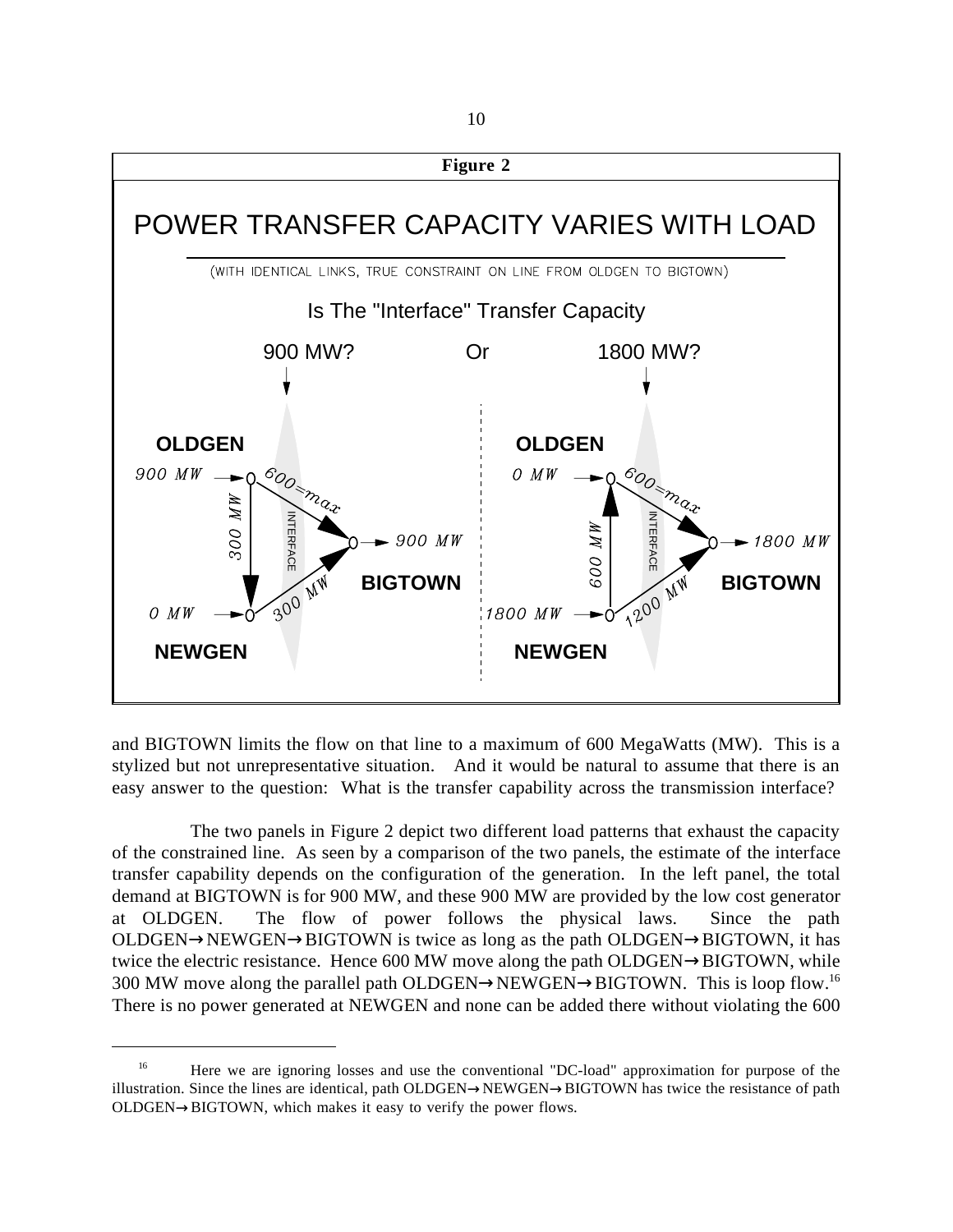**Figure 2**

POWER TRANSFER CAPACITY VARIES WITH LOAD

(WITH IDENTICAL LINKS, TRUE CONSTRAINT ON LINE FROM OLDGEN TO BIGTOWN)

Is The "Interface" Transfer Capacity

900 MW? Or 1800 MW?

and BIGTOWN limits the flow on that line to a maximum of 600 MegaWatts (MW). This is a stylized but not unrepresentative situation. And it would be natural to assume that there is an easy answer to the question: What is the transfer capability across the transmission interface?

The two panels in Figure 2 depict two different load patterns that exhaust the capacity of the constrained line. As seen by a comparison of the two panels, the estimate of the interface transfer capability depends on the configuration of the generation. In the left panel, the total demand at BIGTOWN is for 900 MW, and these 900 MW are provided by the low cost generator at OLDGEN. The flow of power follows the physical laws. Since the path OLDGEN→NEWGEN→BIGTOWN is twice as long as the path OLDGEN→BIGTOWN, it has twice the electric resistance. Hence 600 MW move along the path OLDGEN→BIGTOWN, while 300 MW move along the parallel path OLDGEN→NEWGEN→BIGTOWN. This is loop flow.[16] There is no power generated at NEWGEN and none can be added there without violating the 600

---

[16] Here we are ignoring losses and use the conventional "DC-load" approximation for purpose of the illustration. Since the lines are identical, path OLDGEN→NEWGEN→BIGTOWN has twice the resistance of path OLDGEN→BIGTOWN, which makes it easy to verify the power flows.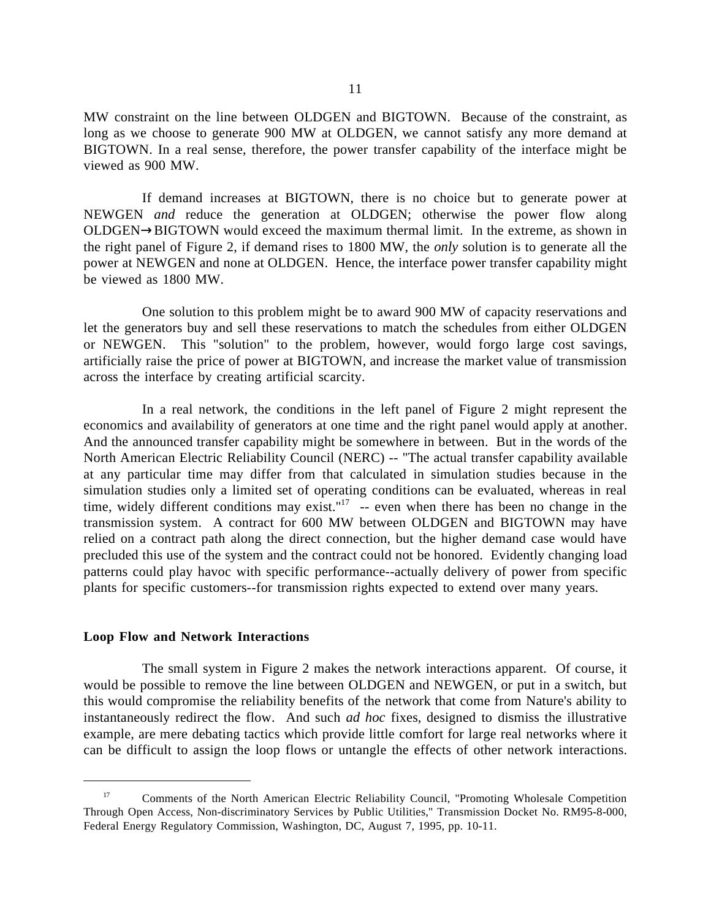MW constraint on the line between OLDGEN and BIGTOWN. Because of the constraint, as long as we choose to generate 900 MW at OLDGEN, we cannot satisfy any more demand at BIGTOWN. In a real sense, therefore, the power transfer capability of the interface might be viewed as 900 MW.

If demand increases at BIGTOWN, there is no choice but to generate power at NEWGEN *and* reduce the generation at OLDGEN; otherwise the power flow along OLDGEN→BIGTOWN would exceed the maximum thermal limit. In the extreme, as shown in the right panel of Figure 2, if demand rises to 1800 MW, the *only* solution is to generate all the power at NEWGEN and none at OLDGEN. Hence, the interface power transfer capability might be viewed as 1800 MW.

One solution to this problem might be to award 900 MW of capacity reservations and let the generators buy and sell these reservations to match the schedules from either OLDGEN or NEWGEN. This "solution" to the problem, however, would forgo large cost savings, artificially raise the price of power at BIGTOWN, and increase the market value of transmission across the interface by creating artificial scarcity.

In a real network, the conditions in the left panel of Figure 2 might represent the economics and availability of generators at one time and the right panel would apply at another. And the announced transfer capability might be somewhere in between. But in the words of the North American Electric Reliability Council (NERC) -- "The actual transfer capability available at any particular time may differ from that calculated in simulation studies because in the simulation studies only a limited set of operating conditions can be evaluated, whereas in real time, widely different conditions may exist."[17] -- even when there has been no change in the transmission system. A contract for 600 MW between OLDGEN and BIGTOWN may have relied on a contract path along the direct connection, but the higher demand case would have precluded this use of the system and the contract could not be honored. Evidently changing load patterns could play havoc with specific performance--actually delivery of power from specific plants for specific customers--for transmission rights expected to extend over many years.

**Loop Flow and Network Interactions**

The small system in Figure 2 makes the network interactions apparent. Of course, it would be possible to remove the line between OLDGEN and NEWGEN, or put in a switch, but this would compromise the reliability benefits of the network that come from Nature's ability to instantaneously redirect the flow. And such *ad hoc* fixes, designed to dismiss the illustrative example, are mere debating tactics which provide little comfort for large real networks where it can be difficult to assign the loop flows or untangle the effects of other network interactions.

---

[17] Comments of the North American Electric Reliability Council, "Promoting Wholesale Competition Through Open Access, Non-discriminatory Services by Public Utilities," Transmission Docket No. RM95-8-000, Federal Energy Regulatory Commission, Washington, DC, August 7, 1995, pp. 10-11.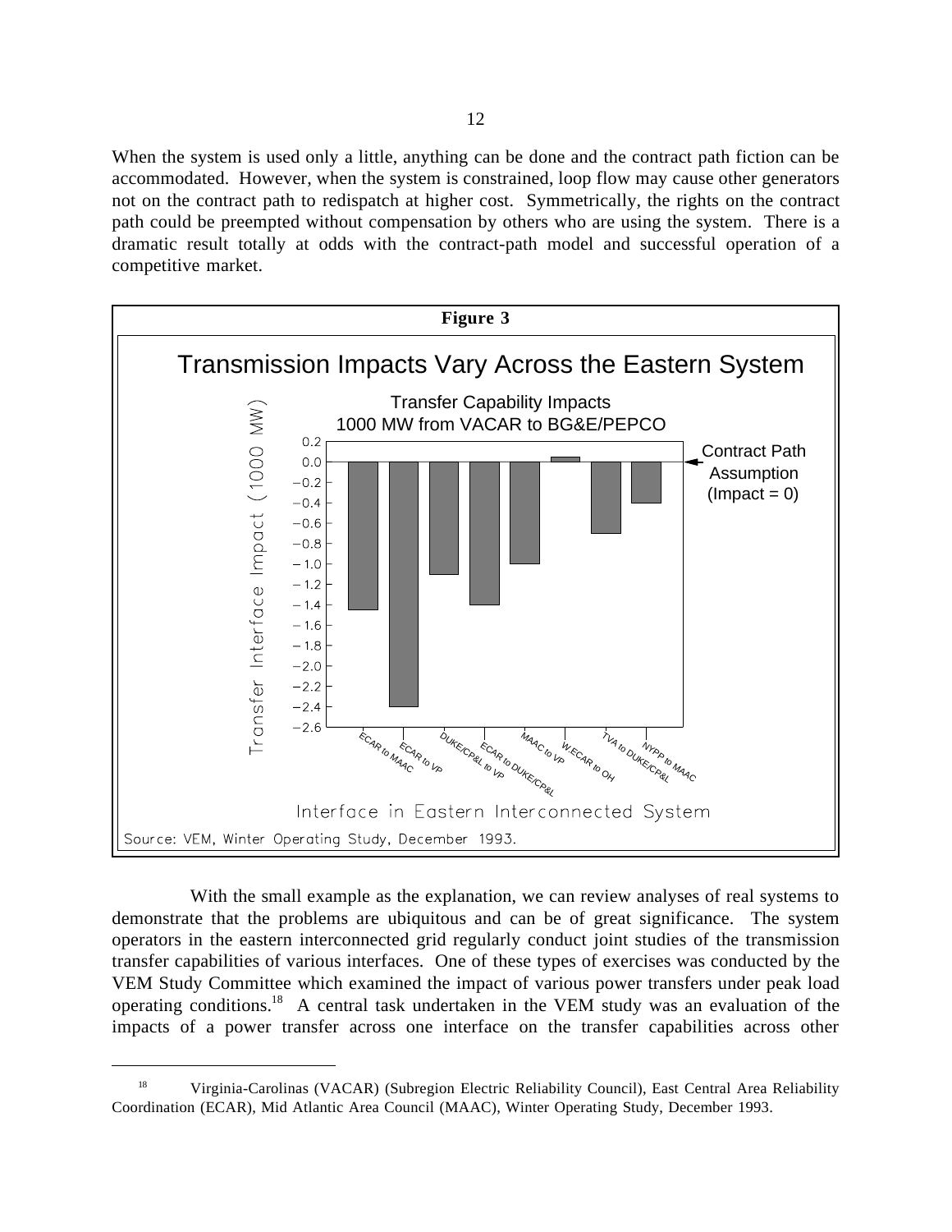When the system is used only a little, anything can be done and the contract path fiction can be accommodated. However, when the system is constrained, loop flow may cause other generators not on the contract path to redispatch at higher cost. Symmetrically, the rights on the contract path could be preempted without compensation by others who are using the system. There is a dramatic result totally at odds with the contract-path model and successful operation of a competitive market.

**Figure 3**

Transmission Impacts Vary Across the Eastern System

Transfer Capability Impacts 1000 MW from VACAR to BG&E/PEPCO

| Interface in Eastern Interconnected System | Transfer Interface Impact (1000 MW) |
| --- | --- |
| ECAR to MAAC | -1.45 |
| ECAR to VP | -2.4 |
| DUKE/CP&L to VP | -1.1 |
| ECAR to DUKE/CP&L | -1.4 |
| MAAC to VP | -1.0 |
| W.ECAR to OH | 0.05 |
| TVA to DUKE/CP&L | -0.7 |
| NYPP to MAAC | -0.4 |

Contract Path Assumption (Impact = 0)

Source: VEM, Winter Operating Study, December 1993.

With the small example as the explanation, we can review analyses of real systems to demonstrate that the problems are ubiquitous and can be of great significance. The system operators in the eastern interconnected grid regularly conduct joint studies of the transmission transfer capabilities of various interfaces. One of these types of exercises was conducted by the VEM Study Committee which examined the impact of various power transfers under peak load operating conditions.[18] A central task undertaken in the VEM study was an evaluation of the impacts of a power transfer across one interface on the transfer capabilities across other

---

[18] Virginia-Carolinas (VACAR) (Subregion Electric Reliability Council), East Central Area Reliability Coordination (ECAR), Mid Atlantic Area Council (MAAC), Winter Operating Study, December 1993.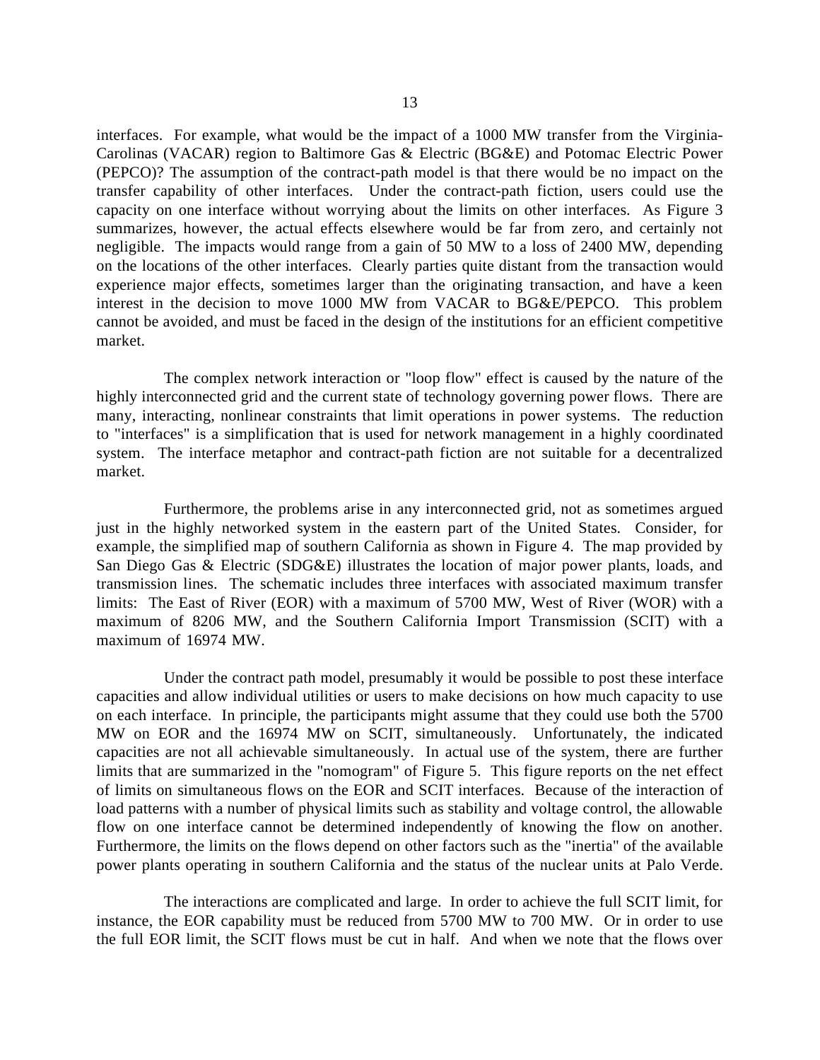interfaces. For example, what would be the impact of a 1000 MW transfer from the Virginia-Carolinas (VACAR) region to Baltimore Gas & Electric (BG&E) and Potomac Electric Power (PEPCO)? The assumption of the contract-path model is that there would be no impact on the transfer capability of other interfaces. Under the contract-path fiction, users could use the capacity on one interface without worrying about the limits on other interfaces. As Figure 3 summarizes, however, the actual effects elsewhere would be far from zero, and certainly not negligible. The impacts would range from a gain of 50 MW to a loss of 2400 MW, depending on the locations of the other interfaces. Clearly parties quite distant from the transaction would experience major effects, sometimes larger than the originating transaction, and have a keen interest in the decision to move 1000 MW from VACAR to BG&E/PEPCO. This problem cannot be avoided, and must be faced in the design of the institutions for an efficient competitive market.

The complex network interaction or "loop flow" effect is caused by the nature of the highly interconnected grid and the current state of technology governing power flows. There are many, interacting, nonlinear constraints that limit operations in power systems. The reduction to "interfaces" is a simplification that is used for network management in a highly coordinated system. The interface metaphor and contract-path fiction are not suitable for a decentralized market.

Furthermore, the problems arise in any interconnected grid, not as sometimes argued just in the highly networked system in the eastern part of the United States. Consider, for example, the simplified map of southern California as shown in Figure 4. The map provided by San Diego Gas & Electric (SDG&E) illustrates the location of major power plants, loads, and transmission lines. The schematic includes three interfaces with associated maximum transfer limits: The East of River (EOR) with a maximum of 5700 MW, West of River (WOR) with a maximum of 8206 MW, and the Southern California Import Transmission (SCIT) with a maximum of 16974 MW.

Under the contract path model, presumably it would be possible to post these interface capacities and allow individual utilities or users to make decisions on how much capacity to use on each interface. In principle, the participants might assume that they could use both the 5700 MW on EOR and the 16974 MW on SCIT, simultaneously. Unfortunately, the indicated capacities are not all achievable simultaneously. In actual use of the system, there are further limits that are summarized in the "nomogram" of Figure 5. This figure reports on the net effect of limits on simultaneous flows on the EOR and SCIT interfaces. Because of the interaction of load patterns with a number of physical limits such as stability and voltage control, the allowable flow on one interface cannot be determined independently of knowing the flow on another. Furthermore, the limits on the flows depend on other factors such as the "inertia" of the available power plants operating in southern California and the status of the nuclear units at Palo Verde.

The interactions are complicated and large. In order to achieve the full SCIT limit, for instance, the EOR capability must be reduced from 5700 MW to 700 MW. Or in order to use the full EOR limit, the SCIT flows must be cut in half. And when we note that the flows over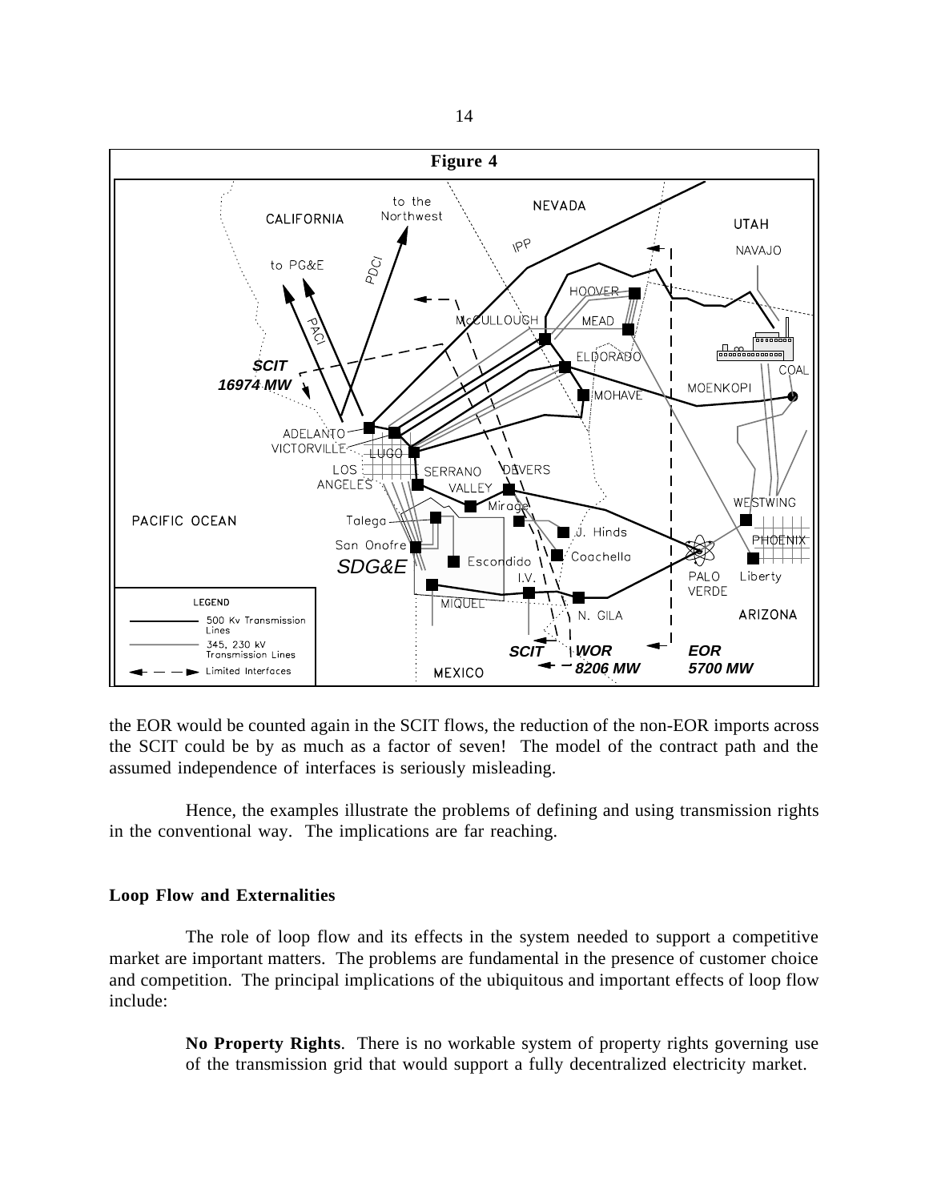**Figure 4**

the EOR would be counted again in the SCIT flows, the reduction of the non-EOR imports across the SCIT could be by as much as a factor of seven! The model of the contract path and the assumed independence of interfaces is seriously misleading.

Hence, the examples illustrate the problems of defining and using transmission rights in the conventional way. The implications are far reaching.

### Loop Flow and Externalities

The role of loop flow and its effects in the system needed to support a competitive market are important matters. The problems are fundamental in the presence of customer choice and competition. The principal implications of the ubiquitous and important effects of loop flow include:

> **No Property Rights**. There is no workable system of property rights governing use of the transmission grid that would support a fully decentralized electricity market.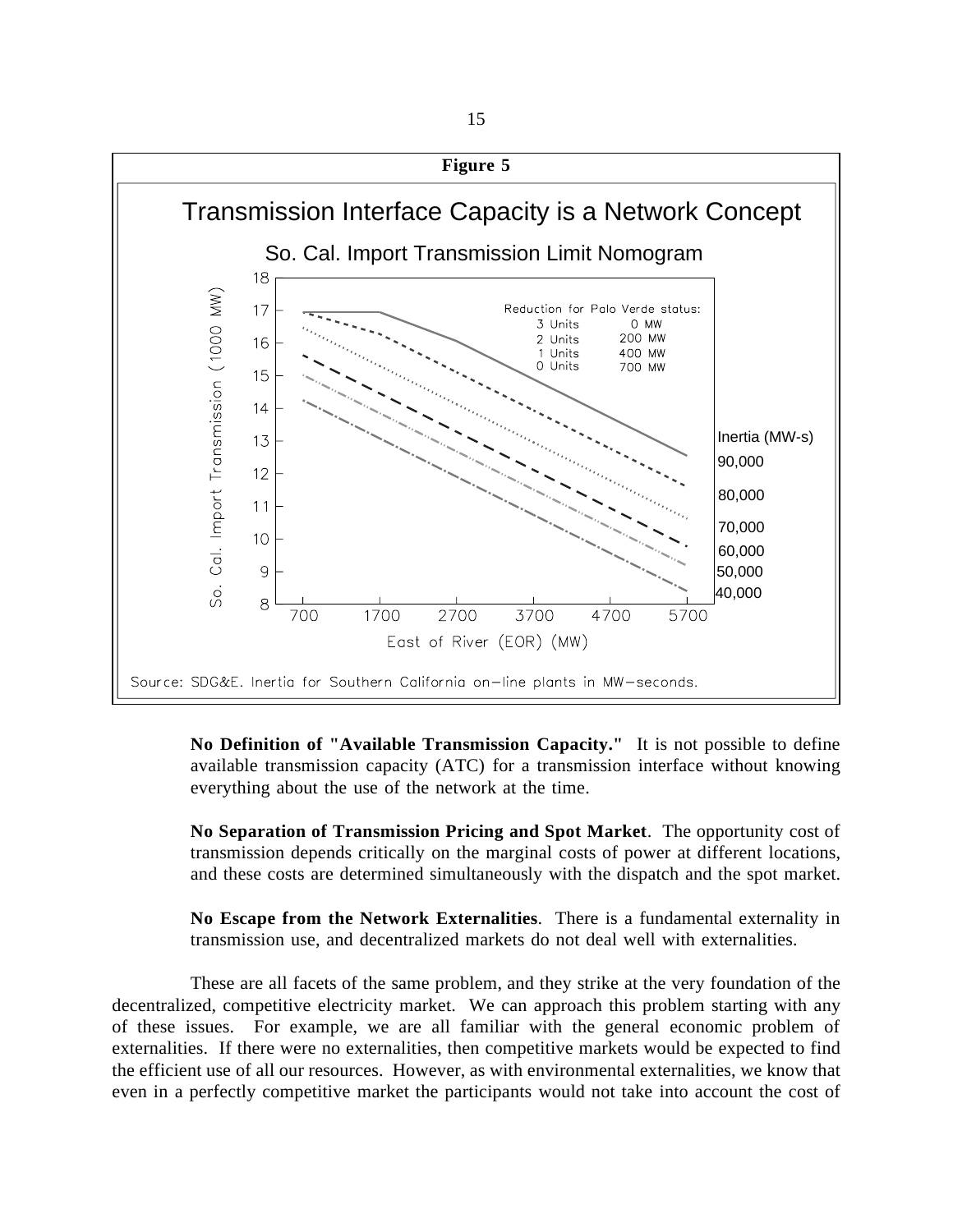**Figure 5**

Transmission Interface Capacity is a Network Concept

So. Cal. Import Transmission Limit Nomogram

Reduction for Palo Verde status:

| Units | Reduction |
|---|---|
| 3 Units | 0 MW |
| 2 Units | 200 MW |
| 1 Units | 400 MW |
| 0 Units | 700 MW |

Inertia (MW-s): 90,000; 80,000; 70,000; 60,000; 50,000; 40,000

So. Cal. Import Transmission (1000 MW)

East of River (EOR) (MW)

Source: SDG&E. Inertia for Southern California on-line plants in MW-seconds.

**No Definition of "Available Transmission Capacity."** It is not possible to define available transmission capacity (ATC) for a transmission interface without knowing everything about the use of the network at the time.

**No Separation of Transmission Pricing and Spot Market**. The opportunity cost of transmission depends critically on the marginal costs of power at different locations, and these costs are determined simultaneously with the dispatch and the spot market.

**No Escape from the Network Externalities**. There is a fundamental externality in transmission use, and decentralized markets do not deal well with externalities.

These are all facets of the same problem, and they strike at the very foundation of the decentralized, competitive electricity market. We can approach this problem starting with any of these issues. For example, we are all familiar with the general economic problem of externalities. If there were no externalities, then competitive markets would be expected to find the efficient use of all our resources. However, as with environmental externalities, we know that even in a perfectly competitive market the participants would not take into account the cost of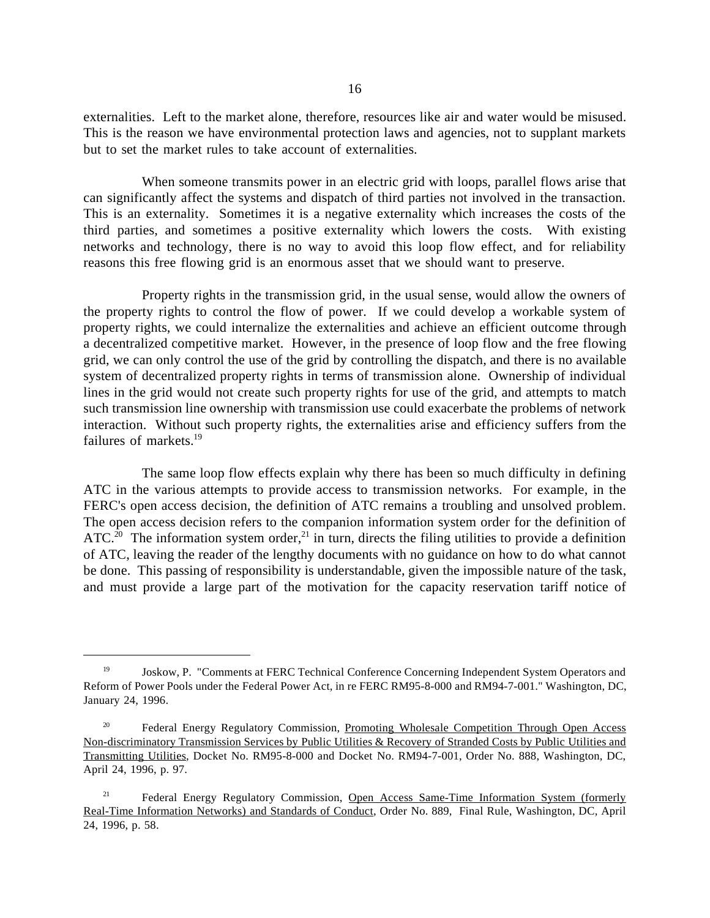externalities. Left to the market alone, therefore, resources like air and water would be misused. This is the reason we have environmental protection laws and agencies, not to supplant markets but to set the market rules to take account of externalities.

When someone transmits power in an electric grid with loops, parallel flows arise that can significantly affect the systems and dispatch of third parties not involved in the transaction. This is an externality. Sometimes it is a negative externality which increases the costs of the third parties, and sometimes a positive externality which lowers the costs. With existing networks and technology, there is no way to avoid this loop flow effect, and for reliability reasons this free flowing grid is an enormous asset that we should want to preserve.

Property rights in the transmission grid, in the usual sense, would allow the owners of the property rights to control the flow of power. If we could develop a workable system of property rights, we could internalize the externalities and achieve an efficient outcome through a decentralized competitive market. However, in the presence of loop flow and the free flowing grid, we can only control the use of the grid by controlling the dispatch, and there is no available system of decentralized property rights in terms of transmission alone. Ownership of individual lines in the grid would not create such property rights for use of the grid, and attempts to match such transmission line ownership with transmission use could exacerbate the problems of network interaction. Without such property rights, the externalities arise and efficiency suffers from the failures of markets.[19]

The same loop flow effects explain why there has been so much difficulty in defining ATC in the various attempts to provide access to transmission networks. For example, in the FERC's open access decision, the definition of ATC remains a troubling and unsolved problem. The open access decision refers to the companion information system order for the definition of ATC.[20] The information system order,[21] in turn, directs the filing utilities to provide a definition of ATC, leaving the reader of the lengthy documents with no guidance on how to do what cannot be done. This passing of responsibility is understandable, given the impossible nature of the task, and must provide a large part of the motivation for the capacity reservation tariff notice of

---

[19] Joskow, P. "Comments at FERC Technical Conference Concerning Independent System Operators and Reform of Power Pools under the Federal Power Act, in re FERC RM95-8-000 and RM94-7-001." Washington, DC, January 24, 1996.

[20] Federal Energy Regulatory Commission, Promoting Wholesale Competition Through Open Access Non-discriminatory Transmission Services by Public Utilities & Recovery of Stranded Costs by Public Utilities and Transmitting Utilities, Docket No. RM95-8-000 and Docket No. RM94-7-001, Order No. 888, Washington, DC, April 24, 1996, p. 97.

[21] Federal Energy Regulatory Commission, Open Access Same-Time Information System (formerly Real-Time Information Networks) and Standards of Conduct, Order No. 889, Final Rule, Washington, DC, April 24, 1996, p. 58.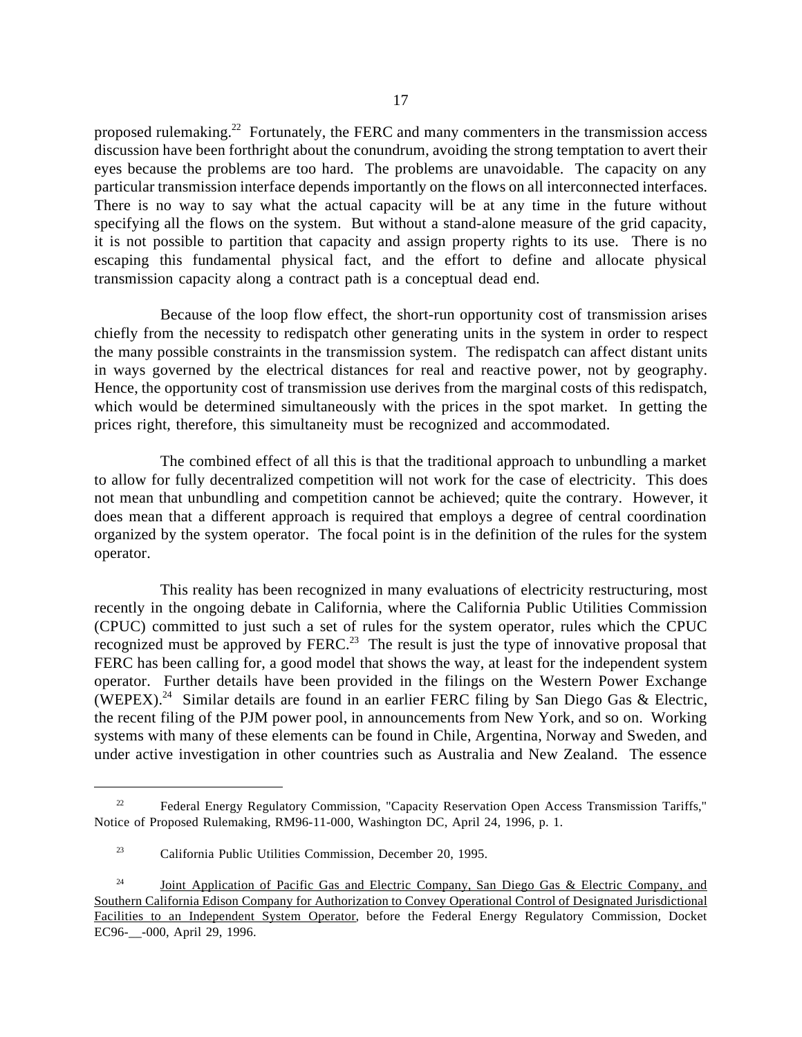proposed rulemaking.[22] Fortunately, the FERC and many commenters in the transmission access discussion have been forthright about the conundrum, avoiding the strong temptation to avert their eyes because the problems are too hard. The problems are unavoidable. The capacity on any particular transmission interface depends importantly on the flows on all interconnected interfaces. There is no way to say what the actual capacity will be at any time in the future without specifying all the flows on the system. But without a stand-alone measure of the grid capacity, it is not possible to partition that capacity and assign property rights to its use. There is no escaping this fundamental physical fact, and the effort to define and allocate physical transmission capacity along a contract path is a conceptual dead end.

Because of the loop flow effect, the short-run opportunity cost of transmission arises chiefly from the necessity to redispatch other generating units in the system in order to respect the many possible constraints in the transmission system. The redispatch can affect distant units in ways governed by the electrical distances for real and reactive power, not by geography. Hence, the opportunity cost of transmission use derives from the marginal costs of this redispatch, which would be determined simultaneously with the prices in the spot market. In getting the prices right, therefore, this simultaneity must be recognized and accommodated.

The combined effect of all this is that the traditional approach to unbundling a market to allow for fully decentralized competition will not work for the case of electricity. This does not mean that unbundling and competition cannot be achieved; quite the contrary. However, it does mean that a different approach is required that employs a degree of central coordination organized by the system operator. The focal point is in the definition of the rules for the system operator.

This reality has been recognized in many evaluations of electricity restructuring, most recently in the ongoing debate in California, where the California Public Utilities Commission (CPUC) committed to just such a set of rules for the system operator, rules which the CPUC recognized must be approved by FERC.[23] The result is just the type of innovative proposal that FERC has been calling for, a good model that shows the way, at least for the independent system operator. Further details have been provided in the filings on the Western Power Exchange (WEPEX).[24] Similar details are found in an earlier FERC filing by San Diego Gas & Electric, the recent filing of the PJM power pool, in announcements from New York, and so on. Working systems with many of these elements can be found in Chile, Argentina, Norway and Sweden, and under active investigation in other countries such as Australia and New Zealand. The essence

---

[22] Federal Energy Regulatory Commission, "Capacity Reservation Open Access Transmission Tariffs," Notice of Proposed Rulemaking, RM96-11-000, Washington DC, April 24, 1996, p. 1.

[23] California Public Utilities Commission, December 20, 1995.

[24] Joint Application of Pacific Gas and Electric Company, San Diego Gas & Electric Company, and Southern California Edison Company for Authorization to Convey Operational Control of Designated Jurisdictional Facilities to an Independent System Operator, before the Federal Energy Regulatory Commission, Docket EC96-__-000, April 29, 1996.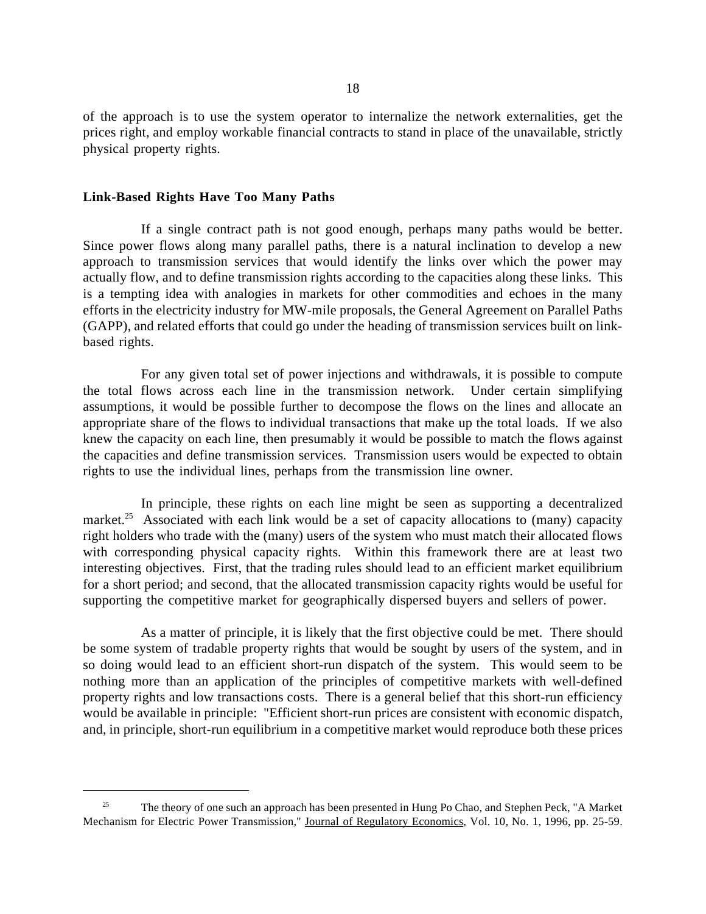of the approach is to use the system operator to internalize the network externalities, get the prices right, and employ workable financial contracts to stand in place of the unavailable, strictly physical property rights.

### Link-Based Rights Have Too Many Paths

If a single contract path is not good enough, perhaps many paths would be better. Since power flows along many parallel paths, there is a natural inclination to develop a new approach to transmission services that would identify the links over which the power may actually flow, and to define transmission rights according to the capacities along these links. This is a tempting idea with analogies in markets for other commodities and echoes in the many efforts in the electricity industry for MW-mile proposals, the General Agreement on Parallel Paths (GAPP), and related efforts that could go under the heading of transmission services built on link-based rights.

For any given total set of power injections and withdrawals, it is possible to compute the total flows across each line in the transmission network. Under certain simplifying assumptions, it would be possible further to decompose the flows on the lines and allocate an appropriate share of the flows to individual transactions that make up the total loads. If we also knew the capacity on each line, then presumably it would be possible to match the flows against the capacities and define transmission services. Transmission users would be expected to obtain rights to use the individual lines, perhaps from the transmission line owner.

In principle, these rights on each line might be seen as supporting a decentralized market.[25] Associated with each link would be a set of capacity allocations to (many) capacity right holders who trade with the (many) users of the system who must match their allocated flows with corresponding physical capacity rights. Within this framework there are at least two interesting objectives. First, that the trading rules should lead to an efficient market equilibrium for a short period; and second, that the allocated transmission capacity rights would be useful for supporting the competitive market for geographically dispersed buyers and sellers of power.

As a matter of principle, it is likely that the first objective could be met. There should be some system of tradable property rights that would be sought by users of the system, and in so doing would lead to an efficient short-run dispatch of the system. This would seem to be nothing more than an application of the principles of competitive markets with well-defined property rights and low transactions costs. There is a general belief that this short-run efficiency would be available in principle: "Efficient short-run prices are consistent with economic dispatch, and, in principle, short-run equilibrium in a competitive market would reproduce both these prices

---

[25] The theory of one such an approach has been presented in Hung Po Chao, and Stephen Peck, "A Market Mechanism for Electric Power Transmission," Journal of Regulatory Economics, Vol. 10, No. 1, 1996, pp. 25-59.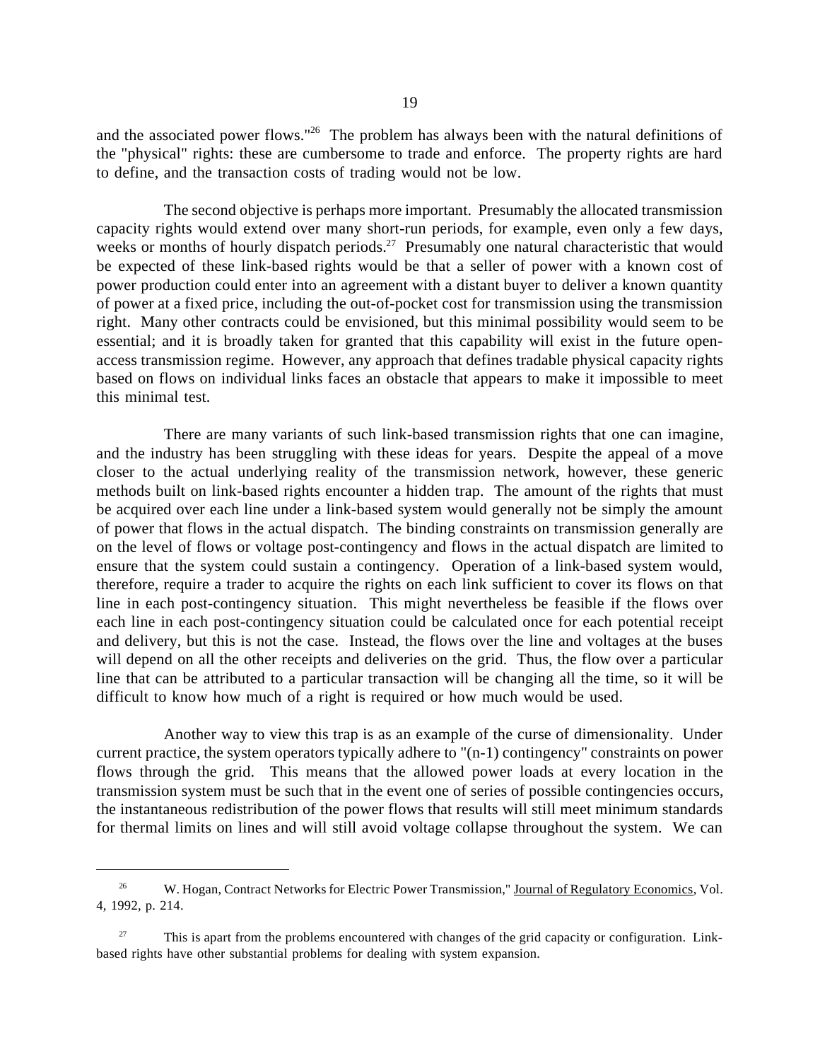and the associated power flows."[26] The problem has always been with the natural definitions of the "physical" rights: these are cumbersome to trade and enforce. The property rights are hard to define, and the transaction costs of trading would not be low.

The second objective is perhaps more important. Presumably the allocated transmission capacity rights would extend over many short-run periods, for example, even only a few days, weeks or months of hourly dispatch periods.[27] Presumably one natural characteristic that would be expected of these link-based rights would be that a seller of power with a known cost of power production could enter into an agreement with a distant buyer to deliver a known quantity of power at a fixed price, including the out-of-pocket cost for transmission using the transmission right. Many other contracts could be envisioned, but this minimal possibility would seem to be essential; and it is broadly taken for granted that this capability will exist in the future open-access transmission regime. However, any approach that defines tradable physical capacity rights based on flows on individual links faces an obstacle that appears to make it impossible to meet this minimal test.

There are many variants of such link-based transmission rights that one can imagine, and the industry has been struggling with these ideas for years. Despite the appeal of a move closer to the actual underlying reality of the transmission network, however, these generic methods built on link-based rights encounter a hidden trap. The amount of the rights that must be acquired over each line under a link-based system would generally not be simply the amount of power that flows in the actual dispatch. The binding constraints on transmission generally are on the level of flows or voltage post-contingency and flows in the actual dispatch are limited to ensure that the system could sustain a contingency. Operation of a link-based system would, therefore, require a trader to acquire the rights on each link sufficient to cover its flows on that line in each post-contingency situation. This might nevertheless be feasible if the flows over each line in each post-contingency situation could be calculated once for each potential receipt and delivery, but this is not the case. Instead, the flows over the line and voltages at the buses will depend on all the other receipts and deliveries on the grid. Thus, the flow over a particular line that can be attributed to a particular transaction will be changing all the time, so it will be difficult to know how much of a right is required or how much would be used.

Another way to view this trap is as an example of the curse of dimensionality. Under current practice, the system operators typically adhere to "(n-1) contingency" constraints on power flows through the grid. This means that the allowed power loads at every location in the transmission system must be such that in the event one of series of possible contingencies occurs, the instantaneous redistribution of the power flows that results will still meet minimum standards for thermal limits on lines and will still avoid voltage collapse throughout the system. We can

---

[26] W. Hogan, Contract Networks for Electric Power Transmission," Journal of Regulatory Economics, Vol. 4, 1992, p. 214.

[27] This is apart from the problems encountered with changes of the grid capacity or configuration. Link-based rights have other substantial problems for dealing with system expansion.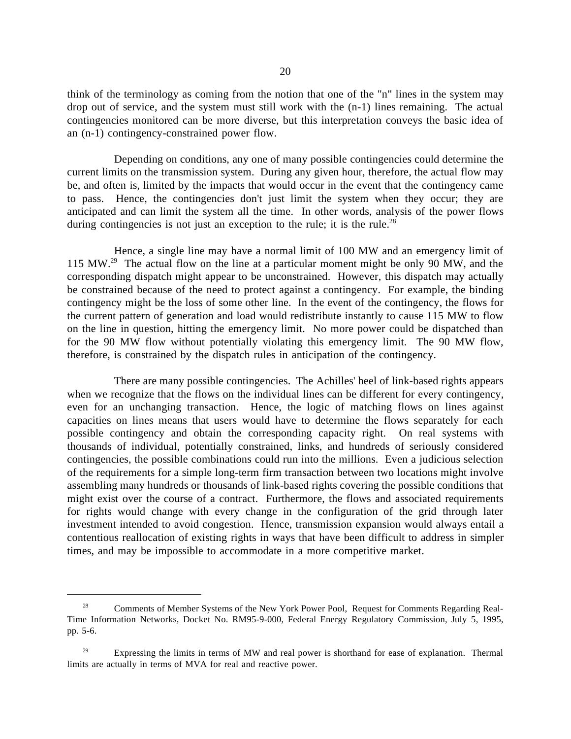think of the terminology as coming from the notion that one of the "n" lines in the system may drop out of service, and the system must still work with the (n-1) lines remaining. The actual contingencies monitored can be more diverse, but this interpretation conveys the basic idea of an (n-1) contingency-constrained power flow.

Depending on conditions, any one of many possible contingencies could determine the current limits on the transmission system. During any given hour, therefore, the actual flow may be, and often is, limited by the impacts that would occur in the event that the contingency came to pass. Hence, the contingencies don't just limit the system when they occur; they are anticipated and can limit the system all the time. In other words, analysis of the power flows during contingencies is not just an exception to the rule; it is the rule.[28]

Hence, a single line may have a normal limit of 100 MW and an emergency limit of 115 MW.[29] The actual flow on the line at a particular moment might be only 90 MW, and the corresponding dispatch might appear to be unconstrained. However, this dispatch may actually be constrained because of the need to protect against a contingency. For example, the binding contingency might be the loss of some other line. In the event of the contingency, the flows for the current pattern of generation and load would redistribute instantly to cause 115 MW to flow on the line in question, hitting the emergency limit. No more power could be dispatched than for the 90 MW flow without potentially violating this emergency limit. The 90 MW flow, therefore, is constrained by the dispatch rules in anticipation of the contingency.

There are many possible contingencies. The Achilles' heel of link-based rights appears when we recognize that the flows on the individual lines can be different for every contingency, even for an unchanging transaction. Hence, the logic of matching flows on lines against capacities on lines means that users would have to determine the flows separately for each possible contingency and obtain the corresponding capacity right. On real systems with thousands of individual, potentially constrained, links, and hundreds of seriously considered contingencies, the possible combinations could run into the millions. Even a judicious selection of the requirements for a simple long-term firm transaction between two locations might involve assembling many hundreds or thousands of link-based rights covering the possible conditions that might exist over the course of a contract. Furthermore, the flows and associated requirements for rights would change with every change in the configuration of the grid through later investment intended to avoid congestion. Hence, transmission expansion would always entail a contentious reallocation of existing rights in ways that have been difficult to address in simpler times, and may be impossible to accommodate in a more competitive market.

---

[28] Comments of Member Systems of the New York Power Pool, Request for Comments Regarding Real-Time Information Networks, Docket No. RM95-9-000, Federal Energy Regulatory Commission, July 5, 1995, pp. 5-6.

[29] Expressing the limits in terms of MW and real power is shorthand for ease of explanation. Thermal limits are actually in terms of MVA for real and reactive power.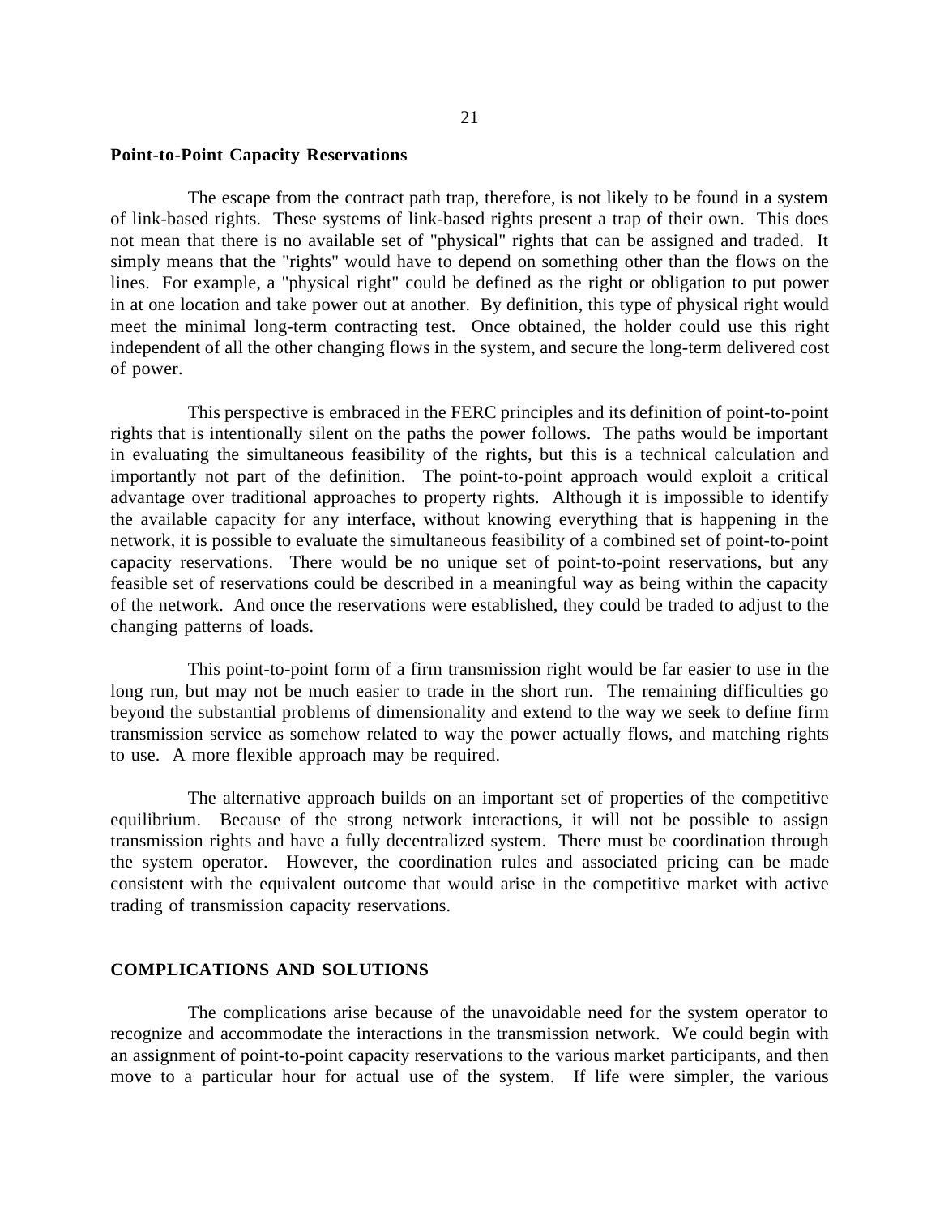**Point-to-Point Capacity Reservations**

The escape from the contract path trap, therefore, is not likely to be found in a system of link-based rights. These systems of link-based rights present a trap of their own. This does not mean that there is no available set of "physical" rights that can be assigned and traded. It simply means that the "rights" would have to depend on something other than the flows on the lines. For example, a "physical right" could be defined as the right or obligation to put power in at one location and take power out at another. By definition, this type of physical right would meet the minimal long-term contracting test. Once obtained, the holder could use this right independent of all the other changing flows in the system, and secure the long-term delivered cost of power.

This perspective is embraced in the FERC principles and its definition of point-to-point rights that is intentionally silent on the paths the power follows. The paths would be important in evaluating the simultaneous feasibility of the rights, but this is a technical calculation and importantly not part of the definition. The point-to-point approach would exploit a critical advantage over traditional approaches to property rights. Although it is impossible to identify the available capacity for any interface, without knowing everything that is happening in the network, it is possible to evaluate the simultaneous feasibility of a combined set of point-to-point capacity reservations. There would be no unique set of point-to-point reservations, but any feasible set of reservations could be described in a meaningful way as being within the capacity of the network. And once the reservations were established, they could be traded to adjust to the changing patterns of loads.

This point-to-point form of a firm transmission right would be far easier to use in the long run, but may not be much easier to trade in the short run. The remaining difficulties go beyond the substantial problems of dimensionality and extend to the way we seek to define firm transmission service as somehow related to way the power actually flows, and matching rights to use. A more flexible approach may be required.

The alternative approach builds on an important set of properties of the competitive equilibrium. Because of the strong network interactions, it will not be possible to assign transmission rights and have a fully decentralized system. There must be coordination through the system operator. However, the coordination rules and associated pricing can be made consistent with the equivalent outcome that would arise in the competitive market with active trading of transmission capacity reservations.

## COMPLICATIONS AND SOLUTIONS

The complications arise because of the unavoidable need for the system operator to recognize and accommodate the interactions in the transmission network. We could begin with an assignment of point-to-point capacity reservations to the various market participants, and then move to a particular hour for actual use of the system. If life were simpler, the various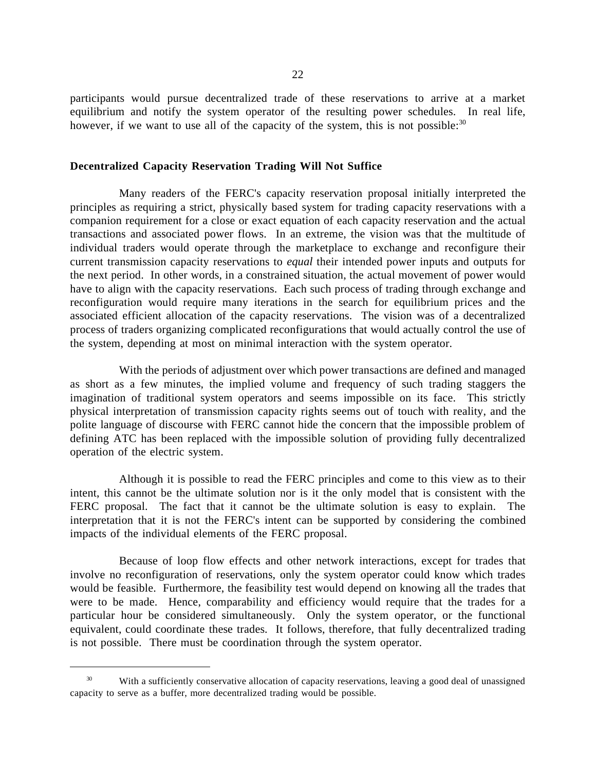participants would pursue decentralized trade of these reservations to arrive at a market equilibrium and notify the system operator of the resulting power schedules. In real life, however, if we want to use all of the capacity of the system, this is not possible:[30]

### Decentralized Capacity Reservation Trading Will Not Suffice

Many readers of the FERC's capacity reservation proposal initially interpreted the principles as requiring a strict, physically based system for trading capacity reservations with a companion requirement for a close or exact equation of each capacity reservation and the actual transactions and associated power flows. In an extreme, the vision was that the multitude of individual traders would operate through the marketplace to exchange and reconfigure their current transmission capacity reservations to *equal* their intended power inputs and outputs for the next period. In other words, in a constrained situation, the actual movement of power would have to align with the capacity reservations. Each such process of trading through exchange and reconfiguration would require many iterations in the search for equilibrium prices and the associated efficient allocation of the capacity reservations. The vision was of a decentralized process of traders organizing complicated reconfigurations that would actually control the use of the system, depending at most on minimal interaction with the system operator.

With the periods of adjustment over which power transactions are defined and managed as short as a few minutes, the implied volume and frequency of such trading staggers the imagination of traditional system operators and seems impossible on its face. This strictly physical interpretation of transmission capacity rights seems out of touch with reality, and the polite language of discourse with FERC cannot hide the concern that the impossible problem of defining ATC has been replaced with the impossible solution of providing fully decentralized operation of the electric system.

Although it is possible to read the FERC principles and come to this view as to their intent, this cannot be the ultimate solution nor is it the only model that is consistent with the FERC proposal. The fact that it cannot be the ultimate solution is easy to explain. The interpretation that it is not the FERC's intent can be supported by considering the combined impacts of the individual elements of the FERC proposal.

Because of loop flow effects and other network interactions, except for trades that involve no reconfiguration of reservations, only the system operator could know which trades would be feasible. Furthermore, the feasibility test would depend on knowing all the trades that were to be made. Hence, comparability and efficiency would require that the trades for a particular hour be considered simultaneously. Only the system operator, or the functional equivalent, could coordinate these trades. It follows, therefore, that fully decentralized trading is not possible. There must be coordination through the system operator.

---

[30] With a sufficiently conservative allocation of capacity reservations, leaving a good deal of unassigned capacity to serve as a buffer, more decentralized trading would be possible.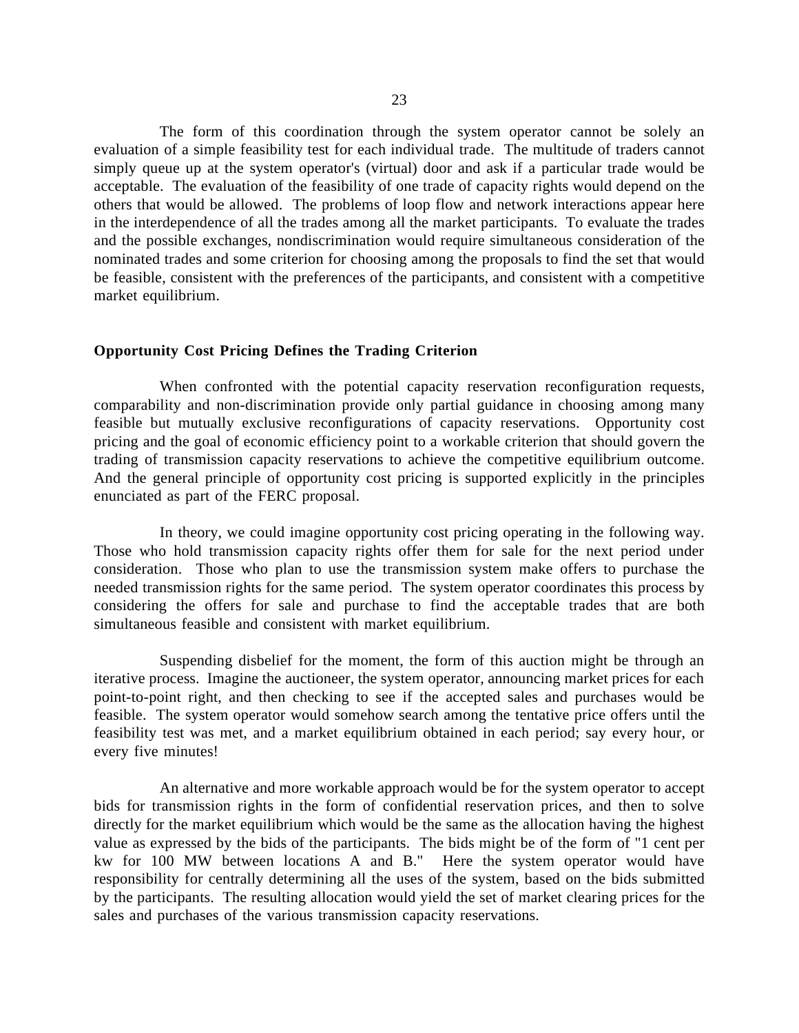The form of this coordination through the system operator cannot be solely an evaluation of a simple feasibility test for each individual trade. The multitude of traders cannot simply queue up at the system operator's (virtual) door and ask if a particular trade would be acceptable. The evaluation of the feasibility of one trade of capacity rights would depend on the others that would be allowed. The problems of loop flow and network interactions appear here in the interdependence of all the trades among all the market participants. To evaluate the trades and the possible exchanges, nondiscrimination would require simultaneous consideration of the nominated trades and some criterion for choosing among the proposals to find the set that would be feasible, consistent with the preferences of the participants, and consistent with a competitive market equilibrium.

## Opportunity Cost Pricing Defines the Trading Criterion

When confronted with the potential capacity reservation reconfiguration requests, comparability and non-discrimination provide only partial guidance in choosing among many feasible but mutually exclusive reconfigurations of capacity reservations. Opportunity cost pricing and the goal of economic efficiency point to a workable criterion that should govern the trading of transmission capacity reservations to achieve the competitive equilibrium outcome. And the general principle of opportunity cost pricing is supported explicitly in the principles enunciated as part of the FERC proposal.

In theory, we could imagine opportunity cost pricing operating in the following way. Those who hold transmission capacity rights offer them for sale for the next period under consideration. Those who plan to use the transmission system make offers to purchase the needed transmission rights for the same period. The system operator coordinates this process by considering the offers for sale and purchase to find the acceptable trades that are both simultaneous feasible and consistent with market equilibrium.

Suspending disbelief for the moment, the form of this auction might be through an iterative process. Imagine the auctioneer, the system operator, announcing market prices for each point-to-point right, and then checking to see if the accepted sales and purchases would be feasible. The system operator would somehow search among the tentative price offers until the feasibility test was met, and a market equilibrium obtained in each period; say every hour, or every five minutes!

An alternative and more workable approach would be for the system operator to accept bids for transmission rights in the form of confidential reservation prices, and then to solve directly for the market equilibrium which would be the same as the allocation having the highest value as expressed by the bids of the participants. The bids might be of the form of "1 cent per kw for 100 MW between locations A and B." Here the system operator would have responsibility for centrally determining all the uses of the system, based on the bids submitted by the participants. The resulting allocation would yield the set of market clearing prices for the sales and purchases of the various transmission capacity reservations.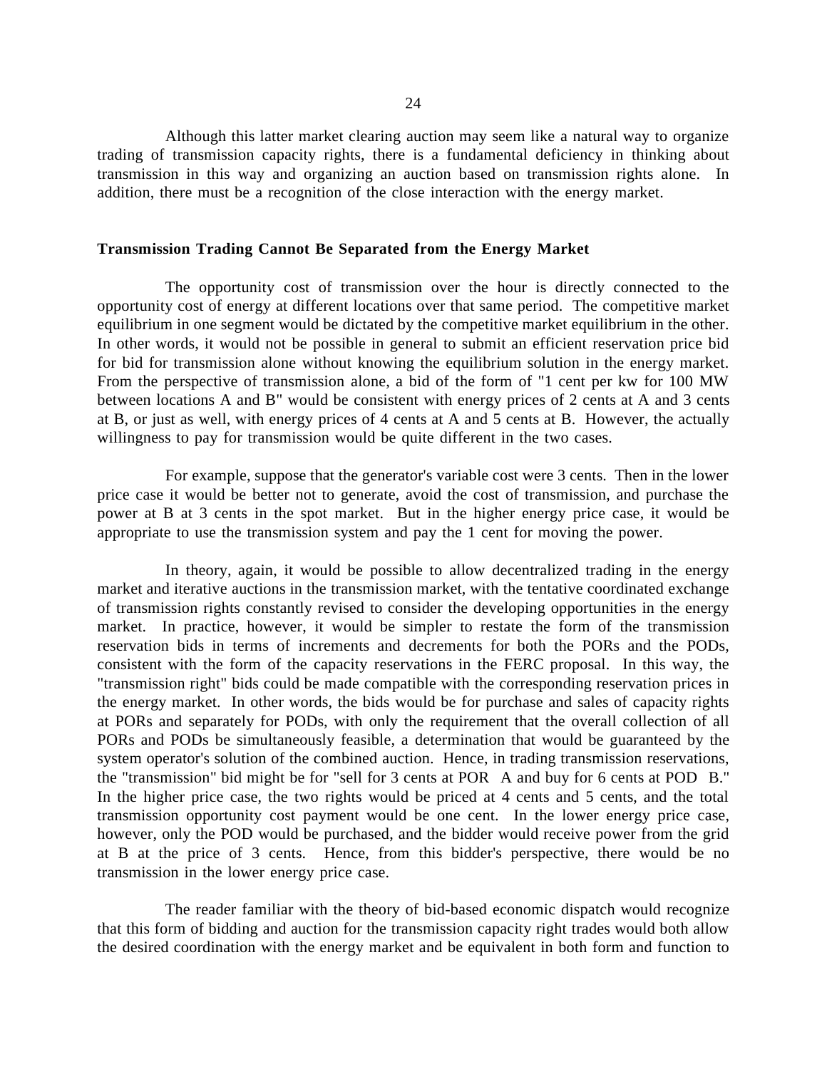Although this latter market clearing auction may seem like a natural way to organize trading of transmission capacity rights, there is a fundamental deficiency in thinking about transmission in this way and organizing an auction based on transmission rights alone. In addition, there must be a recognition of the close interaction with the energy market.

### Transmission Trading Cannot Be Separated from the Energy Market

The opportunity cost of transmission over the hour is directly connected to the opportunity cost of energy at different locations over that same period. The competitive market equilibrium in one segment would be dictated by the competitive market equilibrium in the other. In other words, it would not be possible in general to submit an efficient reservation price bid for bid for transmission alone without knowing the equilibrium solution in the energy market. From the perspective of transmission alone, a bid of the form of "1 cent per kw for 100 MW between locations A and B" would be consistent with energy prices of 2 cents at A and 3 cents at B, or just as well, with energy prices of 4 cents at A and 5 cents at B. However, the actually willingness to pay for transmission would be quite different in the two cases.

For example, suppose that the generator's variable cost were 3 cents. Then in the lower price case it would be better not to generate, avoid the cost of transmission, and purchase the power at B at 3 cents in the spot market. But in the higher energy price case, it would be appropriate to use the transmission system and pay the 1 cent for moving the power.

In theory, again, it would be possible to allow decentralized trading in the energy market and iterative auctions in the transmission market, with the tentative coordinated exchange of transmission rights constantly revised to consider the developing opportunities in the energy market. In practice, however, it would be simpler to restate the form of the transmission reservation bids in terms of increments and decrements for both the PORs and the PODs, consistent with the form of the capacity reservations in the FERC proposal. In this way, the "transmission right" bids could be made compatible with the corresponding reservation prices in the energy market. In other words, the bids would be for purchase and sales of capacity rights at PORs and separately for PODs, with only the requirement that the overall collection of all PORs and PODs be simultaneously feasible, a determination that would be guaranteed by the system operator's solution of the combined auction. Hence, in trading transmission reservations, the "transmission" bid might be for "sell for 3 cents at POR A and buy for 6 cents at POD B." In the higher price case, the two rights would be priced at 4 cents and 5 cents, and the total transmission opportunity cost payment would be one cent. In the lower energy price case, however, only the POD would be purchased, and the bidder would receive power from the grid at B at the price of 3 cents. Hence, from this bidder's perspective, there would be no transmission in the lower energy price case.

The reader familiar with the theory of bid-based economic dispatch would recognize that this form of bidding and auction for the transmission capacity right trades would both allow the desired coordination with the energy market and be equivalent in both form and function to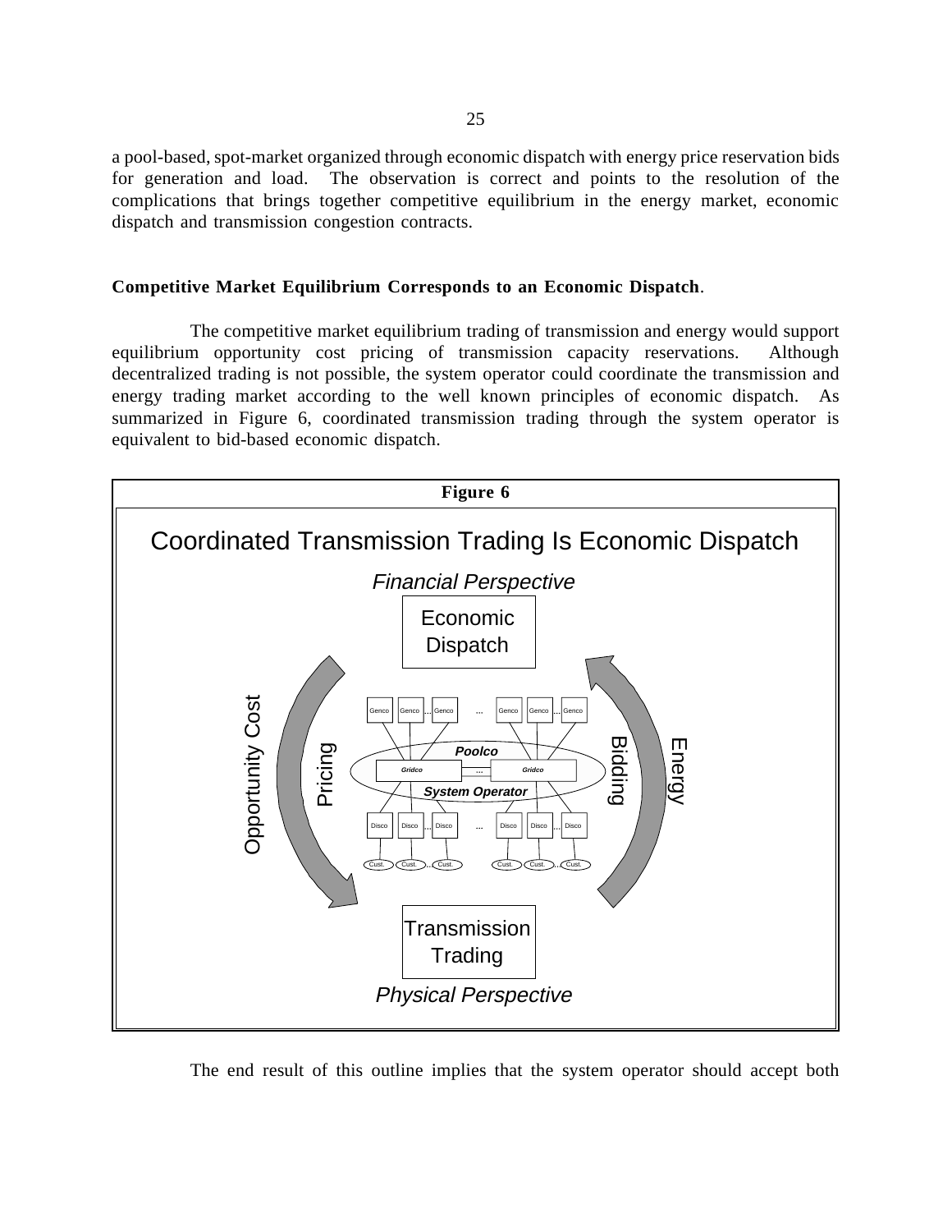a pool-based, spot-market organized through economic dispatch with energy price reservation bids for generation and load. The observation is correct and points to the resolution of the complications that brings together competitive equilibrium in the energy market, economic dispatch and transmission congestion contracts.

**Competitive Market Equilibrium Corresponds to an Economic Dispatch**.

The competitive market equilibrium trading of transmission and energy would support equilibrium opportunity cost pricing of transmission capacity reservations. Although decentralized trading is not possible, the system operator could coordinate the transmission and energy trading market according to the well known principles of economic dispatch. As summarized in Figure 6, coordinated transmission trading through the system operator is equivalent to bid-based economic dispatch.

**Figure 6**

Coordinated Transmission Trading Is Economic Dispatch

*Financial Perspective*

Economic Dispatch

Opportunity Cost Pricing

Energy Bidding

Genco Genco ... Genco ... Genco Genco ... Genco

Poolco

Gridco ... Gridco

System Operator

Disco Disco ... Disco ... Disco Disco ... Disco

Cust. Cust. ... Cust. Cust. Cust. ... Cust.

Transmission Trading

*Physical Perspective*

The end result of this outline implies that the system operator should accept both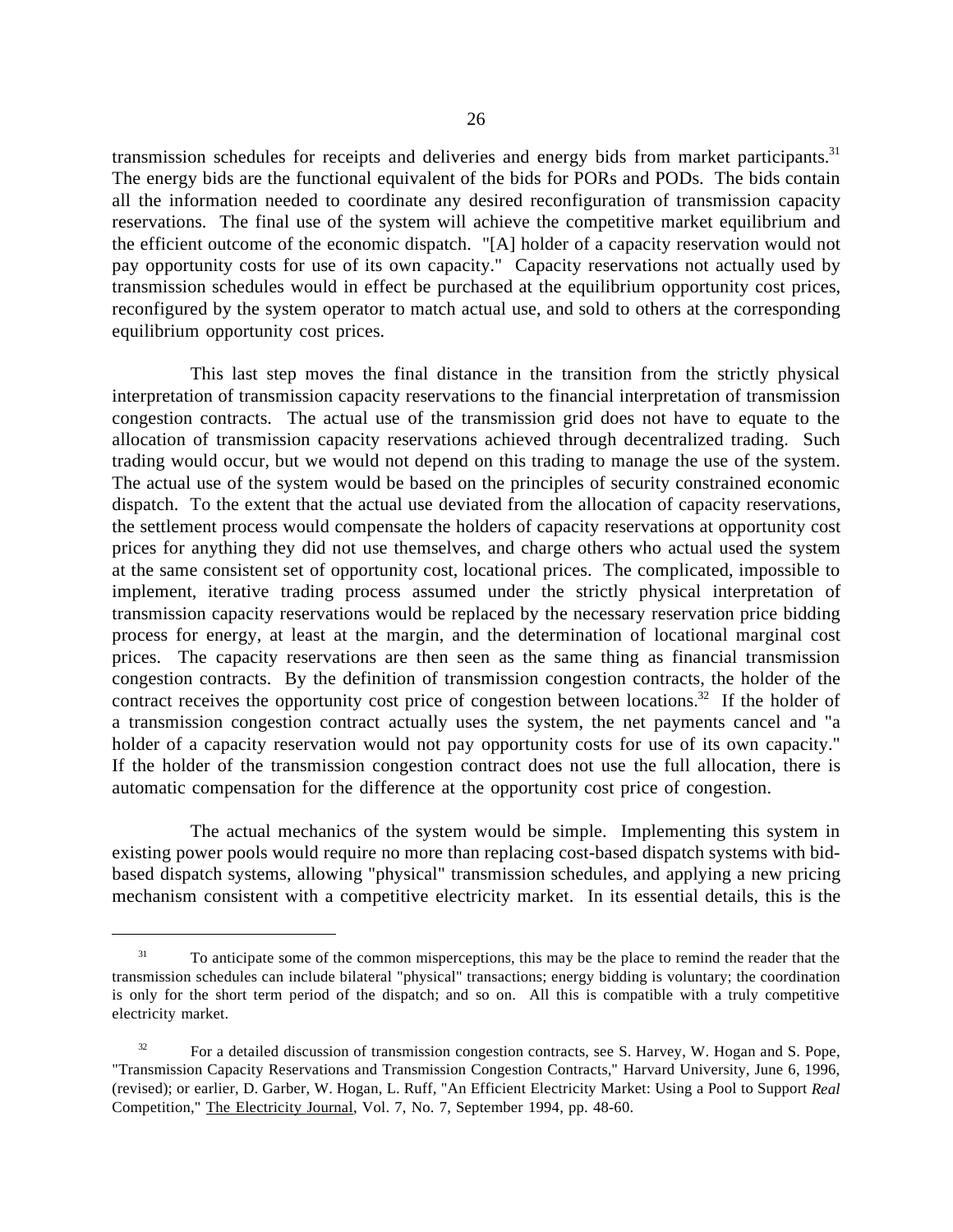transmission schedules for receipts and deliveries and energy bids from market participants.[31] The energy bids are the functional equivalent of the bids for PORs and PODs. The bids contain all the information needed to coordinate any desired reconfiguration of transmission capacity reservations. The final use of the system will achieve the competitive market equilibrium and the efficient outcome of the economic dispatch. "[A] holder of a capacity reservation would not pay opportunity costs for use of its own capacity." Capacity reservations not actually used by transmission schedules would in effect be purchased at the equilibrium opportunity cost prices, reconfigured by the system operator to match actual use, and sold to others at the corresponding equilibrium opportunity cost prices.

This last step moves the final distance in the transition from the strictly physical interpretation of transmission capacity reservations to the financial interpretation of transmission congestion contracts. The actual use of the transmission grid does not have to equate to the allocation of transmission capacity reservations achieved through decentralized trading. Such trading would occur, but we would not depend on this trading to manage the use of the system. The actual use of the system would be based on the principles of security constrained economic dispatch. To the extent that the actual use deviated from the allocation of capacity reservations, the settlement process would compensate the holders of capacity reservations at opportunity cost prices for anything they did not use themselves, and charge others who actual used the system at the same consistent set of opportunity cost, locational prices. The complicated, impossible to implement, iterative trading process assumed under the strictly physical interpretation of transmission capacity reservations would be replaced by the necessary reservation price bidding process for energy, at least at the margin, and the determination of locational marginal cost prices. The capacity reservations are then seen as the same thing as financial transmission congestion contracts. By the definition of transmission congestion contracts, the holder of the contract receives the opportunity cost price of congestion between locations.[32] If the holder of a transmission congestion contract actually uses the system, the net payments cancel and "a holder of a capacity reservation would not pay opportunity costs for use of its own capacity." If the holder of the transmission congestion contract does not use the full allocation, there is automatic compensation for the difference at the opportunity cost price of congestion.

The actual mechanics of the system would be simple. Implementing this system in existing power pools would require no more than replacing cost-based dispatch systems with bid-based dispatch systems, allowing "physical" transmission schedules, and applying a new pricing mechanism consistent with a competitive electricity market. In its essential details, this is the

---

[31] To anticipate some of the common misperceptions, this may be the place to remind the reader that the transmission schedules can include bilateral "physical" transactions; energy bidding is voluntary; the coordination is only for the short term period of the dispatch; and so on. All this is compatible with a truly competitive electricity market.

[32] For a detailed discussion of transmission congestion contracts, see S. Harvey, W. Hogan and S. Pope, "Transmission Capacity Reservations and Transmission Congestion Contracts," Harvard University, June 6, 1996, (revised); or earlier, D. Garber, W. Hogan, L. Ruff, "An Efficient Electricity Market: Using a Pool to Support *Real* Competition," The Electricity Journal, Vol. 7, No. 7, September 1994, pp. 48-60.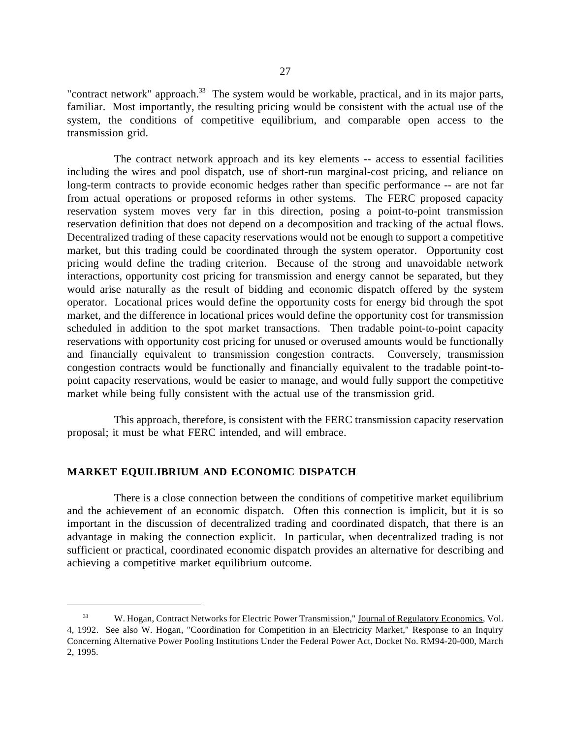"contract network" approach.[33] The system would be workable, practical, and in its major parts, familiar. Most importantly, the resulting pricing would be consistent with the actual use of the system, the conditions of competitive equilibrium, and comparable open access to the transmission grid.

The contract network approach and its key elements -- access to essential facilities including the wires and pool dispatch, use of short-run marginal-cost pricing, and reliance on long-term contracts to provide economic hedges rather than specific performance -- are not far from actual operations or proposed reforms in other systems. The FERC proposed capacity reservation system moves very far in this direction, posing a point-to-point transmission reservation definition that does not depend on a decomposition and tracking of the actual flows. Decentralized trading of these capacity reservations would not be enough to support a competitive market, but this trading could be coordinated through the system operator. Opportunity cost pricing would define the trading criterion. Because of the strong and unavoidable network interactions, opportunity cost pricing for transmission and energy cannot be separated, but they would arise naturally as the result of bidding and economic dispatch offered by the system operator. Locational prices would define the opportunity costs for energy bid through the spot market, and the difference in locational prices would define the opportunity cost for transmission scheduled in addition to the spot market transactions. Then tradable point-to-point capacity reservations with opportunity cost pricing for unused or overused amounts would be functionally and financially equivalent to transmission congestion contracts. Conversely, transmission congestion contracts would be functionally and financially equivalent to the tradable point-to-point capacity reservations, would be easier to manage, and would fully support the competitive market while being fully consistent with the actual use of the transmission grid.

This approach, therefore, is consistent with the FERC transmission capacity reservation proposal; it must be what FERC intended, and will embrace.

## MARKET EQUILIBRIUM AND ECONOMIC DISPATCH

There is a close connection between the conditions of competitive market equilibrium and the achievement of an economic dispatch. Often this connection is implicit, but it is so important in the discussion of decentralized trading and coordinated dispatch, that there is an advantage in making the connection explicit. In particular, when decentralized trading is not sufficient or practical, coordinated economic dispatch provides an alternative for describing and achieving a competitive market equilibrium outcome.

---

[33] W. Hogan, Contract Networks for Electric Power Transmission," Journal of Regulatory Economics, Vol. 4, 1992. See also W. Hogan, "Coordination for Competition in an Electricity Market," Response to an Inquiry Concerning Alternative Power Pooling Institutions Under the Federal Power Act, Docket No. RM94-20-000, March 2, 1995.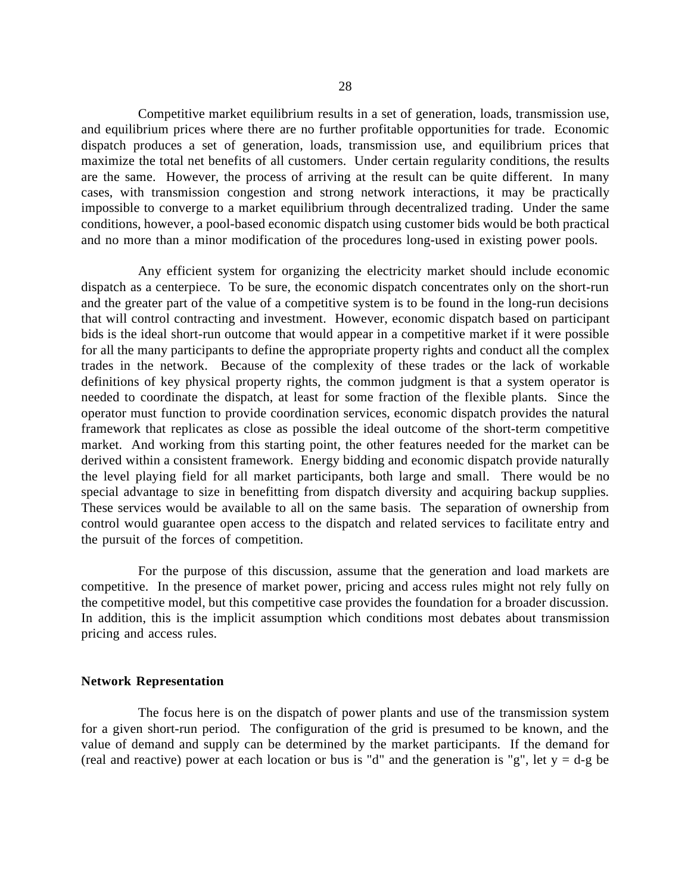Competitive market equilibrium results in a set of generation, loads, transmission use, and equilibrium prices where there are no further profitable opportunities for trade. Economic dispatch produces a set of generation, loads, transmission use, and equilibrium prices that maximize the total net benefits of all customers. Under certain regularity conditions, the results are the same. However, the process of arriving at the result can be quite different. In many cases, with transmission congestion and strong network interactions, it may be practically impossible to converge to a market equilibrium through decentralized trading. Under the same conditions, however, a pool-based economic dispatch using customer bids would be both practical and no more than a minor modification of the procedures long-used in existing power pools.

Any efficient system for organizing the electricity market should include economic dispatch as a centerpiece. To be sure, the economic dispatch concentrates only on the short-run and the greater part of the value of a competitive system is to be found in the long-run decisions that will control contracting and investment. However, economic dispatch based on participant bids is the ideal short-run outcome that would appear in a competitive market if it were possible for all the many participants to define the appropriate property rights and conduct all the complex trades in the network. Because of the complexity of these trades or the lack of workable definitions of key physical property rights, the common judgment is that a system operator is needed to coordinate the dispatch, at least for some fraction of the flexible plants. Since the operator must function to provide coordination services, economic dispatch provides the natural framework that replicates as close as possible the ideal outcome of the short-term competitive market. And working from this starting point, the other features needed for the market can be derived within a consistent framework. Energy bidding and economic dispatch provide naturally the level playing field for all market participants, both large and small. There would be no special advantage to size in benefitting from dispatch diversity and acquiring backup supplies. These services would be available to all on the same basis. The separation of ownership from control would guarantee open access to the dispatch and related services to facilitate entry and the pursuit of the forces of competition.

For the purpose of this discussion, assume that the generation and load markets are competitive. In the presence of market power, pricing and access rules might not rely fully on the competitive model, but this competitive case provides the foundation for a broader discussion. In addition, this is the implicit assumption which conditions most debates about transmission pricing and access rules.

**Network Representation**

The focus here is on the dispatch of power plants and use of the transmission system for a given short-run period. The configuration of the grid is presumed to be known, and the value of demand and supply can be determined by the market participants. If the demand for (real and reactive) power at each location or bus is "d" and the generation is "g", let $y = d - g$ be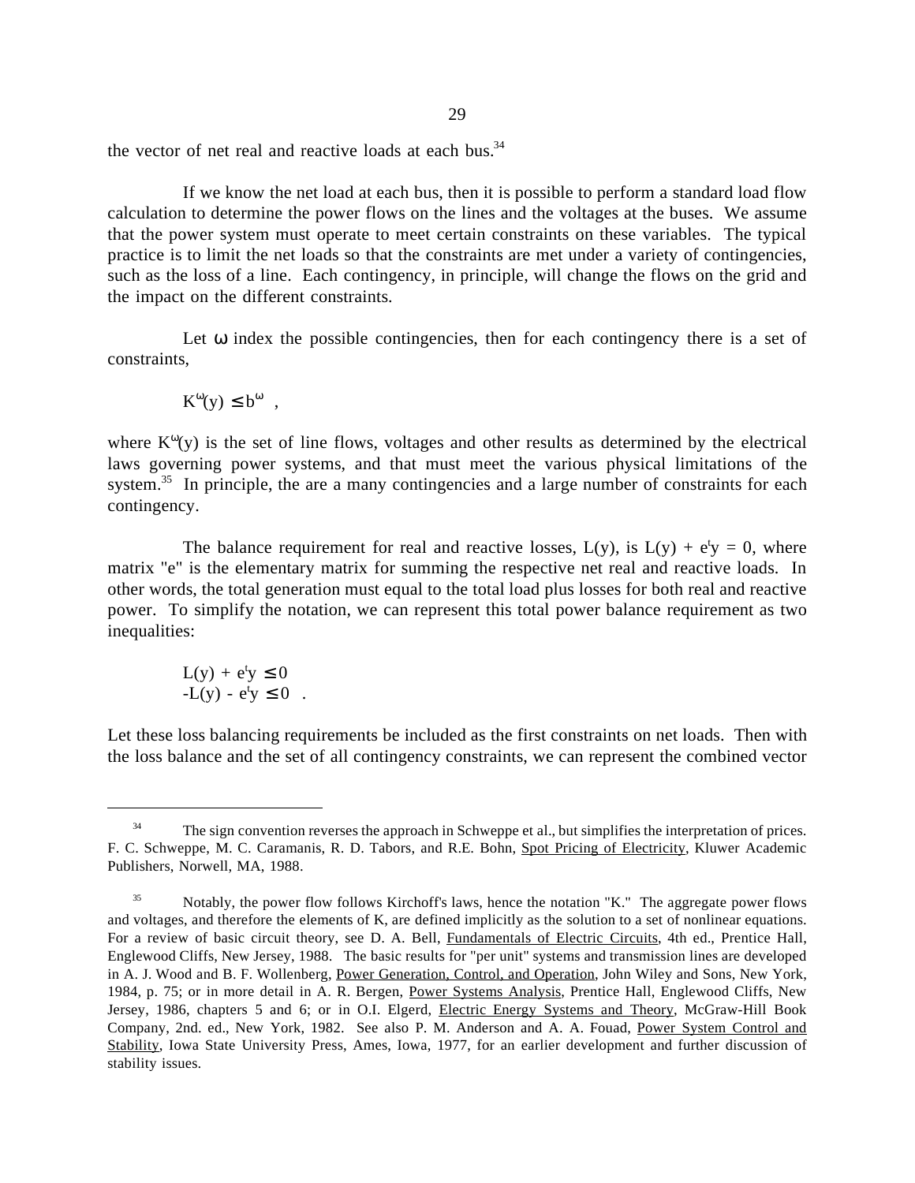the vector of net real and reactive loads at each bus.[34]

If we know the net load at each bus, then it is possible to perform a standard load flow calculation to determine the power flows on the lines and the voltages at the buses. We assume that the power system must operate to meet certain constraints on these variables. The typical practice is to limit the net loads so that the constraints are met under a variety of contingencies, such as the loss of a line. Each contingency, in principle, will change the flows on the grid and the impact on the different constraints.

Let $\omega$ index the possible contingencies, then for each contingency there is a set of constraints,

$$K^{\omega}(y) \leq b^{\omega} \quad ,$$

where $K^{\omega}(y)$ is the set of line flows, voltages and other results as determined by the electrical laws governing power systems, and that must meet the various physical limitations of the system.[35] In principle, the are a many contingencies and a large number of constraints for each contingency.

The balance requirement for real and reactive losses, $L(y)$, is $L(y) + e^{t}y = 0$, where matrix "e" is the elementary matrix for summing the respective net real and reactive loads. In other words, the total generation must equal to the total load plus losses for both real and reactive power. To simplify the notation, we can represent this total power balance requirement as two inequalities:

$$\begin{aligned} L(y) + e^{t}y &\leq 0 \\ -L(y) - e^{t}y &\leq 0 \quad . \end{aligned}$$

Let these loss balancing requirements be included as the first constraints on net loads. Then with the loss balance and the set of all contingency constraints, we can represent the combined vector

---

[34] The sign convention reverses the approach in Schweppe et al., but simplifies the interpretation of prices. F. C. Schweppe, M. C. Caramanis, R. D. Tabors, and R.E. Bohn, Spot Pricing of Electricity, Kluwer Academic Publishers, Norwell, MA, 1988.

[35] Notably, the power flow follows Kirchoff's laws, hence the notation "K." The aggregate power flows and voltages, and therefore the elements of K, are defined implicitly as the solution to a set of nonlinear equations. For a review of basic circuit theory, see D. A. Bell, Fundamentals of Electric Circuits, 4th ed., Prentice Hall, Englewood Cliffs, New Jersey, 1988. The basic results for "per unit" systems and transmission lines are developed in A. J. Wood and B. F. Wollenberg, Power Generation, Control, and Operation, John Wiley and Sons, New York, 1984, p. 75; or in more detail in A. R. Bergen, Power Systems Analysis, Prentice Hall, Englewood Cliffs, New Jersey, 1986, chapters 5 and 6; or in O.I. Elgerd, Electric Energy Systems and Theory, McGraw-Hill Book Company, 2nd. ed., New York, 1982. See also P. M. Anderson and A. A. Fouad, Power System Control and Stability, Iowa State University Press, Ames, Iowa, 1977, for an earlier development and further discussion of stability issues.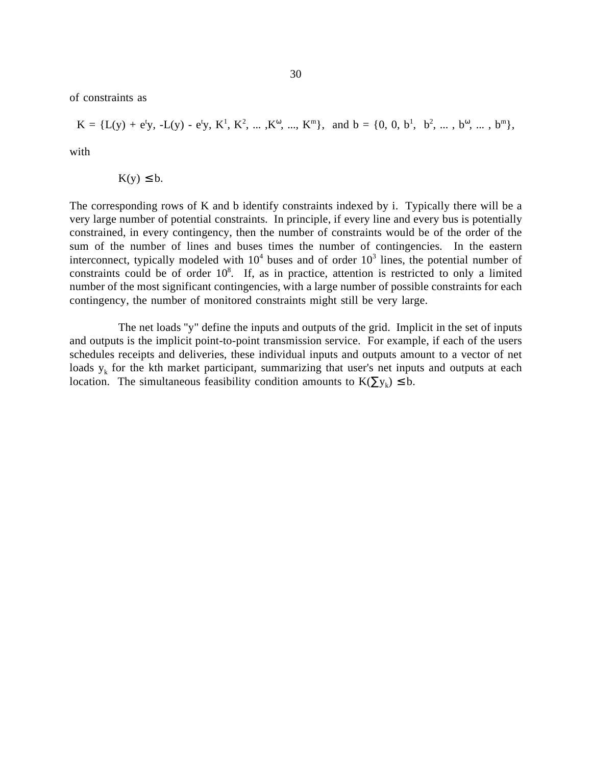of constraints as

$$K = \{L(y) + e^t y, -L(y) - e^t y, K^1, K^2, \ldots, K^\omega, \ldots, K^m\}, \text{ and } b = \{0, 0, b^1, b^2, \ldots, b^\omega, \ldots, b^m\},$$

with

$$K(y) \leq b.$$

The corresponding rows of K and b identify constraints indexed by i. Typically there will be a very large number of potential constraints. In principle, if every line and every bus is potentially constrained, in every contingency, then the number of constraints would be of the order of the sum of the number of lines and buses times the number of contingencies. In the eastern interconnect, typically modeled with $10^4$ buses and of order $10^3$ lines, the potential number of constraints could be of order $10^8$. If, as in practice, attention is restricted to only a limited number of the most significant contingencies, with a large number of possible constraints for each contingency, the number of monitored constraints might still be very large.

The net loads "y" define the inputs and outputs of the grid. Implicit in the set of inputs and outputs is the implicit point-to-point transmission service. For example, if each of the users schedules receipts and deliveries, these individual inputs and outputs amount to a vector of net loads $y_k$ for the kth market participant, summarizing that user's net inputs and outputs at each location. The simultaneous feasibility condition amounts to $K(\sum y_k) \leq b$.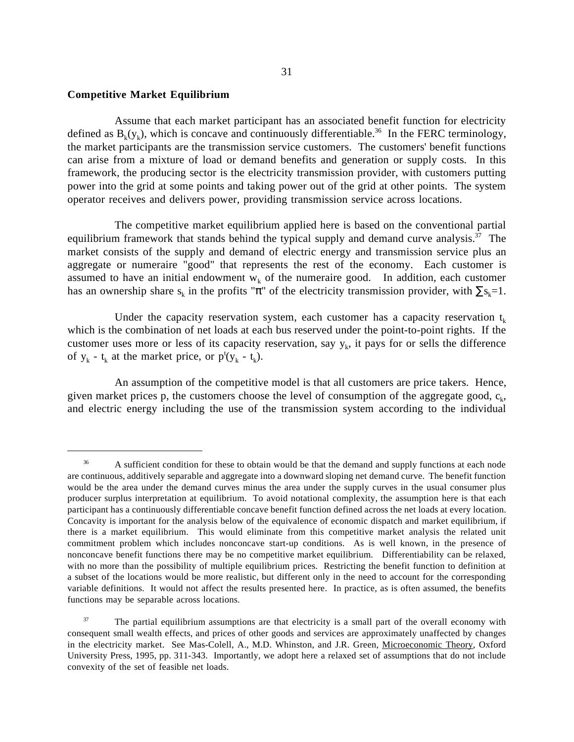**Competitive Market Equilibrium**

Assume that each market participant has an associated benefit function for electricity defined as $B_k(y_k)$, which is concave and continuously differentiable.[36] In the FERC terminology, the market participants are the transmission service customers. The customers' benefit functions can arise from a mixture of load or demand benefits and generation or supply costs. In this framework, the producing sector is the electricity transmission provider, with customers putting power into the grid at some points and taking power out of the grid at other points. The system operator receives and delivers power, providing transmission service across locations.

The competitive market equilibrium applied here is based on the conventional partial equilibrium framework that stands behind the typical supply and demand curve analysis.[37] The market consists of the supply and demand of electric energy and transmission service plus an aggregate or numeraire "good" that represents the rest of the economy. Each customer is assumed to have an initial endowment $w_k$ of the numeraire good. In addition, each customer has an ownership share $s_k$ in the profits "$\pi$" of the electricity transmission provider, with $\sum s_k = 1$.

Under the capacity reservation system, each customer has a capacity reservation $t_k$ which is the combination of net loads at each bus reserved under the point-to-point rights. If the customer uses more or less of its capacity reservation, say $y_k$, it pays for or sells the difference of $y_k - t_k$ at the market price, or $p^t(y_k - t_k)$.

An assumption of the competitive model is that all customers are price takers. Hence, given market prices p, the customers choose the level of consumption of the aggregate good, $c_k$, and electric energy including the use of the transmission system according to the individual

---

[36] A sufficient condition for these to obtain would be that the demand and supply functions at each node are continuous, additively separable and aggregate into a downward sloping net demand curve. The benefit function would be the area under the demand curves minus the area under the supply curves in the usual consumer plus producer surplus interpretation at equilibrium. To avoid notational complexity, the assumption here is that each participant has a continuously differentiable concave benefit function defined across the net loads at every location. Concavity is important for the analysis below of the equivalence of economic dispatch and market equilibrium, if there is a market equilibrium. This would eliminate from this competitive market analysis the related unit commitment problem which includes nonconcave start-up conditions. As is well known, in the presence of nonconcave benefit functions there may be no competitive market equilibrium. Differentiability can be relaxed, with no more than the possibility of multiple equilibrium prices. Restricting the benefit function to definition at a subset of the locations would be more realistic, but different only in the need to account for the corresponding variable definitions. It would not affect the results presented here. In practice, as is often assumed, the benefits functions may be separable across locations.

[37] The partial equilibrium assumptions are that electricity is a small part of the overall economy with consequent small wealth effects, and prices of other goods and services are approximately unaffected by changes in the electricity market. See Mas-Colell, A., M.D. Whinston, and J.R. Green, Microeconomic Theory, Oxford University Press, 1995, pp. 311-343. Importantly, we adopt here a relaxed set of assumptions that do not include convexity of the set of feasible net loads.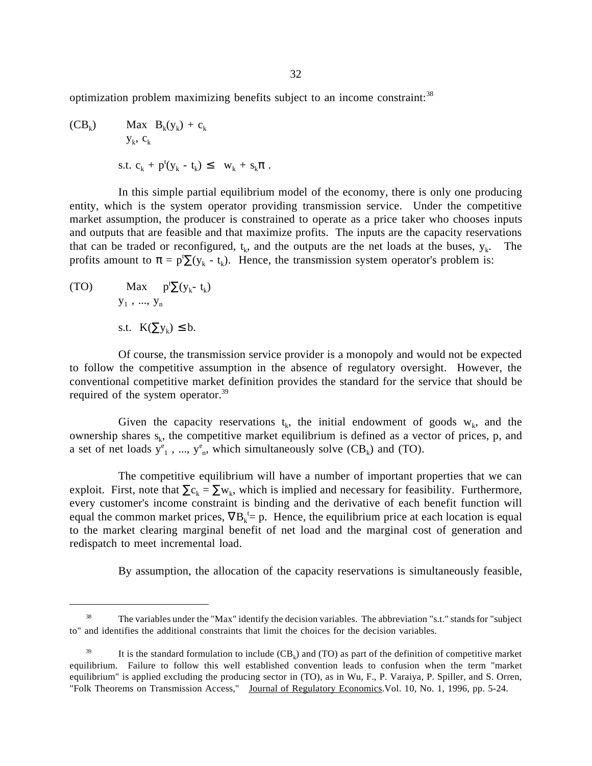optimization problem maximizing benefits subject to an income constraint:[38]

$$(CB_k) \qquad \underset{y_k,\, c_k}{\text{Max}} \;\; B_k(y_k) + c_k$$

$$\text{s.t. } c_k + p^t(y_k - t_k) \leq \; w_k + s_k\pi \, .$$

In this simple partial equilibrium model of the economy, there is only one producing entity, which is the system operator providing transmission service. Under the competitive market assumption, the producer is constrained to operate as a price taker who chooses inputs and outputs that are feasible and that maximize profits. The inputs are the capacity reservations that can be traded or reconfigured, $t_k$, and the outputs are the net loads at the buses, $y_k$. The profits amount to $\pi = p^t\sum(y_k - t_k)$. Hence, the transmission system operator's problem is:

$$(TO) \qquad \underset{y_1\, ,\, ...,\, y_n}{\text{Max}} \;\; p^t\sum(y_k - t_k)$$

$$\text{s.t. } \; K(\sum y_k) \leq b.$$

Of course, the transmission service provider is a monopoly and would not be expected to follow the competitive assumption in the absence of regulatory oversight. However, the conventional competitive market definition provides the standard for the service that should be required of the system operator.[39]

Given the capacity reservations $t_k$, the initial endowment of goods $w_k$, and the ownership shares $s_k$, the competitive market equilibrium is defined as a vector of prices, p, and a set of net loads $y^e_1$ , ..., $y^e_n$, which simultaneously solve $(CB_k)$ and (TO).

The competitive equilibrium will have a number of important properties that we can exploit. First, note that $\sum c_k = \sum w_k$, which is implied and necessary for feasibility. Furthermore, every customer's income constraint is binding and the derivative of each benefit function will equal the common market prices, $\nabla B_k^t = p$. Hence, the equilibrium price at each location is equal to the market clearing marginal benefit of net load and the marginal cost of generation and redispatch to meet incremental load.

By assumption, the allocation of the capacity reservations is simultaneously feasible,

---

[38] The variables under the "Max" identify the decision variables. The abbreviation "s.t." stands for "subject to" and identifies the additional constraints that limit the choices for the decision variables.

[39] It is the standard formulation to include $(CB_k)$ and (TO) as part of the definition of competitive market equilibrium. Failure to follow this well established convention leads to confusion when the term "market equilibrium" is applied excluding the producing sector in (TO), as in Wu, F., P. Varaiya, P. Spiller, and S. Orren, "Folk Theorems on Transmission Access," Journal of Regulatory Economics. Vol. 10, No. 1, 1996, pp. 5-24.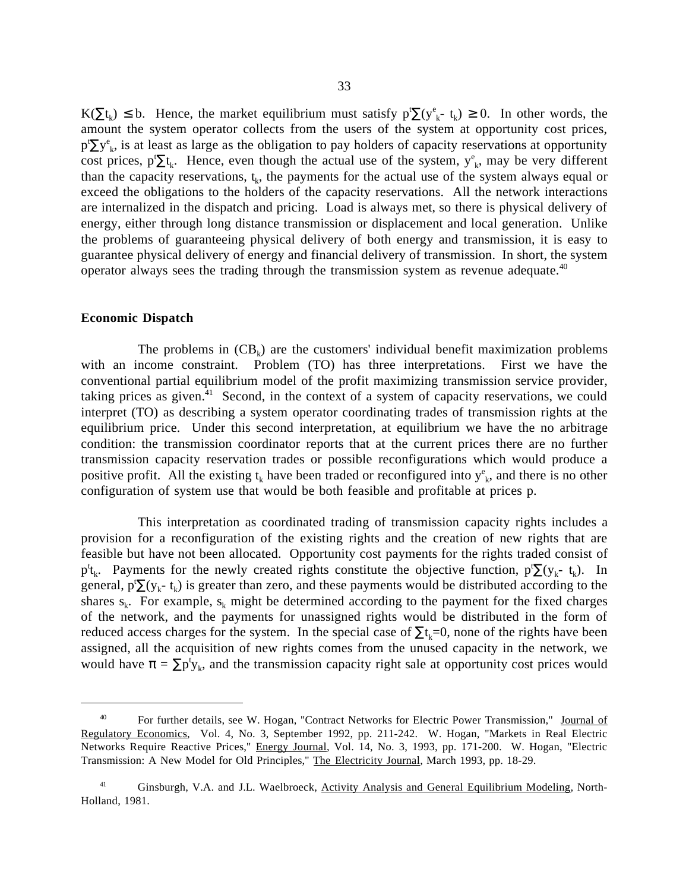$K(\sum t_k) \leq b$. Hence, the market equilibrium must satisfy $p^t \sum (y^e_k - t_k) \geq 0$. In other words, the amount the system operator collects from the users of the system at opportunity cost prices, $p^t \sum y^e_k$, is at least as large as the obligation to pay holders of capacity reservations at opportunity cost prices, $p^t \sum t_k$. Hence, even though the actual use of the system, $y^e_k$, may be very different than the capacity reservations, $t_k$, the payments for the actual use of the system always equal or exceed the obligations to the holders of the capacity reservations. All the network interactions are internalized in the dispatch and pricing. Load is always met, so there is physical delivery of energy, either through long distance transmission or displacement and local generation. Unlike the problems of guaranteeing physical delivery of both energy and transmission, it is easy to guarantee physical delivery of energy and financial delivery of transmission. In short, the system operator always sees the trading through the transmission system as revenue adequate.[40]

**Economic Dispatch**

The problems in ($CB_k$) are the customers' individual benefit maximization problems with an income constraint. Problem (TO) has three interpretations. First we have the conventional partial equilibrium model of the profit maximizing transmission service provider, taking prices as given.[41] Second, in the context of a system of capacity reservations, we could interpret (TO) as describing a system operator coordinating trades of transmission rights at the equilibrium price. Under this second interpretation, at equilibrium we have the no arbitrage condition: the transmission coordinator reports that at the current prices there are no further transmission capacity reservation trades or possible reconfigurations which would produce a positive profit. All the existing $t_k$ have been traded or reconfigured into $y^e_k$, and there is no other configuration of system use that would be both feasible and profitable at prices p.

This interpretation as coordinated trading of transmission capacity rights includes a provision for a reconfiguration of the existing rights and the creation of new rights that are feasible but have not been allocated. Opportunity cost payments for the rights traded consist of $p^t t_k$. Payments for the newly created rights constitute the objective function, $p^t \sum (y_k - t_k)$. In general, $p^t \sum (y_k - t_k)$ is greater than zero, and these payments would be distributed according to the shares $s_k$. For example, $s_k$ might be determined according to the payment for the fixed charges of the network, and the payments for unassigned rights would be distributed in the form of reduced access charges for the system. In the special case of $\sum t_k = 0$, none of the rights have been assigned, all the acquisition of new rights comes from the unused capacity in the network, we would have $\pi = \sum p^t y_k$, and the transmission capacity right sale at opportunity cost prices would

---

[40] For further details, see W. Hogan, "Contract Networks for Electric Power Transmission," Journal of Regulatory Economics, Vol. 4, No. 3, September 1992, pp. 211-242. W. Hogan, "Markets in Real Electric Networks Require Reactive Prices," Energy Journal, Vol. 14, No. 3, 1993, pp. 171-200. W. Hogan, "Electric Transmission: A New Model for Old Principles," The Electricity Journal, March 1993, pp. 18-29.

[41] Ginsburgh, V.A. and J.L. Waelbroeck, Activity Analysis and General Equilibrium Modeling, North-Holland, 1981.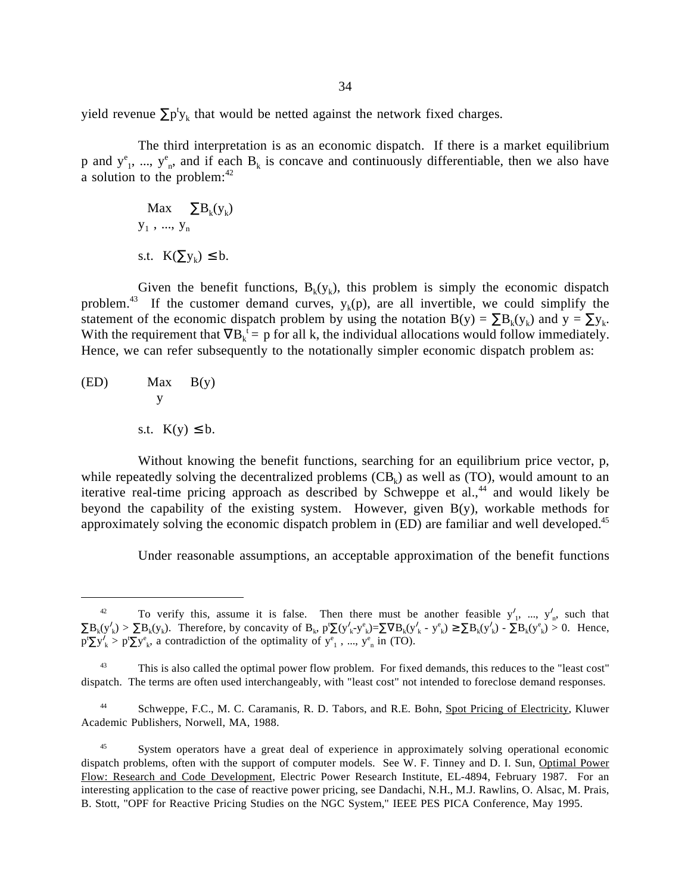yield revenue $\sum p^t y_k$ that would be netted against the network fixed charges.

The third interpretation is as an economic dispatch. If there is a market equilibrium p and $y^e_1, ..., y^e_n$, and if each $B_k$ is concave and continuously differentiable, then we also have a solution to the problem:[42]

$$\max_{y_1, ..., y_n} \sum B_k(y_k)$$

$$\text{s.t.} \quad K(\sum y_k) \leq b.$$

Given the benefit functions, $B_k(y_k)$, this problem is simply the economic dispatch problem.[43] If the customer demand curves, $y_k(p)$, are all invertible, we could simplify the statement of the economic dispatch problem by using the notation $B(y) = \sum B_k(y_k)$ and $y = \sum y_k$. With the requirement that $\nabla B_k^t = p$ for all k, the individual allocations would follow immediately. Hence, we can refer subsequently to the notationally simpler economic dispatch problem as:

$$\text{(ED)} \qquad \max_{y} B(y)$$

$$\text{s.t.} \quad K(y) \leq b.$$

Without knowing the benefit functions, searching for an equilibrium price vector, p, while repeatedly solving the decentralized problems ($CB_k$) as well as (TO), would amount to an iterative real-time pricing approach as described by Schweppe et al.,[44] and would likely be beyond the capability of the existing system. However, given B(y), workable methods for approximately solving the economic dispatch problem in (ED) are familiar and well developed.[45]

Under reasonable assumptions, an acceptable approximation of the benefit functions

---

[42] To verify this, assume it is false. Then there must be another feasible $y'_1, ..., y'_n$, such that $\sum B_k(y'_k) > \sum B_k(y_k)$. Therefore, by concavity of $B_k$, $p^t\sum(y'_k - y^e_k) = \sum \nabla B_k(y'_k - y^e_k) \geq \sum B_k(y'_k) - \sum B_k(y^e_k) > 0$. Hence, $p^t\sum y'_k > p^t \sum y^e_k$, a contradiction of the optimality of $y^e_1, ..., y^e_n$ in (TO).

[43] This is also called the optimal power flow problem. For fixed demands, this reduces to the "least cost" dispatch. The terms are often used interchangeably, with "least cost" not intended to foreclose demand responses.

[44] Schweppe, F.C., M. C. Caramanis, R. D. Tabors, and R.E. Bohn, Spot Pricing of Electricity, Kluwer Academic Publishers, Norwell, MA, 1988.

[45] System operators have a great deal of experience in approximately solving operational economic dispatch problems, often with the support of computer models. See W. F. Tinney and D. I. Sun, Optimal Power Flow: Research and Code Development, Electric Power Research Institute, EL-4894, February 1987. For an interesting application to the case of reactive power pricing, see Dandachi, N.H., M.J. Rawlins, O. Alsac, M. Prais, B. Stott, "OPF for Reactive Pricing Studies on the NGC System," IEEE PES PICA Conference, May 1995.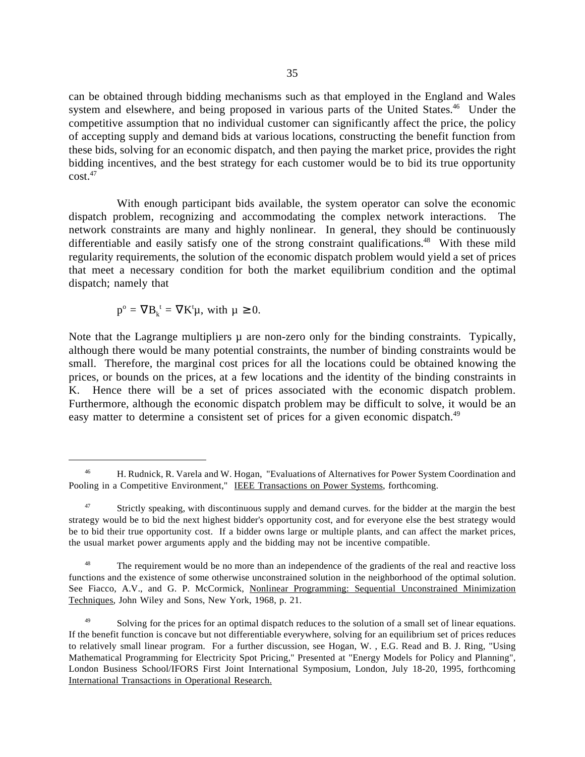can be obtained through bidding mechanisms such as that employed in the England and Wales system and elsewhere, and being proposed in various parts of the United States.[46] Under the competitive assumption that no individual customer can significantly affect the price, the policy of accepting supply and demand bids at various locations, constructing the benefit function from these bids, solving for an economic dispatch, and then paying the market price, provides the right bidding incentives, and the best strategy for each customer would be to bid its true opportunity cost.[47]

With enough participant bids available, the system operator can solve the economic dispatch problem, recognizing and accommodating the complex network interactions. The network constraints are many and highly nonlinear. In general, they should be continuously differentiable and easily satisfy one of the strong constraint qualifications.[48] With these mild regularity requirements, the solution of the economic dispatch problem would yield a set of prices that meet a necessary condition for both the market equilibrium condition and the optimal dispatch; namely that

$$p^o = \nabla B_k^t = \nabla K^t \mu, \text{ with } \mu \geq 0.$$

Note that the Lagrange multipliers $\mu$ are non-zero only for the binding constraints. Typically, although there would be many potential constraints, the number of binding constraints would be small. Therefore, the marginal cost prices for all the locations could be obtained knowing the prices, or bounds on the prices, at a few locations and the identity of the binding constraints in K. Hence there will be a set of prices associated with the economic dispatch problem. Furthermore, although the economic dispatch problem may be difficult to solve, it would be an easy matter to determine a consistent set of prices for a given economic dispatch.[49]

---

[46] H. Rudnick, R. Varela and W. Hogan, "Evaluations of Alternatives for Power System Coordination and Pooling in a Competitive Environment," IEEE Transactions on Power Systems, forthcoming.

[47] Strictly speaking, with discontinuous supply and demand curves. for the bidder at the margin the best strategy would be to bid the next highest bidder's opportunity cost, and for everyone else the best strategy would be to bid their true opportunity cost. If a bidder owns large or multiple plants, and can affect the market prices, the usual market power arguments apply and the bidding may not be incentive compatible.

[48] The requirement would be no more than an independence of the gradients of the real and reactive loss functions and the existence of some otherwise unconstrained solution in the neighborhood of the optimal solution. See Fiacco, A.V., and G. P. McCormick, Nonlinear Programming: Sequential Unconstrained Minimization Techniques, John Wiley and Sons, New York, 1968, p. 21.

[49] Solving for the prices for an optimal dispatch reduces to the solution of a small set of linear equations. If the benefit function is concave but not differentiable everywhere, solving for an equilibrium set of prices reduces to relatively small linear program. For a further discussion, see Hogan, W. , E.G. Read and B. J. Ring, "Using Mathematical Programming for Electricity Spot Pricing," Presented at "Energy Models for Policy and Planning", London Business School/IFORS First Joint International Symposium, London, July 18-20, 1995, forthcoming International Transactions in Operational Research.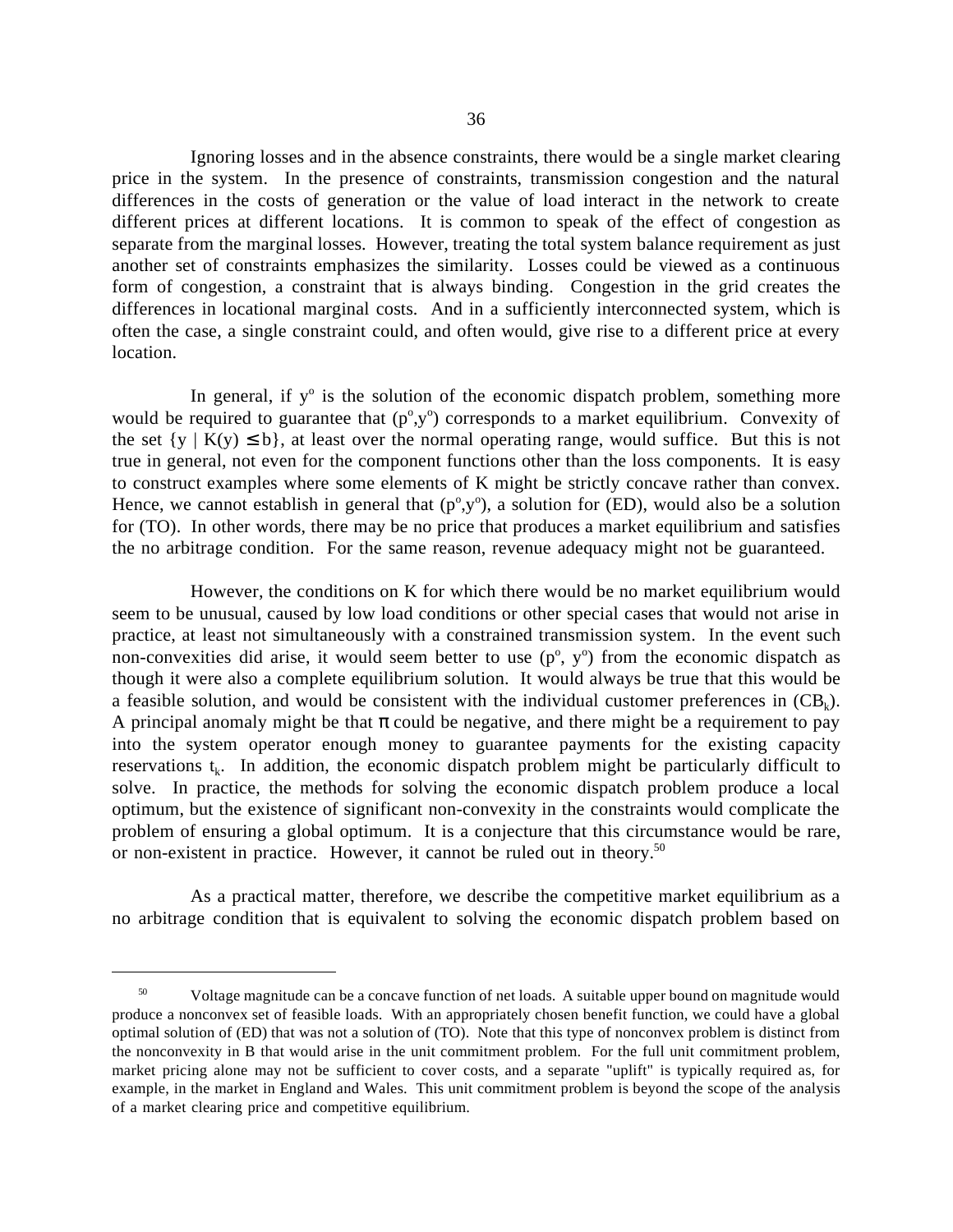Ignoring losses and in the absence constraints, there would be a single market clearing price in the system. In the presence of constraints, transmission congestion and the natural differences in the costs of generation or the value of load interact in the network to create different prices at different locations. It is common to speak of the effect of congestion as separate from the marginal losses. However, treating the total system balance requirement as just another set of constraints emphasizes the similarity. Losses could be viewed as a continuous form of congestion, a constraint that is always binding. Congestion in the grid creates the differences in locational marginal costs. And in a sufficiently interconnected system, which is often the case, a single constraint could, and often would, give rise to a different price at every location.

In general, if $y^o$ is the solution of the economic dispatch problem, something more would be required to guarantee that $(p^o,y^o)$ corresponds to a market equilibrium. Convexity of the set $\{y \mid K(y) \leq b\}$, at least over the normal operating range, would suffice. But this is not true in general, not even for the component functions other than the loss components. It is easy to construct examples where some elements of K might be strictly concave rather than convex. Hence, we cannot establish in general that $(p^o,y^o)$, a solution for (ED), would also be a solution for (TO). In other words, there may be no price that produces a market equilibrium and satisfies the no arbitrage condition. For the same reason, revenue adequacy might not be guaranteed.

However, the conditions on K for which there would be no market equilibrium would seem to be unusual, caused by low load conditions or other special cases that would not arise in practice, at least not simultaneously with a constrained transmission system. In the event such non-convexities did arise, it would seem better to use $(p^o, y^o)$ from the economic dispatch as though it were also a complete equilibrium solution. It would always be true that this would be a feasible solution, and would be consistent with the individual customer preferences in $(CB_k)$. A principal anomaly might be that $\pi$ could be negative, and there might be a requirement to pay into the system operator enough money to guarantee payments for the existing capacity reservations $t_k$. In addition, the economic dispatch problem might be particularly difficult to solve. In practice, the methods for solving the economic dispatch problem produce a local optimum, but the existence of significant non-convexity in the constraints would complicate the problem of ensuring a global optimum. It is a conjecture that this circumstance would be rare, or non-existent in practice. However, it cannot be ruled out in theory.[50]

As a practical matter, therefore, we describe the competitive market equilibrium as a no arbitrage condition that is equivalent to solving the economic dispatch problem based on

---

[50] Voltage magnitude can be a concave function of net loads. A suitable upper bound on magnitude would produce a nonconvex set of feasible loads. With an appropriately chosen benefit function, we could have a global optimal solution of (ED) that was not a solution of (TO). Note that this type of nonconvex problem is distinct from the nonconvexity in B that would arise in the unit commitment problem. For the full unit commitment problem, market pricing alone may not be sufficient to cover costs, and a separate "uplift" is typically required as, for example, in the market in England and Wales. This unit commitment problem is beyond the scope of the analysis of a market clearing price and competitive equilibrium.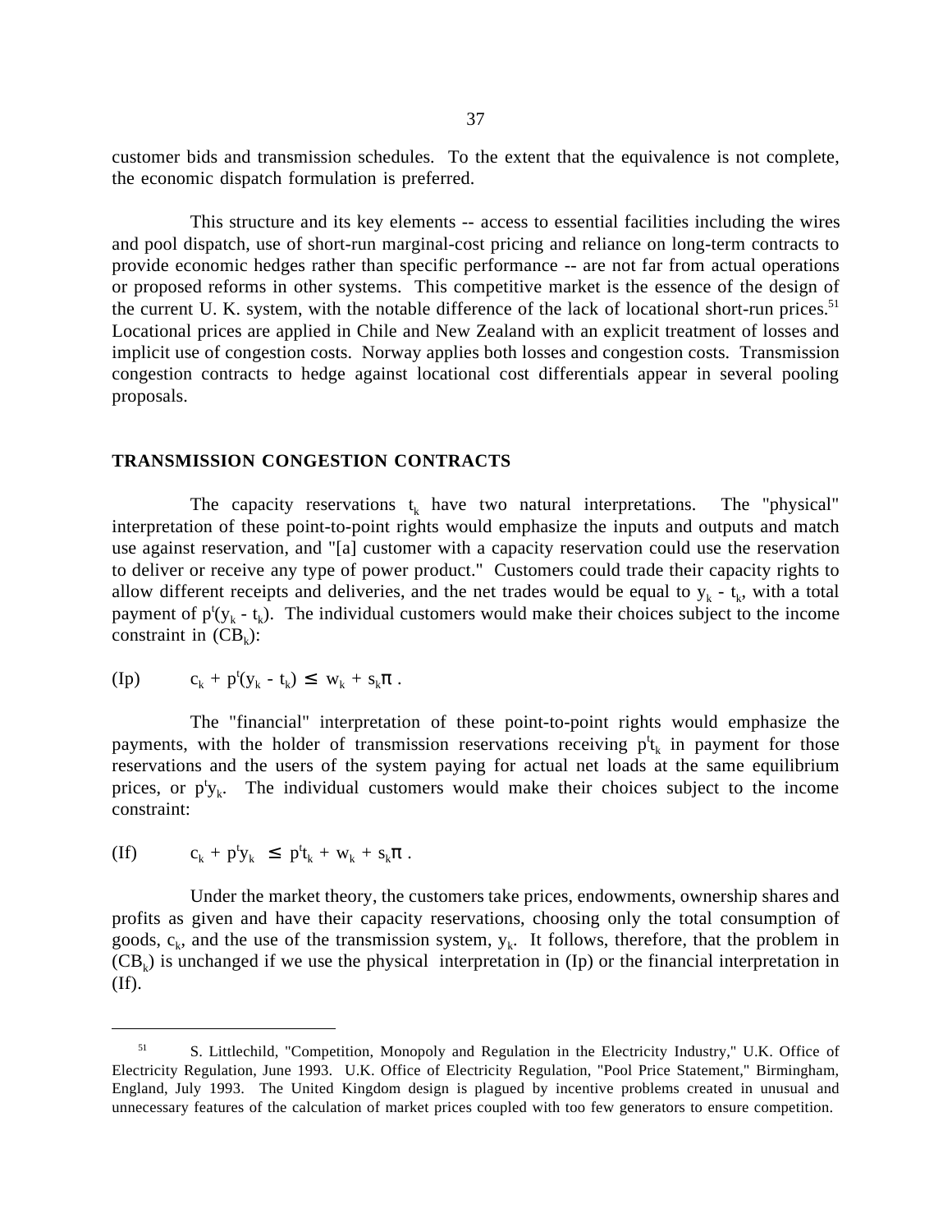customer bids and transmission schedules. To the extent that the equivalence is not complete, the economic dispatch formulation is preferred.

This structure and its key elements -- access to essential facilities including the wires and pool dispatch, use of short-run marginal-cost pricing and reliance on long-term contracts to provide economic hedges rather than specific performance -- are not far from actual operations or proposed reforms in other systems. This competitive market is the essence of the design of the current U. K. system, with the notable difference of the lack of locational short-run prices.[51] Locational prices are applied in Chile and New Zealand with an explicit treatment of losses and implicit use of congestion costs. Norway applies both losses and congestion costs. Transmission congestion contracts to hedge against locational cost differentials appear in several pooling proposals.

## TRANSMISSION CONGESTION CONTRACTS

The capacity reservations $t_k$ have two natural interpretations. The "physical" interpretation of these point-to-point rights would emphasize the inputs and outputs and match use against reservation, and "[a] customer with a capacity reservation could use the reservation to deliver or receive any type of power product." Customers could trade their capacity rights to allow different receipts and deliveries, and the net trades would be equal to $y_k - t_k$, with a total payment of $p^t(y_k - t_k)$. The individual customers would make their choices subject to the income constraint in $(CB_k)$:

$$\text{(Ip)} \qquad c_k + p^t(y_k - t_k) \leq w_k + s_k\pi \, .$$

The "financial" interpretation of these point-to-point rights would emphasize the payments, with the holder of transmission reservations receiving $p^t t_k$ in payment for those reservations and the users of the system paying for actual net loads at the same equilibrium prices, or $p^t y_k$. The individual customers would make their choices subject to the income constraint:

$$\text{(If)} \qquad c_k + p^t y_k \leq p^t t_k + w_k + s_k\pi \, .$$

Under the market theory, the customers take prices, endowments, ownership shares and profits as given and have their capacity reservations, choosing only the total consumption of goods, $c_k$, and the use of the transmission system, $y_k$. It follows, therefore, that the problem in $(CB_k)$ is unchanged if we use the physical interpretation in (Ip) or the financial interpretation in (If).

---

[51] S. Littlechild, "Competition, Monopoly and Regulation in the Electricity Industry," U.K. Office of Electricity Regulation, June 1993. U.K. Office of Electricity Regulation, "Pool Price Statement," Birmingham, England, July 1993. The United Kingdom design is plagued by incentive problems created in unusual and unnecessary features of the calculation of market prices coupled with too few generators to ensure competition.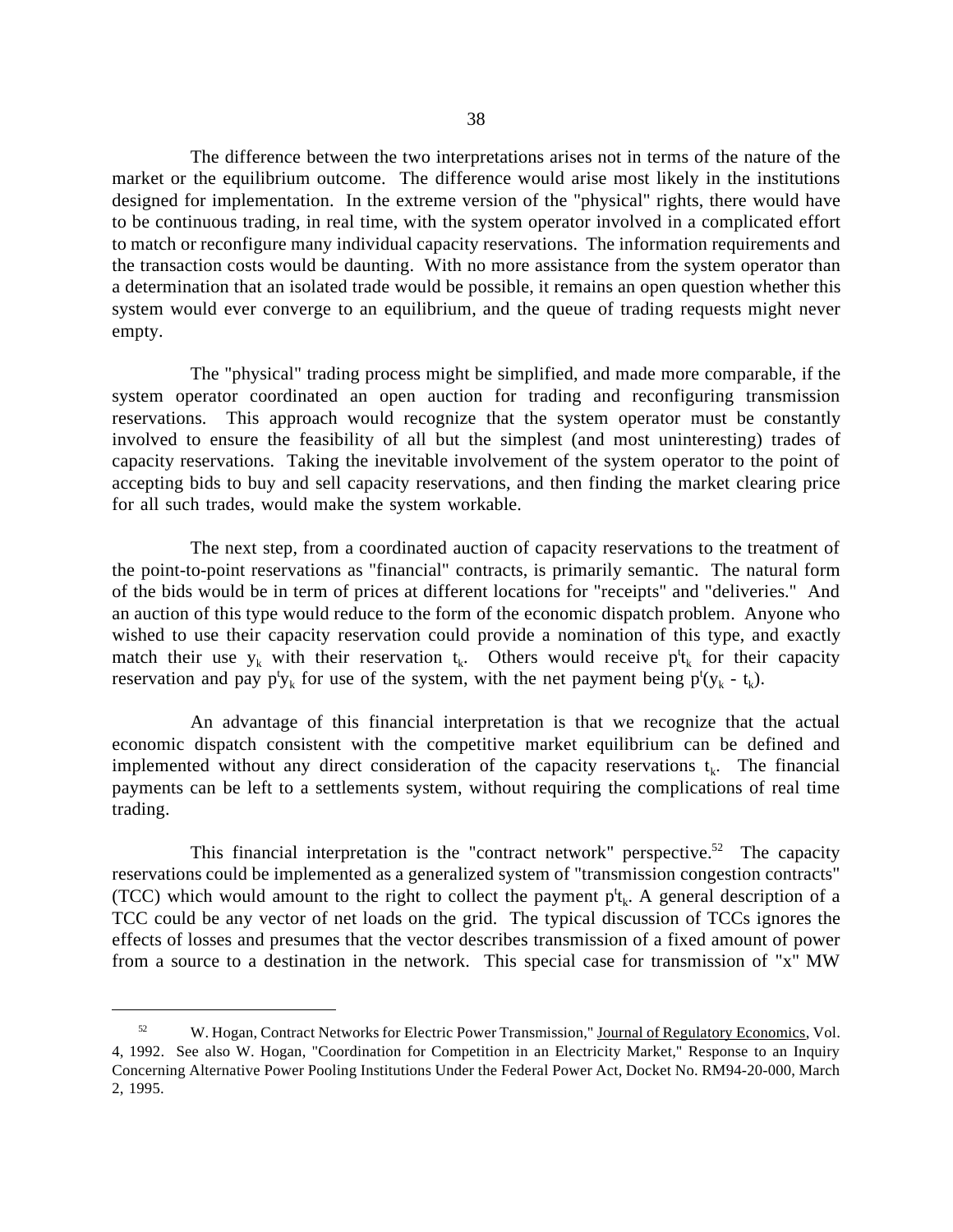The difference between the two interpretations arises not in terms of the nature of the market or the equilibrium outcome. The difference would arise most likely in the institutions designed for implementation. In the extreme version of the "physical" rights, there would have to be continuous trading, in real time, with the system operator involved in a complicated effort to match or reconfigure many individual capacity reservations. The information requirements and the transaction costs would be daunting. With no more assistance from the system operator than a determination that an isolated trade would be possible, it remains an open question whether this system would ever converge to an equilibrium, and the queue of trading requests might never empty.

The "physical" trading process might be simplified, and made more comparable, if the system operator coordinated an open auction for trading and reconfiguring transmission reservations. This approach would recognize that the system operator must be constantly involved to ensure the feasibility of all but the simplest (and most uninteresting) trades of capacity reservations. Taking the inevitable involvement of the system operator to the point of accepting bids to buy and sell capacity reservations, and then finding the market clearing price for all such trades, would make the system workable.

The next step, from a coordinated auction of capacity reservations to the treatment of the point-to-point reservations as "financial" contracts, is primarily semantic. The natural form of the bids would be in term of prices at different locations for "receipts" and "deliveries." And an auction of this type would reduce to the form of the economic dispatch problem. Anyone who wished to use their capacity reservation could provide a nomination of this type, and exactly match their use $y_k$ with their reservation $t_k$. Others would receive $p^t t_k$ for their capacity reservation and pay $p^t y_k$ for use of the system, with the net payment being $p^t(y_k - t_k)$.

An advantage of this financial interpretation is that we recognize that the actual economic dispatch consistent with the competitive market equilibrium can be defined and implemented without any direct consideration of the capacity reservations $t_k$. The financial payments can be left to a settlements system, without requiring the complications of real time trading.

This financial interpretation is the "contract network" perspective.[52] The capacity reservations could be implemented as a generalized system of "transmission congestion contracts" (TCC) which would amount to the right to collect the payment $p^t t_k$. A general description of a TCC could be any vector of net loads on the grid. The typical discussion of TCCs ignores the effects of losses and presumes that the vector describes transmission of a fixed amount of power from a source to a destination in the network. This special case for transmission of "x" MW

---

[52] W. Hogan, Contract Networks for Electric Power Transmission," Journal of Regulatory Economics, Vol. 4, 1992. See also W. Hogan, "Coordination for Competition in an Electricity Market," Response to an Inquiry Concerning Alternative Power Pooling Institutions Under the Federal Power Act, Docket No. RM94-20-000, March 2, 1995.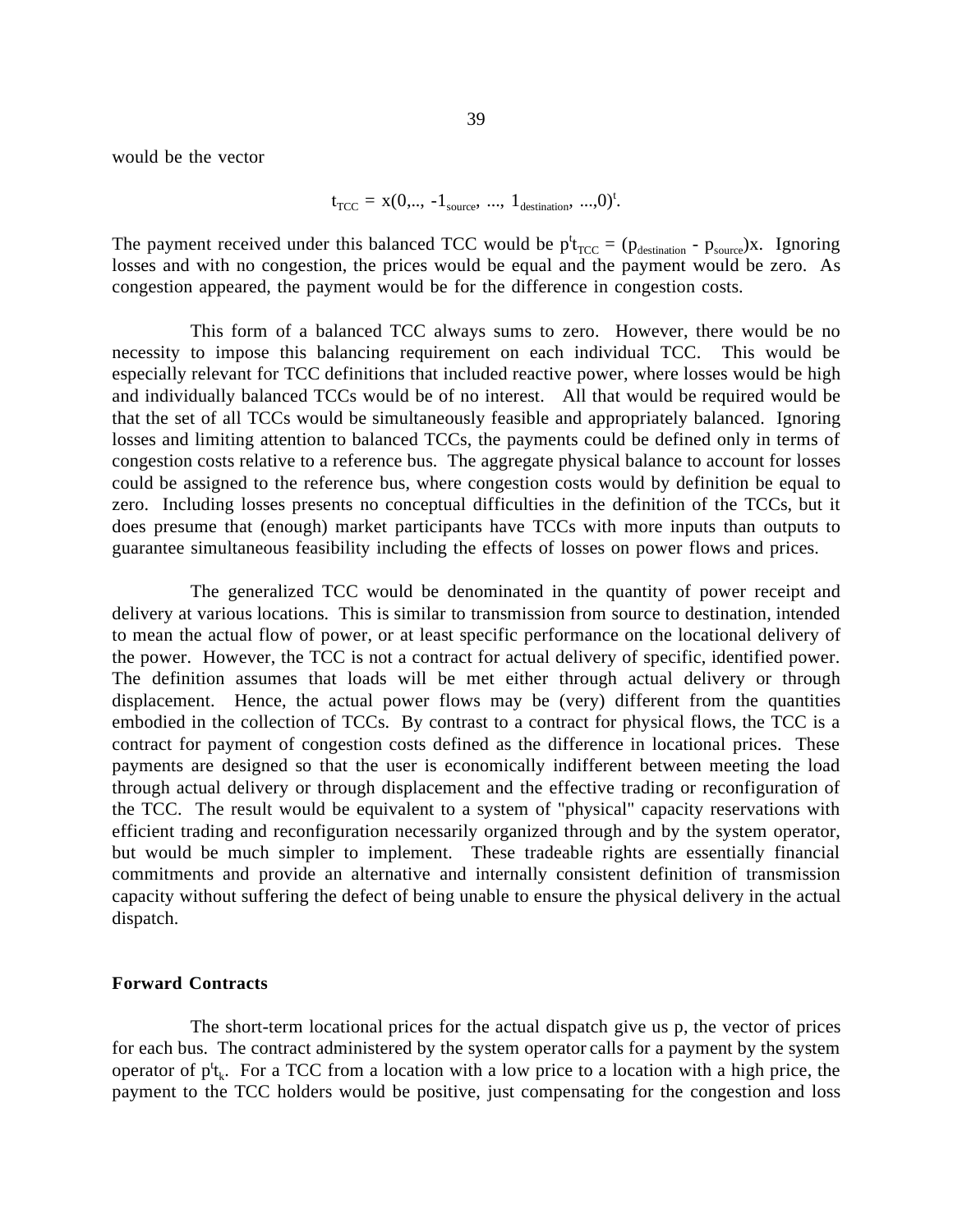would be the vector

$$t_{TCC} = x(0,.., -1_{source}, ..., 1_{destination}, ...,0)^t.$$

The payment received under this balanced TCC would be $p^t t_{TCC} = (p_{destination} - p_{source})x$. Ignoring losses and with no congestion, the prices would be equal and the payment would be zero. As congestion appeared, the payment would be for the difference in congestion costs.

This form of a balanced TCC always sums to zero. However, there would be no necessity to impose this balancing requirement on each individual TCC. This would be especially relevant for TCC definitions that included reactive power, where losses would be high and individually balanced TCCs would be of no interest. All that would be required would be that the set of all TCCs would be simultaneously feasible and appropriately balanced. Ignoring losses and limiting attention to balanced TCCs, the payments could be defined only in terms of congestion costs relative to a reference bus. The aggregate physical balance to account for losses could be assigned to the reference bus, where congestion costs would by definition be equal to zero. Including losses presents no conceptual difficulties in the definition of the TCCs, but it does presume that (enough) market participants have TCCs with more inputs than outputs to guarantee simultaneous feasibility including the effects of losses on power flows and prices.

The generalized TCC would be denominated in the quantity of power receipt and delivery at various locations. This is similar to transmission from source to destination, intended to mean the actual flow of power, or at least specific performance on the locational delivery of the power. However, the TCC is not a contract for actual delivery of specific, identified power. The definition assumes that loads will be met either through actual delivery or through displacement. Hence, the actual power flows may be (very) different from the quantities embodied in the collection of TCCs. By contrast to a contract for physical flows, the TCC is a contract for payment of congestion costs defined as the difference in locational prices. These payments are designed so that the user is economically indifferent between meeting the load through actual delivery or through displacement and the effective trading or reconfiguration of the TCC. The result would be equivalent to a system of "physical" capacity reservations with efficient trading and reconfiguration necessarily organized through and by the system operator, but would be much simpler to implement. These tradeable rights are essentially financial commitments and provide an alternative and internally consistent definition of transmission capacity without suffering the defect of being unable to ensure the physical delivery in the actual dispatch.

### Forward Contracts

The short-term locational prices for the actual dispatch give us p, the vector of prices for each bus. The contract administered by the system operator calls for a payment by the system operator of $p^t t_k$. For a TCC from a location with a low price to a location with a high price, the payment to the TCC holders would be positive, just compensating for the congestion and loss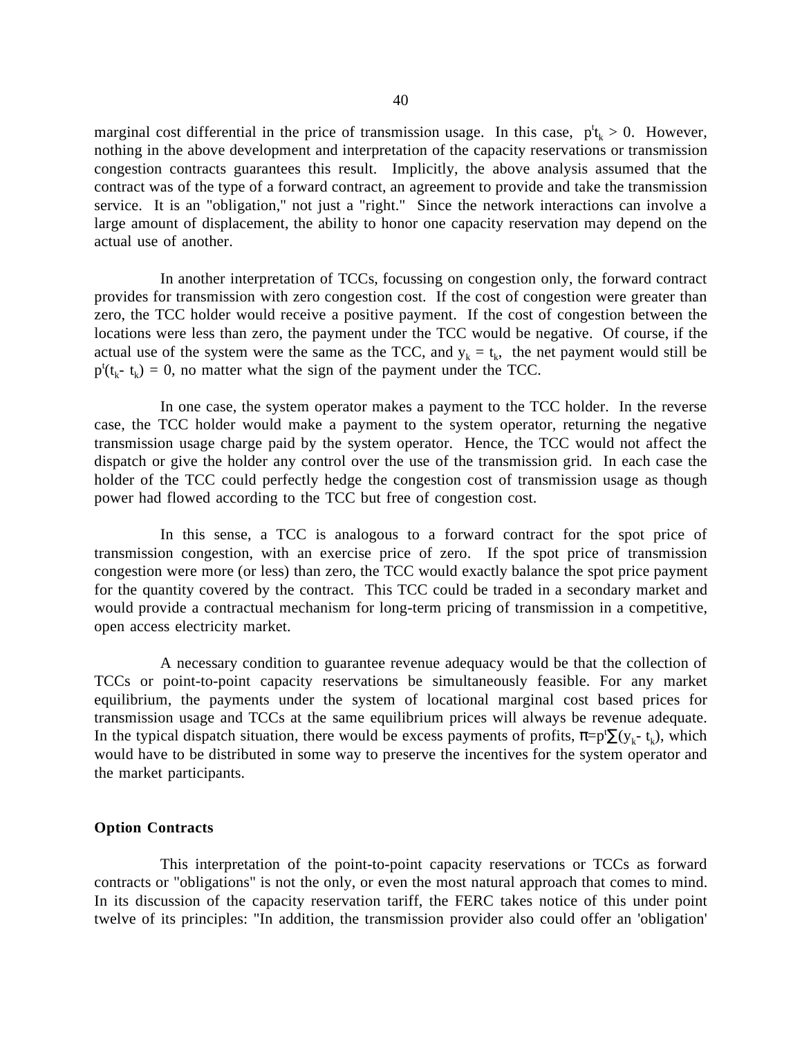marginal cost differential in the price of transmission usage. In this case, $p^t t_k > 0$. However, nothing in the above development and interpretation of the capacity reservations or transmission congestion contracts guarantees this result. Implicitly, the above analysis assumed that the contract was of the type of a forward contract, an agreement to provide and take the transmission service. It is an "obligation," not just a "right." Since the network interactions can involve a large amount of displacement, the ability to honor one capacity reservation may depend on the actual use of another.

In another interpretation of TCCs, focussing on congestion only, the forward contract provides for transmission with zero congestion cost. If the cost of congestion were greater than zero, the TCC holder would receive a positive payment. If the cost of congestion between the locations were less than zero, the payment under the TCC would be negative. Of course, if the actual use of the system were the same as the TCC, and $y_k = t_k$, the net payment would still be $p^t(t_k - t_k) = 0$, no matter what the sign of the payment under the TCC.

In one case, the system operator makes a payment to the TCC holder. In the reverse case, the TCC holder would make a payment to the system operator, returning the negative transmission usage charge paid by the system operator. Hence, the TCC would not affect the dispatch or give the holder any control over the use of the transmission grid. In each case the holder of the TCC could perfectly hedge the congestion cost of transmission usage as though power had flowed according to the TCC but free of congestion cost.

In this sense, a TCC is analogous to a forward contract for the spot price of transmission congestion, with an exercise price of zero. If the spot price of transmission congestion were more (or less) than zero, the TCC would exactly balance the spot price payment for the quantity covered by the contract. This TCC could be traded in a secondary market and would provide a contractual mechanism for long-term pricing of transmission in a competitive, open access electricity market.

A necessary condition to guarantee revenue adequacy would be that the collection of TCCs or point-to-point capacity reservations be simultaneously feasible. For any market equilibrium, the payments under the system of locational marginal cost based prices for transmission usage and TCCs at the same equilibrium prices will always be revenue adequate. In the typical dispatch situation, there would be excess payments of profits, $\pi = p^t \sum (y_k - t_k)$, which would have to be distributed in some way to preserve the incentives for the system operator and the market participants.

**Option Contracts**

This interpretation of the point-to-point capacity reservations or TCCs as forward contracts or "obligations" is not the only, or even the most natural approach that comes to mind. In its discussion of the capacity reservation tariff, the FERC takes notice of this under point twelve of its principles: "In addition, the transmission provider also could offer an 'obligation'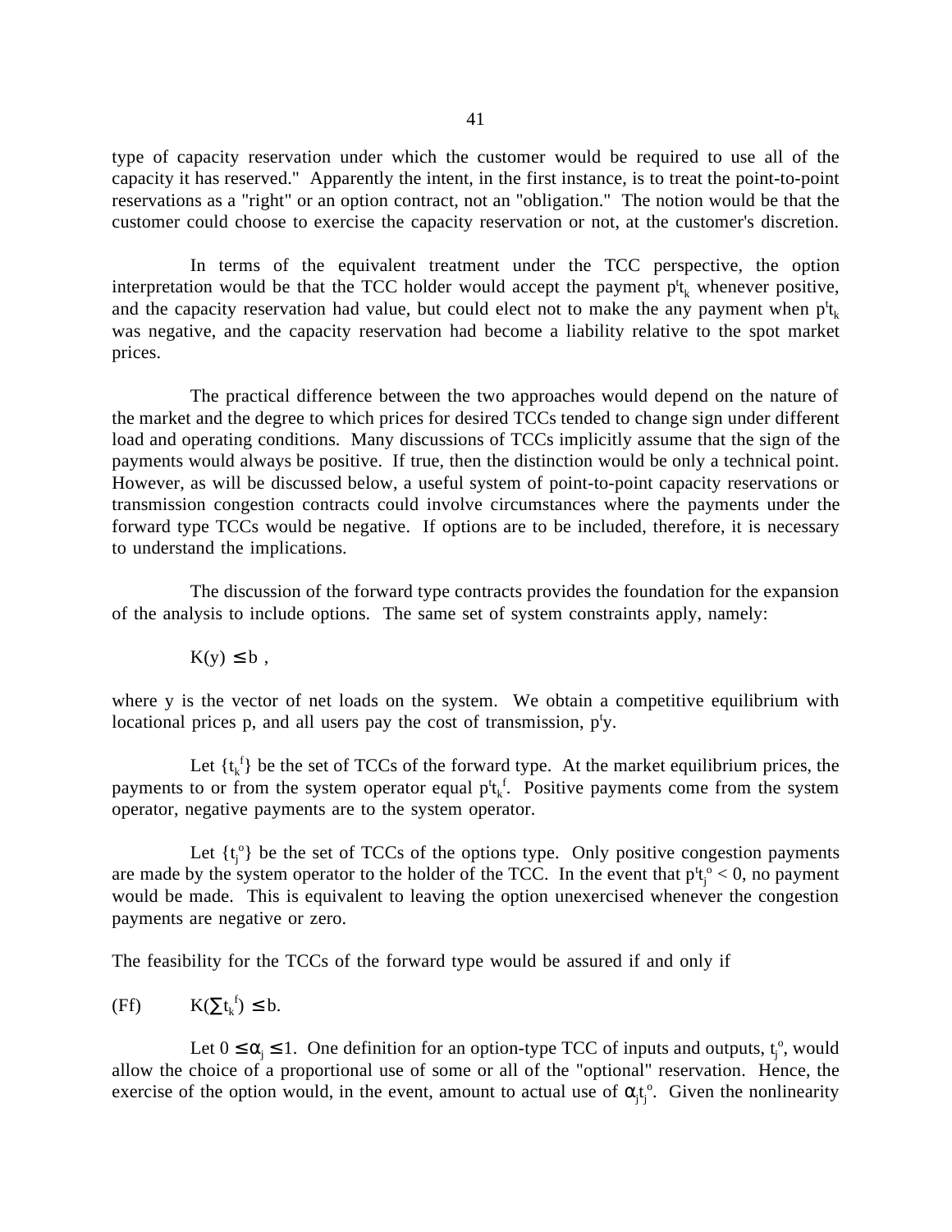type of capacity reservation under which the customer would be required to use all of the capacity it has reserved." Apparently the intent, in the first instance, is to treat the point-to-point reservations as a "right" or an option contract, not an "obligation." The notion would be that the customer could choose to exercise the capacity reservation or not, at the customer's discretion.

In terms of the equivalent treatment under the TCC perspective, the option interpretation would be that the TCC holder would accept the payment $p^t t_k$ whenever positive, and the capacity reservation had value, but could elect not to make the any payment when $p^t t_k$ was negative, and the capacity reservation had become a liability relative to the spot market prices.

The practical difference between the two approaches would depend on the nature of the market and the degree to which prices for desired TCCs tended to change sign under different load and operating conditions. Many discussions of TCCs implicitly assume that the sign of the payments would always be positive. If true, then the distinction would be only a technical point. However, as will be discussed below, a useful system of point-to-point capacity reservations or transmission congestion contracts could involve circumstances where the payments under the forward type TCCs would be negative. If options are to be included, therefore, it is necessary to understand the implications.

The discussion of the forward type contracts provides the foundation for the expansion of the analysis to include options. The same set of system constraints apply, namely:

$$K(y) \leq b \ ,$$

where y is the vector of net loads on the system. We obtain a competitive equilibrium with locational prices p, and all users pay the cost of transmission, $p^t y$.

Let $\{t_k^f\}$ be the set of TCCs of the forward type. At the market equilibrium prices, the payments to or from the system operator equal $p^t t_k^f$. Positive payments come from the system operator, negative payments are to the system operator.

Let $\{t_j^o\}$ be the set of TCCs of the options type. Only positive congestion payments are made by the system operator to the holder of the TCC. In the event that $p^t t_j^o < 0$, no payment would be made. This is equivalent to leaving the option unexercised whenever the congestion payments are negative or zero.

The feasibility for the TCCs of the forward type would be assured if and only if

$$\text{(Ff)} \qquad K(\textstyle\sum t_k^f) \leq b.$$

Let $0 \leq \alpha_j \leq 1$. One definition for an option-type TCC of inputs and outputs, $t_j^o$, would allow the choice of a proportional use of some or all of the "optional" reservation. Hence, the exercise of the option would, in the event, amount to actual use of $\alpha_j t_j^o$. Given the nonlinearity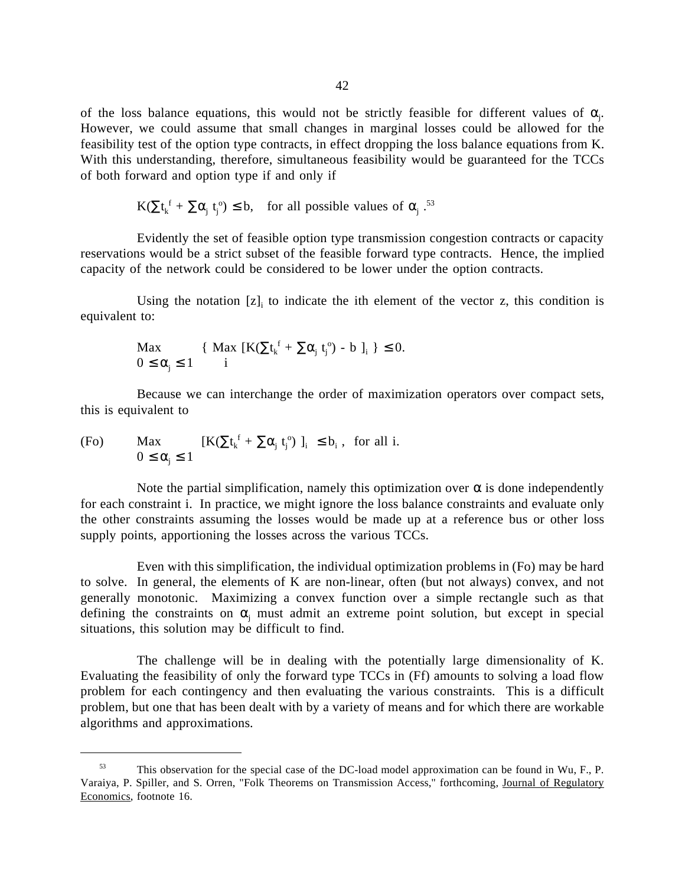of the loss balance equations, this would not be strictly feasible for different values of $\alpha_j$. However, we could assume that small changes in marginal losses could be allowed for the feasibility test of the option type contracts, in effect dropping the loss balance equations from K. With this understanding, therefore, simultaneous feasibility would be guaranteed for the TCCs of both forward and option type if and only if

$$K(\sum t_k^f + \sum \alpha_j t_j^o) \leq b, \quad \text{for all possible values of } \alpha_j .$$ [53]

Evidently the set of feasible option type transmission congestion contracts or capacity reservations would be a strict subset of the feasible forward type contracts. Hence, the implied capacity of the network could be considered to be lower under the option contracts.

Using the notation $[z]_i$ to indicate the ith element of the vector z, this condition is equivalent to:

$$\underset{0 \leq \alpha_j \leq 1}{\text{Max}} \left\{ \underset{i}{\text{Max}} \left[ K(\sum t_k^f + \sum \alpha_j t_j^o) - b \right]_i \right\} \leq 0.$$

Because we can interchange the order of maximization operators over compact sets, this is equivalent to

$$\text{(Fo)} \qquad \underset{0 \leq \alpha_j \leq 1}{\text{Max}} \left[ K(\sum t_k^f + \sum \alpha_j t_j^o) \right]_i \leq b_i , \ \text{ for all i.}$$

Note the partial simplification, namely this optimization over $\alpha$ is done independently for each constraint i. In practice, we might ignore the loss balance constraints and evaluate only the other constraints assuming the losses would be made up at a reference bus or other loss supply points, apportioning the losses across the various TCCs.

Even with this simplification, the individual optimization problems in (Fo) may be hard to solve. In general, the elements of K are non-linear, often (but not always) convex, and not generally monotonic. Maximizing a convex function over a simple rectangle such as that defining the constraints on $\alpha_j$ must admit an extreme point solution, but except in special situations, this solution may be difficult to find.

The challenge will be in dealing with the potentially large dimensionality of K. Evaluating the feasibility of only the forward type TCCs in (Ff) amounts to solving a load flow problem for each contingency and then evaluating the various constraints. This is a difficult problem, but one that has been dealt with by a variety of means and for which there are workable algorithms and approximations.

---

[53] This observation for the special case of the DC-load model approximation can be found in Wu, F., P. Varaiya, P. Spiller, and S. Orren, "Folk Theorems on Transmission Access," forthcoming, Journal of Regulatory Economics, footnote 16.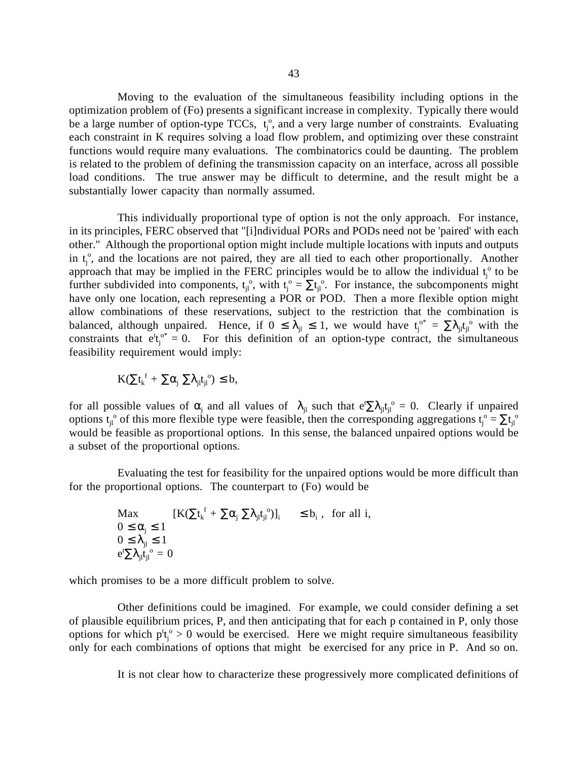Moving to the evaluation of the simultaneous feasibility including options in the optimization problem of (Fo) presents a significant increase in complexity. Typically there would be a large number of option-type TCCs, $t_j^o$, and a very large number of constraints. Evaluating each constraint in K requires solving a load flow problem, and optimizing over these constraint functions would require many evaluations. The combinatorics could be daunting. The problem is related to the problem of defining the transmission capacity on an interface, across all possible load conditions. The true answer may be difficult to determine, and the result might be a substantially lower capacity than normally assumed.

This individually proportional type of option is not the only approach. For instance, in its principles, FERC observed that "[i]ndividual PORs and PODs need not be 'paired' with each other." Although the proportional option might include multiple locations with inputs and outputs in $t_j^o$, and the locations are not paired, they are all tied to each other proportionally. Another approach that may be implied in the FERC principles would be to allow the individual $t_j^o$ to be further subdivided into components, $t_{jl}^o$, with $t_j^o = \sum t_{jl}^o$. For instance, the subcomponents might have only one location, each representing a POR or POD. Then a more flexible option might allow combinations of these reservations, subject to the restriction that the combination is balanced, although unpaired. Hence, if $0 \leq \lambda_{jl} \leq 1$, we would have $t_j^{o*} = \sum \lambda_{jl} t_{jl}^o$ with the constraints that $e^t t_j^{o*} = 0$. For this definition of an option-type contract, the simultaneous feasibility requirement would imply:

$$K(\sum t_k^f + \sum \alpha_j \sum \lambda_{jl} t_{jl}^o) \leq b,$$

for all possible values of $\alpha_j$ and all values of $\lambda_{jl}$ such that $e^t \sum \lambda_{jl} t_{jl}^o = 0$. Clearly if unpaired options $t_{jl}^o$ of this more flexible type were feasible, then the corresponding aggregations $t_j^o = \sum t_{jl}^o$ would be feasible as proportional options. In this sense, the balanced unpaired options would be a subset of the proportional options.

Evaluating the test for feasibility for the unpaired options would be more difficult than for the proportional options. The counterpart to (Fo) would be

$$
\begin{aligned}
&\text{Max} \quad [K(\sum t_k^f + \sum \alpha_j \sum \lambda_{jl} t_{jl}^o)]_i \quad \leq b_i\,, \;\; \text{for all i,} \\
&0 \leq \alpha_j \leq 1 \\
&0 \leq \lambda_{jl} \leq 1 \\
&e^t \sum \lambda_{jl} t_{jl}^o = 0
\end{aligned}
$$

which promises to be a more difficult problem to solve.

Other definitions could be imagined. For example, we could consider defining a set of plausible equilibrium prices, P, and then anticipating that for each p contained in P, only those options for which $p^t t_j^o > 0$ would be exercised. Here we might require simultaneous feasibility only for each combinations of options that might be exercised for any price in P. And so on.

It is not clear how to characterize these progressively more complicated definitions of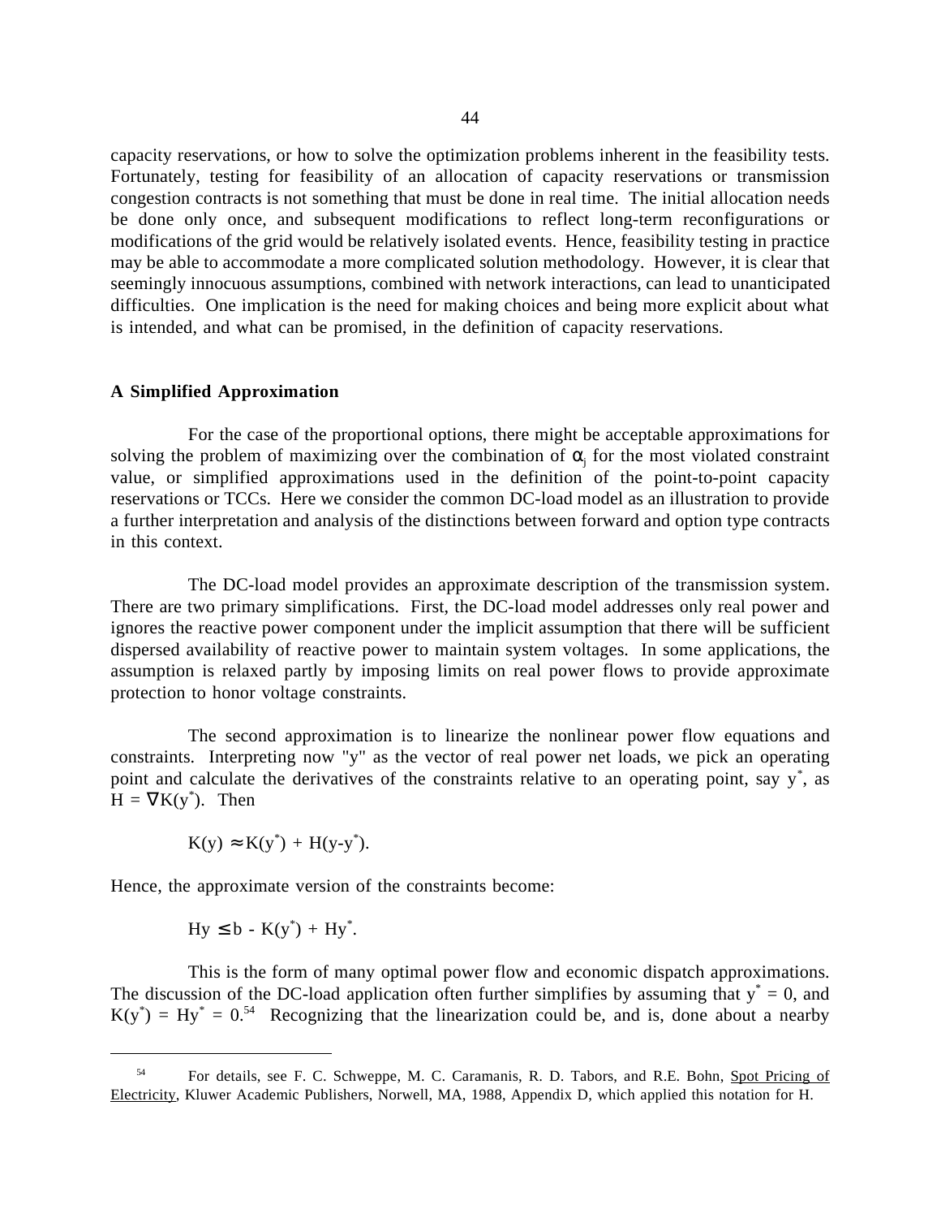capacity reservations, or how to solve the optimization problems inherent in the feasibility tests. Fortunately, testing for feasibility of an allocation of capacity reservations or transmission congestion contracts is not something that must be done in real time. The initial allocation needs be done only once, and subsequent modifications to reflect long-term reconfigurations or modifications of the grid would be relatively isolated events. Hence, feasibility testing in practice may be able to accommodate a more complicated solution methodology. However, it is clear that seemingly innocuous assumptions, combined with network interactions, can lead to unanticipated difficulties. One implication is the need for making choices and being more explicit about what is intended, and what can be promised, in the definition of capacity reservations.

### A Simplified Approximation

For the case of the proportional options, there might be acceptable approximations for solving the problem of maximizing over the combination of $\alpha_j$ for the most violated constraint value, or simplified approximations used in the definition of the point-to-point capacity reservations or TCCs. Here we consider the common DC-load model as an illustration to provide a further interpretation and analysis of the distinctions between forward and option type contracts in this context.

The DC-load model provides an approximate description of the transmission system. There are two primary simplifications. First, the DC-load model addresses only real power and ignores the reactive power component under the implicit assumption that there will be sufficient dispersed availability of reactive power to maintain system voltages. In some applications, the assumption is relaxed partly by imposing limits on real power flows to provide approximate protection to honor voltage constraints.

The second approximation is to linearize the nonlinear power flow equations and constraints. Interpreting now "y" as the vector of real power net loads, we pick an operating point and calculate the derivatives of the constraints relative to an operating point, say $y^*$, as $H = \nabla K(y^*)$. Then

$$K(y) \approx K(y^*) + H(y-y^*).$$

Hence, the approximate version of the constraints become:

$$Hy \leq b - K(y^*) + Hy^*.$$

This is the form of many optimal power flow and economic dispatch approximations. The discussion of the DC-load application often further simplifies by assuming that $y^* = 0$, and $K(y^*) = Hy^* = 0$.[54] Recognizing that the linearization could be, and is, done about a nearby

[54] For details, see F. C. Schweppe, M. C. Caramanis, R. D. Tabors, and R.E. Bohn, Spot Pricing of Electricity, Kluwer Academic Publishers, Norwell, MA, 1988, Appendix D, which applied this notation for H.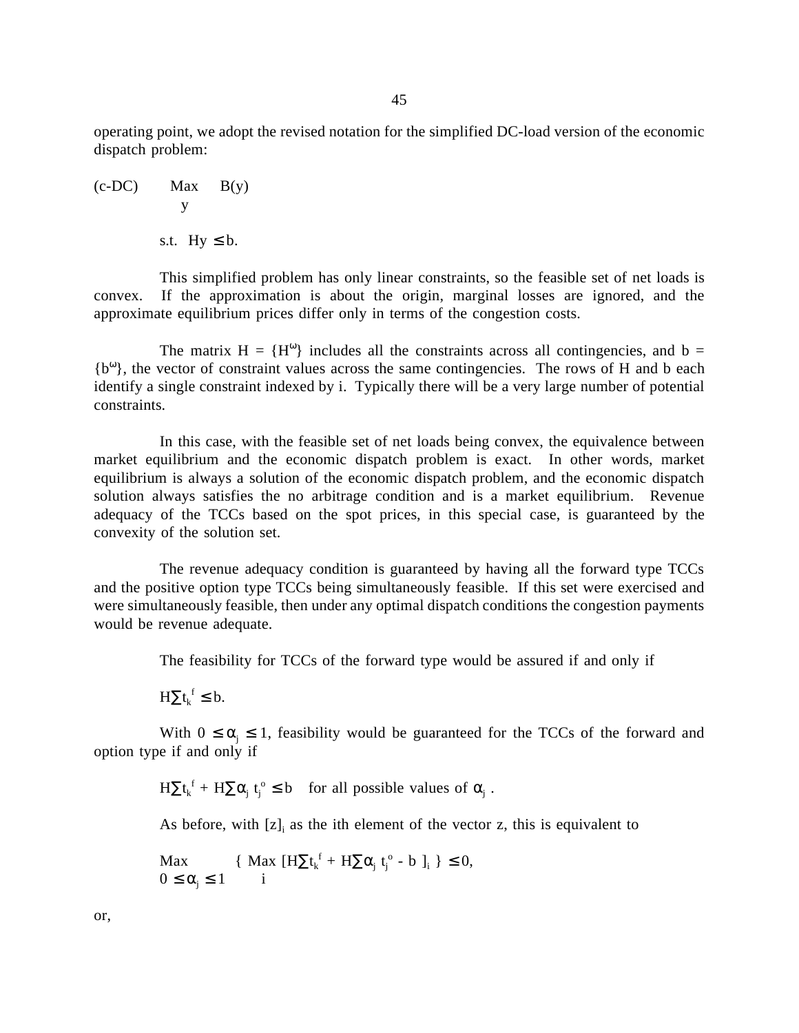operating point, we adopt the revised notation for the simplified DC-load version of the economic dispatch problem:

$$\text{(c-DC)} \qquad \underset{y}{\text{Max}} \quad B(y)$$

$$\text{s.t.} \quad Hy \leq b.$$

This simplified problem has only linear constraints, so the feasible set of net loads is convex. If the approximation is about the origin, marginal losses are ignored, and the approximate equilibrium prices differ only in terms of the congestion costs.

The matrix $H = \{H^{\omega}\}$ includes all the constraints across all contingencies, and $b = \{b^{\omega}\}$, the vector of constraint values across the same contingencies. The rows of H and b each identify a single constraint indexed by i. Typically there will be a very large number of potential constraints.

In this case, with the feasible set of net loads being convex, the equivalence between market equilibrium and the economic dispatch problem is exact. In other words, market equilibrium is always a solution of the economic dispatch problem, and the economic dispatch solution always satisfies the no arbitrage condition and is a market equilibrium. Revenue adequacy of the TCCs based on the spot prices, in this special case, is guaranteed by the convexity of the solution set.

The revenue adequacy condition is guaranteed by having all the forward type TCCs and the positive option type TCCs being simultaneously feasible. If this set were exercised and were simultaneously feasible, then under any optimal dispatch conditions the congestion payments would be revenue adequate.

The feasibility for TCCs of the forward type would be assured if and only if

$$H\sum t_k^f \leq b.$$

With $0 \leq \alpha_j \leq 1$, feasibility would be guaranteed for the TCCs of the forward and option type if and only if

$$H\sum t_k^f + H\sum \alpha_j \, t_j^o \leq b \quad \text{for all possible values of } \alpha_j \,.$$

As before, with $[z]_i$ as the ith element of the vector z, this is equivalent to

$$\underset{0 \leq \alpha_j \leq 1}{\text{Max}} \left\{ \underset{i}{\text{Max}} \left[ H\sum t_k^f + H\sum \alpha_j \, t_j^o - b \, \right]_i \right\} \leq 0,$$

or,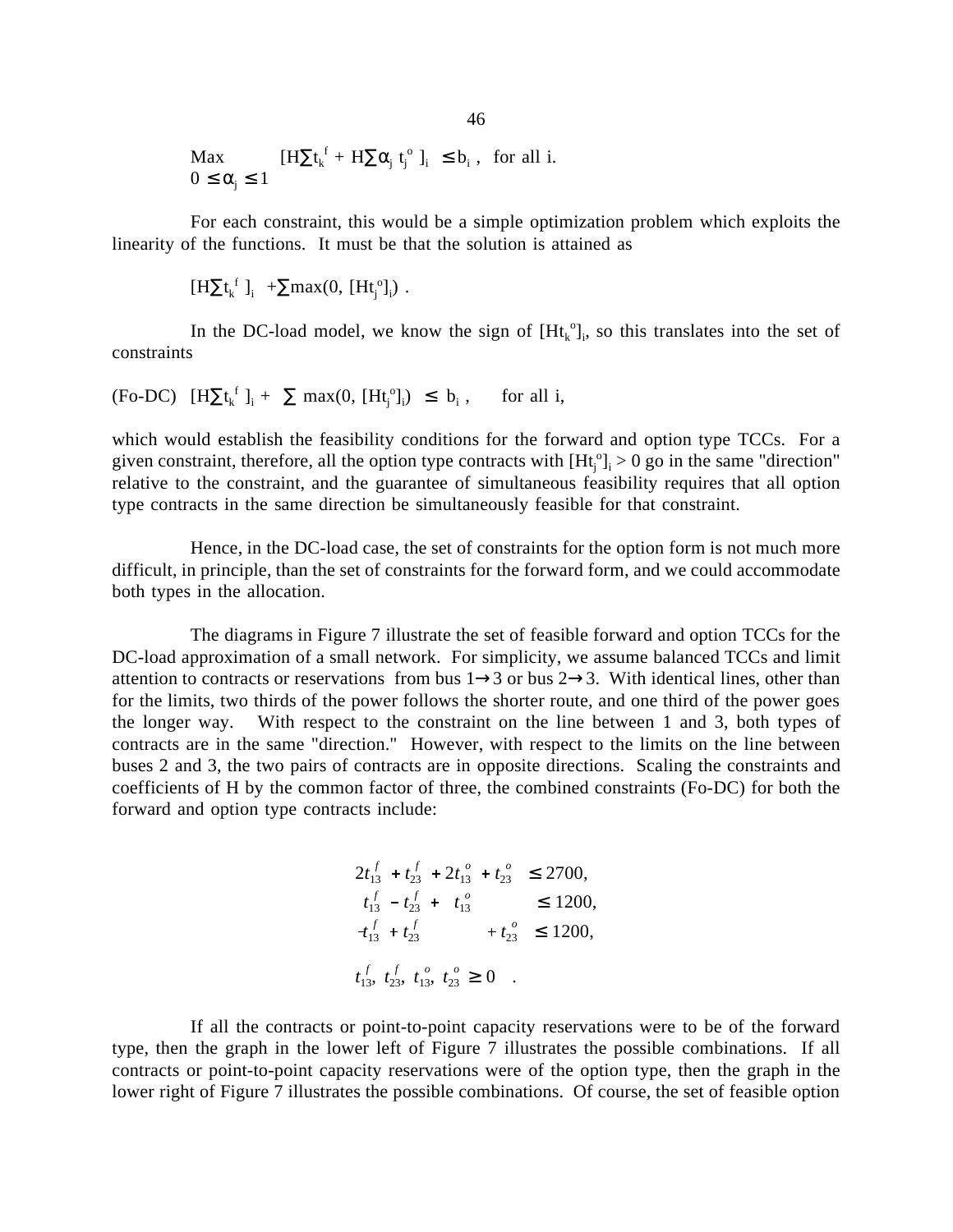$$\max_{0 \leq \alpha_j \leq 1} \quad [H\sum t_k^f + H\sum \alpha_j t_j^o]_i \leq b_i, \quad \text{for all i.}$$

For each constraint, this would be a simple optimization problem which exploits the linearity of the functions. It must be that the solution is attained as

$$[H\sum t_k^f]_i + \sum \max(0, [Ht_j^o]_i) .$$

In the DC-load model, we know the sign of $[Ht_k^o]_i$, so this translates into the set of constraints

$$\text{(Fo-DC)} \quad [H\sum t_k^f]_i + \sum \max(0, [Ht_j^o]_i) \leq b_i, \quad \text{for all i,}$$

which would establish the feasibility conditions for the forward and option type TCCs. For a given constraint, therefore, all the option type contracts with $[Ht_j^o]_i > 0$ go in the same "direction" relative to the constraint, and the guarantee of simultaneous feasibility requires that all option type contracts in the same direction be simultaneously feasible for that constraint.

Hence, in the DC-load case, the set of constraints for the option form is not much more difficult, in principle, than the set of constraints for the forward form, and we could accommodate both types in the allocation.

The diagrams in Figure 7 illustrate the set of feasible forward and option TCCs for the DC-load approximation of a small network. For simplicity, we assume balanced TCCs and limit attention to contracts or reservations from bus $1\rightarrow3$ or bus $2\rightarrow3$. With identical lines, other than for the limits, two thirds of the power follows the shorter route, and one third of the power goes the longer way. With respect to the constraint on the line between 1 and 3, both types of contracts are in the same "direction." However, with respect to the limits on the line between buses 2 and 3, the two pairs of contracts are in opposite directions. Scaling the constraints and coefficients of H by the common factor of three, the combined constraints (Fo-DC) for both the forward and option type contracts include:

$$\begin{aligned}
2t_{13}^f + t_{23}^f + 2t_{13}^o + t_{23}^o &\leq 2700, \\
t_{13}^f - t_{23}^f + t_{13}^o &\leq 1200, \\
-t_{13}^f + t_{23}^f + t_{23}^o &\leq 1200, \\
t_{13}^f,\ t_{23}^f,\ t_{13}^o,\ t_{23}^o &\geq 0 \quad .
\end{aligned}$$

If all the contracts or point-to-point capacity reservations were to be of the forward type, then the graph in the lower left of Figure 7 illustrates the possible combinations. If all contracts or point-to-point capacity reservations were of the option type, then the graph in the lower right of Figure 7 illustrates the possible combinations. Of course, the set of feasible option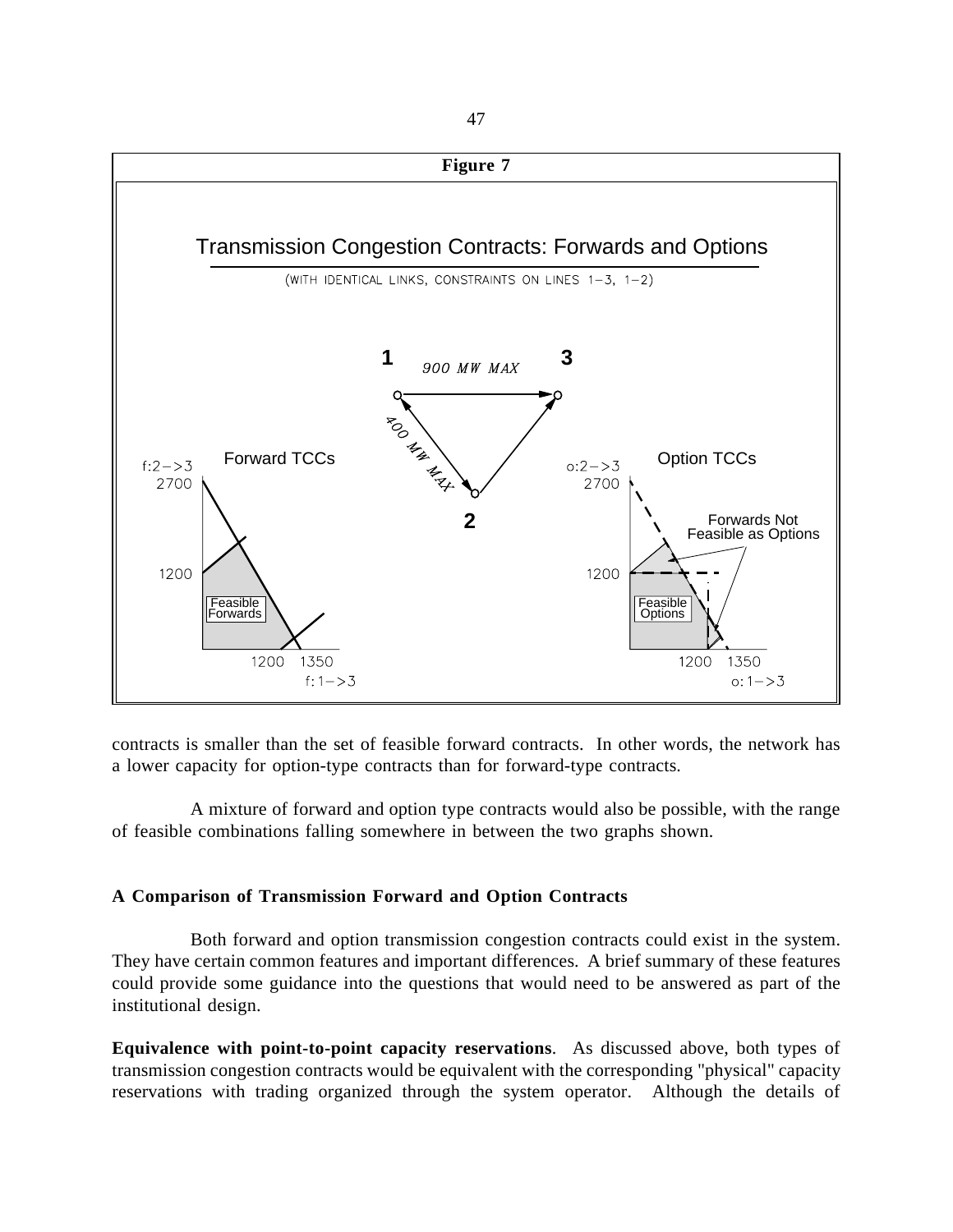**Figure 7**

contracts is smaller than the set of feasible forward contracts. In other words, the network has a lower capacity for option-type contracts than for forward-type contracts.

A mixture of forward and option type contracts would also be possible, with the range of feasible combinations falling somewhere in between the two graphs shown.

### A Comparison of Transmission Forward and Option Contracts

Both forward and option transmission congestion contracts could exist in the system. They have certain common features and important differences. A brief summary of these features could provide some guidance into the questions that would need to be answered as part of the institutional design.

**Equivalence with point-to-point capacity reservations**. As discussed above, both types of transmission congestion contracts would be equivalent with the corresponding "physical" capacity reservations with trading organized through the system operator. Although the details of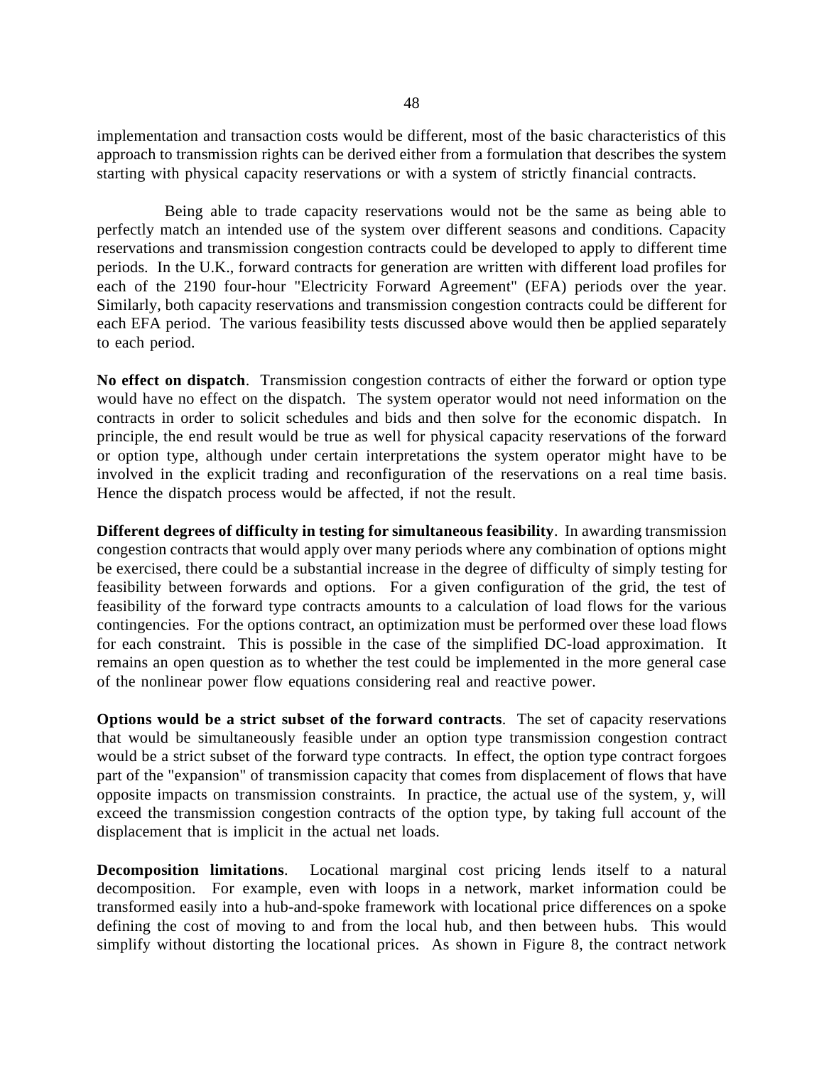implementation and transaction costs would be different, most of the basic characteristics of this approach to transmission rights can be derived either from a formulation that describes the system starting with physical capacity reservations or with a system of strictly financial contracts.

Being able to trade capacity reservations would not be the same as being able to perfectly match an intended use of the system over different seasons and conditions. Capacity reservations and transmission congestion contracts could be developed to apply to different time periods. In the U.K., forward contracts for generation are written with different load profiles for each of the 2190 four-hour "Electricity Forward Agreement" (EFA) periods over the year. Similarly, both capacity reservations and transmission congestion contracts could be different for each EFA period. The various feasibility tests discussed above would then be applied separately to each period.

**No effect on dispatch**. Transmission congestion contracts of either the forward or option type would have no effect on the dispatch. The system operator would not need information on the contracts in order to solicit schedules and bids and then solve for the economic dispatch. In principle, the end result would be true as well for physical capacity reservations of the forward or option type, although under certain interpretations the system operator might have to be involved in the explicit trading and reconfiguration of the reservations on a real time basis. Hence the dispatch process would be affected, if not the result.

**Different degrees of difficulty in testing for simultaneous feasibility**. In awarding transmission congestion contracts that would apply over many periods where any combination of options might be exercised, there could be a substantial increase in the degree of difficulty of simply testing for feasibility between forwards and options. For a given configuration of the grid, the test of feasibility of the forward type contracts amounts to a calculation of load flows for the various contingencies. For the options contract, an optimization must be performed over these load flows for each constraint. This is possible in the case of the simplified DC-load approximation. It remains an open question as to whether the test could be implemented in the more general case of the nonlinear power flow equations considering real and reactive power.

**Options would be a strict subset of the forward contracts**. The set of capacity reservations that would be simultaneously feasible under an option type transmission congestion contract would be a strict subset of the forward type contracts. In effect, the option type contract forgoes part of the "expansion" of transmission capacity that comes from displacement of flows that have opposite impacts on transmission constraints. In practice, the actual use of the system, $y$, will exceed the transmission congestion contracts of the option type, by taking full account of the displacement that is implicit in the actual net loads.

**Decomposition limitations**. Locational marginal cost pricing lends itself to a natural decomposition. For example, even with loops in a network, market information could be transformed easily into a hub-and-spoke framework with locational price differences on a spoke defining the cost of moving to and from the local hub, and then between hubs. This would simplify without distorting the locational prices. As shown in Figure 8, the contract network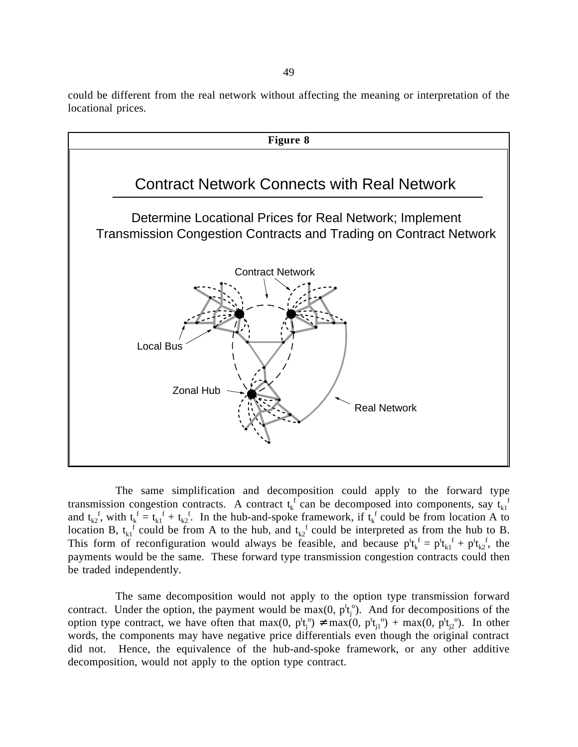could be different from the real network without affecting the meaning or interpretation of the locational prices.

**Figure 8**

Contract Network Connects with Real Network

Determine Locational Prices for Real Network; Implement Transmission Congestion Contracts and Trading on Contract Network

Contract Network

Local Bus

Zonal Hub

Real Network

The same simplification and decomposition could apply to the forward type transmission congestion contracts. A contract $t_k^f$ can be decomposed into components, say $t_{k1}^f$ and $t_{k2}^f$, with $t_k^f = t_{k1}^f + t_{k2}^f$. In the hub-and-spoke framework, if $t_k^f$ could be from location A to location B, $t_{k1}^f$ could be from A to the hub, and $t_{k2}^f$ could be interpreted as from the hub to B. This form of reconfiguration would always be feasible, and because $p^t t_k^f = p^t t_{k1}^f + p^t t_{k2}^f$, the payments would be the same. These forward type transmission congestion contracts could then be traded independently.

The same decomposition would not apply to the option type transmission forward contract. Under the option, the payment would be $\max(0, p^t t_j^o)$. And for decompositions of the option type contract, we have often that $\max(0, p^t t_j^o) \neq \max(0, p^t t_{j1}^o) + \max(0, p^t t_{j2}^o)$. In other words, the components may have negative price differentials even though the original contract did not. Hence, the equivalence of the hub-and-spoke framework, or any other additive decomposition, would not apply to the option type contract.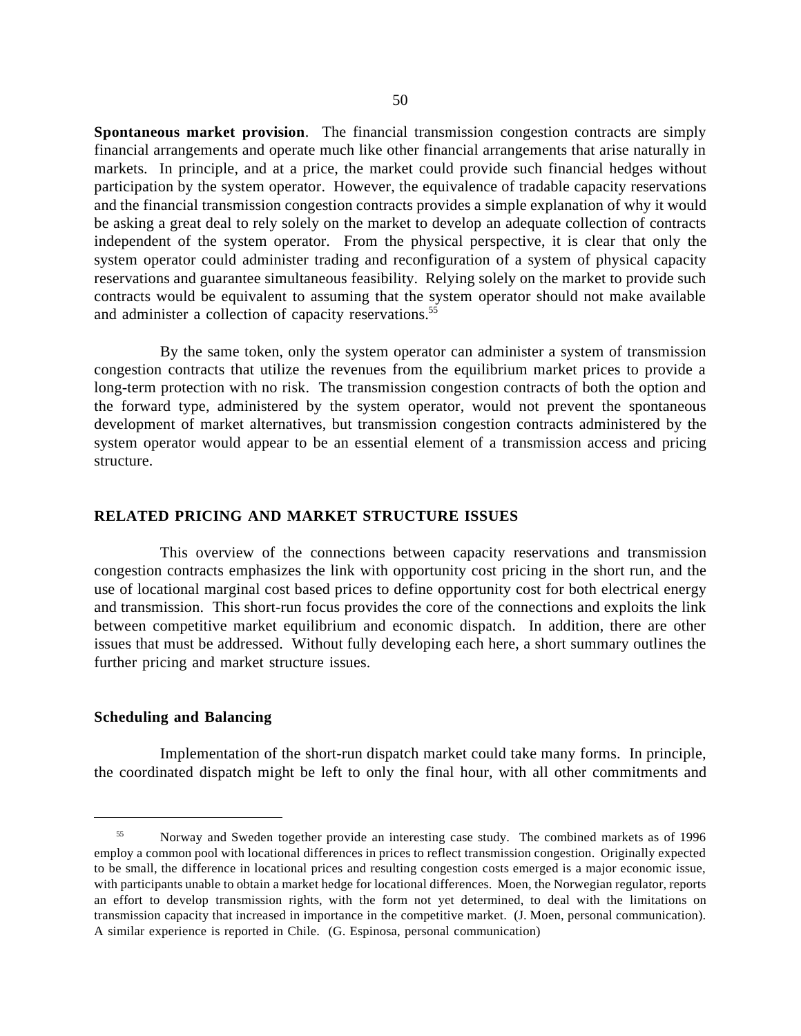**Spontaneous market provision**. The financial transmission congestion contracts are simply financial arrangements and operate much like other financial arrangements that arise naturally in markets. In principle, and at a price, the market could provide such financial hedges without participation by the system operator. However, the equivalence of tradable capacity reservations and the financial transmission congestion contracts provides a simple explanation of why it would be asking a great deal to rely solely on the market to develop an adequate collection of contracts independent of the system operator. From the physical perspective, it is clear that only the system operator could administer trading and reconfiguration of a system of physical capacity reservations and guarantee simultaneous feasibility. Relying solely on the market to provide such contracts would be equivalent to assuming that the system operator should not make available and administer a collection of capacity reservations.[55]

By the same token, only the system operator can administer a system of transmission congestion contracts that utilize the revenues from the equilibrium market prices to provide a long-term protection with no risk. The transmission congestion contracts of both the option and the forward type, administered by the system operator, would not prevent the spontaneous development of market alternatives, but transmission congestion contracts administered by the system operator would appear to be an essential element of a transmission access and pricing structure.

## RELATED PRICING AND MARKET STRUCTURE ISSUES

This overview of the connections between capacity reservations and transmission congestion contracts emphasizes the link with opportunity cost pricing in the short run, and the use of locational marginal cost based prices to define opportunity cost for both electrical energy and transmission. This short-run focus provides the core of the connections and exploits the link between competitive market equilibrium and economic dispatch. In addition, there are other issues that must be addressed. Without fully developing each here, a short summary outlines the further pricing and market structure issues.

### Scheduling and Balancing

Implementation of the short-run dispatch market could take many forms. In principle, the coordinated dispatch might be left to only the final hour, with all other commitments and

---

[55] Norway and Sweden together provide an interesting case study. The combined markets as of 1996 employ a common pool with locational differences in prices to reflect transmission congestion. Originally expected to be small, the difference in locational prices and resulting congestion costs emerged is a major economic issue, with participants unable to obtain a market hedge for locational differences. Moen, the Norwegian regulator, reports an effort to develop transmission rights, with the form not yet determined, to deal with the limitations on transmission capacity that increased in importance in the competitive market. (J. Moen, personal communication). A similar experience is reported in Chile. (G. Espinosa, personal communication)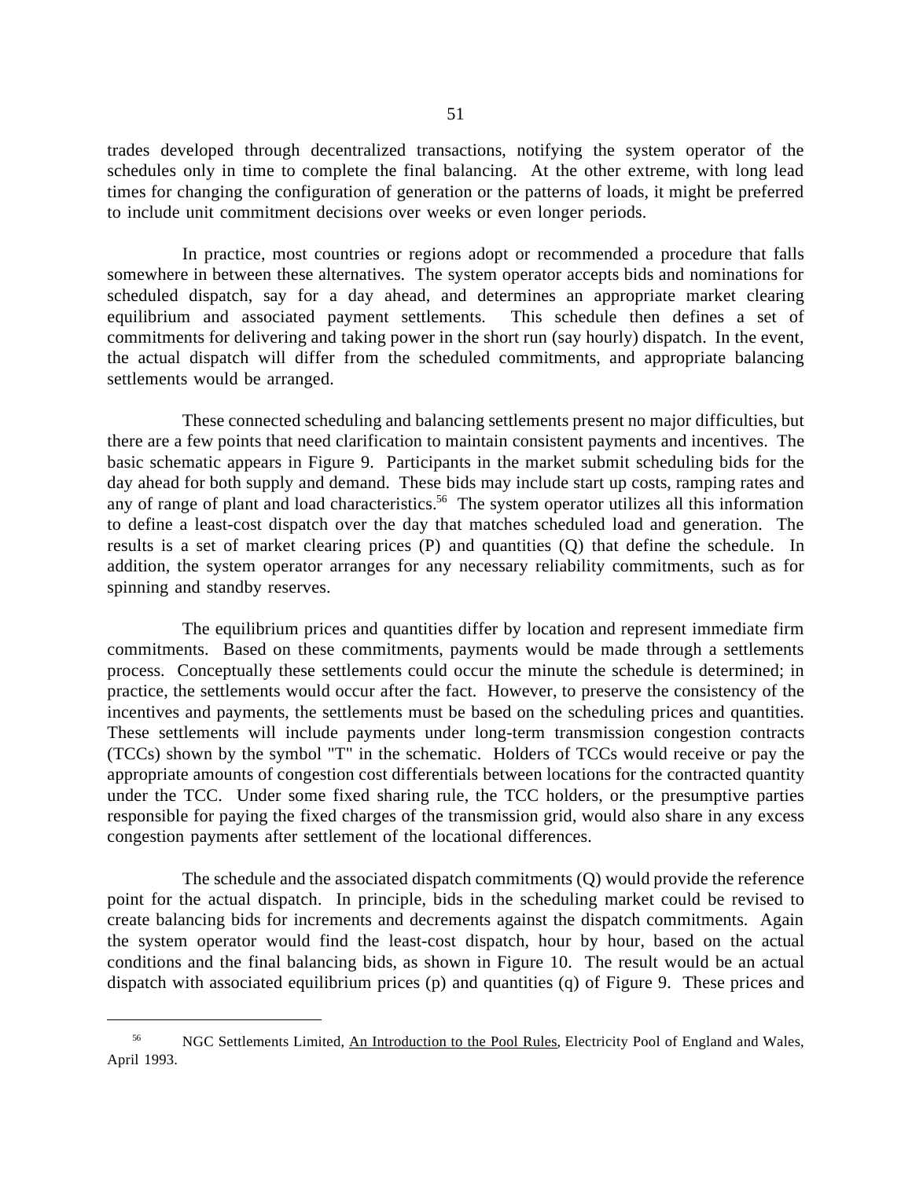trades developed through decentralized transactions, notifying the system operator of the schedules only in time to complete the final balancing. At the other extreme, with long lead times for changing the configuration of generation or the patterns of loads, it might be preferred to include unit commitment decisions over weeks or even longer periods.

In practice, most countries or regions adopt or recommended a procedure that falls somewhere in between these alternatives. The system operator accepts bids and nominations for scheduled dispatch, say for a day ahead, and determines an appropriate market clearing equilibrium and associated payment settlements. This schedule then defines a set of commitments for delivering and taking power in the short run (say hourly) dispatch. In the event, the actual dispatch will differ from the scheduled commitments, and appropriate balancing settlements would be arranged.

These connected scheduling and balancing settlements present no major difficulties, but there are a few points that need clarification to maintain consistent payments and incentives. The basic schematic appears in Figure 9. Participants in the market submit scheduling bids for the day ahead for both supply and demand. These bids may include start up costs, ramping rates and any of range of plant and load characteristics.[56] The system operator utilizes all this information to define a least-cost dispatch over the day that matches scheduled load and generation. The results is a set of market clearing prices (P) and quantities (Q) that define the schedule. In addition, the system operator arranges for any necessary reliability commitments, such as for spinning and standby reserves.

The equilibrium prices and quantities differ by location and represent immediate firm commitments. Based on these commitments, payments would be made through a settlements process. Conceptually these settlements could occur the minute the schedule is determined; in practice, the settlements would occur after the fact. However, to preserve the consistency of the incentives and payments, the settlements must be based on the scheduling prices and quantities. These settlements will include payments under long-term transmission congestion contracts (TCCs) shown by the symbol "T" in the schematic. Holders of TCCs would receive or pay the appropriate amounts of congestion cost differentials between locations for the contracted quantity under the TCC. Under some fixed sharing rule, the TCC holders, or the presumptive parties responsible for paying the fixed charges of the transmission grid, would also share in any excess congestion payments after settlement of the locational differences.

The schedule and the associated dispatch commitments (Q) would provide the reference point for the actual dispatch. In principle, bids in the scheduling market could be revised to create balancing bids for increments and decrements against the dispatch commitments. Again the system operator would find the least-cost dispatch, hour by hour, based on the actual conditions and the final balancing bids, as shown in Figure 10. The result would be an actual dispatch with associated equilibrium prices (p) and quantities (q) of Figure 9. These prices and

---

[56] NGC Settlements Limited, An Introduction to the Pool Rules, Electricity Pool of England and Wales, April 1993.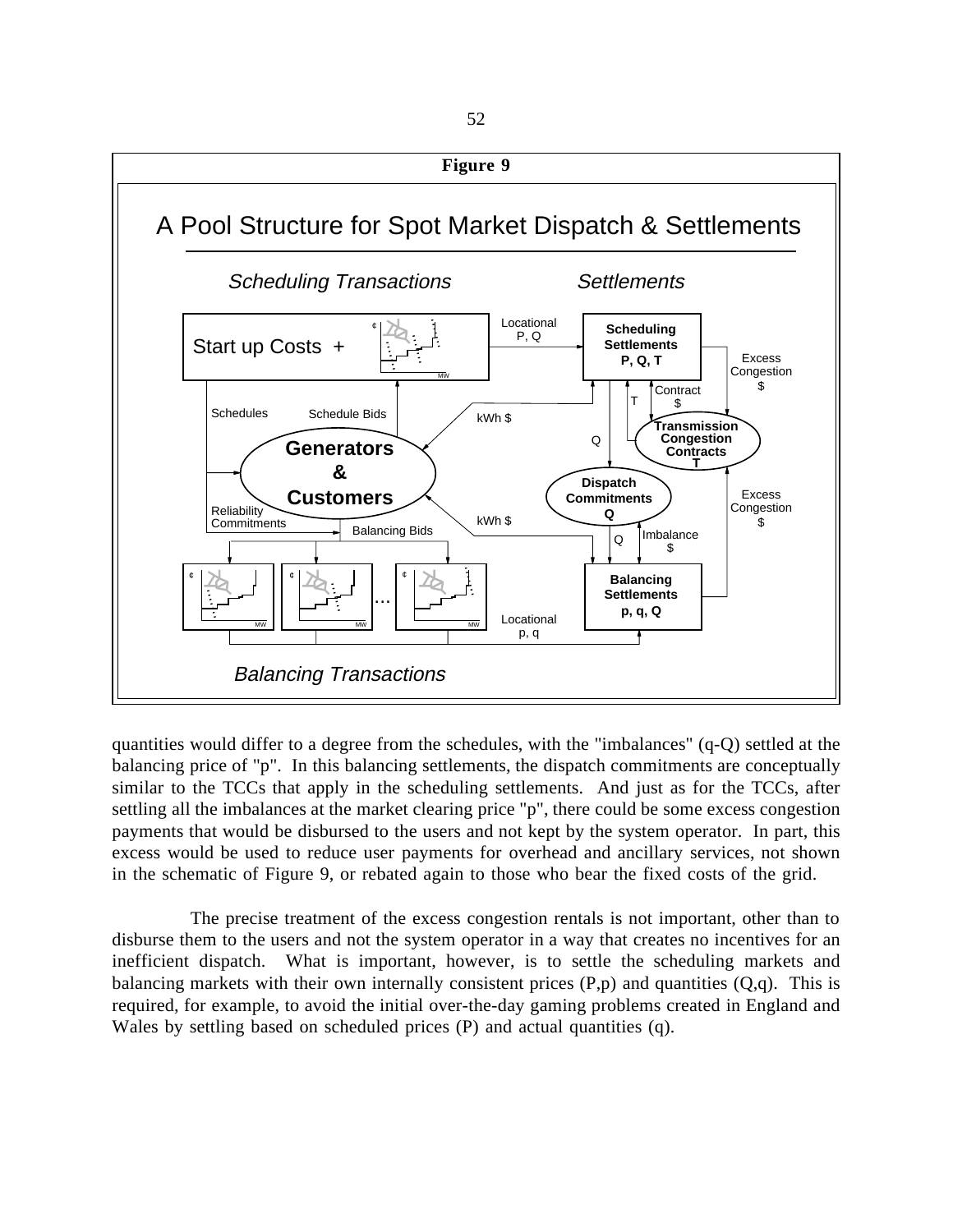**Figure 9**

A Pool Structure for Spot Market Dispatch & Settlements

quantities would differ to a degree from the schedules, with the "imbalances" (q-Q) settled at the balancing price of "p". In this balancing settlements, the dispatch commitments are conceptually similar to the TCCs that apply in the scheduling settlements. And just as for the TCCs, after settling all the imbalances at the market clearing price "p", there could be some excess congestion payments that would be disbursed to the users and not kept by the system operator. In part, this excess would be used to reduce user payments for overhead and ancillary services, not shown in the schematic of Figure 9, or rebated again to those who bear the fixed costs of the grid.

The precise treatment of the excess congestion rentals is not important, other than to disburse them to the users and not the system operator in a way that creates no incentives for an inefficient dispatch. What is important, however, is to settle the scheduling markets and balancing markets with their own internally consistent prices (P,p) and quantities (Q,q). This is required, for example, to avoid the initial over-the-day gaming problems created in England and Wales by settling based on scheduled prices (P) and actual quantities (q).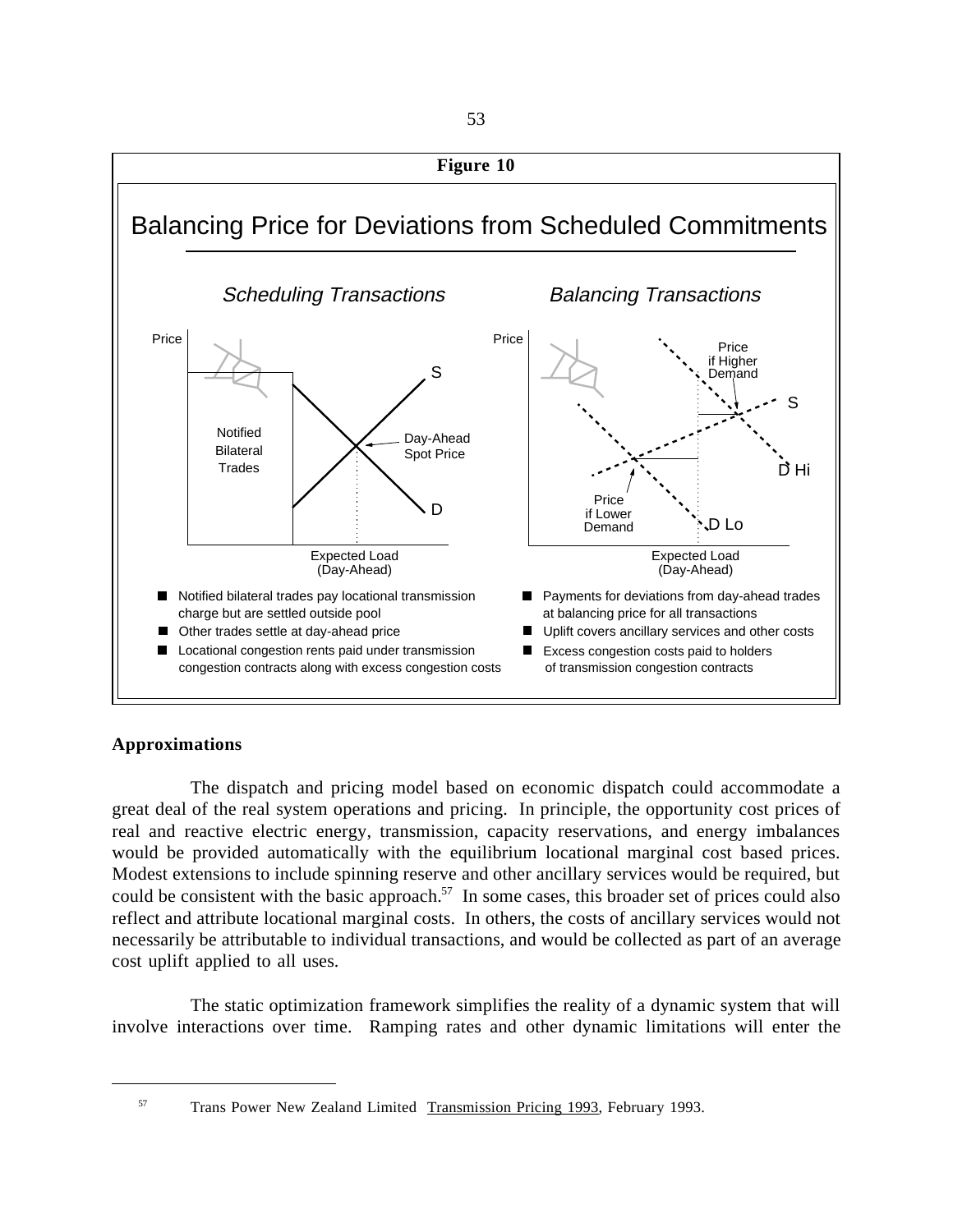**Figure 10**

## Balancing Price for Deviations from Scheduled Commitments

*Scheduling Transactions* | *Balancing Transactions*

Price — Notified Bilateral Trades — S — Day-Ahead Spot Price — D — Expected Load (Day-Ahead)

Price — Price if Higher Demand — S — D Hi — Price if Lower Demand — D Lo — Expected Load (Day-Ahead)

- Notified bilateral trades pay locational transmission charge but are settled outside pool
- Other trades settle at day-ahead price
- Locational congestion rents paid under transmission congestion contracts along with excess congestion costs

- Payments for deviations from day-ahead trades at balancing price for all transactions
- Uplift covers ancillary services and other costs
- Excess congestion costs paid to holders of transmission congestion contracts

### Approximations

The dispatch and pricing model based on economic dispatch could accommodate a great deal of the real system operations and pricing. In principle, the opportunity cost prices of real and reactive electric energy, transmission, capacity reservations, and energy imbalances would be provided automatically with the equilibrium locational marginal cost based prices. Modest extensions to include spinning reserve and other ancillary services would be required, but could be consistent with the basic approach.[57] In some cases, this broader set of prices could also reflect and attribute locational marginal costs. In others, the costs of ancillary services would not necessarily be attributable to individual transactions, and would be collected as part of an average cost uplift applied to all uses.

The static optimization framework simplifies the reality of a dynamic system that will involve interactions over time. Ramping rates and other dynamic limitations will enter the

---

[57] Trans Power New Zealand Limited Transmission Pricing 1993, February 1993.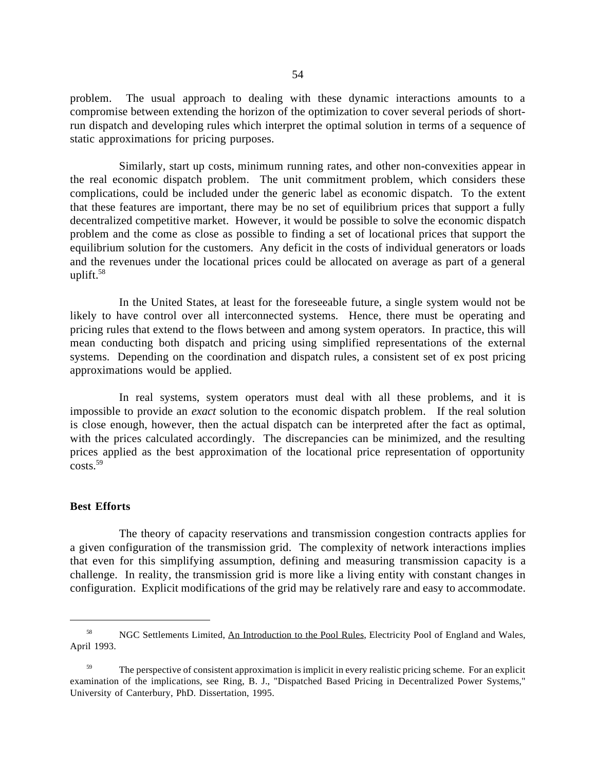problem. The usual approach to dealing with these dynamic interactions amounts to a compromise between extending the horizon of the optimization to cover several periods of short-run dispatch and developing rules which interpret the optimal solution in terms of a sequence of static approximations for pricing purposes.

Similarly, start up costs, minimum running rates, and other non-convexities appear in the real economic dispatch problem. The unit commitment problem, which considers these complications, could be included under the generic label as economic dispatch. To the extent that these features are important, there may be no set of equilibrium prices that support a fully decentralized competitive market. However, it would be possible to solve the economic dispatch problem and the come as close as possible to finding a set of locational prices that support the equilibrium solution for the customers. Any deficit in the costs of individual generators or loads and the revenues under the locational prices could be allocated on average as part of a general uplift.[58]

In the United States, at least for the foreseeable future, a single system would not be likely to have control over all interconnected systems. Hence, there must be operating and pricing rules that extend to the flows between and among system operators. In practice, this will mean conducting both dispatch and pricing using simplified representations of the external systems. Depending on the coordination and dispatch rules, a consistent set of ex post pricing approximations would be applied.

In real systems, system operators must deal with all these problems, and it is impossible to provide an *exact* solution to the economic dispatch problem. If the real solution is close enough, however, then the actual dispatch can be interpreted after the fact as optimal, with the prices calculated accordingly. The discrepancies can be minimized, and the resulting prices applied as the best approximation of the locational price representation of opportunity costs.[59]

**Best Efforts**

The theory of capacity reservations and transmission congestion contracts applies for a given configuration of the transmission grid. The complexity of network interactions implies that even for this simplifying assumption, defining and measuring transmission capacity is a challenge. In reality, the transmission grid is more like a living entity with constant changes in configuration. Explicit modifications of the grid may be relatively rare and easy to accommodate.

---

[58] NGC Settlements Limited, An Introduction to the Pool Rules, Electricity Pool of England and Wales, April 1993.

[59] The perspective of consistent approximation is implicit in every realistic pricing scheme. For an explicit examination of the implications, see Ring, B. J., "Dispatched Based Pricing in Decentralized Power Systems," University of Canterbury, PhD. Dissertation, 1995.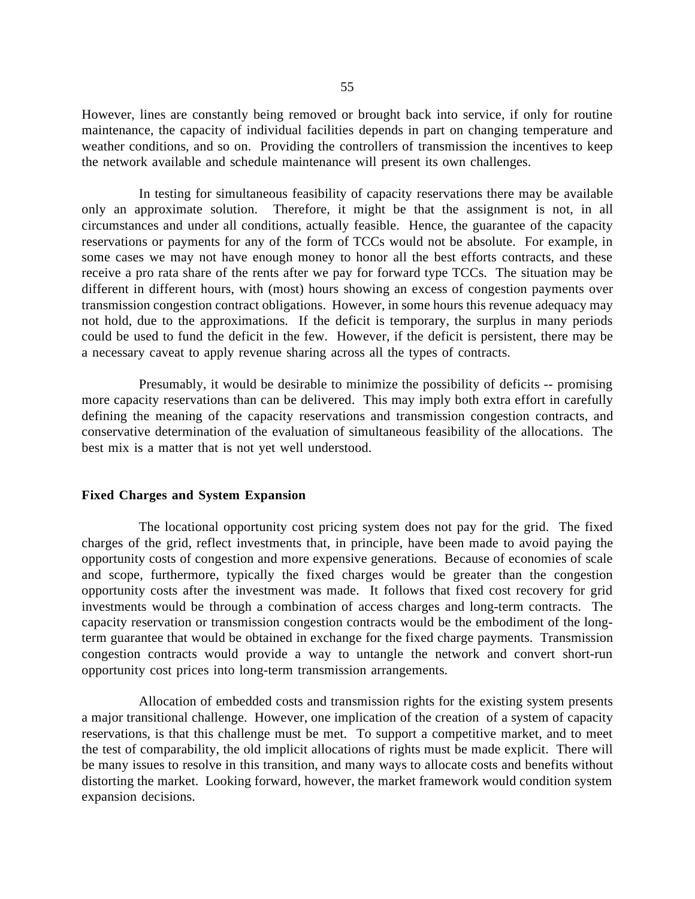However, lines are constantly being removed or brought back into service, if only for routine maintenance, the capacity of individual facilities depends in part on changing temperature and weather conditions, and so on. Providing the controllers of transmission the incentives to keep the network available and schedule maintenance will present its own challenges.

In testing for simultaneous feasibility of capacity reservations there may be available only an approximate solution. Therefore, it might be that the assignment is not, in all circumstances and under all conditions, actually feasible. Hence, the guarantee of the capacity reservations or payments for any of the form of TCCs would not be absolute. For example, in some cases we may not have enough money to honor all the best efforts contracts, and these receive a pro rata share of the rents after we pay for forward type TCCs. The situation may be different in different hours, with (most) hours showing an excess of congestion payments over transmission congestion contract obligations. However, in some hours this revenue adequacy may not hold, due to the approximations. If the deficit is temporary, the surplus in many periods could be used to fund the deficit in the few. However, if the deficit is persistent, there may be a necessary caveat to apply revenue sharing across all the types of contracts.

Presumably, it would be desirable to minimize the possibility of deficits -- promising more capacity reservations than can be delivered. This may imply both extra effort in carefully defining the meaning of the capacity reservations and transmission congestion contracts, and conservative determination of the evaluation of simultaneous feasibility of the allocations. The best mix is a matter that is not yet well understood.

**Fixed Charges and System Expansion**

The locational opportunity cost pricing system does not pay for the grid. The fixed charges of the grid, reflect investments that, in principle, have been made to avoid paying the opportunity costs of congestion and more expensive generations. Because of economies of scale and scope, furthermore, typically the fixed charges would be greater than the congestion opportunity costs after the investment was made. It follows that fixed cost recovery for grid investments would be through a combination of access charges and long-term contracts. The capacity reservation or transmission congestion contracts would be the embodiment of the long-term guarantee that would be obtained in exchange for the fixed charge payments. Transmission congestion contracts would provide a way to untangle the network and convert short-run opportunity cost prices into long-term transmission arrangements.

Allocation of embedded costs and transmission rights for the existing system presents a major transitional challenge. However, one implication of the creation of a system of capacity reservations, is that this challenge must be met. To support a competitive market, and to meet the test of comparability, the old implicit allocations of rights must be made explicit. There will be many issues to resolve in this transition, and many ways to allocate costs and benefits without distorting the market. Looking forward, however, the market framework would condition system expansion decisions.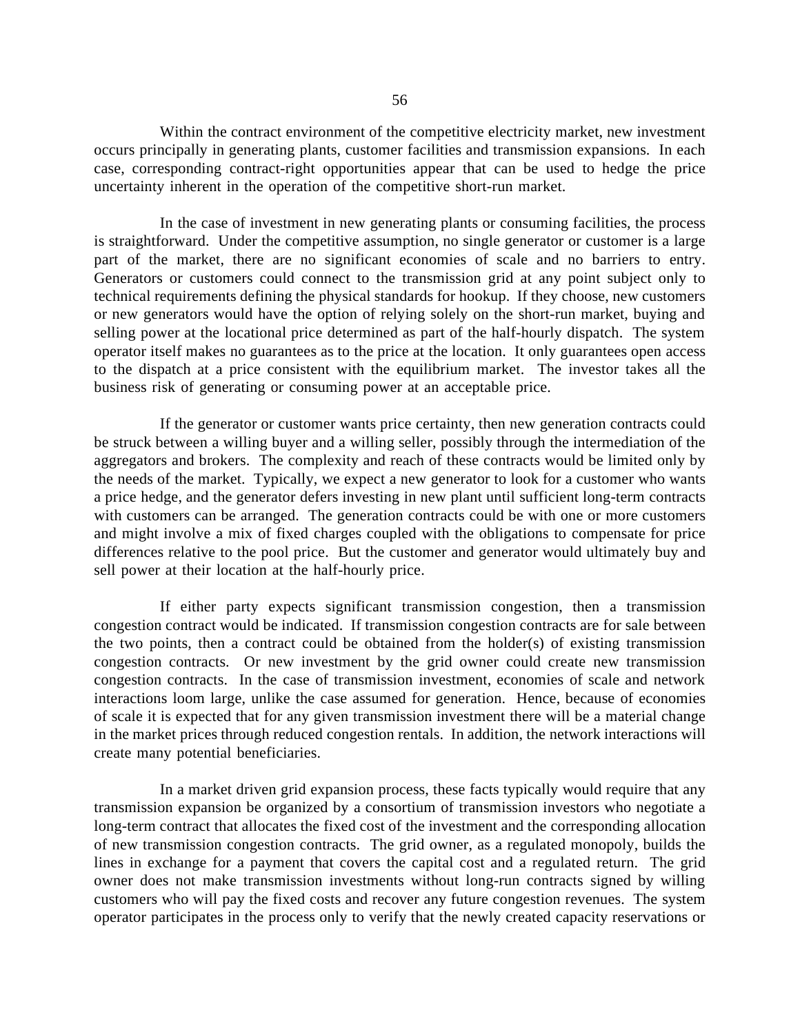Within the contract environment of the competitive electricity market, new investment occurs principally in generating plants, customer facilities and transmission expansions. In each case, corresponding contract-right opportunities appear that can be used to hedge the price uncertainty inherent in the operation of the competitive short-run market.

In the case of investment in new generating plants or consuming facilities, the process is straightforward. Under the competitive assumption, no single generator or customer is a large part of the market, there are no significant economies of scale and no barriers to entry. Generators or customers could connect to the transmission grid at any point subject only to technical requirements defining the physical standards for hookup. If they choose, new customers or new generators would have the option of relying solely on the short-run market, buying and selling power at the locational price determined as part of the half-hourly dispatch. The system operator itself makes no guarantees as to the price at the location. It only guarantees open access to the dispatch at a price consistent with the equilibrium market. The investor takes all the business risk of generating or consuming power at an acceptable price.

If the generator or customer wants price certainty, then new generation contracts could be struck between a willing buyer and a willing seller, possibly through the intermediation of the aggregators and brokers. The complexity and reach of these contracts would be limited only by the needs of the market. Typically, we expect a new generator to look for a customer who wants a price hedge, and the generator defers investing in new plant until sufficient long-term contracts with customers can be arranged. The generation contracts could be with one or more customers and might involve a mix of fixed charges coupled with the obligations to compensate for price differences relative to the pool price. But the customer and generator would ultimately buy and sell power at their location at the half-hourly price.

If either party expects significant transmission congestion, then a transmission congestion contract would be indicated. If transmission congestion contracts are for sale between the two points, then a contract could be obtained from the holder(s) of existing transmission congestion contracts. Or new investment by the grid owner could create new transmission congestion contracts. In the case of transmission investment, economies of scale and network interactions loom large, unlike the case assumed for generation. Hence, because of economies of scale it is expected that for any given transmission investment there will be a material change in the market prices through reduced congestion rentals. In addition, the network interactions will create many potential beneficiaries.

In a market driven grid expansion process, these facts typically would require that any transmission expansion be organized by a consortium of transmission investors who negotiate a long-term contract that allocates the fixed cost of the investment and the corresponding allocation of new transmission congestion contracts. The grid owner, as a regulated monopoly, builds the lines in exchange for a payment that covers the capital cost and a regulated return. The grid owner does not make transmission investments without long-run contracts signed by willing customers who will pay the fixed costs and recover any future congestion revenues. The system operator participates in the process only to verify that the newly created capacity reservations or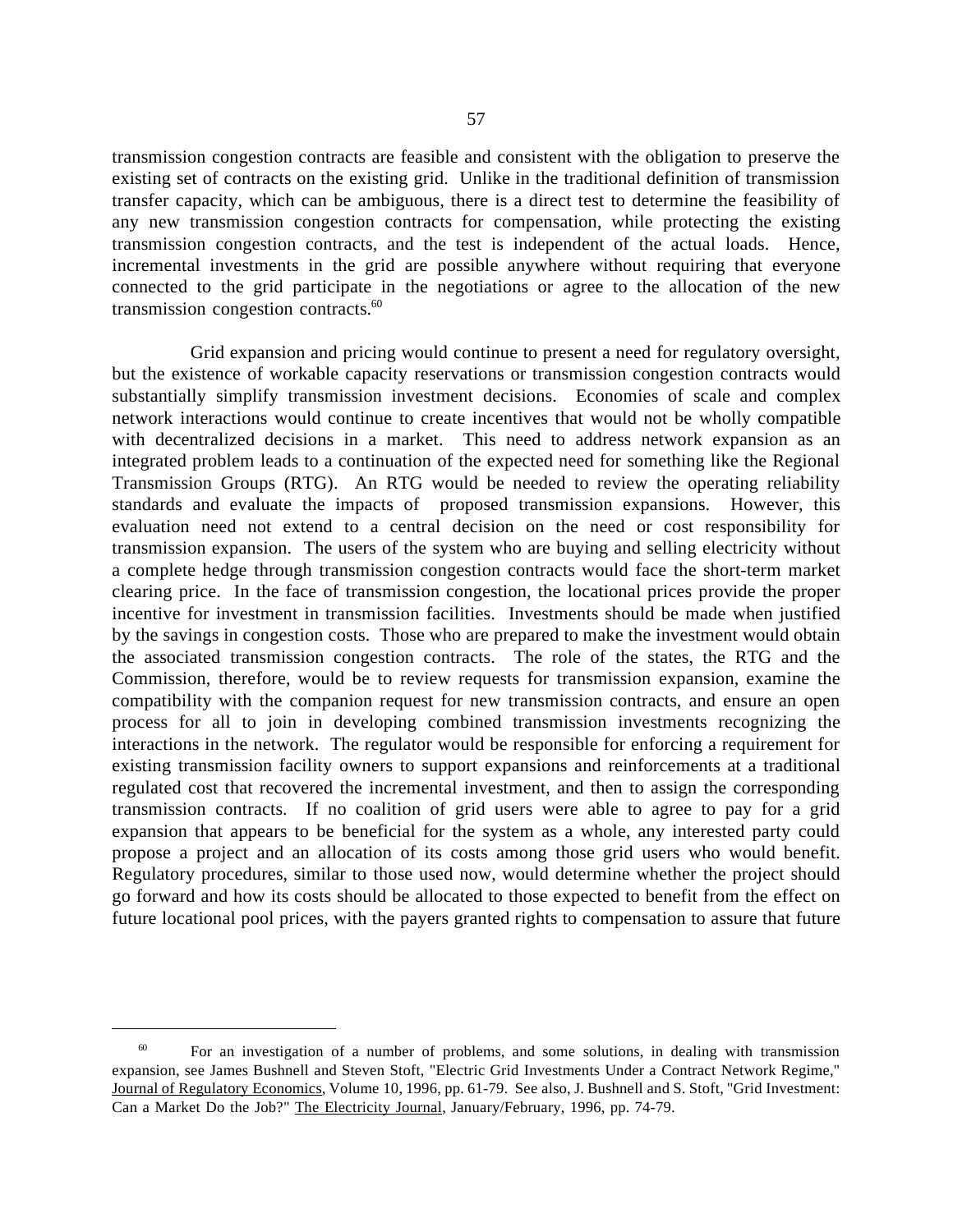transmission congestion contracts are feasible and consistent with the obligation to preserve the existing set of contracts on the existing grid. Unlike in the traditional definition of transmission transfer capacity, which can be ambiguous, there is a direct test to determine the feasibility of any new transmission congestion contracts for compensation, while protecting the existing transmission congestion contracts, and the test is independent of the actual loads. Hence, incremental investments in the grid are possible anywhere without requiring that everyone connected to the grid participate in the negotiations or agree to the allocation of the new transmission congestion contracts.[60]

Grid expansion and pricing would continue to present a need for regulatory oversight, but the existence of workable capacity reservations or transmission congestion contracts would substantially simplify transmission investment decisions. Economies of scale and complex network interactions would continue to create incentives that would not be wholly compatible with decentralized decisions in a market. This need to address network expansion as an integrated problem leads to a continuation of the expected need for something like the Regional Transmission Groups (RTG). An RTG would be needed to review the operating reliability standards and evaluate the impacts of proposed transmission expansions. However, this evaluation need not extend to a central decision on the need or cost responsibility for transmission expansion. The users of the system who are buying and selling electricity without a complete hedge through transmission congestion contracts would face the short-term market clearing price. In the face of transmission congestion, the locational prices provide the proper incentive for investment in transmission facilities. Investments should be made when justified by the savings in congestion costs. Those who are prepared to make the investment would obtain the associated transmission congestion contracts. The role of the states, the RTG and the Commission, therefore, would be to review requests for transmission expansion, examine the compatibility with the companion request for new transmission contracts, and ensure an open process for all to join in developing combined transmission investments recognizing the interactions in the network. The regulator would be responsible for enforcing a requirement for existing transmission facility owners to support expansions and reinforcements at a traditional regulated cost that recovered the incremental investment, and then to assign the corresponding transmission contracts. If no coalition of grid users were able to agree to pay for a grid expansion that appears to be beneficial for the system as a whole, any interested party could propose a project and an allocation of its costs among those grid users who would benefit. Regulatory procedures, similar to those used now, would determine whether the project should go forward and how its costs should be allocated to those expected to benefit from the effect on future locational pool prices, with the payers granted rights to compensation to assure that future

---

[60] For an investigation of a number of problems, and some solutions, in dealing with transmission expansion, see James Bushnell and Steven Stoft, "Electric Grid Investments Under a Contract Network Regime," Journal of Regulatory Economics, Volume 10, 1996, pp. 61-79. See also, J. Bushnell and S. Stoft, "Grid Investment: Can a Market Do the Job?" The Electricity Journal, January/February, 1996, pp. 74-79.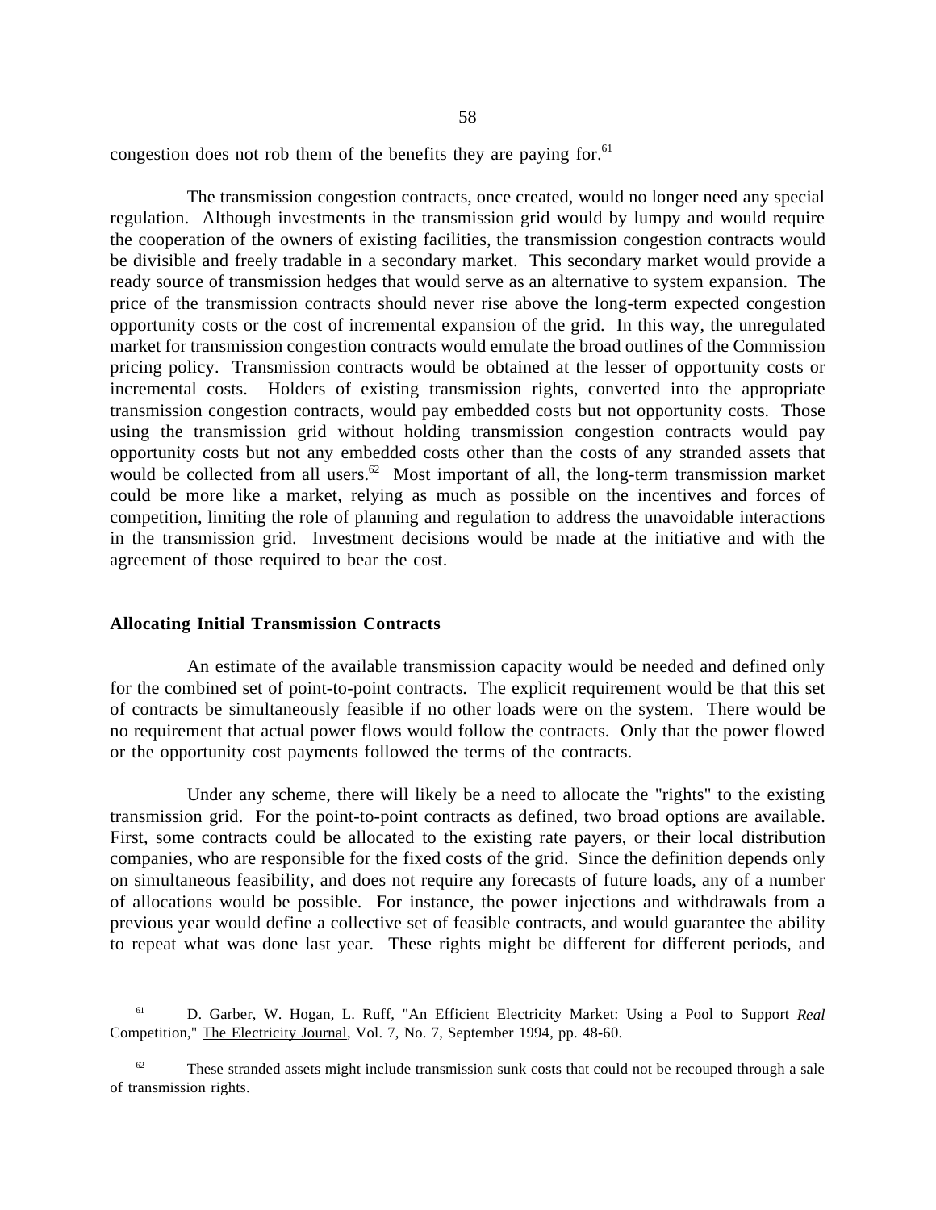congestion does not rob them of the benefits they are paying for.[61]

The transmission congestion contracts, once created, would no longer need any special regulation. Although investments in the transmission grid would by lumpy and would require the cooperation of the owners of existing facilities, the transmission congestion contracts would be divisible and freely tradable in a secondary market. This secondary market would provide a ready source of transmission hedges that would serve as an alternative to system expansion. The price of the transmission contracts should never rise above the long-term expected congestion opportunity costs or the cost of incremental expansion of the grid. In this way, the unregulated market for transmission congestion contracts would emulate the broad outlines of the Commission pricing policy. Transmission contracts would be obtained at the lesser of opportunity costs or incremental costs. Holders of existing transmission rights, converted into the appropriate transmission congestion contracts, would pay embedded costs but not opportunity costs. Those using the transmission grid without holding transmission congestion contracts would pay opportunity costs but not any embedded costs other than the costs of any stranded assets that would be collected from all users.[62] Most important of all, the long-term transmission market could be more like a market, relying as much as possible on the incentives and forces of competition, limiting the role of planning and regulation to address the unavoidable interactions in the transmission grid. Investment decisions would be made at the initiative and with the agreement of those required to bear the cost.

### Allocating Initial Transmission Contracts

An estimate of the available transmission capacity would be needed and defined only for the combined set of point-to-point contracts. The explicit requirement would be that this set of contracts be simultaneously feasible if no other loads were on the system. There would be no requirement that actual power flows would follow the contracts. Only that the power flowed or the opportunity cost payments followed the terms of the contracts.

Under any scheme, there will likely be a need to allocate the "rights" to the existing transmission grid. For the point-to-point contracts as defined, two broad options are available. First, some contracts could be allocated to the existing rate payers, or their local distribution companies, who are responsible for the fixed costs of the grid. Since the definition depends only on simultaneous feasibility, and does not require any forecasts of future loads, any of a number of allocations would be possible. For instance, the power injections and withdrawals from a previous year would define a collective set of feasible contracts, and would guarantee the ability to repeat what was done last year. These rights might be different for different periods, and

---

[61] D. Garber, W. Hogan, L. Ruff, "An Efficient Electricity Market: Using a Pool to Support *Real* Competition," The Electricity Journal, Vol. 7, No. 7, September 1994, pp. 48-60.

[62] These stranded assets might include transmission sunk costs that could not be recouped through a sale of transmission rights.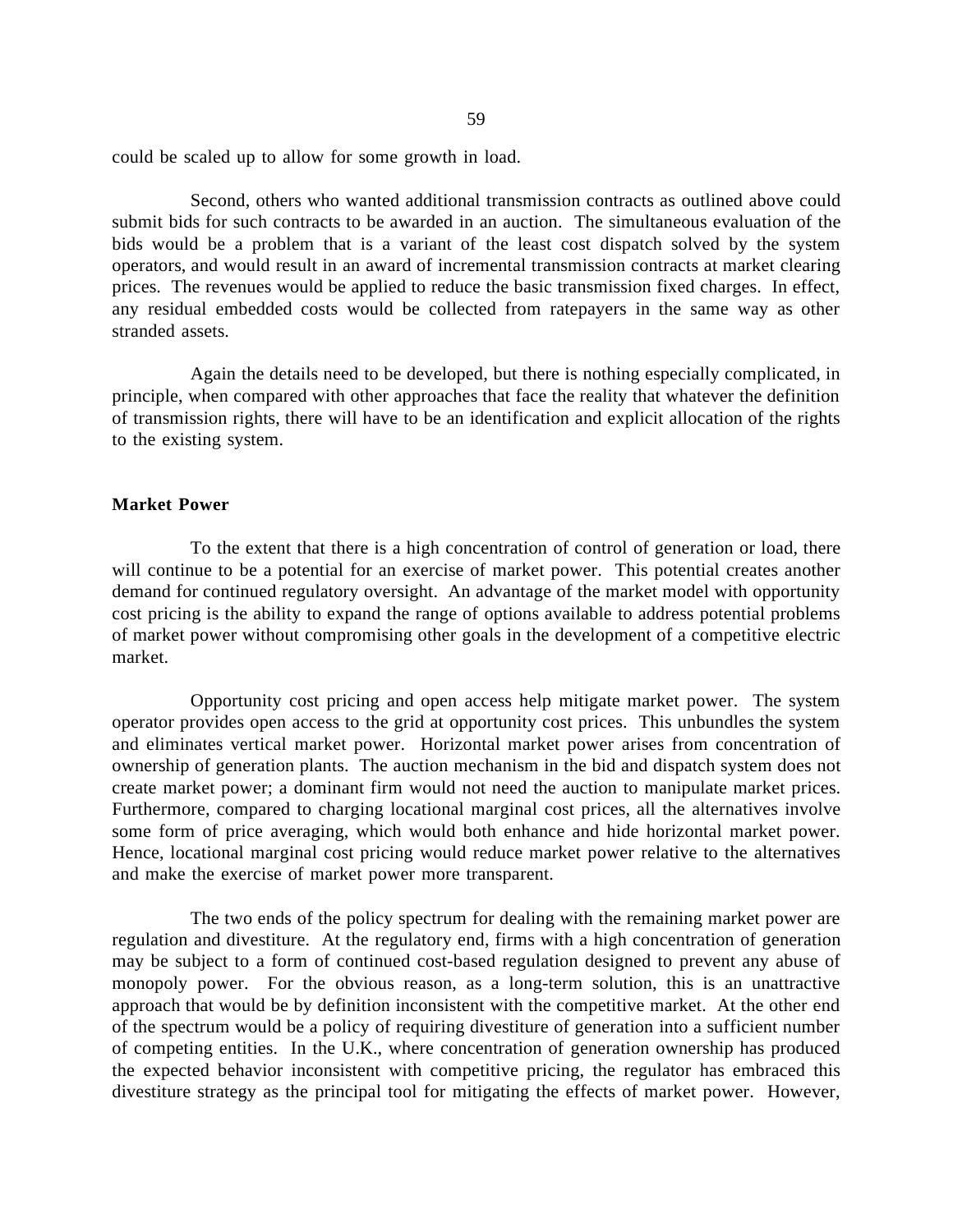could be scaled up to allow for some growth in load.

Second, others who wanted additional transmission contracts as outlined above could submit bids for such contracts to be awarded in an auction. The simultaneous evaluation of the bids would be a problem that is a variant of the least cost dispatch solved by the system operators, and would result in an award of incremental transmission contracts at market clearing prices. The revenues would be applied to reduce the basic transmission fixed charges. In effect, any residual embedded costs would be collected from ratepayers in the same way as other stranded assets.

Again the details need to be developed, but there is nothing especially complicated, in principle, when compared with other approaches that face the reality that whatever the definition of transmission rights, there will have to be an identification and explicit allocation of the rights to the existing system.

**Market Power**

To the extent that there is a high concentration of control of generation or load, there will continue to be a potential for an exercise of market power. This potential creates another demand for continued regulatory oversight. An advantage of the market model with opportunity cost pricing is the ability to expand the range of options available to address potential problems of market power without compromising other goals in the development of a competitive electric market.

Opportunity cost pricing and open access help mitigate market power. The system operator provides open access to the grid at opportunity cost prices. This unbundles the system and eliminates vertical market power. Horizontal market power arises from concentration of ownership of generation plants. The auction mechanism in the bid and dispatch system does not create market power; a dominant firm would not need the auction to manipulate market prices. Furthermore, compared to charging locational marginal cost prices, all the alternatives involve some form of price averaging, which would both enhance and hide horizontal market power. Hence, locational marginal cost pricing would reduce market power relative to the alternatives and make the exercise of market power more transparent.

The two ends of the policy spectrum for dealing with the remaining market power are regulation and divestiture. At the regulatory end, firms with a high concentration of generation may be subject to a form of continued cost-based regulation designed to prevent any abuse of monopoly power. For the obvious reason, as a long-term solution, this is an unattractive approach that would be by definition inconsistent with the competitive market. At the other end of the spectrum would be a policy of requiring divestiture of generation into a sufficient number of competing entities. In the U.K., where concentration of generation ownership has produced the expected behavior inconsistent with competitive pricing, the regulator has embraced this divestiture strategy as the principal tool for mitigating the effects of market power. However,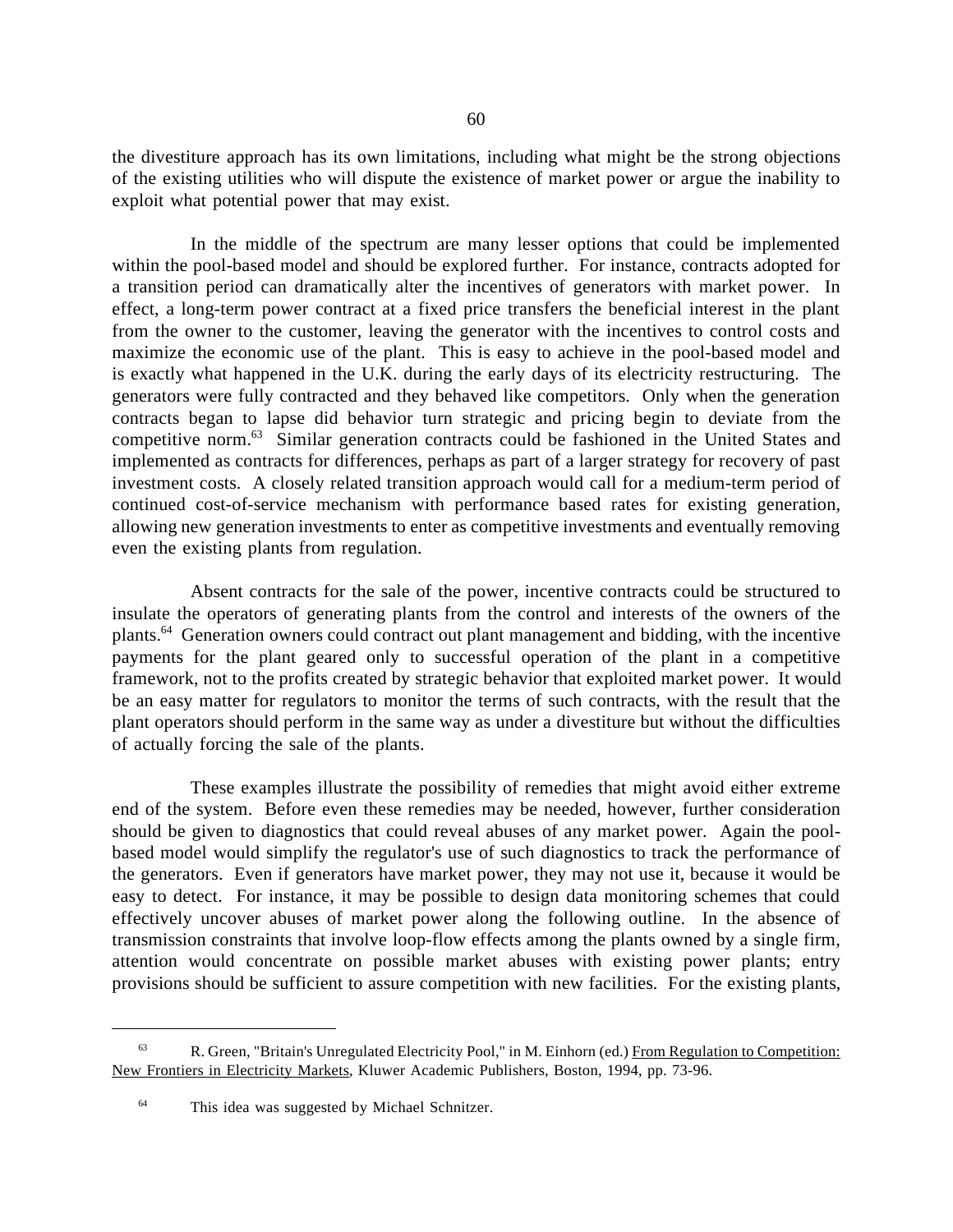the divestiture approach has its own limitations, including what might be the strong objections of the existing utilities who will dispute the existence of market power or argue the inability to exploit what potential power that may exist.

In the middle of the spectrum are many lesser options that could be implemented within the pool-based model and should be explored further. For instance, contracts adopted for a transition period can dramatically alter the incentives of generators with market power. In effect, a long-term power contract at a fixed price transfers the beneficial interest in the plant from the owner to the customer, leaving the generator with the incentives to control costs and maximize the economic use of the plant. This is easy to achieve in the pool-based model and is exactly what happened in the U.K. during the early days of its electricity restructuring. The generators were fully contracted and they behaved like competitors. Only when the generation contracts began to lapse did behavior turn strategic and pricing begin to deviate from the competitive norm.[63] Similar generation contracts could be fashioned in the United States and implemented as contracts for differences, perhaps as part of a larger strategy for recovery of past investment costs. A closely related transition approach would call for a medium-term period of continued cost-of-service mechanism with performance based rates for existing generation, allowing new generation investments to enter as competitive investments and eventually removing even the existing plants from regulation.

Absent contracts for the sale of the power, incentive contracts could be structured to insulate the operators of generating plants from the control and interests of the owners of the plants.[64] Generation owners could contract out plant management and bidding, with the incentive payments for the plant geared only to successful operation of the plant in a competitive framework, not to the profits created by strategic behavior that exploited market power. It would be an easy matter for regulators to monitor the terms of such contracts, with the result that the plant operators should perform in the same way as under a divestiture but without the difficulties of actually forcing the sale of the plants.

These examples illustrate the possibility of remedies that might avoid either extreme end of the system. Before even these remedies may be needed, however, further consideration should be given to diagnostics that could reveal abuses of any market power. Again the pool-based model would simplify the regulator's use of such diagnostics to track the performance of the generators. Even if generators have market power, they may not use it, because it would be easy to detect. For instance, it may be possible to design data monitoring schemes that could effectively uncover abuses of market power along the following outline. In the absence of transmission constraints that involve loop-flow effects among the plants owned by a single firm, attention would concentrate on possible market abuses with existing power plants; entry provisions should be sufficient to assure competition with new facilities. For the existing plants,

---

[63] R. Green, "Britain's Unregulated Electricity Pool," in M. Einhorn (ed.) From Regulation to Competition: New Frontiers in Electricity Markets, Kluwer Academic Publishers, Boston, 1994, pp. 73-96.

[64] This idea was suggested by Michael Schnitzer.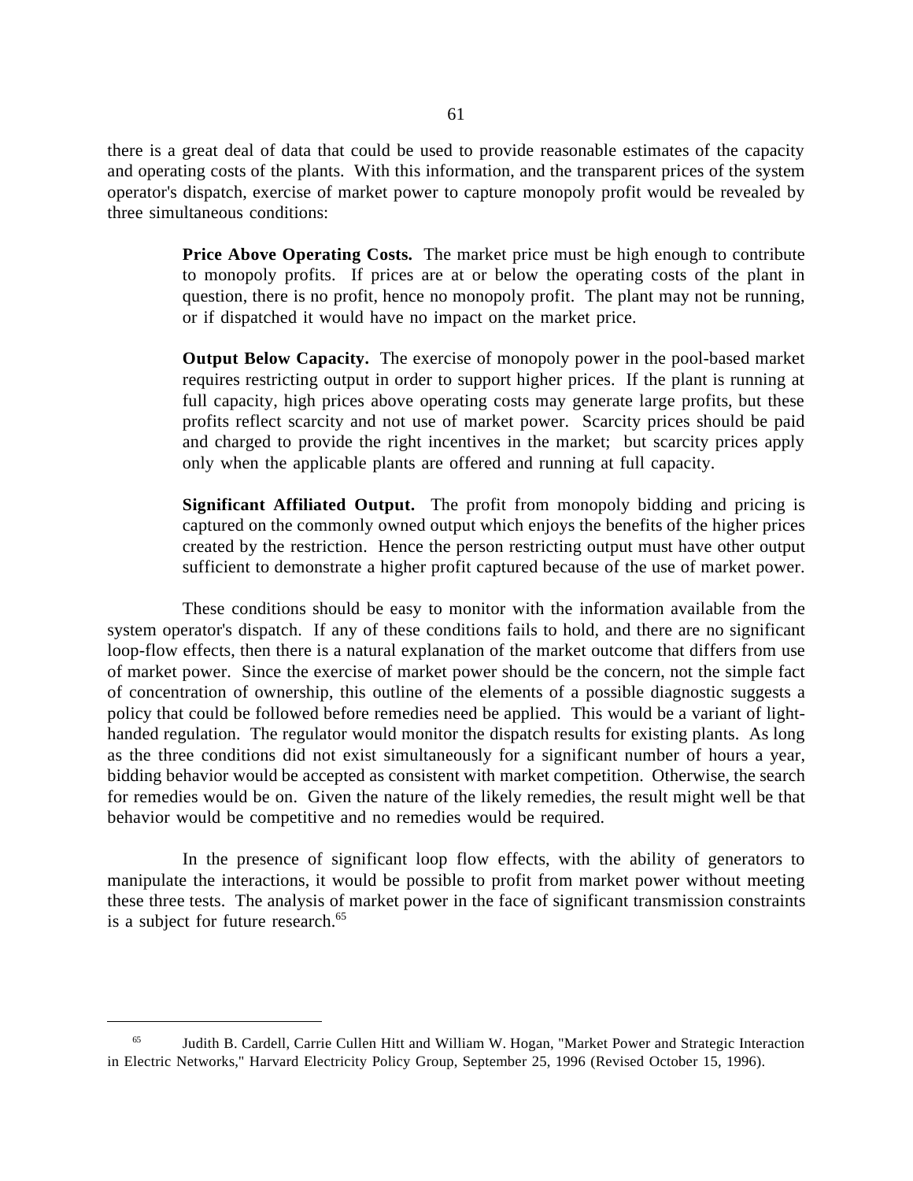there is a great deal of data that could be used to provide reasonable estimates of the capacity and operating costs of the plants. With this information, and the transparent prices of the system operator's dispatch, exercise of market power to capture monopoly profit would be revealed by three simultaneous conditions:

> **Price Above Operating Costs.** The market price must be high enough to contribute to monopoly profits. If prices are at or below the operating costs of the plant in question, there is no profit, hence no monopoly profit. The plant may not be running, or if dispatched it would have no impact on the market price.
>
> **Output Below Capacity.** The exercise of monopoly power in the pool-based market requires restricting output in order to support higher prices. If the plant is running at full capacity, high prices above operating costs may generate large profits, but these profits reflect scarcity and not use of market power. Scarcity prices should be paid and charged to provide the right incentives in the market; but scarcity prices apply only when the applicable plants are offered and running at full capacity.
>
> **Significant Affiliated Output.** The profit from monopoly bidding and pricing is captured on the commonly owned output which enjoys the benefits of the higher prices created by the restriction. Hence the person restricting output must have other output sufficient to demonstrate a higher profit captured because of the use of market power.

These conditions should be easy to monitor with the information available from the system operator's dispatch. If any of these conditions fails to hold, and there are no significant loop-flow effects, then there is a natural explanation of the market outcome that differs from use of market power. Since the exercise of market power should be the concern, not the simple fact of concentration of ownership, this outline of the elements of a possible diagnostic suggests a policy that could be followed before remedies need be applied. This would be a variant of light-handed regulation. The regulator would monitor the dispatch results for existing plants. As long as the three conditions did not exist simultaneously for a significant number of hours a year, bidding behavior would be accepted as consistent with market competition. Otherwise, the search for remedies would be on. Given the nature of the likely remedies, the result might well be that behavior would be competitive and no remedies would be required.

In the presence of significant loop flow effects, with the ability of generators to manipulate the interactions, it would be possible to profit from market power without meeting these three tests. The analysis of market power in the face of significant transmission constraints is a subject for future research.[65]

---

[65] Judith B. Cardell, Carrie Cullen Hitt and William W. Hogan, "Market Power and Strategic Interaction in Electric Networks," Harvard Electricity Policy Group, September 25, 1996 (Revised October 15, 1996).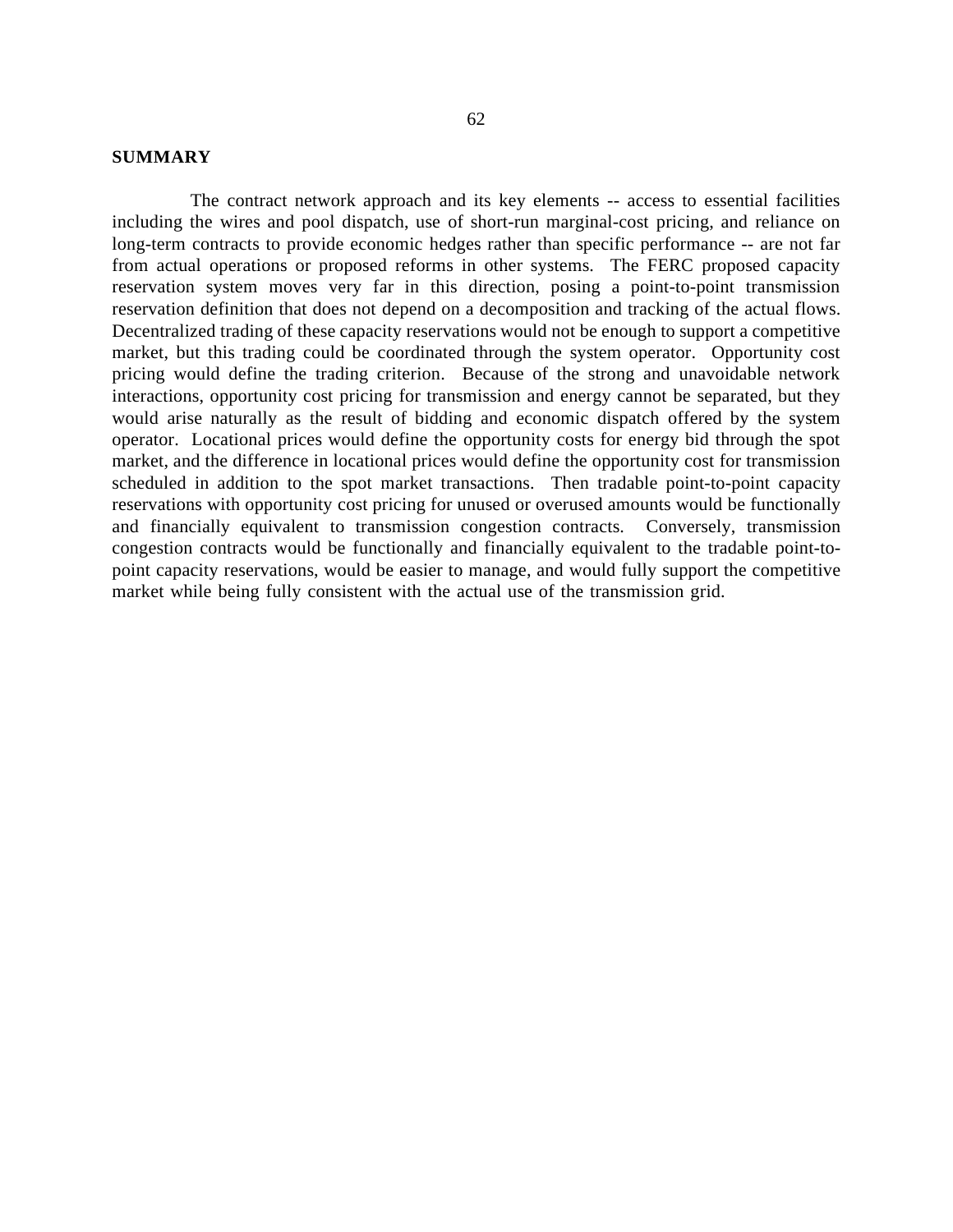**SUMMARY**

The contract network approach and its key elements -- access to essential facilities including the wires and pool dispatch, use of short-run marginal-cost pricing, and reliance on long-term contracts to provide economic hedges rather than specific performance -- are not far from actual operations or proposed reforms in other systems. The FERC proposed capacity reservation system moves very far in this direction, posing a point-to-point transmission reservation definition that does not depend on a decomposition and tracking of the actual flows. Decentralized trading of these capacity reservations would not be enough to support a competitive market, but this trading could be coordinated through the system operator. Opportunity cost pricing would define the trading criterion. Because of the strong and unavoidable network interactions, opportunity cost pricing for transmission and energy cannot be separated, but they would arise naturally as the result of bidding and economic dispatch offered by the system operator. Locational prices would define the opportunity costs for energy bid through the spot market, and the difference in locational prices would define the opportunity cost for transmission scheduled in addition to the spot market transactions. Then tradable point-to-point capacity reservations with opportunity cost pricing for unused or overused amounts would be functionally and financially equivalent to transmission congestion contracts. Conversely, transmission congestion contracts would be functionally and financially equivalent to the tradable point-to-point capacity reservations, would be easier to manage, and would fully support the competitive market while being fully consistent with the actual use of the transmission grid.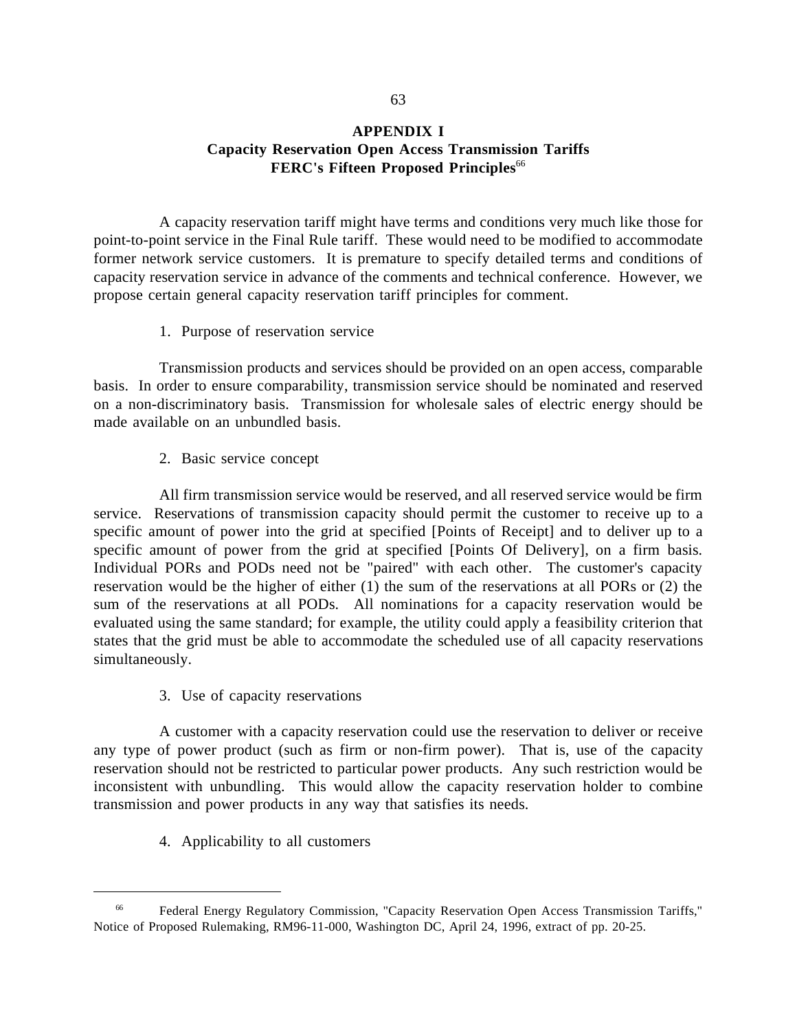# APPENDIX I
## Capacity Reservation Open Access Transmission Tariffs
## FERC's Fifteen Proposed Principles[66]

A capacity reservation tariff might have terms and conditions very much like those for point-to-point service in the Final Rule tariff. These would need to be modified to accommodate former network service customers. It is premature to specify detailed terms and conditions of capacity reservation service in advance of the comments and technical conference. However, we propose certain general capacity reservation tariff principles for comment.

1. Purpose of reservation service

Transmission products and services should be provided on an open access, comparable basis. In order to ensure comparability, transmission service should be nominated and reserved on a non-discriminatory basis. Transmission for wholesale sales of electric energy should be made available on an unbundled basis.

2. Basic service concept

All firm transmission service would be reserved, and all reserved service would be firm service. Reservations of transmission capacity should permit the customer to receive up to a specific amount of power into the grid at specified [Points of Receipt] and to deliver up to a specific amount of power from the grid at specified [Points Of Delivery], on a firm basis. Individual PORs and PODs need not be "paired" with each other. The customer's capacity reservation would be the higher of either (1) the sum of the reservations at all PORs or (2) the sum of the reservations at all PODs. All nominations for a capacity reservation would be evaluated using the same standard; for example, the utility could apply a feasibility criterion that states that the grid must be able to accommodate the scheduled use of all capacity reservations simultaneously.

3. Use of capacity reservations

A customer with a capacity reservation could use the reservation to deliver or receive any type of power product (such as firm or non-firm power). That is, use of the capacity reservation should not be restricted to particular power products. Any such restriction would be inconsistent with unbundling. This would allow the capacity reservation holder to combine transmission and power products in any way that satisfies its needs.

4. Applicability to all customers

---

[66] Federal Energy Regulatory Commission, "Capacity Reservation Open Access Transmission Tariffs," Notice of Proposed Rulemaking, RM96-11-000, Washington DC, April 24, 1996, extract of pp. 20-25.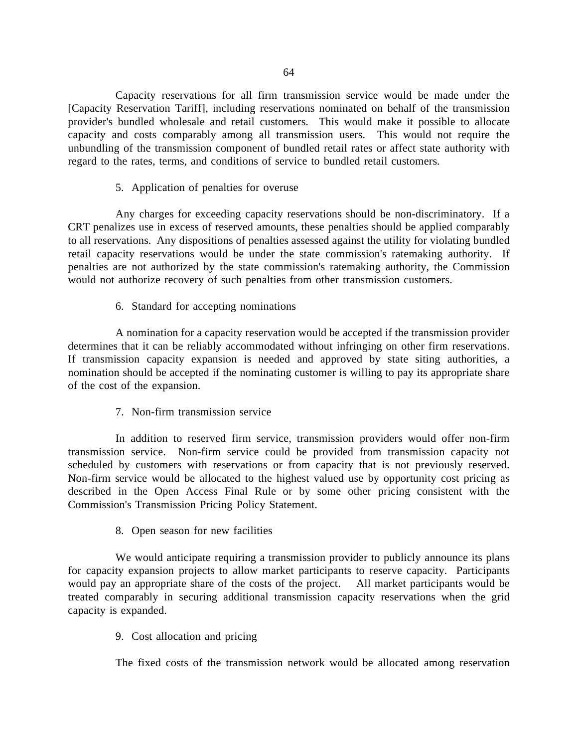Capacity reservations for all firm transmission service would be made under the [Capacity Reservation Tariff], including reservations nominated on behalf of the transmission provider's bundled wholesale and retail customers. This would make it possible to allocate capacity and costs comparably among all transmission users. This would not require the unbundling of the transmission component of bundled retail rates or affect state authority with regard to the rates, terms, and conditions of service to bundled retail customers.

5. Application of penalties for overuse

Any charges for exceeding capacity reservations should be non-discriminatory. If a CRT penalizes use in excess of reserved amounts, these penalties should be applied comparably to all reservations. Any dispositions of penalties assessed against the utility for violating bundled retail capacity reservations would be under the state commission's ratemaking authority. If penalties are not authorized by the state commission's ratemaking authority, the Commission would not authorize recovery of such penalties from other transmission customers.

6. Standard for accepting nominations

A nomination for a capacity reservation would be accepted if the transmission provider determines that it can be reliably accommodated without infringing on other firm reservations. If transmission capacity expansion is needed and approved by state siting authorities, a nomination should be accepted if the nominating customer is willing to pay its appropriate share of the cost of the expansion.

7. Non-firm transmission service

In addition to reserved firm service, transmission providers would offer non-firm transmission service. Non-firm service could be provided from transmission capacity not scheduled by customers with reservations or from capacity that is not previously reserved. Non-firm service would be allocated to the highest valued use by opportunity cost pricing as described in the Open Access Final Rule or by some other pricing consistent with the Commission's Transmission Pricing Policy Statement.

8. Open season for new facilities

We would anticipate requiring a transmission provider to publicly announce its plans for capacity expansion projects to allow market participants to reserve capacity. Participants would pay an appropriate share of the costs of the project. All market participants would be treated comparably in securing additional transmission capacity reservations when the grid capacity is expanded.

9. Cost allocation and pricing

The fixed costs of the transmission network would be allocated among reservation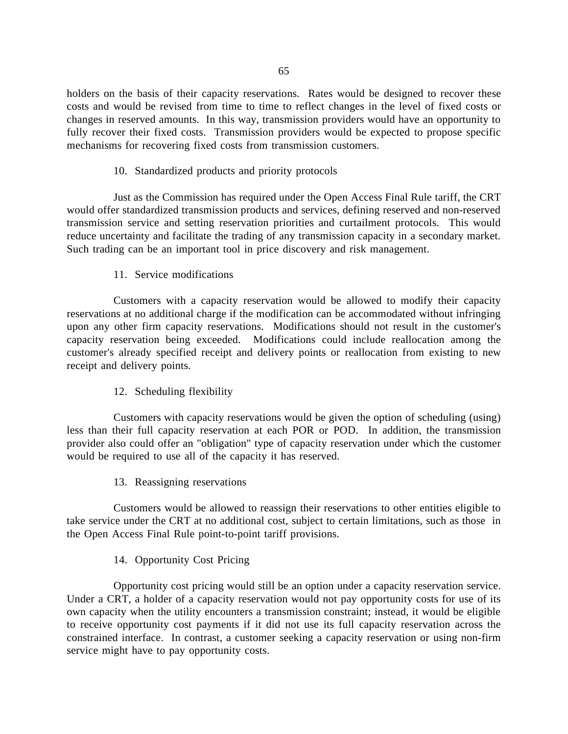holders on the basis of their capacity reservations. Rates would be designed to recover these costs and would be revised from time to time to reflect changes in the level of fixed costs or changes in reserved amounts. In this way, transmission providers would have an opportunity to fully recover their fixed costs. Transmission providers would be expected to propose specific mechanisms for recovering fixed costs from transmission customers.

10. Standardized products and priority protocols

Just as the Commission has required under the Open Access Final Rule tariff, the CRT would offer standardized transmission products and services, defining reserved and non-reserved transmission service and setting reservation priorities and curtailment protocols. This would reduce uncertainty and facilitate the trading of any transmission capacity in a secondary market. Such trading can be an important tool in price discovery and risk management.

11. Service modifications

Customers with a capacity reservation would be allowed to modify their capacity reservations at no additional charge if the modification can be accommodated without infringing upon any other firm capacity reservations. Modifications should not result in the customer's capacity reservation being exceeded. Modifications could include reallocation among the customer's already specified receipt and delivery points or reallocation from existing to new receipt and delivery points.

12. Scheduling flexibility

Customers with capacity reservations would be given the option of scheduling (using) less than their full capacity reservation at each POR or POD. In addition, the transmission provider also could offer an "obligation" type of capacity reservation under which the customer would be required to use all of the capacity it has reserved.

13. Reassigning reservations

Customers would be allowed to reassign their reservations to other entities eligible to take service under the CRT at no additional cost, subject to certain limitations, such as those in the Open Access Final Rule point-to-point tariff provisions.

14. Opportunity Cost Pricing

Opportunity cost pricing would still be an option under a capacity reservation service. Under a CRT, a holder of a capacity reservation would not pay opportunity costs for use of its own capacity when the utility encounters a transmission constraint; instead, it would be eligible to receive opportunity cost payments if it did not use its full capacity reservation across the constrained interface. In contrast, a customer seeking a capacity reservation or using non-firm service might have to pay opportunity costs.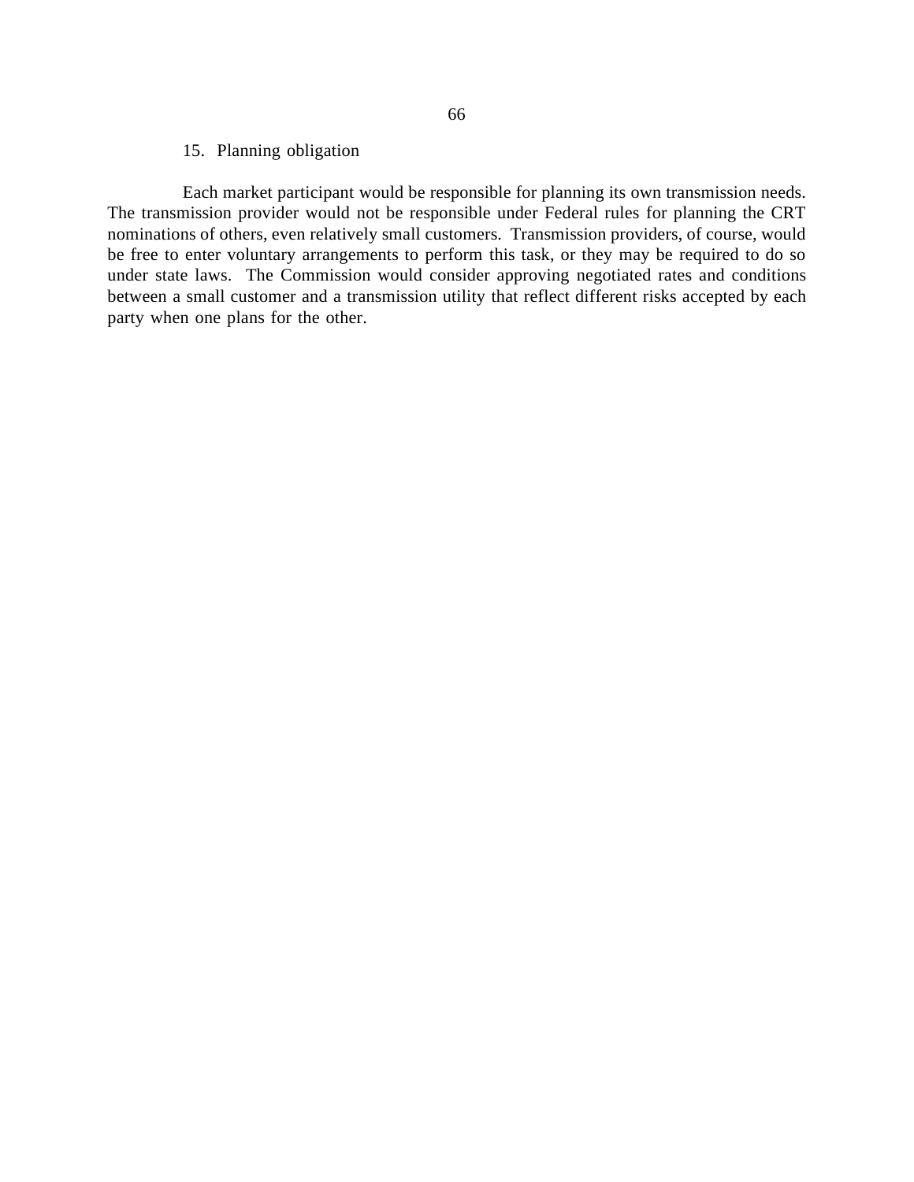15. Planning obligation

Each market participant would be responsible for planning its own transmission needs. The transmission provider would not be responsible under Federal rules for planning the CRT nominations of others, even relatively small customers. Transmission providers, of course, would be free to enter voluntary arrangements to perform this task, or they may be required to do so under state laws. The Commission would consider approving negotiated rates and conditions between a small customer and a transmission utility that reflect different risks accepted by each party when one plans for the other.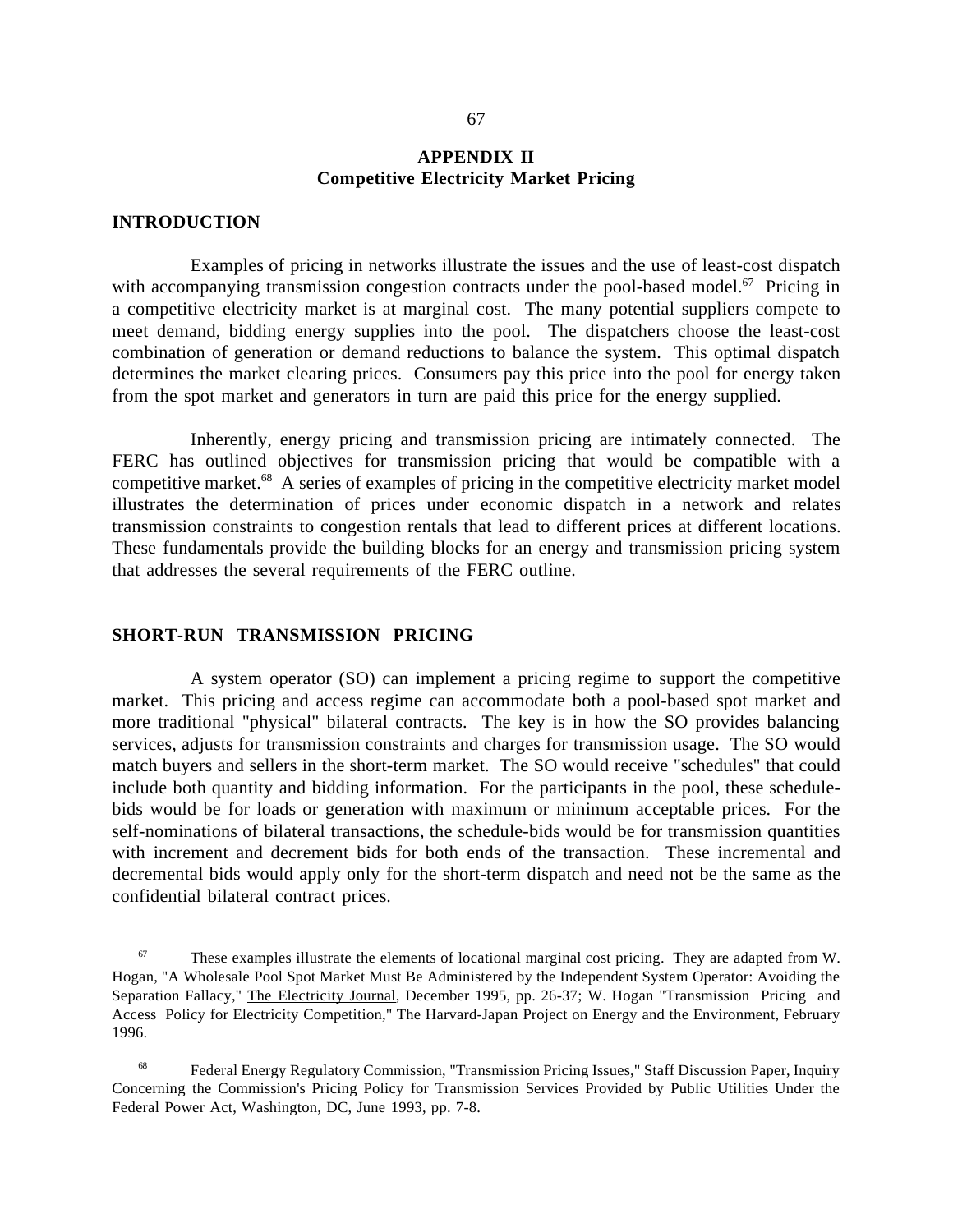## APPENDIX II
## Competitive Electricity Market Pricing

### INTRODUCTION

Examples of pricing in networks illustrate the issues and the use of least-cost dispatch with accompanying transmission congestion contracts under the pool-based model.[67] Pricing in a competitive electricity market is at marginal cost. The many potential suppliers compete to meet demand, bidding energy supplies into the pool. The dispatchers choose the least-cost combination of generation or demand reductions to balance the system. This optimal dispatch determines the market clearing prices. Consumers pay this price into the pool for energy taken from the spot market and generators in turn are paid this price for the energy supplied.

Inherently, energy pricing and transmission pricing are intimately connected. The FERC has outlined objectives for transmission pricing that would be compatible with a competitive market.[68] A series of examples of pricing in the competitive electricity market model illustrates the determination of prices under economic dispatch in a network and relates transmission constraints to congestion rentals that lead to different prices at different locations. These fundamentals provide the building blocks for an energy and transmission pricing system that addresses the several requirements of the FERC outline.

### SHORT-RUN TRANSMISSION PRICING

A system operator (SO) can implement a pricing regime to support the competitive market. This pricing and access regime can accommodate both a pool-based spot market and more traditional "physical" bilateral contracts. The key is in how the SO provides balancing services, adjusts for transmission constraints and charges for transmission usage. The SO would match buyers and sellers in the short-term market. The SO would receive "schedules" that could include both quantity and bidding information. For the participants in the pool, these schedule-bids would be for loads or generation with maximum or minimum acceptable prices. For the self-nominations of bilateral transactions, the schedule-bids would be for transmission quantities with increment and decrement bids for both ends of the transaction. These incremental and decremental bids would apply only for the short-term dispatch and need not be the same as the confidential bilateral contract prices.

---

[67] These examples illustrate the elements of locational marginal cost pricing. They are adapted from W. Hogan, "A Wholesale Pool Spot Market Must Be Administered by the Independent System Operator: Avoiding the Separation Fallacy," The Electricity Journal, December 1995, pp. 26-37; W. Hogan "Transmission Pricing and Access Policy for Electricity Competition," The Harvard-Japan Project on Energy and the Environment, February 1996.

[68] Federal Energy Regulatory Commission, "Transmission Pricing Issues," Staff Discussion Paper, Inquiry Concerning the Commission's Pricing Policy for Transmission Services Provided by Public Utilities Under the Federal Power Act, Washington, DC, June 1993, pp. 7-8.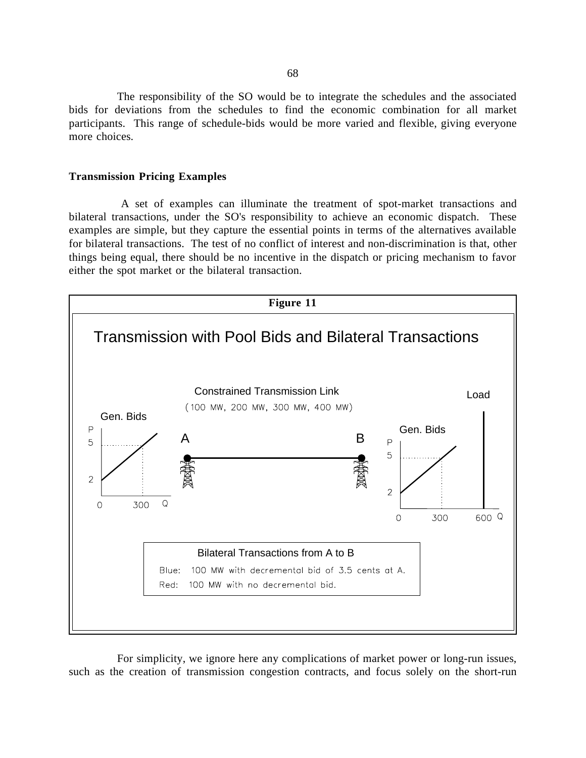The responsibility of the SO would be to integrate the schedules and the associated bids for deviations from the schedules to find the economic combination for all market participants. This range of schedule-bids would be more varied and flexible, giving everyone more choices.

**Transmission Pricing Examples**

A set of examples can illuminate the treatment of spot-market transactions and bilateral transactions, under the SO's responsibility to achieve an economic dispatch. These examples are simple, but they capture the essential points in terms of the alternatives available for bilateral transactions. The test of no conflict of interest and non-discrimination is that, other things being equal, there should be no incentive in the dispatch or pricing mechanism to favor either the spot market or the bilateral transaction.

**Figure 11**

Transmission with Pool Bids and Bilateral Transactions

Constrained Transmission Link
(100 MW, 200 MW, 300 MW, 400 MW)

Gen. Bids — A — B — Gen. Bids — Load

Bilateral Transactions from A to B

Blue: 100 MW with decremental bid of 3.5 cents at A.

Red: 100 MW with no decremental bid.

For simplicity, we ignore here any complications of market power or long-run issues, such as the creation of transmission congestion contracts, and focus solely on the short-run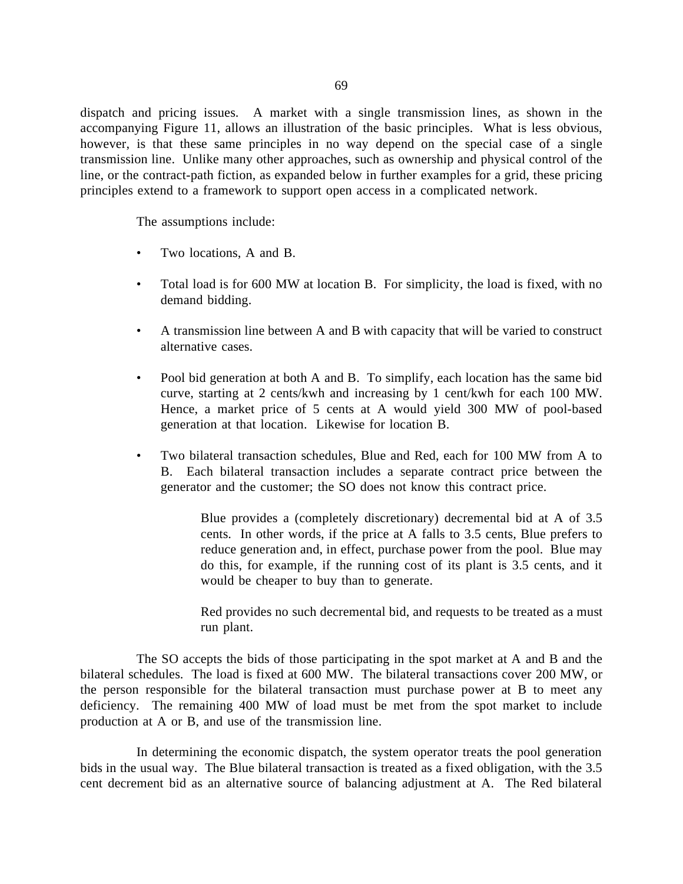dispatch and pricing issues. A market with a single transmission lines, as shown in the accompanying Figure 11, allows an illustration of the basic principles. What is less obvious, however, is that these same principles in no way depend on the special case of a single transmission line. Unlike many other approaches, such as ownership and physical control of the line, or the contract-path fiction, as expanded below in further examples for a grid, these pricing principles extend to a framework to support open access in a complicated network.

The assumptions include:

- Two locations, A and B.
- Total load is for 600 MW at location B. For simplicity, the load is fixed, with no demand bidding.
- A transmission line between A and B with capacity that will be varied to construct alternative cases.
- Pool bid generation at both A and B. To simplify, each location has the same bid curve, starting at 2 cents/kwh and increasing by 1 cent/kwh for each 100 MW. Hence, a market price of 5 cents at A would yield 300 MW of pool-based generation at that location. Likewise for location B.
- Two bilateral transaction schedules, Blue and Red, each for 100 MW from A to B. Each bilateral transaction includes a separate contract price between the generator and the customer; the SO does not know this contract price.

    Blue provides a (completely discretionary) decremental bid at A of 3.5 cents. In other words, if the price at A falls to 3.5 cents, Blue prefers to reduce generation and, in effect, purchase power from the pool. Blue may do this, for example, if the running cost of its plant is 3.5 cents, and it would be cheaper to buy than to generate.

    Red provides no such decremental bid, and requests to be treated as a must run plant.

The SO accepts the bids of those participating in the spot market at A and B and the bilateral schedules. The load is fixed at 600 MW. The bilateral transactions cover 200 MW, or the person responsible for the bilateral transaction must purchase power at B to meet any deficiency. The remaining 400 MW of load must be met from the spot market to include production at A or B, and use of the transmission line.

In determining the economic dispatch, the system operator treats the pool generation bids in the usual way. The Blue bilateral transaction is treated as a fixed obligation, with the 3.5 cent decrement bid as an alternative source of balancing adjustment at A. The Red bilateral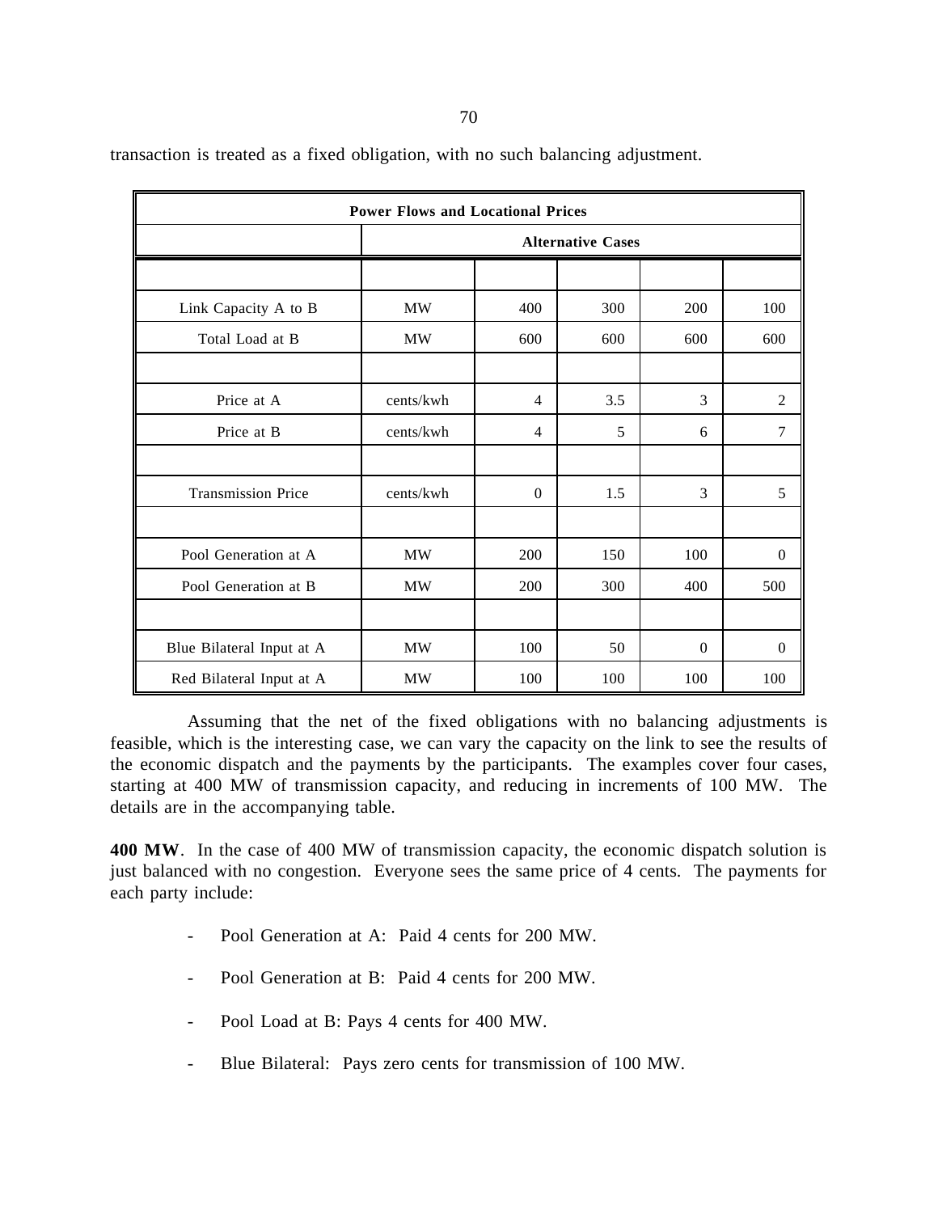transaction is treated as a fixed obligation, with no such balancing adjustment.

| **Power Flows and Locational Prices** | | | | | |
|---|---|---|---|---|---|
| | **Alternative Cases** | | | | |
| | | | | | |
| Link Capacity A to B | MW | 400 | 300 | 200 | 100 |
| Total Load at B | MW | 600 | 600 | 600 | 600 |
| | | | | | |
| Price at A | cents/kwh | 4 | 3.5 | 3 | 2 |
| Price at B | cents/kwh | 4 | 5 | 6 | 7 |
| | | | | | |
| Transmission Price | cents/kwh | 0 | 1.5 | 3 | 5 |
| | | | | | |
| Pool Generation at A | MW | 200 | 150 | 100 | 0 |
| Pool Generation at B | MW | 200 | 300 | 400 | 500 |
| | | | | | |
| Blue Bilateral Input at A | MW | 100 | 50 | 0 | 0 |
| Red Bilateral Input at A | MW | 100 | 100 | 100 | 100 |

Assuming that the net of the fixed obligations with no balancing adjustments is feasible, which is the interesting case, we can vary the capacity on the link to see the results of the economic dispatch and the payments by the participants. The examples cover four cases, starting at 400 MW of transmission capacity, and reducing in increments of 100 MW. The details are in the accompanying table.

**400 MW**. In the case of 400 MW of transmission capacity, the economic dispatch solution is just balanced with no congestion. Everyone sees the same price of 4 cents. The payments for each party include:

- Pool Generation at A: Paid 4 cents for 200 MW.

- Pool Generation at B: Paid 4 cents for 200 MW.

- Pool Load at B: Pays 4 cents for 400 MW.

- Blue Bilateral: Pays zero cents for transmission of 100 MW.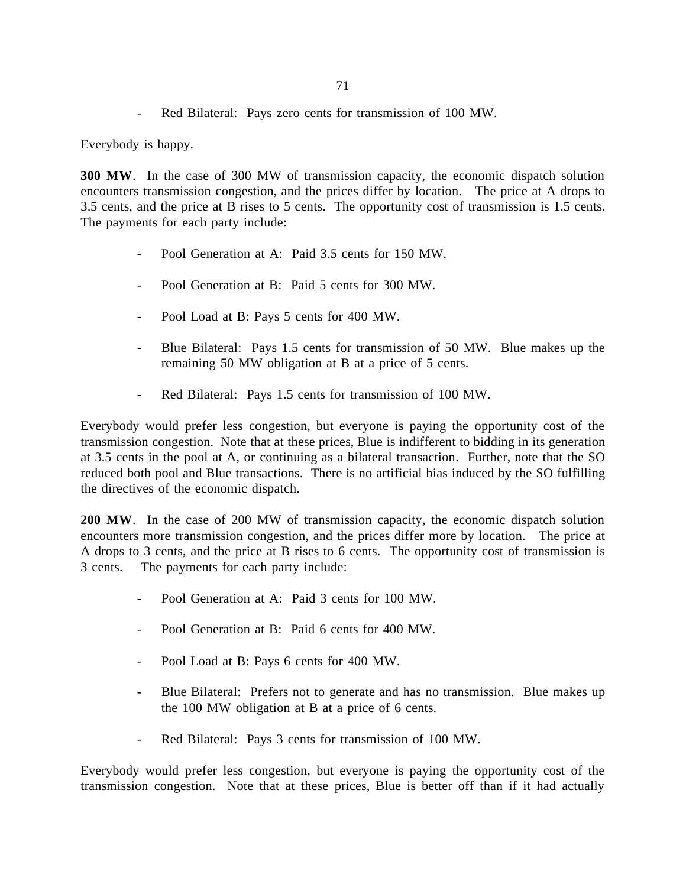- Red Bilateral: Pays zero cents for transmission of 100 MW.

Everybody is happy.

**300 MW**. In the case of 300 MW of transmission capacity, the economic dispatch solution encounters transmission congestion, and the prices differ by location. The price at A drops to 3.5 cents, and the price at B rises to 5 cents. The opportunity cost of transmission is 1.5 cents. The payments for each party include:

- Pool Generation at A: Paid 3.5 cents for 150 MW.

- Pool Generation at B: Paid 5 cents for 300 MW.

- Pool Load at B: Pays 5 cents for 400 MW.

- Blue Bilateral: Pays 1.5 cents for transmission of 50 MW. Blue makes up the remaining 50 MW obligation at B at a price of 5 cents.

- Red Bilateral: Pays 1.5 cents for transmission of 100 MW.

Everybody would prefer less congestion, but everyone is paying the opportunity cost of the transmission congestion. Note that at these prices, Blue is indifferent to bidding in its generation at 3.5 cents in the pool at A, or continuing as a bilateral transaction. Further, note that the SO reduced both pool and Blue transactions. There is no artificial bias induced by the SO fulfilling the directives of the economic dispatch.

**200 MW**. In the case of 200 MW of transmission capacity, the economic dispatch solution encounters more transmission congestion, and the prices differ more by location. The price at A drops to 3 cents, and the price at B rises to 6 cents. The opportunity cost of transmission is 3 cents. The payments for each party include:

- Pool Generation at A: Paid 3 cents for 100 MW.

- Pool Generation at B: Paid 6 cents for 400 MW.

- Pool Load at B: Pays 6 cents for 400 MW.

- Blue Bilateral: Prefers not to generate and has no transmission. Blue makes up the 100 MW obligation at B at a price of 6 cents.

- Red Bilateral: Pays 3 cents for transmission of 100 MW.

Everybody would prefer less congestion, but everyone is paying the opportunity cost of the transmission congestion. Note that at these prices, Blue is better off than if it had actually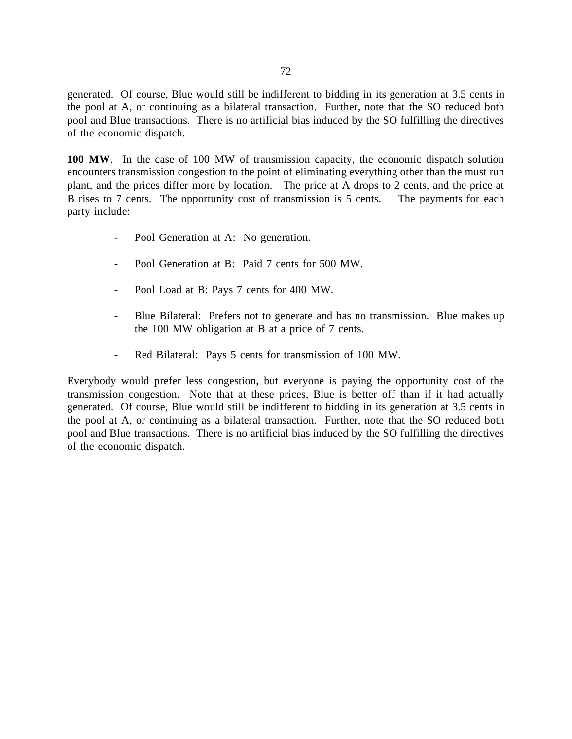generated. Of course, Blue would still be indifferent to bidding in its generation at 3.5 cents in the pool at A, or continuing as a bilateral transaction. Further, note that the SO reduced both pool and Blue transactions. There is no artificial bias induced by the SO fulfilling the directives of the economic dispatch.

**100 MW**. In the case of 100 MW of transmission capacity, the economic dispatch solution encounters transmission congestion to the point of eliminating everything other than the must run plant, and the prices differ more by location. The price at A drops to 2 cents, and the price at B rises to 7 cents. The opportunity cost of transmission is 5 cents. The payments for each party include:

- Pool Generation at A: No generation.

- Pool Generation at B: Paid 7 cents for 500 MW.

- Pool Load at B: Pays 7 cents for 400 MW.

- Blue Bilateral: Prefers not to generate and has no transmission. Blue makes up the 100 MW obligation at B at a price of 7 cents.

- Red Bilateral: Pays 5 cents for transmission of 100 MW.

Everybody would prefer less congestion, but everyone is paying the opportunity cost of the transmission congestion. Note that at these prices, Blue is better off than if it had actually generated. Of course, Blue would still be indifferent to bidding in its generation at 3.5 cents in the pool at A, or continuing as a bilateral transaction. Further, note that the SO reduced both pool and Blue transactions. There is no artificial bias induced by the SO fulfilling the directives of the economic dispatch.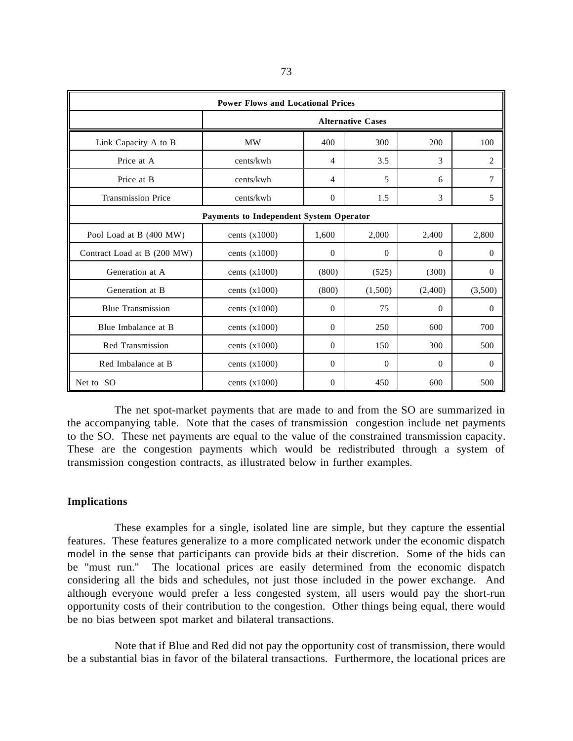| Power Flows and Locational Prices | | | | | |
|---|---|---|---|---|---|
| | Alternative Cases | | | | |
| Link Capacity A to B | MW | 400 | 300 | 200 | 100 |
| Price at A | cents/kwh | 4 | 3.5 | 3 | 2 |
| Price at B | cents/kwh | 4 | 5 | 6 | 7 |
| Transmission Price | cents/kwh | 0 | 1.5 | 3 | 5 |
| Payments to Independent System Operator | | | | | |
| Pool Load at B (400 MW) | cents (x1000) | 1,600 | 2,000 | 2,400 | 2,800 |
| Contract Load at B (200 MW) | cents (x1000) | 0 | 0 | 0 | 0 |
| Generation at A | cents (x1000) | (800) | (525) | (300) | 0 |
| Generation at B | cents (x1000) | (800) | (1,500) | (2,400) | (3,500) |
| Blue Transmission | cents (x1000) | 0 | 75 | 0 | 0 |
| Blue Imbalance at B | cents (x1000) | 0 | 250 | 600 | 700 |
| Red Transmission | cents (x1000) | 0 | 150 | 300 | 500 |
| Red Imbalance at B | cents (x1000) | 0 | 0 | 0 | 0 |
| Net to SO | cents (x1000) | 0 | 450 | 600 | 500 |

The net spot-market payments that are made to and from the SO are summarized in the accompanying table. Note that the cases of transmission congestion include net payments to the SO. These net payments are equal to the value of the constrained transmission capacity. These are the congestion payments which would be redistributed through a system of transmission congestion contracts, as illustrated below in further examples.

**Implications**

These examples for a single, isolated line are simple, but they capture the essential features. These features generalize to a more complicated network under the economic dispatch model in the sense that participants can provide bids at their discretion. Some of the bids can be "must run." The locational prices are easily determined from the economic dispatch considering all the bids and schedules, not just those included in the power exchange. And although everyone would prefer a less congested system, all users would pay the short-run opportunity costs of their contribution to the congestion. Other things being equal, there would be no bias between spot market and bilateral transactions.

Note that if Blue and Red did not pay the opportunity cost of transmission, there would be a substantial bias in favor of the bilateral transactions. Furthermore, the locational prices are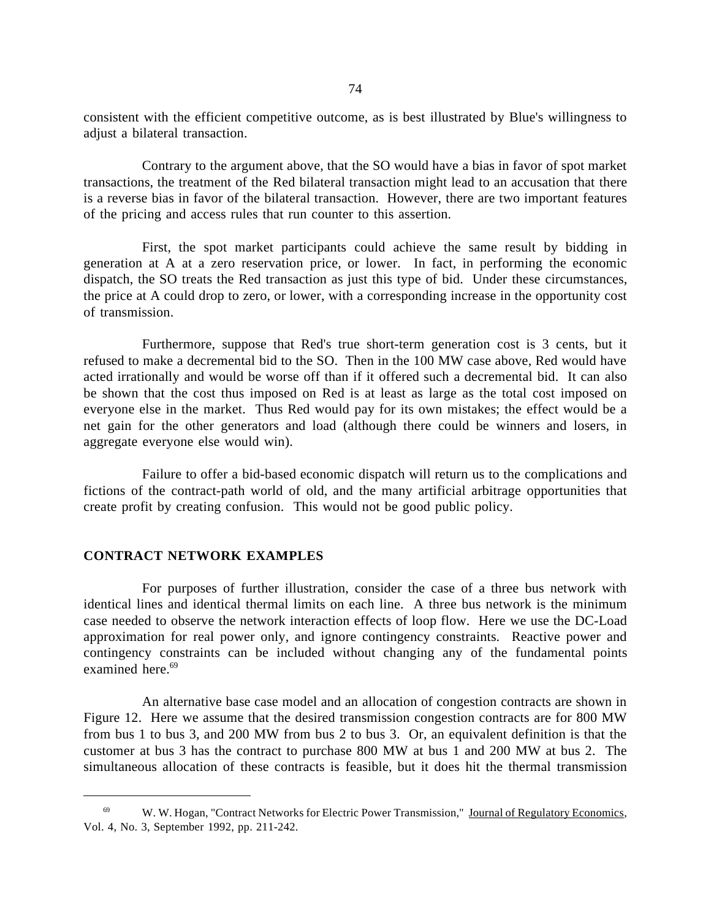consistent with the efficient competitive outcome, as is best illustrated by Blue's willingness to adjust a bilateral transaction.

Contrary to the argument above, that the SO would have a bias in favor of spot market transactions, the treatment of the Red bilateral transaction might lead to an accusation that there is a reverse bias in favor of the bilateral transaction. However, there are two important features of the pricing and access rules that run counter to this assertion.

First, the spot market participants could achieve the same result by bidding in generation at A at a zero reservation price, or lower. In fact, in performing the economic dispatch, the SO treats the Red transaction as just this type of bid. Under these circumstances, the price at A could drop to zero, or lower, with a corresponding increase in the opportunity cost of transmission.

Furthermore, suppose that Red's true short-term generation cost is 3 cents, but it refused to make a decremental bid to the SO. Then in the 100 MW case above, Red would have acted irrationally and would be worse off than if it offered such a decremental bid. It can also be shown that the cost thus imposed on Red is at least as large as the total cost imposed on everyone else in the market. Thus Red would pay for its own mistakes; the effect would be a net gain for the other generators and load (although there could be winners and losers, in aggregate everyone else would win).

Failure to offer a bid-based economic dispatch will return us to the complications and fictions of the contract-path world of old, and the many artificial arbitrage opportunities that create profit by creating confusion. This would not be good public policy.

## CONTRACT NETWORK EXAMPLES

For purposes of further illustration, consider the case of a three bus network with identical lines and identical thermal limits on each line. A three bus network is the minimum case needed to observe the network interaction effects of loop flow. Here we use the DC-Load approximation for real power only, and ignore contingency constraints. Reactive power and contingency constraints can be included without changing any of the fundamental points examined here.[69]

An alternative base case model and an allocation of congestion contracts are shown in Figure 12. Here we assume that the desired transmission congestion contracts are for 800 MW from bus 1 to bus 3, and 200 MW from bus 2 to bus 3. Or, an equivalent definition is that the customer at bus 3 has the contract to purchase 800 MW at bus 1 and 200 MW at bus 2. The simultaneous allocation of these contracts is feasible, but it does hit the thermal transmission

---

[69] W. W. Hogan, "Contract Networks for Electric Power Transmission," Journal of Regulatory Economics, Vol. 4, No. 3, September 1992, pp. 211-242.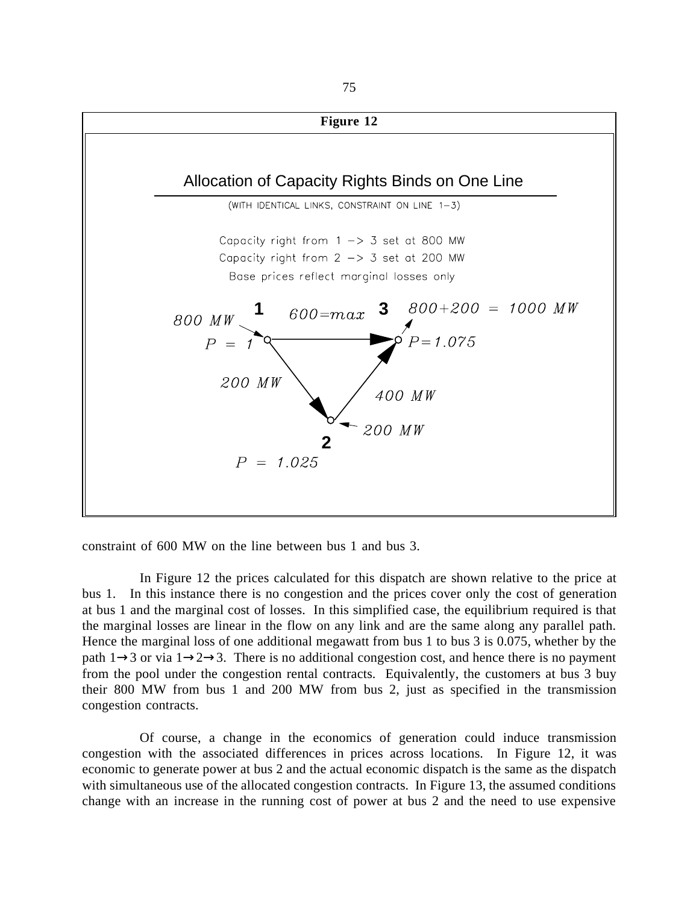**Figure 12**

Allocation of Capacity Rights Binds on One Line

(WITH IDENTICAL LINKS, CONSTRAINT ON LINE 1–3)

Capacity right from 1 –> 3 set at 800 MW

Capacity right from 2 –> 3 set at 200 MW

Base prices reflect marginal losses only

1 — 800 MW, P = 1

3 — 800+200 = 1000 MW, P=1.075

2 — 200 MW, P = 1.025

Line 1–3: 600=max; Line 1–2: 200 MW; Line 2–3: 400 MW

constraint of 600 MW on the line between bus 1 and bus 3.

In Figure 12 the prices calculated for this dispatch are shown relative to the price at bus 1. In this instance there is no congestion and the prices cover only the cost of generation at bus 1 and the marginal cost of losses. In this simplified case, the equilibrium required is that the marginal losses are linear in the flow on any link and are the same along any parallel path. Hence the marginal loss of one additional megawatt from bus 1 to bus 3 is 0.075, whether by the path 1→3 or via 1→2→3. There is no additional congestion cost, and hence there is no payment from the pool under the congestion rental contracts. Equivalently, the customers at bus 3 buy their 800 MW from bus 1 and 200 MW from bus 2, just as specified in the transmission congestion contracts.

Of course, a change in the economics of generation could induce transmission congestion with the associated differences in prices across locations. In Figure 12, it was economic to generate power at bus 2 and the actual economic dispatch is the same as the dispatch with simultaneous use of the allocated congestion contracts. In Figure 13, the assumed conditions change with an increase in the running cost of power at bus 2 and the need to use expensive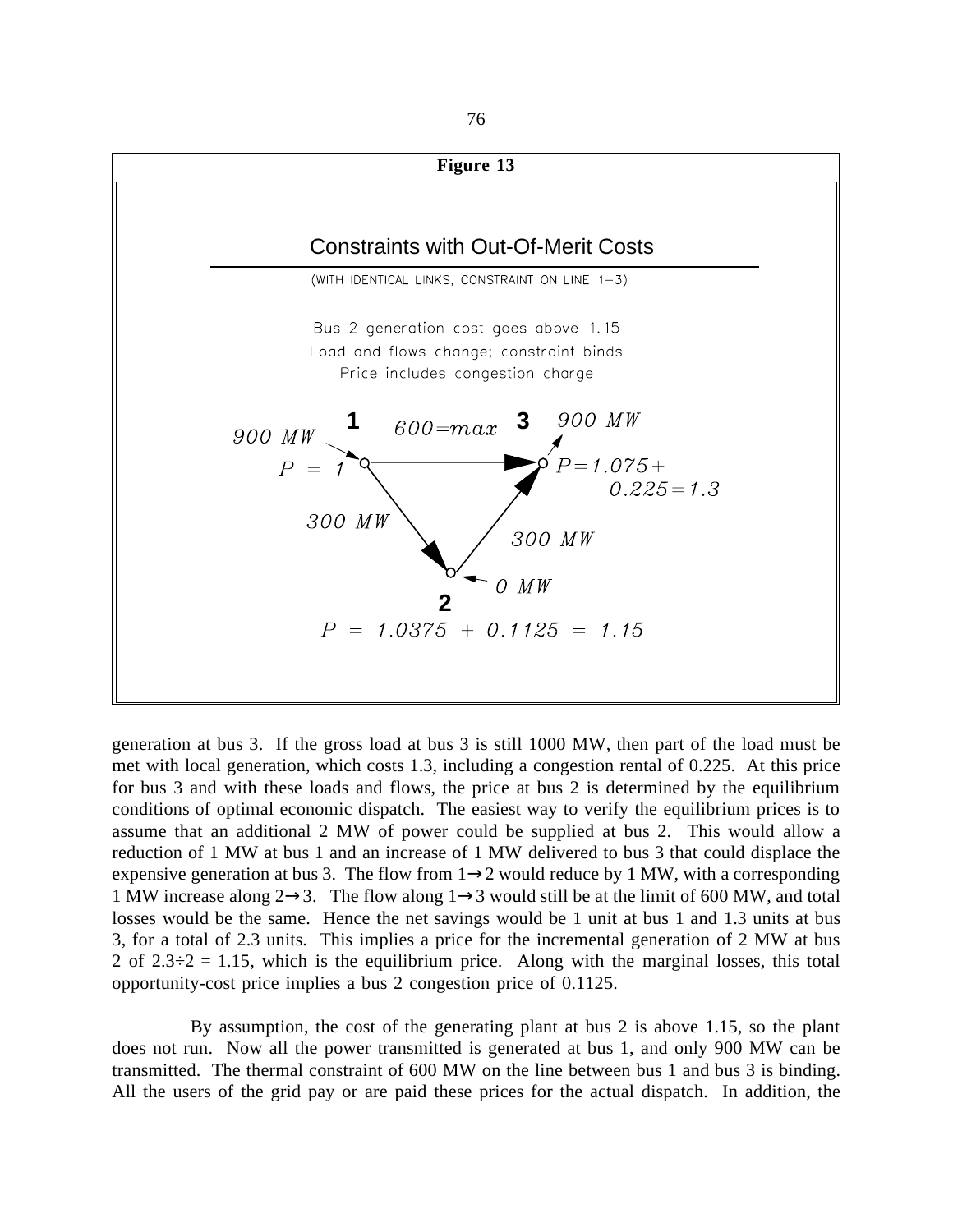**Figure 13**

Constraints with Out-Of-Merit Costs

(WITH IDENTICAL LINKS, CONSTRAINT ON LINE 1–3)

Bus 2 generation cost goes above 1.15
Load and flows change; constraint binds
Price includes congestion charge

1: 900 MW, P = 1
1→3: 600=max
3: 900 MW, P=1.075+0.225=1.3
1→2: 300 MW
2→3: 300 MW
2: 0 MW, P = 1.0375 + 0.1125 = 1.15

generation at bus 3. If the gross load at bus 3 is still 1000 MW, then part of the load must be met with local generation, which costs 1.3, including a congestion rental of 0.225. At this price for bus 3 and with these loads and flows, the price at bus 2 is determined by the equilibrium conditions of optimal economic dispatch. The easiest way to verify the equilibrium prices is to assume that an additional 2 MW of power could be supplied at bus 2. This would allow a reduction of 1 MW at bus 1 and an increase of 1 MW delivered to bus 3 that could displace the expensive generation at bus 3. The flow from $1 \rightarrow 2$ would reduce by 1 MW, with a corresponding 1 MW increase along $2 \rightarrow 3$. The flow along $1 \rightarrow 3$ would still be at the limit of 600 MW, and total losses would be the same. Hence the net savings would be 1 unit at bus 1 and 1.3 units at bus 3, for a total of 2.3 units. This implies a price for the incremental generation of 2 MW at bus 2 of $2.3 \div 2 = 1.15$, which is the equilibrium price. Along with the marginal losses, this total opportunity-cost price implies a bus 2 congestion price of 0.1125.

By assumption, the cost of the generating plant at bus 2 is above 1.15, so the plant does not run. Now all the power transmitted is generated at bus 1, and only 900 MW can be transmitted. The thermal constraint of 600 MW on the line between bus 1 and bus 3 is binding. All the users of the grid pay or are paid these prices for the actual dispatch. In addition, the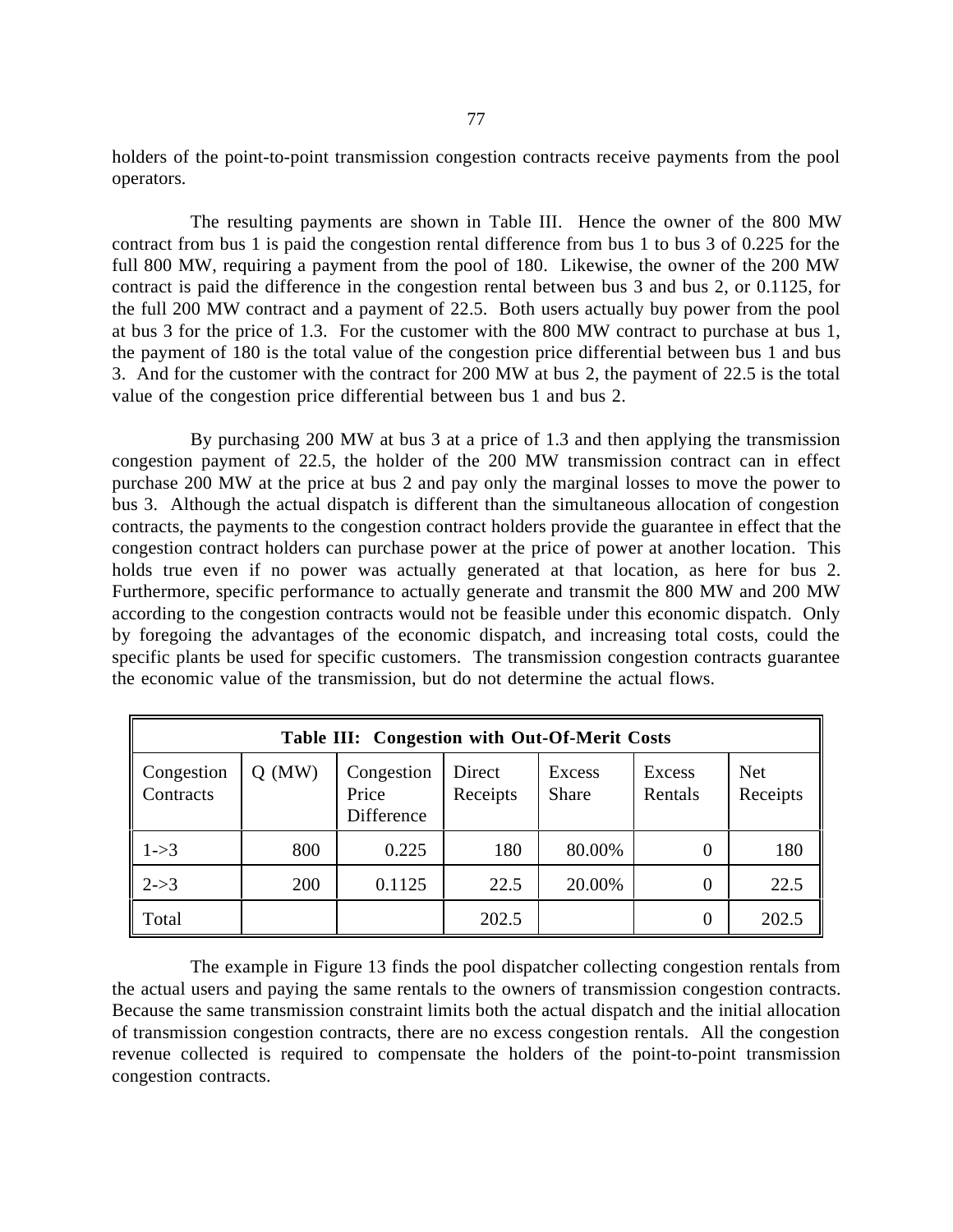holders of the point-to-point transmission congestion contracts receive payments from the pool operators.

The resulting payments are shown in Table III. Hence the owner of the 800 MW contract from bus 1 is paid the congestion rental difference from bus 1 to bus 3 of 0.225 for the full 800 MW, requiring a payment from the pool of 180. Likewise, the owner of the 200 MW contract is paid the difference in the congestion rental between bus 3 and bus 2, or 0.1125, for the full 200 MW contract and a payment of 22.5. Both users actually buy power from the pool at bus 3 for the price of 1.3. For the customer with the 800 MW contract to purchase at bus 1, the payment of 180 is the total value of the congestion price differential between bus 1 and bus 3. And for the customer with the contract for 200 MW at bus 2, the payment of 22.5 is the total value of the congestion price differential between bus 1 and bus 2.

By purchasing 200 MW at bus 3 at a price of 1.3 and then applying the transmission congestion payment of 22.5, the holder of the 200 MW transmission contract can in effect purchase 200 MW at the price at bus 2 and pay only the marginal losses to move the power to bus 3. Although the actual dispatch is different than the simultaneous allocation of congestion contracts, the payments to the congestion contract holders provide the guarantee in effect that the congestion contract holders can purchase power at the price of power at another location. This holds true even if no power was actually generated at that location, as here for bus 2. Furthermore, specific performance to actually generate and transmit the 800 MW and 200 MW according to the congestion contracts would not be feasible under this economic dispatch. Only by foregoing the advantages of the economic dispatch, and increasing total costs, could the specific plants be used for specific customers. The transmission congestion contracts guarantee the economic value of the transmission, but do not determine the actual flows.

**Table III: Congestion with Out-Of-Merit Costs**

| Congestion Contracts | Q (MW) | Congestion Price Difference | Direct Receipts | Excess Share | Excess Rentals | Net Receipts |
|---|---|---|---|---|---|---|
| 1->3 | 800 | 0.225 | 180 | 80.00% | 0 | 180 |
| 2->3 | 200 | 0.1125 | 22.5 | 20.00% | 0 | 22.5 |
| Total | | | 202.5 | | 0 | 202.5 |

The example in Figure 13 finds the pool dispatcher collecting congestion rentals from the actual users and paying the same rentals to the owners of transmission congestion contracts. Because the same transmission constraint limits both the actual dispatch and the initial allocation of transmission congestion contracts, there are no excess congestion rentals. All the congestion revenue collected is required to compensate the holders of the point-to-point transmission congestion contracts.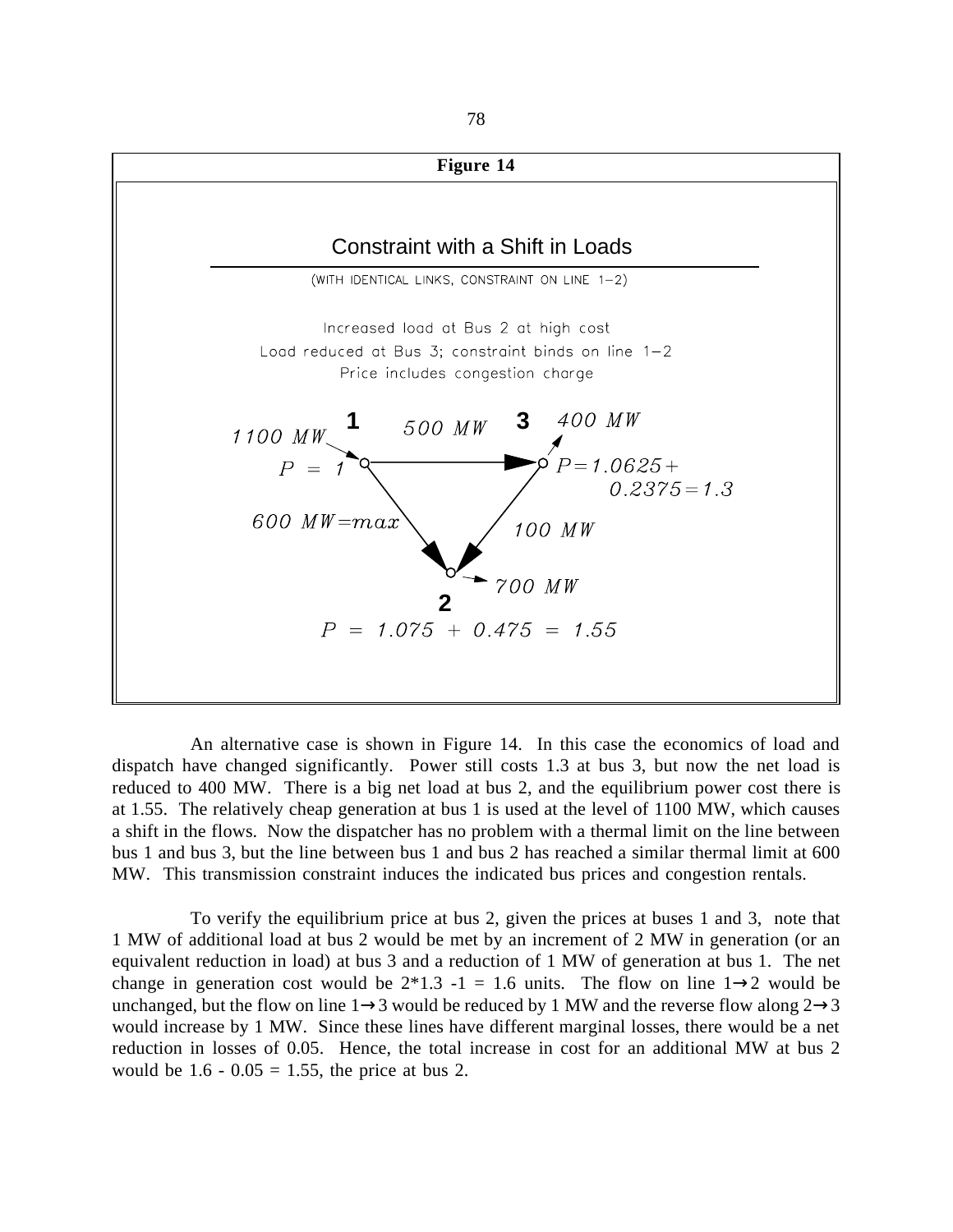**Figure 14**

Constraint with a Shift in Loads

(WITH IDENTICAL LINKS, CONSTRAINT ON LINE 1−2)

Increased load at Bus 2 at high cost
Load reduced at Bus 3; constraint binds on line 1−2
Price includes congestion charge

Bus 1: 1100 MW, $P = 1$
Line 1→3: 500 MW
Bus 3: 400 MW, $P = 1.0625 + 0.2375 = 1.3$
Line 1→2: 600 MW = max
Line 3→2: 100 MW
Bus 2: 700 MW, $P = 1.075 + 0.475 = 1.55$

An alternative case is shown in Figure 14. In this case the economics of load and dispatch have changed significantly. Power still costs 1.3 at bus 3, but now the net load is reduced to 400 MW. There is a big net load at bus 2, and the equilibrium power cost there is at 1.55. The relatively cheap generation at bus 1 is used at the level of 1100 MW, which causes a shift in the flows. Now the dispatcher has no problem with a thermal limit on the line between bus 1 and bus 3, but the line between bus 1 and bus 2 has reached a similar thermal limit at 600 MW. This transmission constraint induces the indicated bus prices and congestion rentals.

To verify the equilibrium price at bus 2, given the prices at buses 1 and 3, note that 1 MW of additional load at bus 2 would be met by an increment of 2 MW in generation (or an equivalent reduction in load) at bus 3 and a reduction of 1 MW of generation at bus 1. The net change in generation cost would be $2*1.3 - 1 = 1.6$ units. The flow on line 1→2 would be unchanged, but the flow on line 1→3 would be reduced by 1 MW and the reverse flow along 2→3 would increase by 1 MW. Since these lines have different marginal losses, there would be a net reduction in losses of 0.05. Hence, the total increase in cost for an additional MW at bus 2 would be $1.6 - 0.05 = 1.55$, the price at bus 2.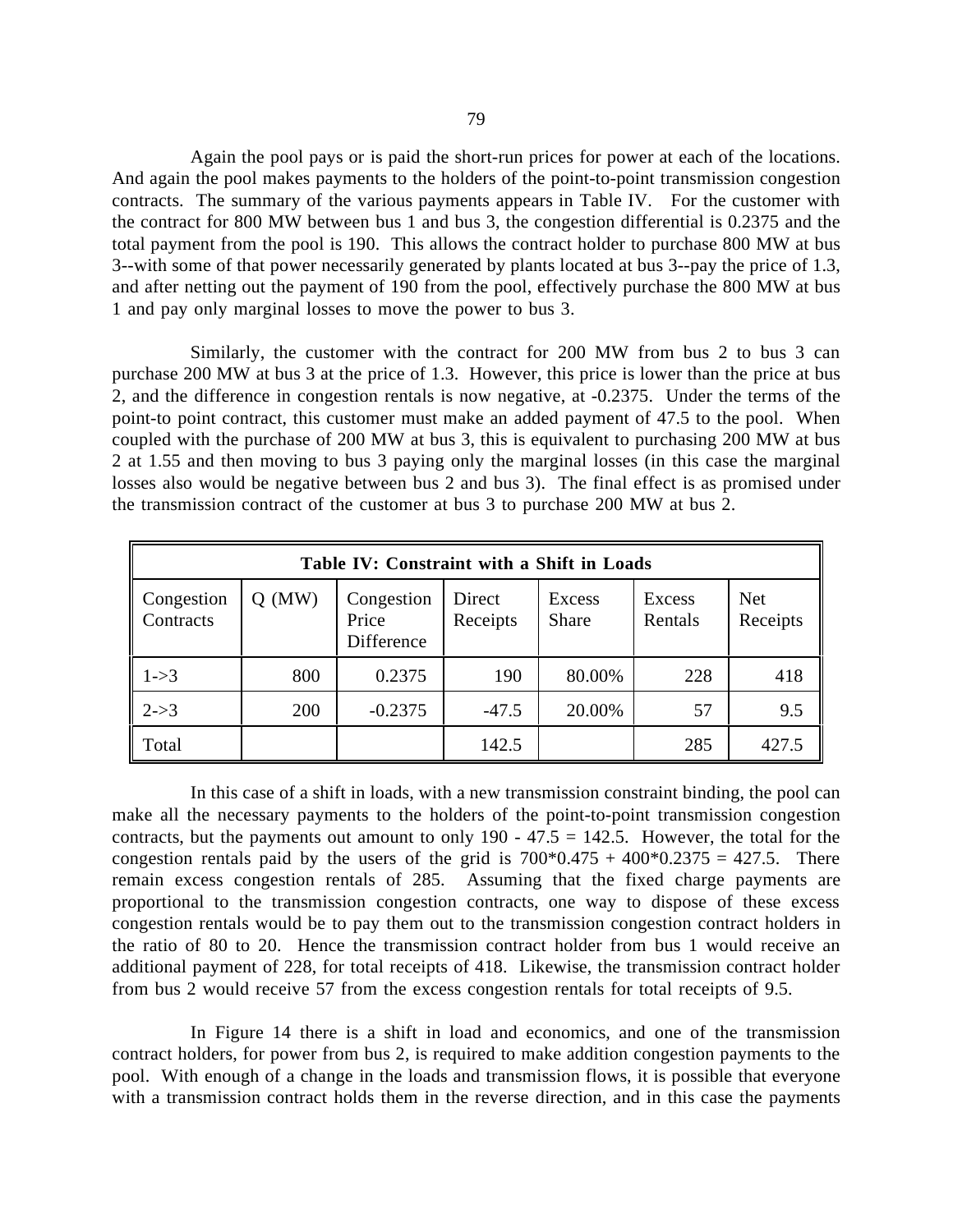Again the pool pays or is paid the short-run prices for power at each of the locations. And again the pool makes payments to the holders of the point-to-point transmission congestion contracts. The summary of the various payments appears in Table IV. For the customer with the contract for 800 MW between bus 1 and bus 3, the congestion differential is 0.2375 and the total payment from the pool is 190. This allows the contract holder to purchase 800 MW at bus 3--with some of that power necessarily generated by plants located at bus 3--pay the price of 1.3, and after netting out the payment of 190 from the pool, effectively purchase the 800 MW at bus 1 and pay only marginal losses to move the power to bus 3.

Similarly, the customer with the contract for 200 MW from bus 2 to bus 3 can purchase 200 MW at bus 3 at the price of 1.3. However, this price is lower than the price at bus 2, and the difference in congestion rentals is now negative, at -0.2375. Under the terms of the point-to point contract, this customer must make an added payment of 47.5 to the pool. When coupled with the purchase of 200 MW at bus 3, this is equivalent to purchasing 200 MW at bus 2 at 1.55 and then moving to bus 3 paying only the marginal losses (in this case the marginal losses also would be negative between bus 2 and bus 3). The final effect is as promised under the transmission contract of the customer at bus 3 to purchase 200 MW at bus 2.

**Table IV: Constraint with a Shift in Loads**

| Congestion Contracts | Q (MW) | Congestion Price Difference | Direct Receipts | Excess Share | Excess Rentals | Net Receipts |
|---|---|---|---|---|---|---|
| 1->3 | 800 | 0.2375 | 190 | 80.00% | 228 | 418 |
| 2->3 | 200 | -0.2375 | -47.5 | 20.00% | 57 | 9.5 |
| Total | | | 142.5 | | 285 | 427.5 |

In this case of a shift in loads, with a new transmission constraint binding, the pool can make all the necessary payments to the holders of the point-to-point transmission congestion contracts, but the payments out amount to only 190 - 47.5 = 142.5. However, the total for the congestion rentals paid by the users of the grid is 700*0.475 + 400*0.2375 = 427.5. There remain excess congestion rentals of 285. Assuming that the fixed charge payments are proportional to the transmission congestion contracts, one way to dispose of these excess congestion rentals would be to pay them out to the transmission congestion contract holders in the ratio of 80 to 20. Hence the transmission contract holder from bus 1 would receive an additional payment of 228, for total receipts of 418. Likewise, the transmission contract holder from bus 2 would receive 57 from the excess congestion rentals for total receipts of 9.5.

In Figure 14 there is a shift in load and economics, and one of the transmission contract holders, for power from bus 2, is required to make addition congestion payments to the pool. With enough of a change in the loads and transmission flows, it is possible that everyone with a transmission contract holds them in the reverse direction, and in this case the payments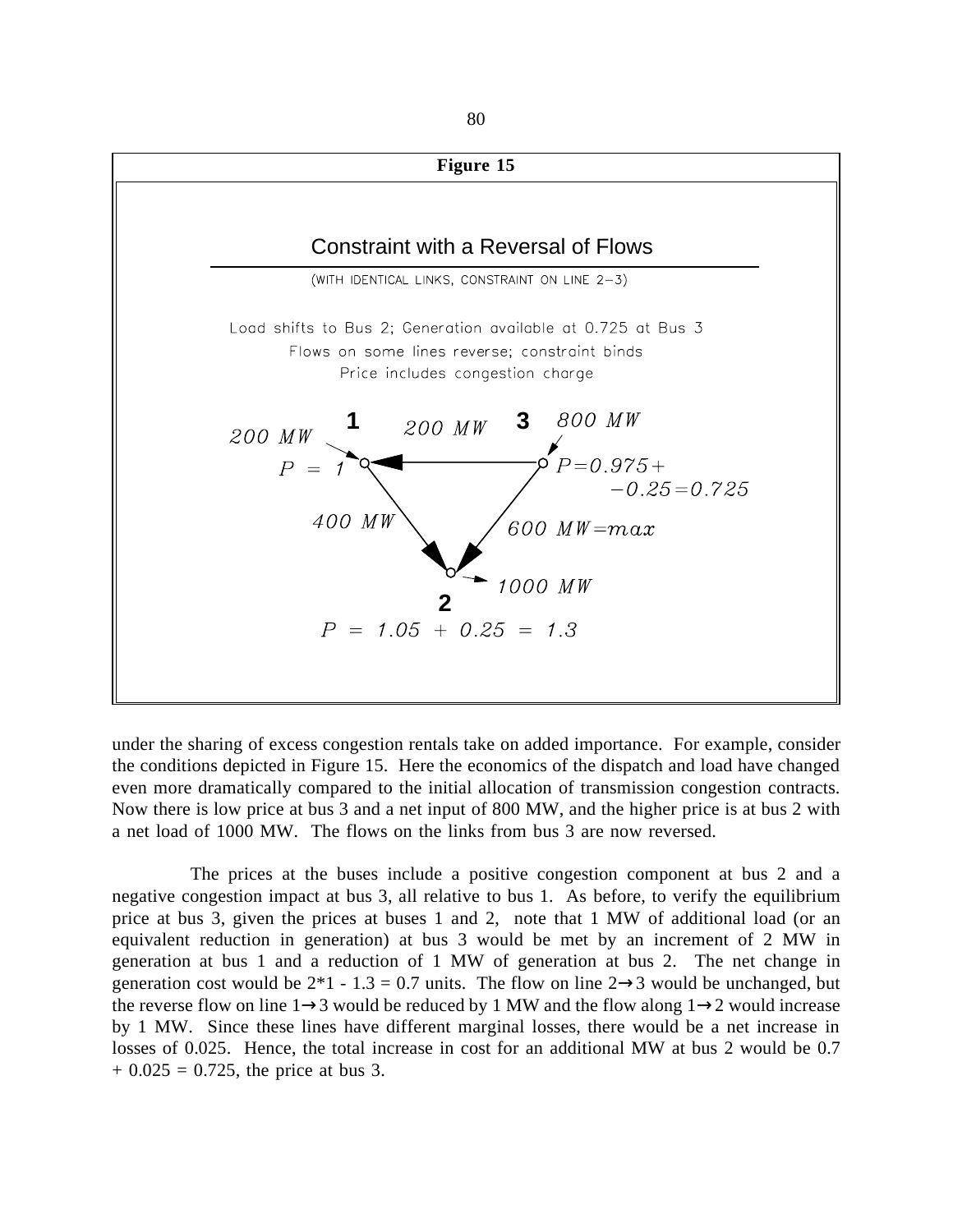**Figure 15**

Constraint with a Reversal of Flows

(WITH IDENTICAL LINKS, CONSTRAINT ON LINE 2−3)

Load shifts to Bus 2; Generation available at 0.725 at Bus 3
Flows on some lines reverse; constraint binds
Price includes congestion charge

1: 200 MW, $P = 1$
3: 800 MW, $P = 0.975 + -0.25 = 0.725$
Line 3→1: 200 MW
Line 1→2: 400 MW
Line 3→2: 600 MW=max
2: 1000 MW, $P = 1.05 + 0.25 = 1.3$

under the sharing of excess congestion rentals take on added importance. For example, consider the conditions depicted in Figure 15. Here the economics of the dispatch and load have changed even more dramatically compared to the initial allocation of transmission congestion contracts. Now there is low price at bus 3 and a net input of 800 MW, and the higher price is at bus 2 with a net load of 1000 MW. The flows on the links from bus 3 are now reversed.

The prices at the buses include a positive congestion component at bus 2 and a negative congestion impact at bus 3, all relative to bus 1. As before, to verify the equilibrium price at bus 3, given the prices at buses 1 and 2, note that 1 MW of additional load (or an equivalent reduction in generation) at bus 3 would be met by an increment of 2 MW in generation at bus 1 and a reduction of 1 MW of generation at bus 2. The net change in generation cost would be $2*1 - 1.3 = 0.7$ units. The flow on line 2→3 would be unchanged, but the reverse flow on line 1→3 would be reduced by 1 MW and the flow along 1→2 would increase by 1 MW. Since these lines have different marginal losses, there would be a net increase in losses of 0.025. Hence, the total increase in cost for an additional MW at bus 2 would be $0.7 + 0.025 = 0.725$, the price at bus 3.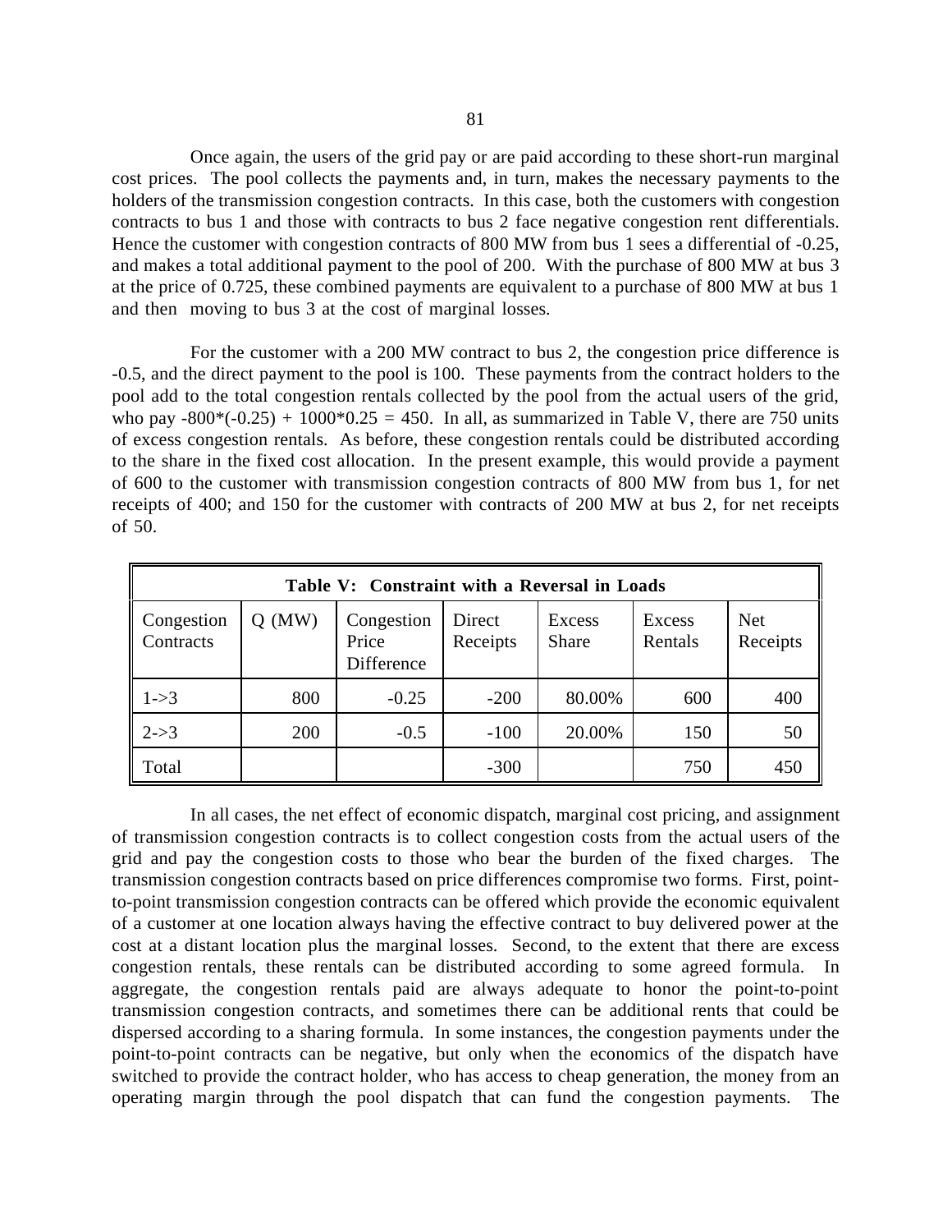Once again, the users of the grid pay or are paid according to these short-run marginal cost prices. The pool collects the payments and, in turn, makes the necessary payments to the holders of the transmission congestion contracts. In this case, both the customers with congestion contracts to bus 1 and those with contracts to bus 2 face negative congestion rent differentials. Hence the customer with congestion contracts of 800 MW from bus 1 sees a differential of -0.25, and makes a total additional payment to the pool of 200. With the purchase of 800 MW at bus 3 at the price of 0.725, these combined payments are equivalent to a purchase of 800 MW at bus 1 and then moving to bus 3 at the cost of marginal losses.

For the customer with a 200 MW contract to bus 2, the congestion price difference is -0.5, and the direct payment to the pool is 100. These payments from the contract holders to the pool add to the total congestion rentals collected by the pool from the actual users of the grid, who pay $-800*(-0.25) + 1000*0.25 = 450$. In all, as summarized in Table V, there are 750 units of excess congestion rentals. As before, these congestion rentals could be distributed according to the share in the fixed cost allocation. In the present example, this would provide a payment of 600 to the customer with transmission congestion contracts of 800 MW from bus 1, for net receipts of 400; and 150 for the customer with contracts of 200 MW at bus 2, for net receipts of 50.

**Table V: Constraint with a Reversal in Loads**

| Congestion Contracts | Q (MW) | Congestion Price Difference | Direct Receipts | Excess Share | Excess Rentals | Net Receipts |
|---|---|---|---|---|---|---|
| 1->3 | 800 | -0.25 | -200 | 80.00% | 600 | 400 |
| 2->3 | 200 | -0.5 | -100 | 20.00% | 150 | 50 |
| Total | | | -300 | | 750 | 450 |

In all cases, the net effect of economic dispatch, marginal cost pricing, and assignment of transmission congestion contracts is to collect congestion costs from the actual users of the grid and pay the congestion costs to those who bear the burden of the fixed charges. The transmission congestion contracts based on price differences compromise two forms. First, point-to-point transmission congestion contracts can be offered which provide the economic equivalent of a customer at one location always having the effective contract to buy delivered power at the cost at a distant location plus the marginal losses. Second, to the extent that there are excess congestion rentals, these rentals can be distributed according to some agreed formula. In aggregate, the congestion rentals paid are always adequate to honor the point-to-point transmission congestion contracts, and sometimes there can be additional rents that could be dispersed according to a sharing formula. In some instances, the congestion payments under the point-to-point contracts can be negative, but only when the economics of the dispatch have switched to provide the contract holder, who has access to cheap generation, the money from an operating margin through the pool dispatch that can fund the congestion payments. The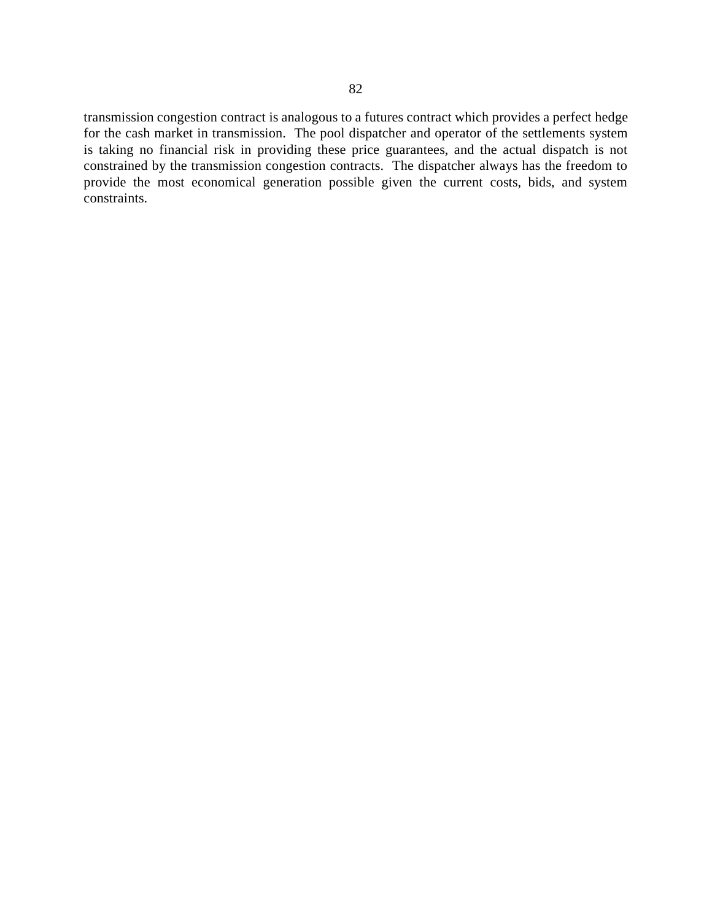transmission congestion contract is analogous to a futures contract which provides a perfect hedge for the cash market in transmission. The pool dispatcher and operator of the settlements system is taking no financial risk in providing these price guarantees, and the actual dispatch is not constrained by the transmission congestion contracts. The dispatcher always has the freedom to provide the most economical generation possible given the current costs, bids, and system constraints.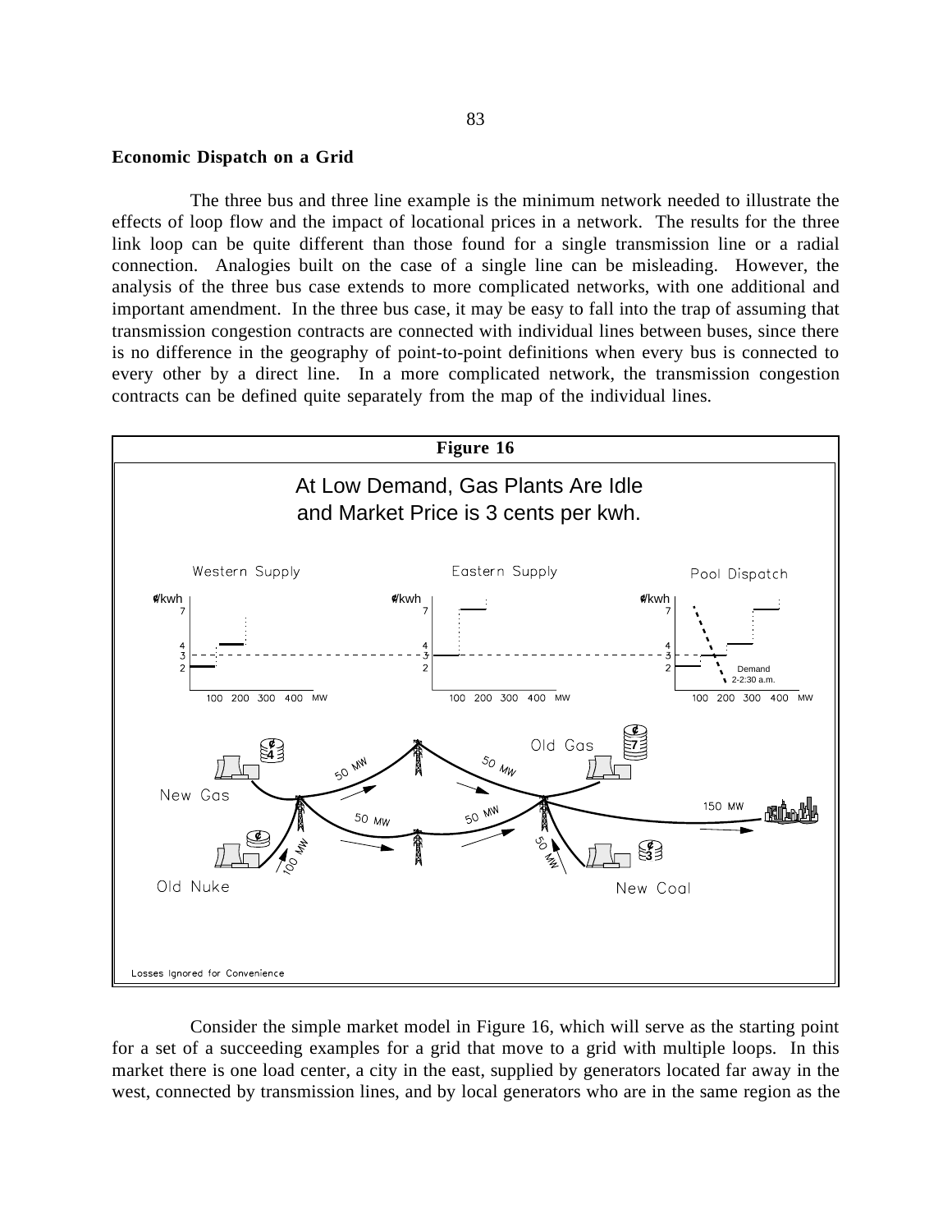## Economic Dispatch on a Grid

The three bus and three line example is the minimum network needed to illustrate the effects of loop flow and the impact of locational prices in a network. The results for the three link loop can be quite different than those found for a single transmission line or a radial connection. Analogies built on the case of a single line can be misleading. However, the analysis of the three bus case extends to more complicated networks, with one additional and important amendment. In the three bus case, it may be easy to fall into the trap of assuming that transmission congestion contracts are connected with individual lines between buses, since there is no difference in the geography of point-to-point definitions when every bus is connected to every other by a direct line. In a more complicated network, the transmission congestion contracts can be defined quite separately from the map of the individual lines.

**Figure 16**

At Low Demand, Gas Plants Are Idle and Market Price is 3 cents per kwh.

Losses Ignored for Convenience

Consider the simple market model in Figure 16, which will serve as the starting point for a set of a succeeding examples for a grid that move to a grid with multiple loops. In this market there is one load center, a city in the east, supplied by generators located far away in the west, connected by transmission lines, and by local generators who are in the same region as the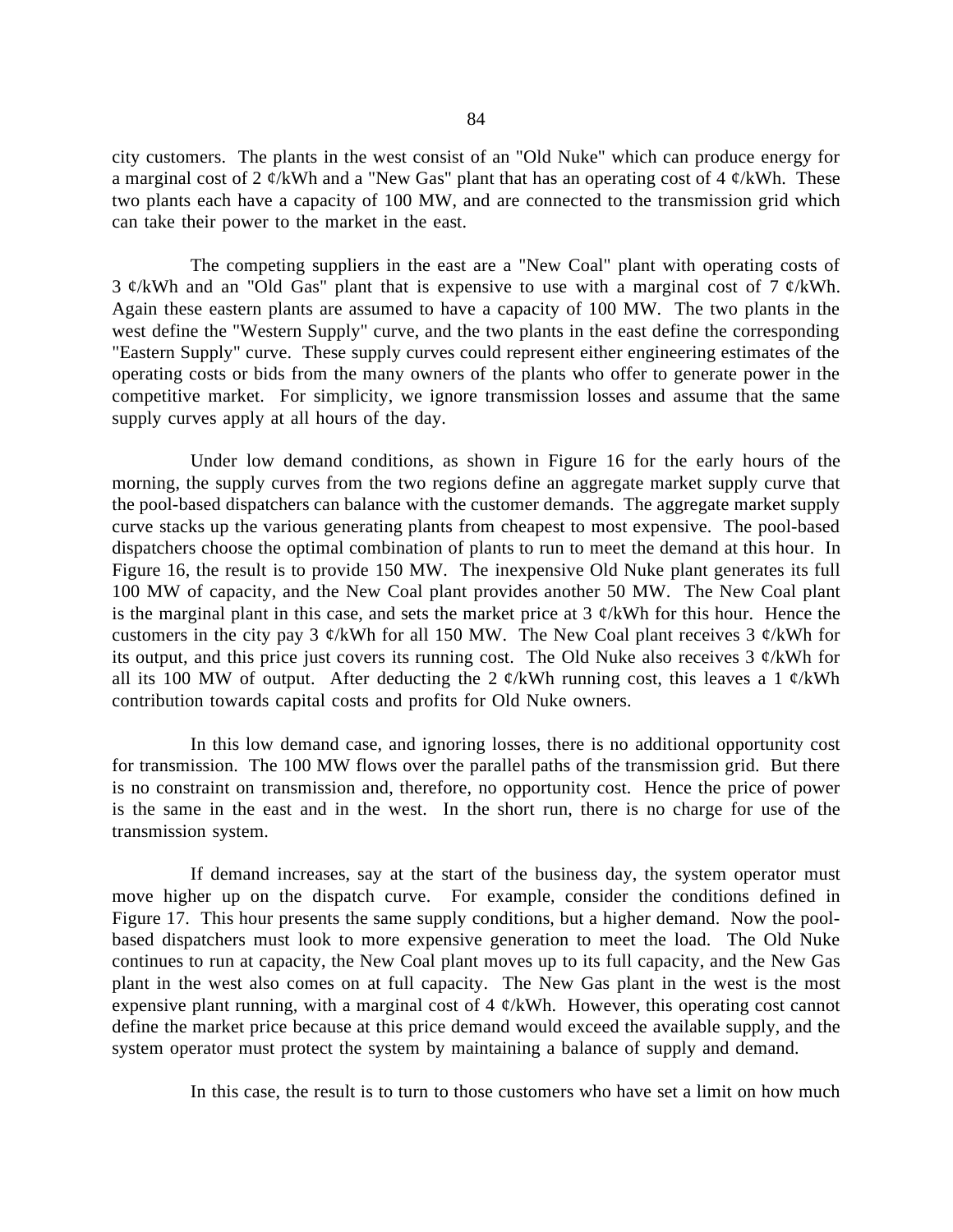city customers. The plants in the west consist of an "Old Nuke" which can produce energy for a marginal cost of 2 ¢/kWh and a "New Gas" plant that has an operating cost of 4 ¢/kWh. These two plants each have a capacity of 100 MW, and are connected to the transmission grid which can take their power to the market in the east.

The competing suppliers in the east are a "New Coal" plant with operating costs of 3 ¢/kWh and an "Old Gas" plant that is expensive to use with a marginal cost of 7 ¢/kWh. Again these eastern plants are assumed to have a capacity of 100 MW. The two plants in the west define the "Western Supply" curve, and the two plants in the east define the corresponding "Eastern Supply" curve. These supply curves could represent either engineering estimates of the operating costs or bids from the many owners of the plants who offer to generate power in the competitive market. For simplicity, we ignore transmission losses and assume that the same supply curves apply at all hours of the day.

Under low demand conditions, as shown in Figure 16 for the early hours of the morning, the supply curves from the two regions define an aggregate market supply curve that the pool-based dispatchers can balance with the customer demands. The aggregate market supply curve stacks up the various generating plants from cheapest to most expensive. The pool-based dispatchers choose the optimal combination of plants to run to meet the demand at this hour. In Figure 16, the result is to provide 150 MW. The inexpensive Old Nuke plant generates its full 100 MW of capacity, and the New Coal plant provides another 50 MW. The New Coal plant is the marginal plant in this case, and sets the market price at 3 ¢/kWh for this hour. Hence the customers in the city pay 3 ¢/kWh for all 150 MW. The New Coal plant receives 3 ¢/kWh for its output, and this price just covers its running cost. The Old Nuke also receives 3 ¢/kWh for all its 100 MW of output. After deducting the 2 ¢/kWh running cost, this leaves a 1 ¢/kWh contribution towards capital costs and profits for Old Nuke owners.

In this low demand case, and ignoring losses, there is no additional opportunity cost for transmission. The 100 MW flows over the parallel paths of the transmission grid. But there is no constraint on transmission and, therefore, no opportunity cost. Hence the price of power is the same in the east and in the west. In the short run, there is no charge for use of the transmission system.

If demand increases, say at the start of the business day, the system operator must move higher up on the dispatch curve. For example, consider the conditions defined in Figure 17. This hour presents the same supply conditions, but a higher demand. Now the pool-based dispatchers must look to more expensive generation to meet the load. The Old Nuke continues to run at capacity, the New Coal plant moves up to its full capacity, and the New Gas plant in the west also comes on at full capacity. The New Gas plant in the west is the most expensive plant running, with a marginal cost of 4 ¢/kWh. However, this operating cost cannot define the market price because at this price demand would exceed the available supply, and the system operator must protect the system by maintaining a balance of supply and demand.

In this case, the result is to turn to those customers who have set a limit on how much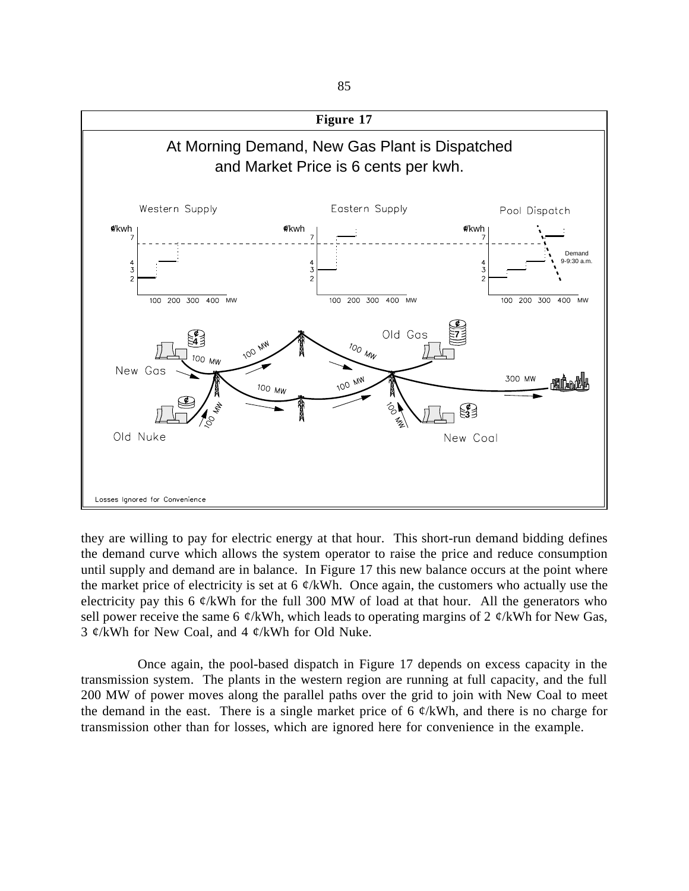**Figure 17**

At Morning Demand, New Gas Plant is Dispatched and Market Price is 6 cents per kwh.

Losses Ignored for Convenience

they are willing to pay for electric energy at that hour. This short-run demand bidding defines the demand curve which allows the system operator to raise the price and reduce consumption until supply and demand are in balance. In Figure 17 this new balance occurs at the point where the market price of electricity is set at 6 ¢/kWh. Once again, the customers who actually use the electricity pay this 6 ¢/kWh for the full 300 MW of load at that hour. All the generators who sell power receive the same 6 ¢/kWh, which leads to operating margins of 2 ¢/kWh for New Gas, 3 ¢/kWh for New Coal, and 4 ¢/kWh for Old Nuke.

Once again, the pool-based dispatch in Figure 17 depends on excess capacity in the transmission system. The plants in the western region are running at full capacity, and the full 200 MW of power moves along the parallel paths over the grid to join with New Coal to meet the demand in the east. There is a single market price of 6 ¢/kWh, and there is no charge for transmission other than for losses, which are ignored here for convenience in the example.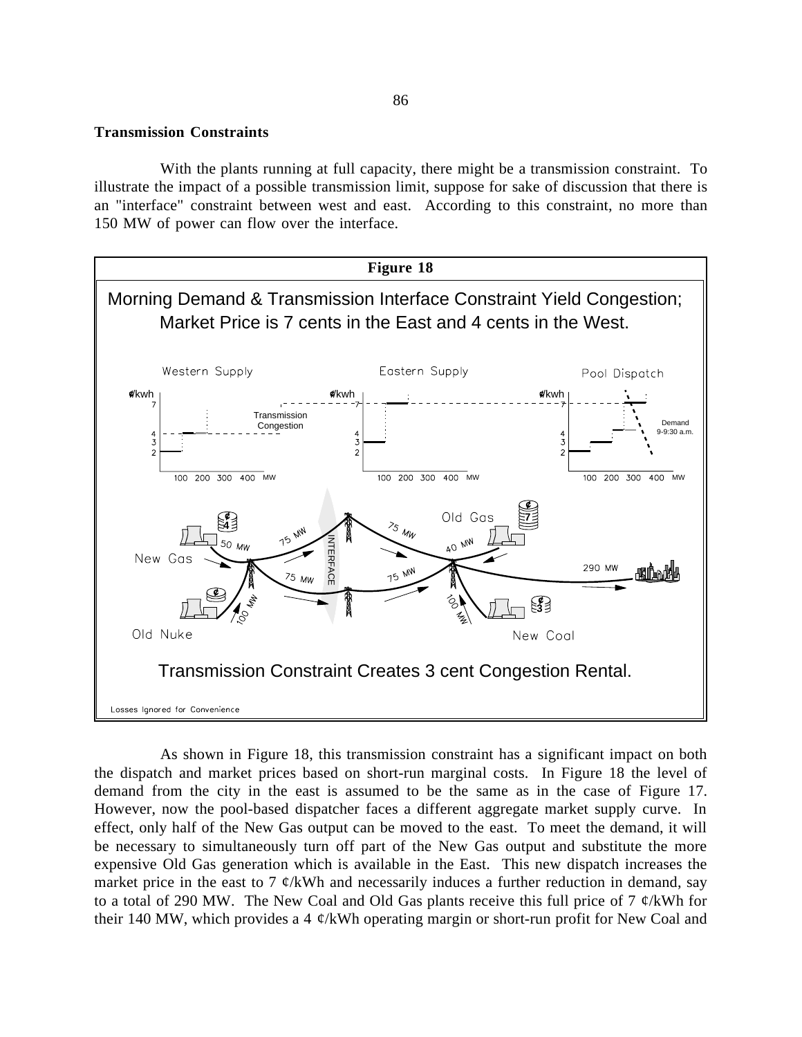### Transmission Constraints

With the plants running at full capacity, there might be a transmission constraint. To illustrate the impact of a possible transmission limit, suppose for sake of discussion that there is an "interface" constraint between west and east. According to this constraint, no more than 150 MW of power can flow over the interface.

**Figure 18**

Morning Demand & Transmission Interface Constraint Yield Congestion; Market Price is 7 cents in the East and 4 cents in the West.

Transmission Constraint Creates 3 cent Congestion Rental.

Losses Ignored for Convenience

As shown in Figure 18, this transmission constraint has a significant impact on both the dispatch and market prices based on short-run marginal costs. In Figure 18 the level of demand from the city in the east is assumed to be the same as in the case of Figure 17. However, now the pool-based dispatcher faces a different aggregate market supply curve. In effect, only half of the New Gas output can be moved to the east. To meet the demand, it will be necessary to simultaneously turn off part of the New Gas output and substitute the more expensive Old Gas generation which is available in the East. This new dispatch increases the market price in the east to 7 ¢/kWh and necessarily induces a further reduction in demand, say to a total of 290 MW. The New Coal and Old Gas plants receive this full price of 7 ¢/kWh for their 140 MW, which provides a 4 ¢/kWh operating margin or short-run profit for New Coal and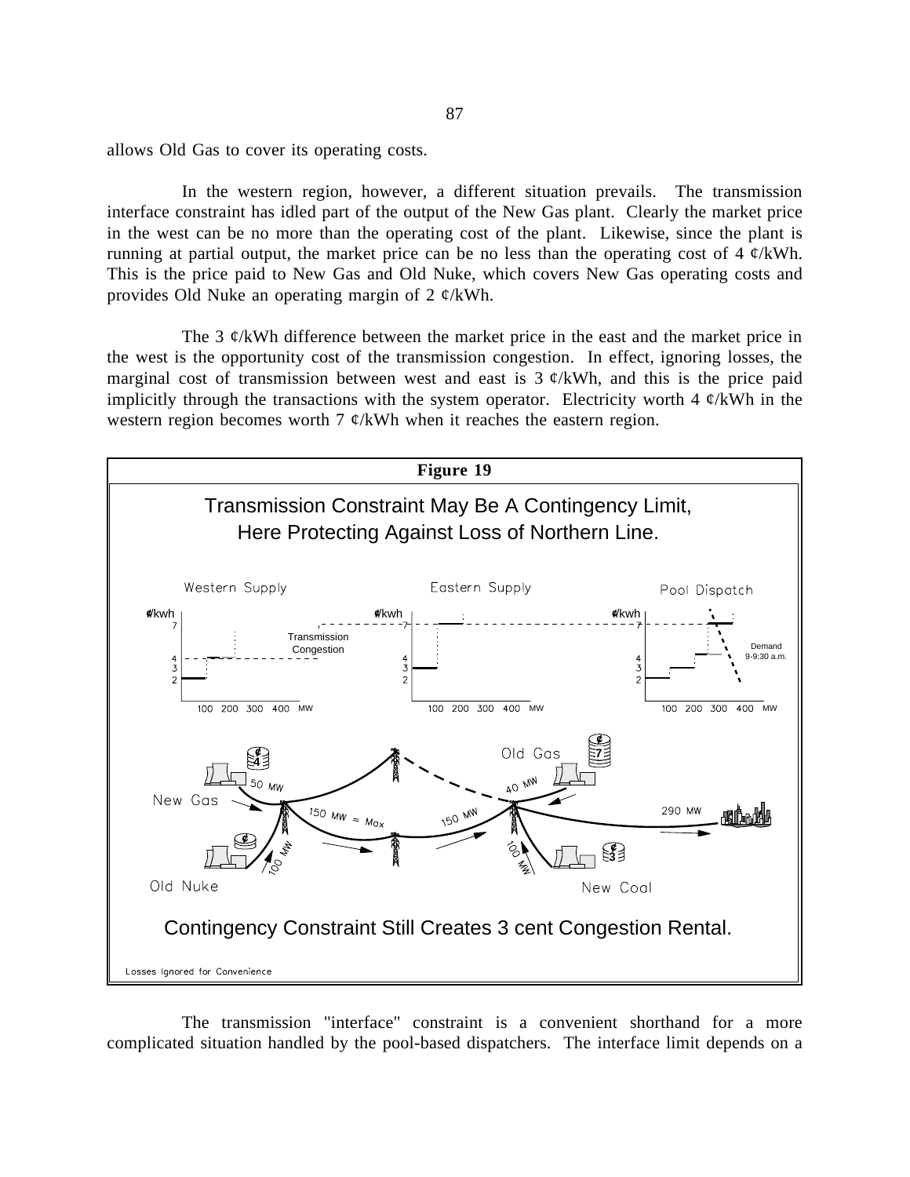allows Old Gas to cover its operating costs.

In the western region, however, a different situation prevails. The transmission interface constraint has idled part of the output of the New Gas plant. Clearly the market price in the west can be no more than the operating cost of the plant. Likewise, since the plant is running at partial output, the market price can be no less than the operating cost of 4 ¢/kWh. This is the price paid to New Gas and Old Nuke, which covers New Gas operating costs and provides Old Nuke an operating margin of 2 ¢/kWh.

The 3 ¢/kWh difference between the market price in the east and the market price in the west is the opportunity cost of the transmission congestion. In effect, ignoring losses, the marginal cost of transmission between west and east is 3 ¢/kWh, and this is the price paid implicitly through the transactions with the system operator. Electricity worth 4 ¢/kWh in the western region becomes worth 7 ¢/kWh when it reaches the eastern region.

**Figure 19**

Transmission Constraint May Be A Contingency Limit, Here Protecting Against Loss of Northern Line.

Western Supply — Eastern Supply — Pool Dispatch

Transmission Congestion

Demand 9-9:30 a.m.

New Gas (4¢) 50 MW; Old Nuke 100 MW; 150 MW = Max; 150 MW; Old Gas (7¢) 40 MW; New Coal (3¢) 100 MW; 290 MW

Contingency Constraint Still Creates 3 cent Congestion Rental.

Losses Ignored for Convenience

The transmission "interface" constraint is a convenient shorthand for a more complicated situation handled by the pool-based dispatchers. The interface limit depends on a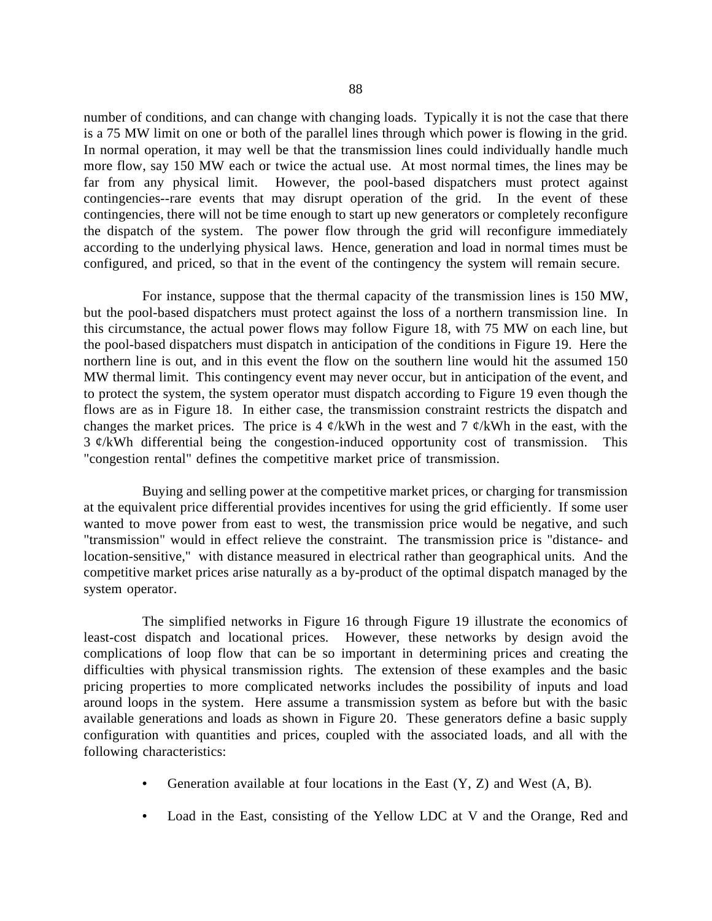number of conditions, and can change with changing loads. Typically it is not the case that there is a 75 MW limit on one or both of the parallel lines through which power is flowing in the grid. In normal operation, it may well be that the transmission lines could individually handle much more flow, say 150 MW each or twice the actual use. At most normal times, the lines may be far from any physical limit. However, the pool-based dispatchers must protect against contingencies--rare events that may disrupt operation of the grid. In the event of these contingencies, there will not be time enough to start up new generators or completely reconfigure the dispatch of the system. The power flow through the grid will reconfigure immediately according to the underlying physical laws. Hence, generation and load in normal times must be configured, and priced, so that in the event of the contingency the system will remain secure.

For instance, suppose that the thermal capacity of the transmission lines is 150 MW, but the pool-based dispatchers must protect against the loss of a northern transmission line. In this circumstance, the actual power flows may follow Figure 18, with 75 MW on each line, but the pool-based dispatchers must dispatch in anticipation of the conditions in Figure 19. Here the northern line is out, and in this event the flow on the southern line would hit the assumed 150 MW thermal limit. This contingency event may never occur, but in anticipation of the event, and to protect the system, the system operator must dispatch according to Figure 19 even though the flows are as in Figure 18. In either case, the transmission constraint restricts the dispatch and changes the market prices. The price is 4 ¢/kWh in the west and 7 ¢/kWh in the east, with the 3 ¢/kWh differential being the congestion-induced opportunity cost of transmission. This "congestion rental" defines the competitive market price of transmission.

Buying and selling power at the competitive market prices, or charging for transmission at the equivalent price differential provides incentives for using the grid efficiently. If some user wanted to move power from east to west, the transmission price would be negative, and such "transmission" would in effect relieve the constraint. The transmission price is "distance- and location-sensitive," with distance measured in electrical rather than geographical units. And the competitive market prices arise naturally as a by-product of the optimal dispatch managed by the system operator.

The simplified networks in Figure 16 through Figure 19 illustrate the economics of least-cost dispatch and locational prices. However, these networks by design avoid the complications of loop flow that can be so important in determining prices and creating the difficulties with physical transmission rights. The extension of these examples and the basic pricing properties to more complicated networks includes the possibility of inputs and load around loops in the system. Here assume a transmission system as before but with the basic available generations and loads as shown in Figure 20. These generators define a basic supply configuration with quantities and prices, coupled with the associated loads, and all with the following characteristics:

- Generation available at four locations in the East (Y, Z) and West (A, B).
- Load in the East, consisting of the Yellow LDC at V and the Orange, Red and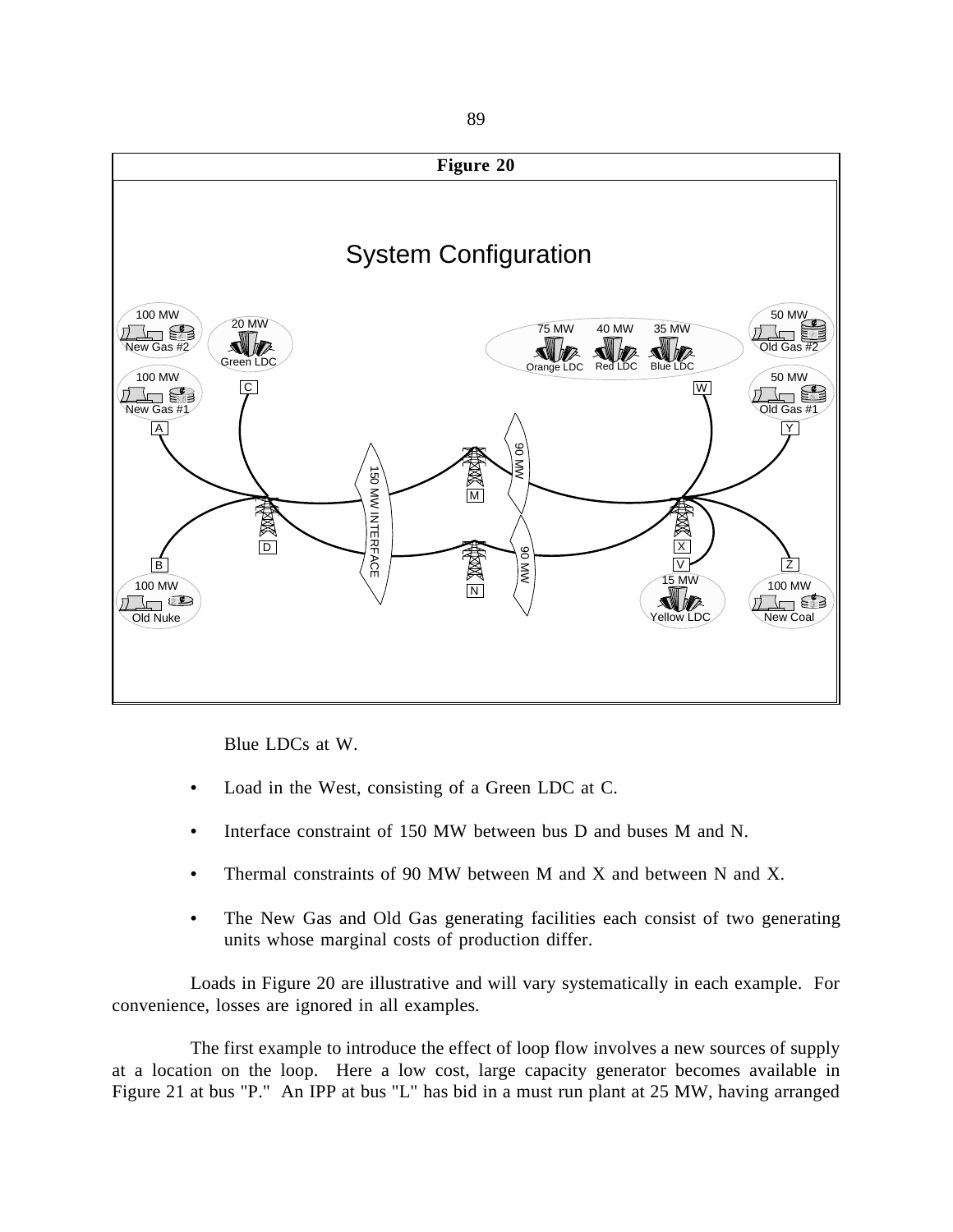**Figure 20**

System Configuration

Blue LDCs at W.

- Load in the West, consisting of a Green LDC at C.
- Interface constraint of 150 MW between bus D and buses M and N.
- Thermal constraints of 90 MW between M and X and between N and X.
- The New Gas and Old Gas generating facilities each consist of two generating units whose marginal costs of production differ.

Loads in Figure 20 are illustrative and will vary systematically in each example. For convenience, losses are ignored in all examples.

The first example to introduce the effect of loop flow involves a new sources of supply at a location on the loop. Here a low cost, large capacity generator becomes available in Figure 21 at bus "P." An IPP at bus "L" has bid in a must run plant at 25 MW, having arranged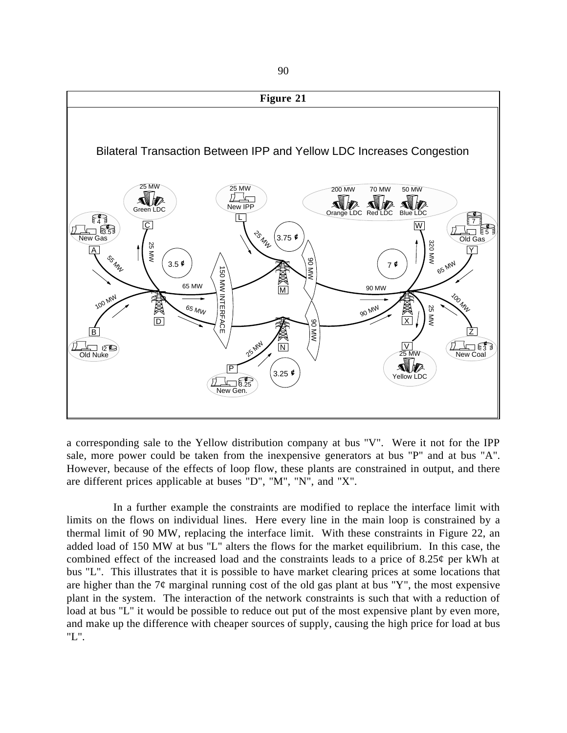**Figure 21**

Bilateral Transaction Between IPP and Yellow LDC Increases Congestion

a corresponding sale to the Yellow distribution company at bus "V". Were it not for the IPP sale, more power could be taken from the inexpensive generators at bus "P" and at bus "A". However, because of the effects of loop flow, these plants are constrained in output, and there are different prices applicable at buses "D", "M", "N", and "X".

In a further example the constraints are modified to replace the interface limit with limits on the flows on individual lines. Here every line in the main loop is constrained by a thermal limit of 90 MW, replacing the interface limit. With these constraints in Figure 22, an added load of 150 MW at bus "L" alters the flows for the market equilibrium. In this case, the combined effect of the increased load and the constraints leads to a price of 8.25¢ per kWh at bus "L". This illustrates that it is possible to have market clearing prices at some locations that are higher than the 7¢ marginal running cost of the old gas plant at bus "Y", the most expensive plant in the system. The interaction of the network constraints is such that with a reduction of load at bus "L" it would be possible to reduce out put of the most expensive plant by even more, and make up the difference with cheaper sources of supply, causing the high price for load at bus "L".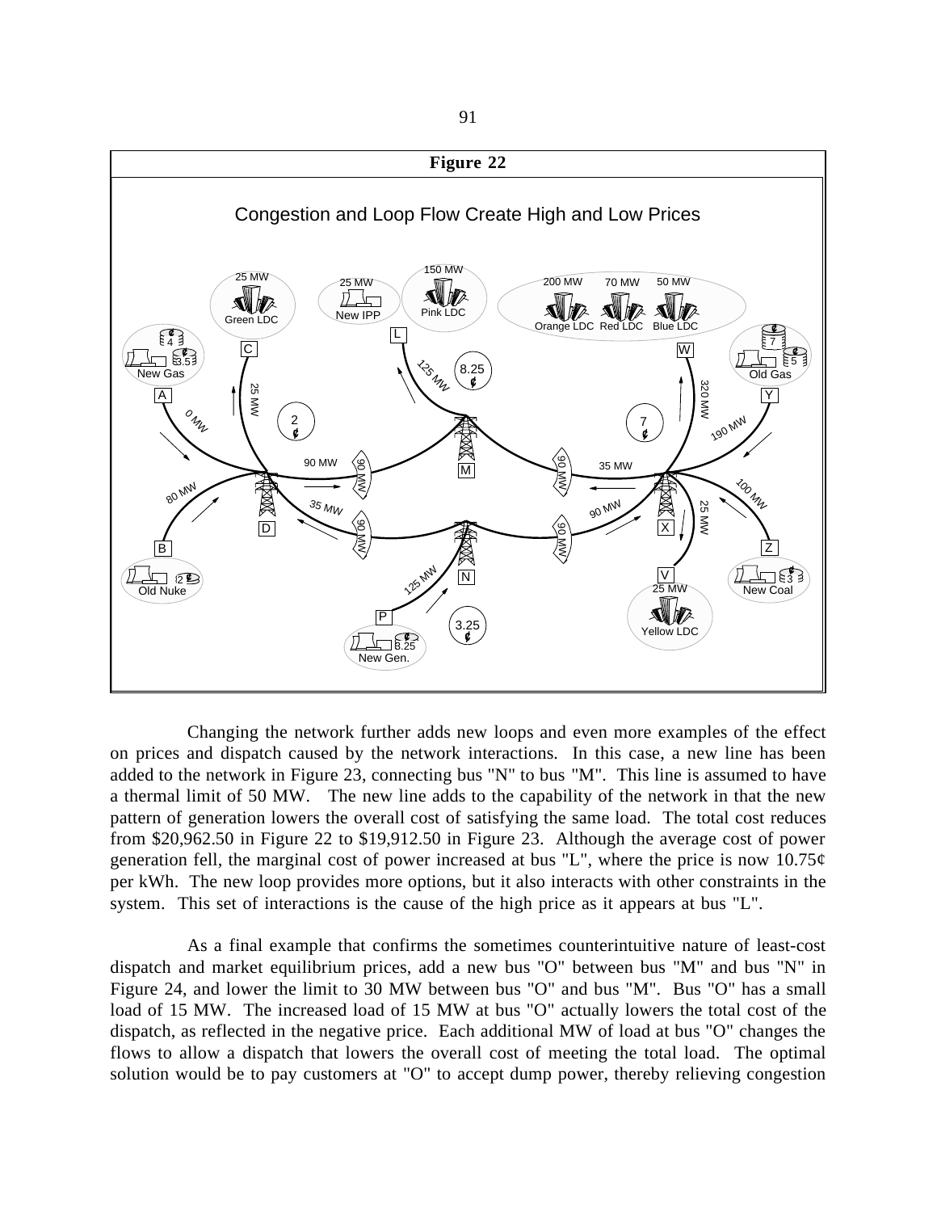**Figure 22**

Congestion and Loop Flow Create High and Low Prices

Changing the network further adds new loops and even more examples of the effect on prices and dispatch caused by the network interactions. In this case, a new line has been added to the network in Figure 23, connecting bus "N" to bus "M". This line is assumed to have a thermal limit of 50 MW. The new line adds to the capability of the network in that the new pattern of generation lowers the overall cost of satisfying the same load. The total cost reduces from $20,962.50 in Figure 22 to $19,912.50 in Figure 23. Although the average cost of power generation fell, the marginal cost of power increased at bus "L", where the price is now 10.75¢ per kWh. The new loop provides more options, but it also interacts with other constraints in the system. This set of interactions is the cause of the high price as it appears at bus "L".

As a final example that confirms the sometimes counterintuitive nature of least-cost dispatch and market equilibrium prices, add a new bus "O" between bus "M" and bus "N" in Figure 24, and lower the limit to 30 MW between bus "O" and bus "M". Bus "O" has a small load of 15 MW. The increased load of 15 MW at bus "O" actually lowers the total cost of the dispatch, as reflected in the negative price. Each additional MW of load at bus "O" changes the flows to allow a dispatch that lowers the overall cost of meeting the total load. The optimal solution would be to pay customers at "O" to accept dump power, thereby relieving congestion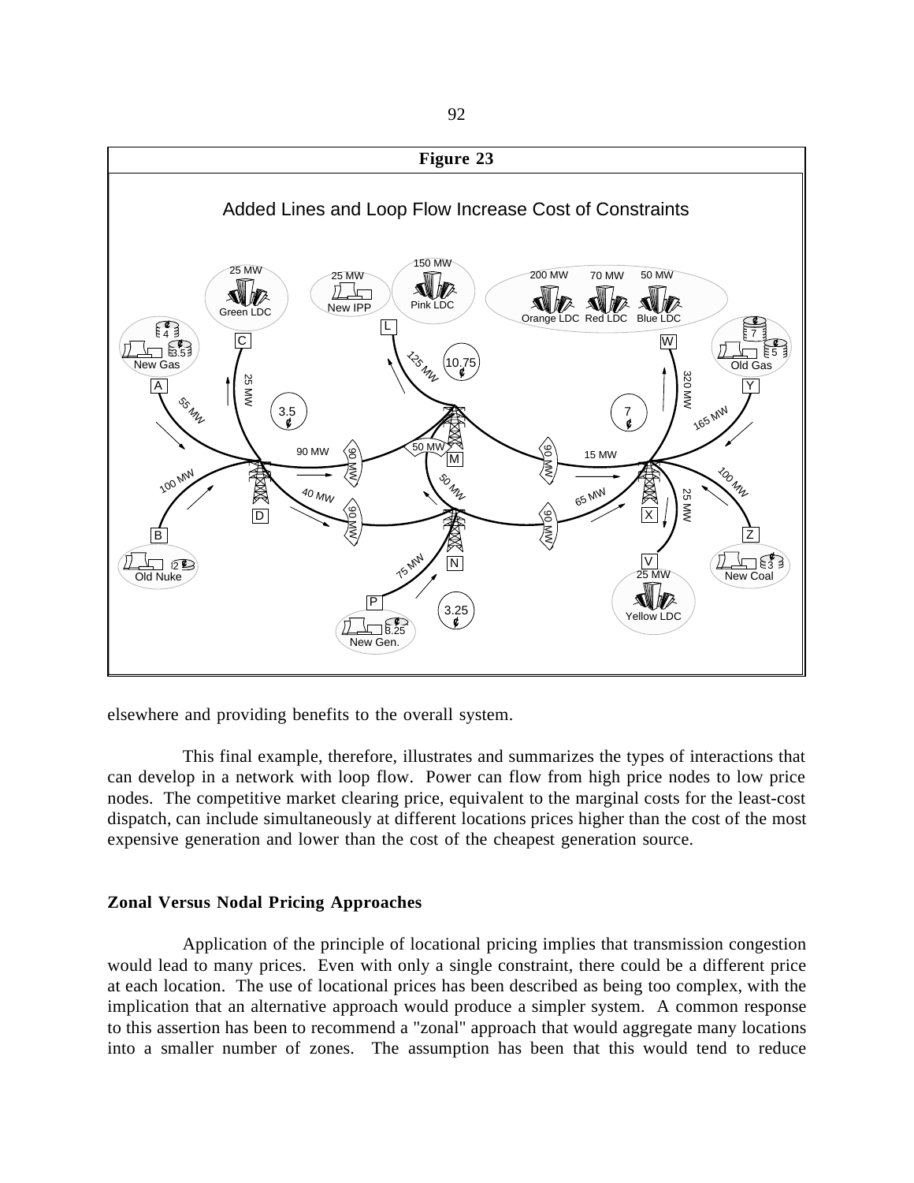**Figure 23**

Added Lines and Loop Flow Increase Cost of Constraints

elsewhere and providing benefits to the overall system.

This final example, therefore, illustrates and summarizes the types of interactions that can develop in a network with loop flow. Power can flow from high price nodes to low price nodes. The competitive market clearing price, equivalent to the marginal costs for the least-cost dispatch, can include simultaneously at different locations prices higher than the cost of the most expensive generation and lower than the cost of the cheapest generation source.

### Zonal Versus Nodal Pricing Approaches

Application of the principle of locational pricing implies that transmission congestion would lead to many prices. Even with only a single constraint, there could be a different price at each location. The use of locational prices has been described as being too complex, with the implication that an alternative approach would produce a simpler system. A common response to this assertion has been to recommend a "zonal" approach that would aggregate many locations into a smaller number of zones. The assumption has been that this would tend to reduce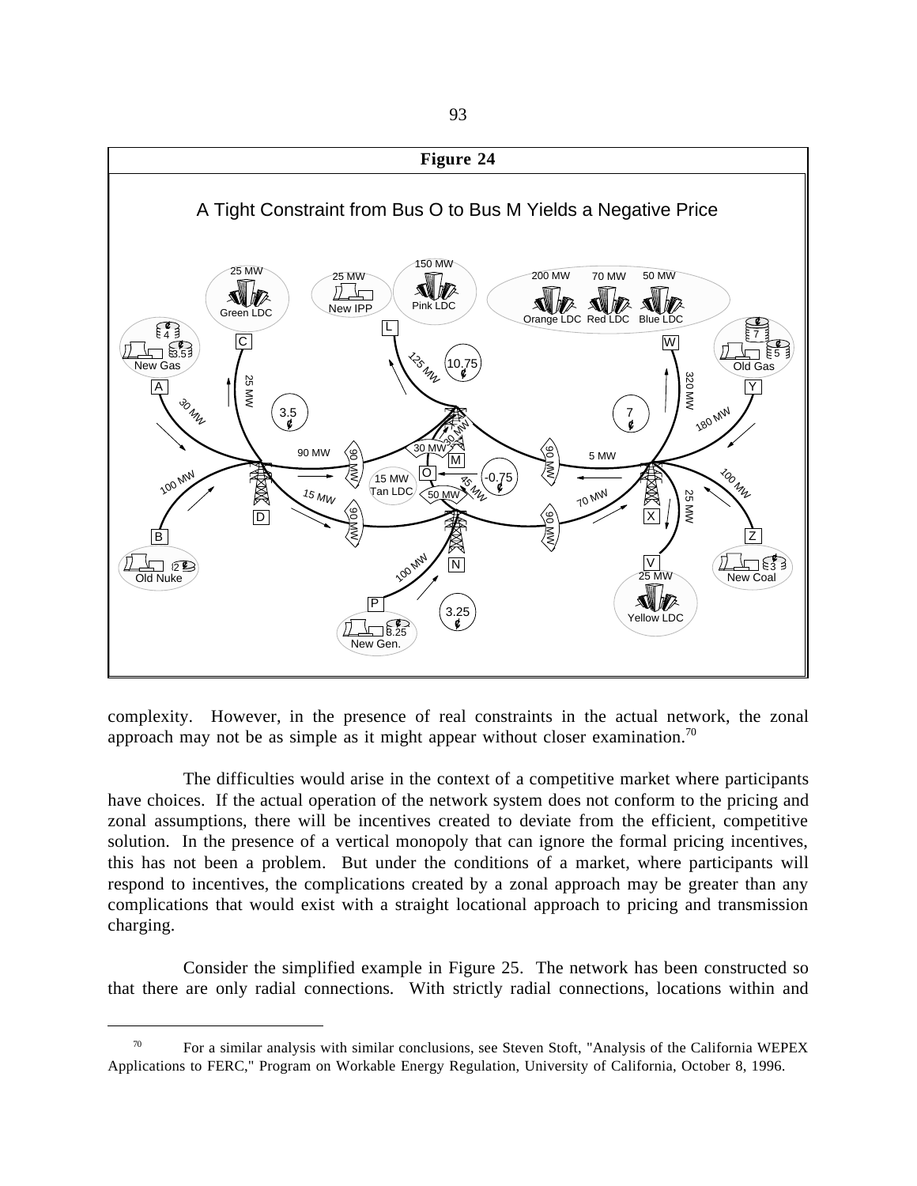**Figure 24**

A Tight Constraint from Bus O to Bus M Yields a Negative Price

complexity. However, in the presence of real constraints in the actual network, the zonal approach may not be as simple as it might appear without closer examination.[70]

The difficulties would arise in the context of a competitive market where participants have choices. If the actual operation of the network system does not conform to the pricing and zonal assumptions, there will be incentives created to deviate from the efficient, competitive solution. In the presence of a vertical monopoly that can ignore the formal pricing incentives, this has not been a problem. But under the conditions of a market, where participants will respond to incentives, the complications created by a zonal approach may be greater than any complications that would exist with a straight locational approach to pricing and transmission charging.

Consider the simplified example in Figure 25. The network has been constructed so that there are only radial connections. With strictly radial connections, locations within and

---

[70] For a similar analysis with similar conclusions, see Steven Stoft, "Analysis of the California WEPEX Applications to FERC," Program on Workable Energy Regulation, University of California, October 8, 1996.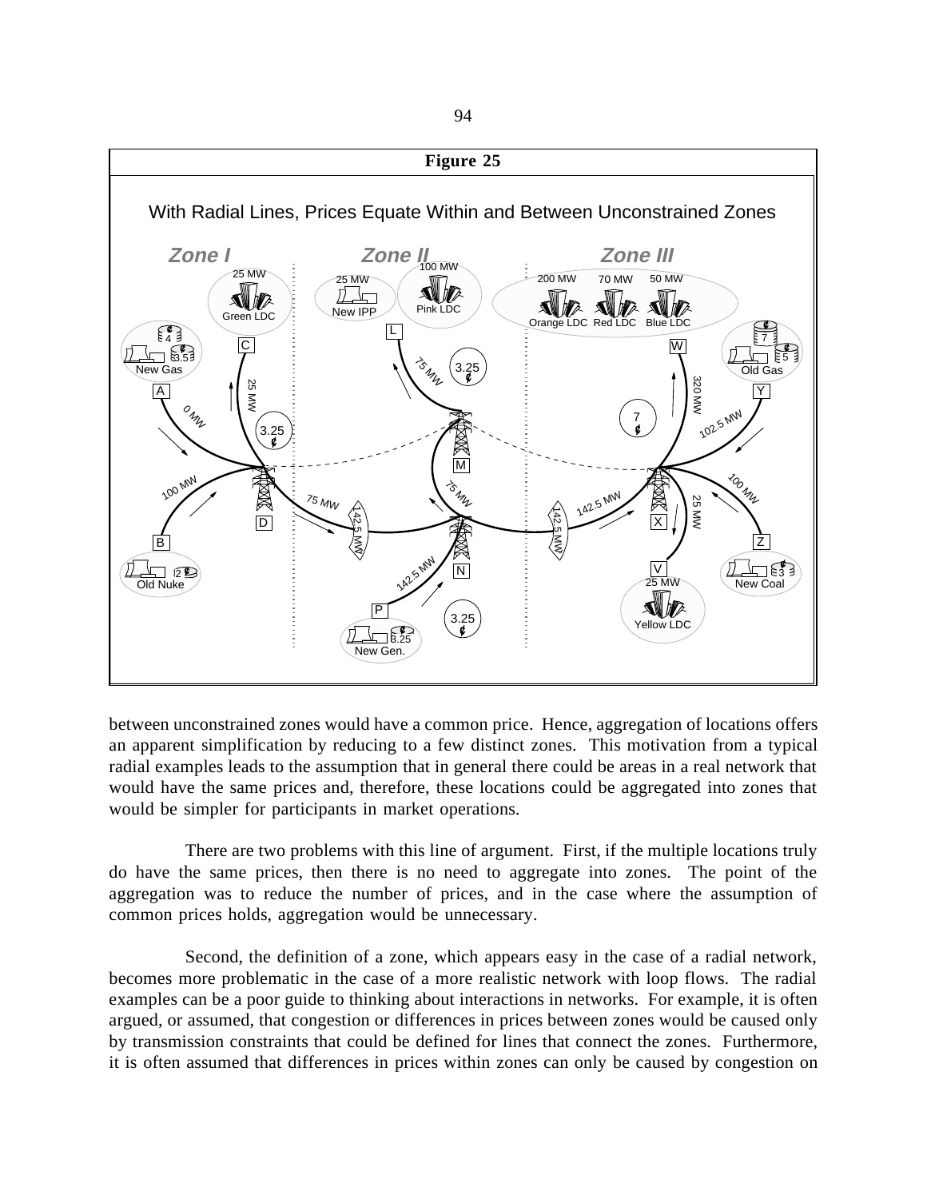**Figure 25**

With Radial Lines, Prices Equate Within and Between Unconstrained Zones

between unconstrained zones would have a common price. Hence, aggregation of locations offers an apparent simplification by reducing to a few distinct zones. This motivation from a typical radial examples leads to the assumption that in general there could be areas in a real network that would have the same prices and, therefore, these locations could be aggregated into zones that would be simpler for participants in market operations.

There are two problems with this line of argument. First, if the multiple locations truly do have the same prices, then there is no need to aggregate into zones. The point of the aggregation was to reduce the number of prices, and in the case where the assumption of common prices holds, aggregation would be unnecessary.

Second, the definition of a zone, which appears easy in the case of a radial network, becomes more problematic in the case of a more realistic network with loop flows. The radial examples can be a poor guide to thinking about interactions in networks. For example, it is often argued, or assumed, that congestion or differences in prices between zones would be caused only by transmission constraints that could be defined for lines that connect the zones. Furthermore, it is often assumed that differences in prices within zones can only be caused by congestion on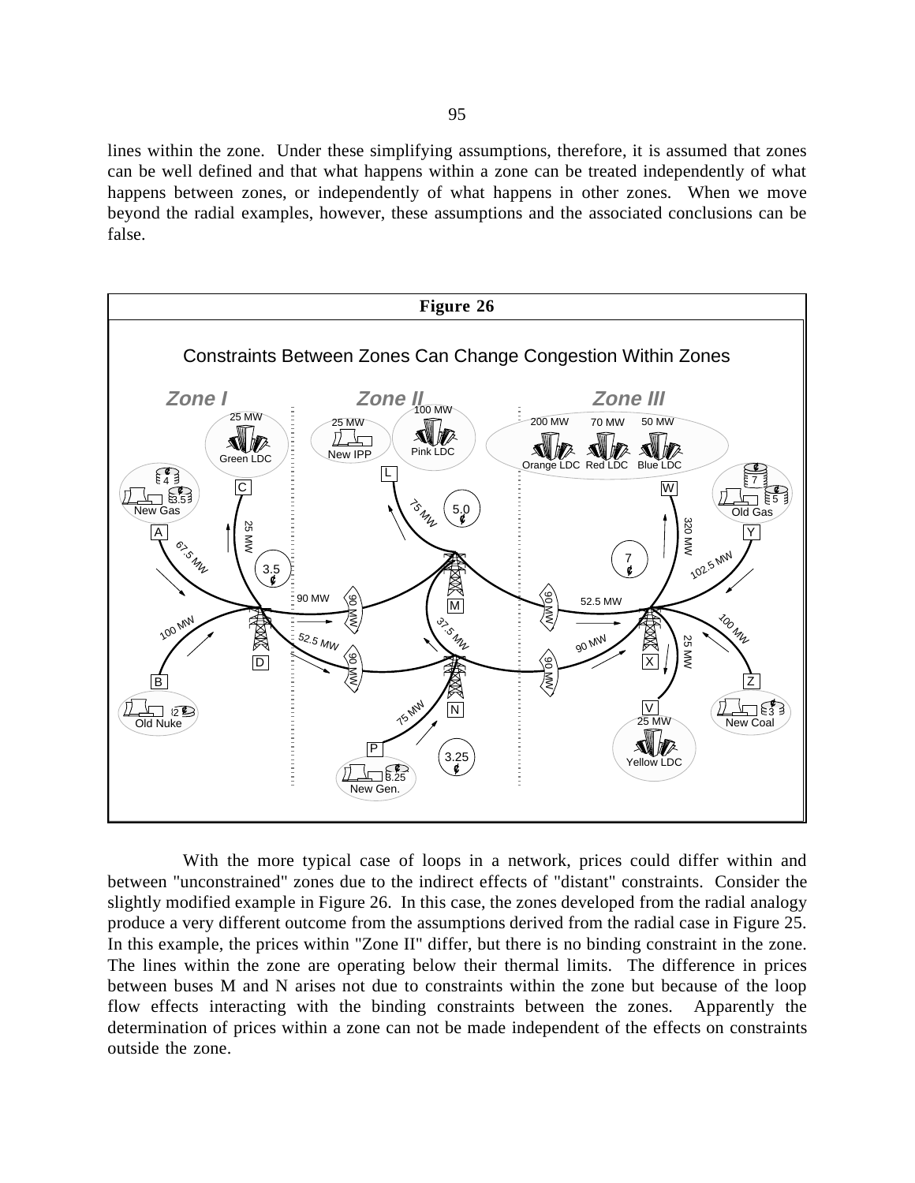lines within the zone. Under these simplifying assumptions, therefore, it is assumed that zones can be well defined and that what happens within a zone can be treated independently of what happens between zones, or independently of what happens in other zones. When we move beyond the radial examples, however, these assumptions and the associated conclusions can be false.

**Figure 26**

Constraints Between Zones Can Change Congestion Within Zones

With the more typical case of loops in a network, prices could differ within and between "unconstrained" zones due to the indirect effects of "distant" constraints. Consider the slightly modified example in Figure 26. In this case, the zones developed from the radial analogy produce a very different outcome from the assumptions derived from the radial case in Figure 25. In this example, the prices within "Zone II" differ, but there is no binding constraint in the zone. The lines within the zone are operating below their thermal limits. The difference in prices between buses M and N arises not due to constraints within the zone but because of the loop flow effects interacting with the binding constraints between the zones. Apparently the determination of prices within a zone can not be made independent of the effects on constraints outside the zone.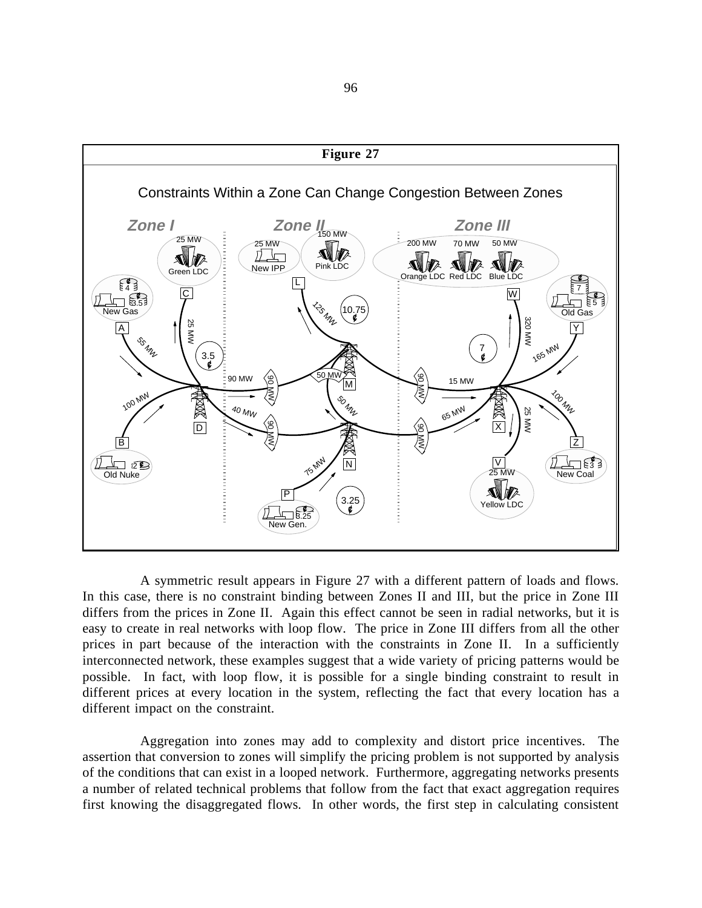**Figure 27**

Constraints Within a Zone Can Change Congestion Between Zones

A symmetric result appears in Figure 27 with a different pattern of loads and flows. In this case, there is no constraint binding between Zones II and III, but the price in Zone III differs from the prices in Zone II. Again this effect cannot be seen in radial networks, but it is easy to create in real networks with loop flow. The price in Zone III differs from all the other prices in part because of the interaction with the constraints in Zone II. In a sufficiently interconnected network, these examples suggest that a wide variety of pricing patterns would be possible. In fact, with loop flow, it is possible for a single binding constraint to result in different prices at every location in the system, reflecting the fact that every location has a different impact on the constraint.

Aggregation into zones may add to complexity and distort price incentives. The assertion that conversion to zones will simplify the pricing problem is not supported by analysis of the conditions that can exist in a looped network. Furthermore, aggregating networks presents a number of related technical problems that follow from the fact that exact aggregation requires first knowing the disaggregated flows. In other words, the first step in calculating consistent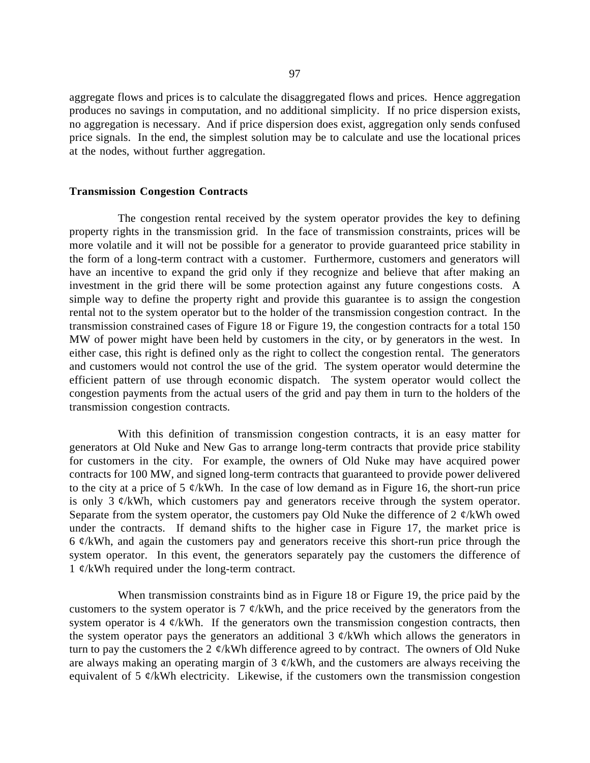aggregate flows and prices is to calculate the disaggregated flows and prices. Hence aggregation produces no savings in computation, and no additional simplicity. If no price dispersion exists, no aggregation is necessary. And if price dispersion does exist, aggregation only sends confused price signals. In the end, the simplest solution may be to calculate and use the locational prices at the nodes, without further aggregation.

**Transmission Congestion Contracts**

The congestion rental received by the system operator provides the key to defining property rights in the transmission grid. In the face of transmission constraints, prices will be more volatile and it will not be possible for a generator to provide guaranteed price stability in the form of a long-term contract with a customer. Furthermore, customers and generators will have an incentive to expand the grid only if they recognize and believe that after making an investment in the grid there will be some protection against any future congestions costs. A simple way to define the property right and provide this guarantee is to assign the congestion rental not to the system operator but to the holder of the transmission congestion contract. In the transmission constrained cases of Figure 18 or Figure 19, the congestion contracts for a total 150 MW of power might have been held by customers in the city, or by generators in the west. In either case, this right is defined only as the right to collect the congestion rental. The generators and customers would not control the use of the grid. The system operator would determine the efficient pattern of use through economic dispatch. The system operator would collect the congestion payments from the actual users of the grid and pay them in turn to the holders of the transmission congestion contracts.

With this definition of transmission congestion contracts, it is an easy matter for generators at Old Nuke and New Gas to arrange long-term contracts that provide price stability for customers in the city. For example, the owners of Old Nuke may have acquired power contracts for 100 MW, and signed long-term contracts that guaranteed to provide power delivered to the city at a price of 5 ¢/kWh. In the case of low demand as in Figure 16, the short-run price is only 3 ¢/kWh, which customers pay and generators receive through the system operator. Separate from the system operator, the customers pay Old Nuke the difference of 2 ¢/kWh owed under the contracts. If demand shifts to the higher case in Figure 17, the market price is 6 ¢/kWh, and again the customers pay and generators receive this short-run price through the system operator. In this event, the generators separately pay the customers the difference of 1 ¢/kWh required under the long-term contract.

When transmission constraints bind as in Figure 18 or Figure 19, the price paid by the customers to the system operator is 7 ¢/kWh, and the price received by the generators from the system operator is 4 ¢/kWh. If the generators own the transmission congestion contracts, then the system operator pays the generators an additional 3 ¢/kWh which allows the generators in turn to pay the customers the 2 ¢/kWh difference agreed to by contract. The owners of Old Nuke are always making an operating margin of 3 ¢/kWh, and the customers are always receiving the equivalent of 5 ¢/kWh electricity. Likewise, if the customers own the transmission congestion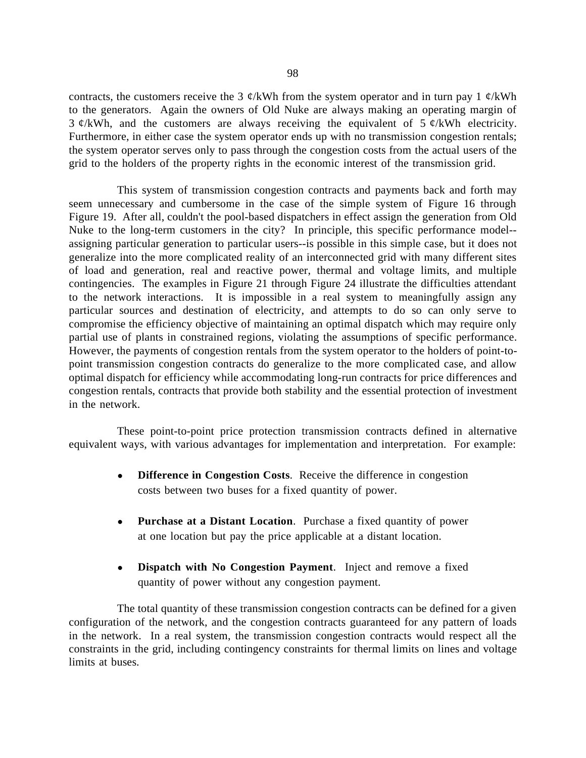contracts, the customers receive the 3 ¢/kWh from the system operator and in turn pay 1 ¢/kWh to the generators. Again the owners of Old Nuke are always making an operating margin of 3 ¢/kWh, and the customers are always receiving the equivalent of 5 ¢/kWh electricity. Furthermore, in either case the system operator ends up with no transmission congestion rentals; the system operator serves only to pass through the congestion costs from the actual users of the grid to the holders of the property rights in the economic interest of the transmission grid.

This system of transmission congestion contracts and payments back and forth may seem unnecessary and cumbersome in the case of the simple system of Figure 16 through Figure 19. After all, couldn't the pool-based dispatchers in effect assign the generation from Old Nuke to the long-term customers in the city? In principle, this specific performance model--assigning particular generation to particular users--is possible in this simple case, but it does not generalize into the more complicated reality of an interconnected grid with many different sites of load and generation, real and reactive power, thermal and voltage limits, and multiple contingencies. The examples in Figure 21 through Figure 24 illustrate the difficulties attendant to the network interactions. It is impossible in a real system to meaningfully assign any particular sources and destination of electricity, and attempts to do so can only serve to compromise the efficiency objective of maintaining an optimal dispatch which may require only partial use of plants in constrained regions, violating the assumptions of specific performance. However, the payments of congestion rentals from the system operator to the holders of point-to-point transmission congestion contracts do generalize to the more complicated case, and allow optimal dispatch for efficiency while accommodating long-run contracts for price differences and congestion rentals, contracts that provide both stability and the essential protection of investment in the network.

These point-to-point price protection transmission contracts defined in alternative equivalent ways, with various advantages for implementation and interpretation. For example:

- **Difference in Congestion Costs**. Receive the difference in congestion costs between two buses for a fixed quantity of power.

- **Purchase at a Distant Location**. Purchase a fixed quantity of power at one location but pay the price applicable at a distant location.

- **Dispatch with No Congestion Payment**. Inject and remove a fixed quantity of power without any congestion payment.

The total quantity of these transmission congestion contracts can be defined for a given configuration of the network, and the congestion contracts guaranteed for any pattern of loads in the network. In a real system, the transmission congestion contracts would respect all the constraints in the grid, including contingency constraints for thermal limits on lines and voltage limits at buses.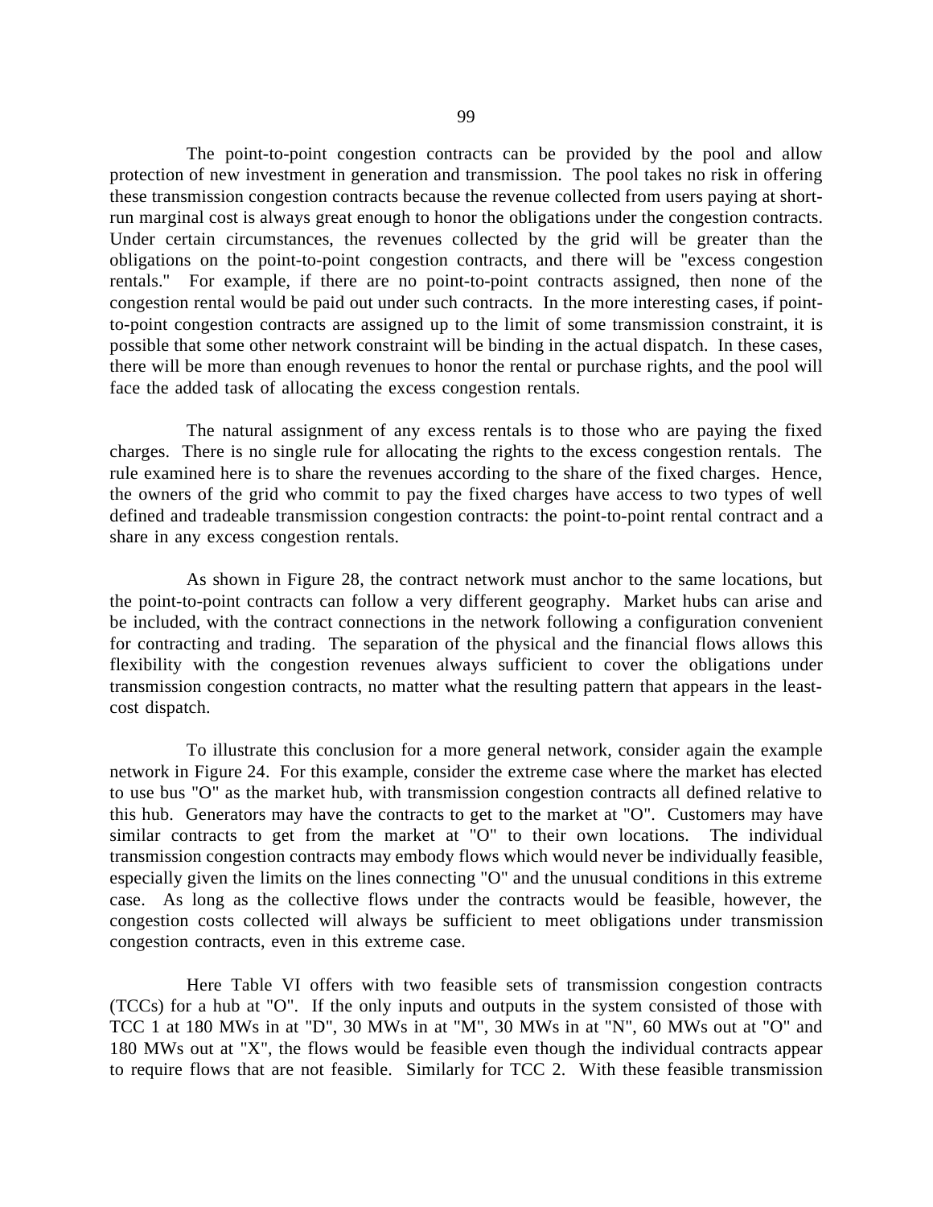The point-to-point congestion contracts can be provided by the pool and allow protection of new investment in generation and transmission. The pool takes no risk in offering these transmission congestion contracts because the revenue collected from users paying at short-run marginal cost is always great enough to honor the obligations under the congestion contracts. Under certain circumstances, the revenues collected by the grid will be greater than the obligations on the point-to-point congestion contracts, and there will be "excess congestion rentals." For example, if there are no point-to-point contracts assigned, then none of the congestion rental would be paid out under such contracts. In the more interesting cases, if point-to-point congestion contracts are assigned up to the limit of some transmission constraint, it is possible that some other network constraint will be binding in the actual dispatch. In these cases, there will be more than enough revenues to honor the rental or purchase rights, and the pool will face the added task of allocating the excess congestion rentals.

The natural assignment of any excess rentals is to those who are paying the fixed charges. There is no single rule for allocating the rights to the excess congestion rentals. The rule examined here is to share the revenues according to the share of the fixed charges. Hence, the owners of the grid who commit to pay the fixed charges have access to two types of well defined and tradeable transmission congestion contracts: the point-to-point rental contract and a share in any excess congestion rentals.

As shown in Figure 28, the contract network must anchor to the same locations, but the point-to-point contracts can follow a very different geography. Market hubs can arise and be included, with the contract connections in the network following a configuration convenient for contracting and trading. The separation of the physical and the financial flows allows this flexibility with the congestion revenues always sufficient to cover the obligations under transmission congestion contracts, no matter what the resulting pattern that appears in the least-cost dispatch.

To illustrate this conclusion for a more general network, consider again the example network in Figure 24. For this example, consider the extreme case where the market has elected to use bus "O" as the market hub, with transmission congestion contracts all defined relative to this hub. Generators may have the contracts to get to the market at "O". Customers may have similar contracts to get from the market at "O" to their own locations. The individual transmission congestion contracts may embody flows which would never be individually feasible, especially given the limits on the lines connecting "O" and the unusual conditions in this extreme case. As long as the collective flows under the contracts would be feasible, however, the congestion costs collected will always be sufficient to meet obligations under transmission congestion contracts, even in this extreme case.

Here Table VI offers with two feasible sets of transmission congestion contracts (TCCs) for a hub at "O". If the only inputs and outputs in the system consisted of those with TCC 1 at 180 MWs in at "D", 30 MWs in at "M", 30 MWs in at "N", 60 MWs out at "O" and 180 MWs out at "X", the flows would be feasible even though the individual contracts appear to require flows that are not feasible. Similarly for TCC 2. With these feasible transmission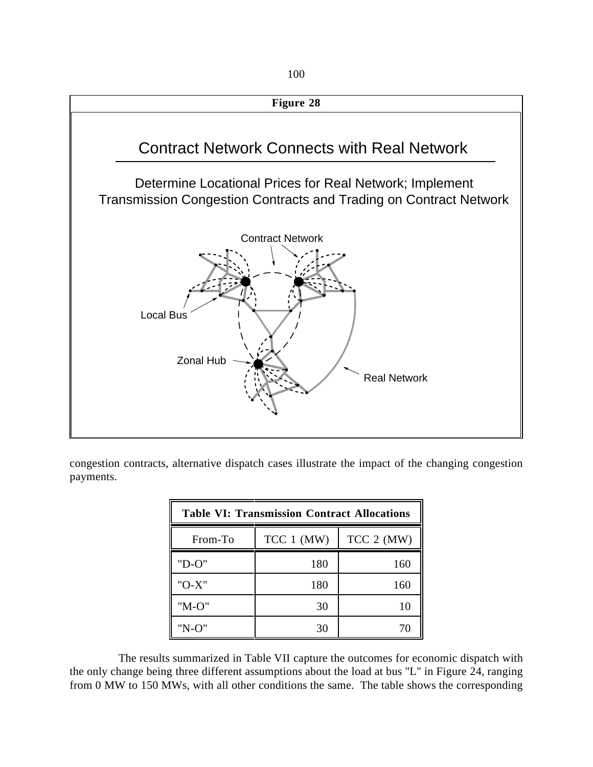**Figure 28**

## Contract Network Connects with Real Network

Determine Locational Prices for Real Network; Implement Transmission Congestion Contracts and Trading on Contract Network

Contract Network

Local Bus

Zonal Hub

Real Network

congestion contracts, alternative dispatch cases illustrate the impact of the changing congestion payments.

**Table VI: Transmission Contract Allocations**

| From-To | TCC 1 (MW) | TCC 2 (MW) |
|---|---|---|
| "D-O" | 180 | 160 |
| "O-X" | 180 | 160 |
| "M-O" | 30 | 10 |
| "N-O" | 30 | 70 |

The results summarized in Table VII capture the outcomes for economic dispatch with the only change being three different assumptions about the load at bus "L" in Figure 24, ranging from 0 MW to 150 MWs, with all other conditions the same. The table shows the corresponding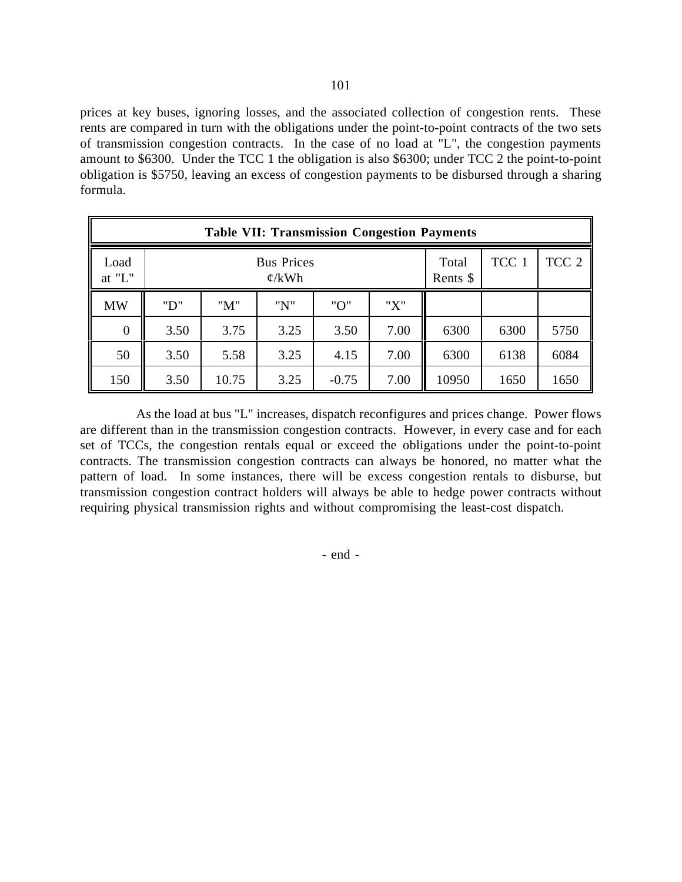prices at key buses, ignoring losses, and the associated collection of congestion rents. These rents are compared in turn with the obligations under the point-to-point contracts of the two sets of transmission congestion contracts. In the case of no load at "L", the congestion payments amount to \$6300. Under the TCC 1 the obligation is also \$6300; under TCC 2 the point-to-point obligation is \$5750, leaving an excess of congestion payments to be disbursed through a sharing formula.

**Table VII: Transmission Congestion Payments**

| Load at "L" | Bus Prices ¢/kWh | | | | | Total Rents \$ | TCC 1 | TCC 2 |
|---|---|---|---|---|---|---|---|---|
| MW | "D" | "M" | "N" | "O" | "X" | | | |
| 0 | 3.50 | 3.75 | 3.25 | 3.50 | 7.00 | 6300 | 6300 | 5750 |
| 50 | 3.50 | 5.58 | 3.25 | 4.15 | 7.00 | 6300 | 6138 | 6084 |
| 150 | 3.50 | 10.75 | 3.25 | -0.75 | 7.00 | 10950 | 1650 | 1650 |

As the load at bus "L" increases, dispatch reconfigures and prices change. Power flows are different than in the transmission congestion contracts. However, in every case and for each set of TCCs, the congestion rentals equal or exceed the obligations under the point-to-point contracts. The transmission congestion contracts can always be honored, no matter what the pattern of load. In some instances, there will be excess congestion rentals to disburse, but transmission congestion contract holders will always be able to hedge power contracts without requiring physical transmission rights and without compromising the least-cost dispatch.

- end -